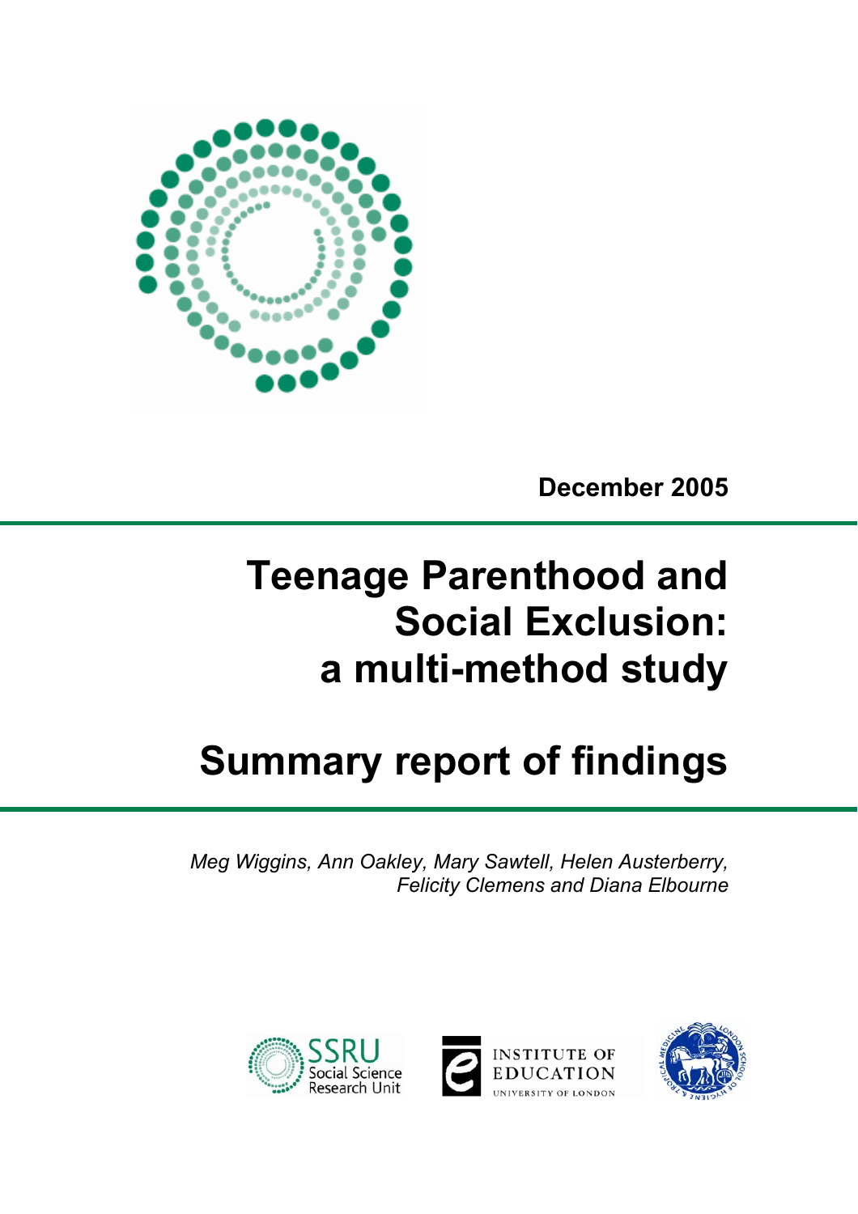December 2005

# Teenage Parenthood and Social Exclusion: a multi-method study

# Summary report of findings

*Meg Wiggins, Ann Oakley, Mary Sawtell, Helen Austerberry, Felicity Clemens and Diana Elbourne*

SSRU Social Science Research Unit

INSTITUTE OF EDUCATION UNIVERSITY OF LONDON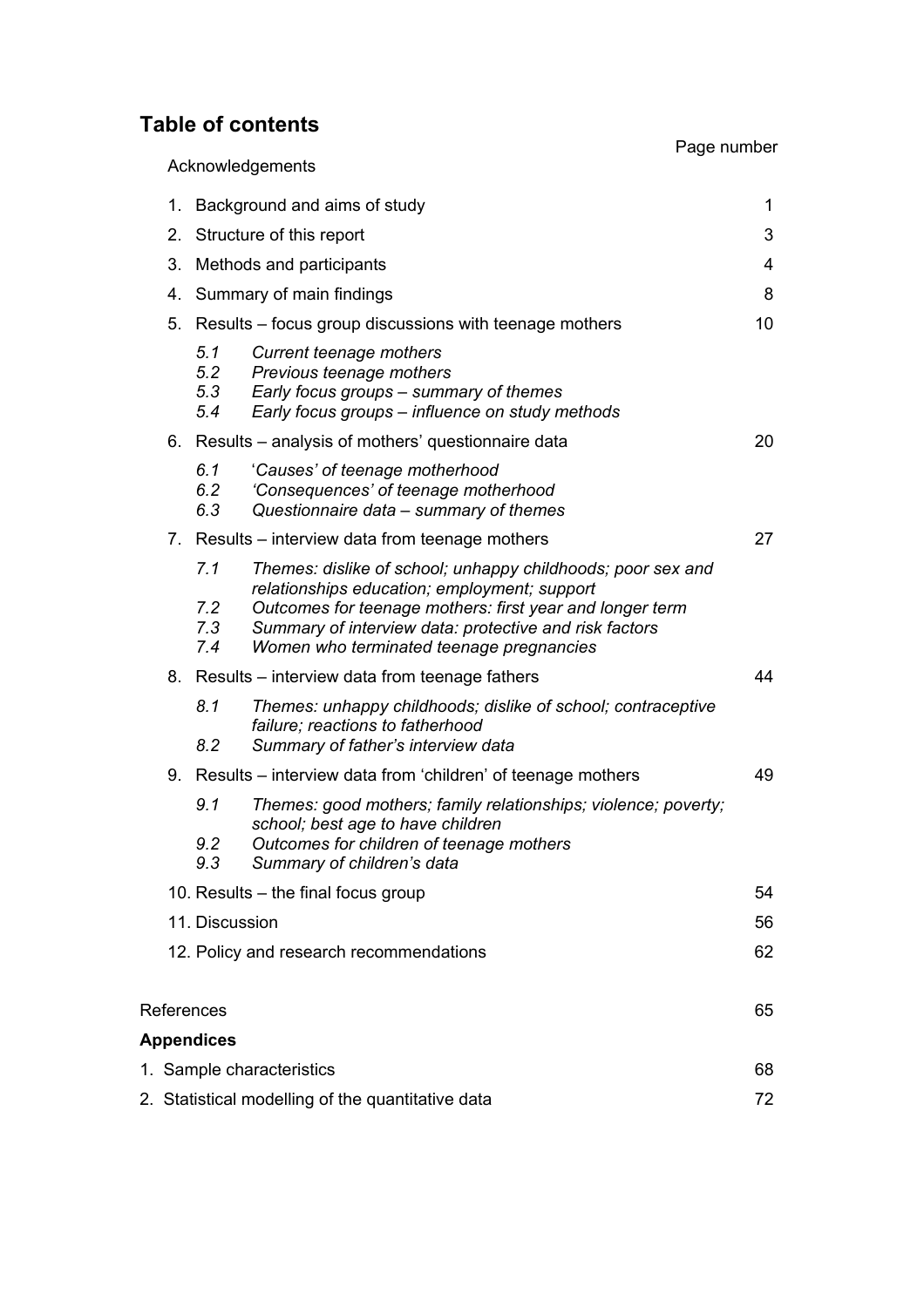# Table of contents

| | Page number |
|---|---|
| Acknowledgements | |
| 1. Background and aims of study | 1 |
| 2. Structure of this report | 3 |
| 3. Methods and participants | 4 |
| 4. Summary of main findings | 8 |
| 5. Results – focus group discussions with teenage mothers | 10 |
| *5.1 Current teenage mothers* | |
| *5.2 Previous teenage mothers* | |
| *5.3 Early focus groups – summary of themes* | |
| *5.4 Early focus groups – influence on study methods* | |
| 6. Results – analysis of mothers' questionnaire data | 20 |
| *6.1 'Causes' of teenage motherhood* | |
| *6.2 'Consequences' of teenage motherhood* | |
| *6.3 Questionnaire data – summary of themes* | |
| 7. Results – interview data from teenage mothers | 27 |
| *7.1 Themes: dislike of school; unhappy childhoods; poor sex and relationships education; employment; support* | |
| *7.2 Outcomes for teenage mothers: first year and longer term* | |
| *7.3 Summary of interview data: protective and risk factors* | |
| *7.4 Women who terminated teenage pregnancies* | |
| 8. Results – interview data from teenage fathers | 44 |
| *8.1 Themes: unhappy childhoods; dislike of school; contraceptive failure; reactions to fatherhood* | |
| *8.2 Summary of father's interview data* | |
| 9. Results – interview data from 'children' of teenage mothers | 49 |
| *9.1 Themes: good mothers; family relationships; violence; poverty; school; best age to have children* | |
| *9.2 Outcomes for children of teenage mothers* | |
| *9.3 Summary of children's data* | |
| 10. Results – the final focus group | 54 |
| 11. Discussion | 56 |
| 12. Policy and research recommendations | 62 |
| References | 65 |
| **Appendices** | |
| 1. Sample characteristics | 68 |
| 2. Statistical modelling of the quantitative data | 72 |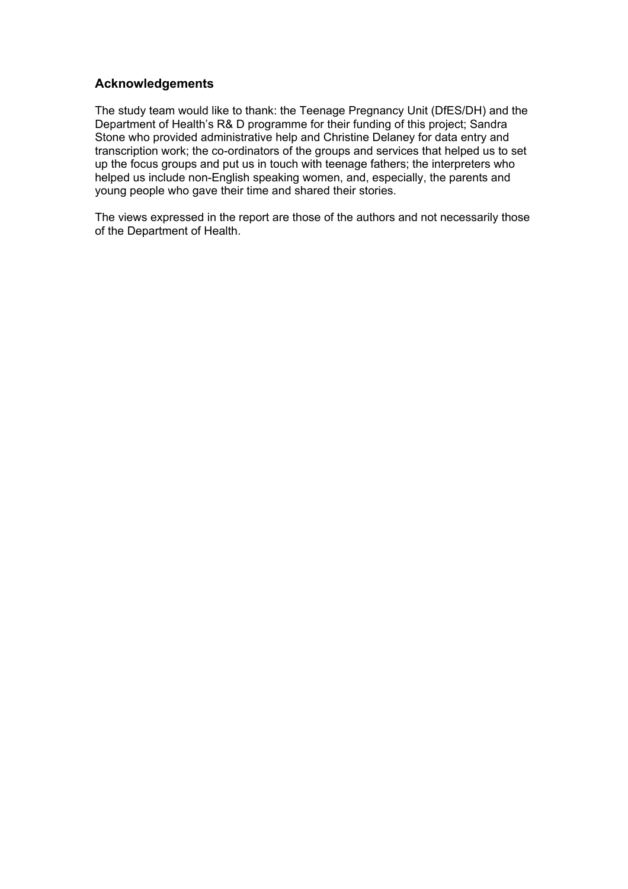## Acknowledgements

The study team would like to thank: the Teenage Pregnancy Unit (DfES/DH) and the Department of Health's R& D programme for their funding of this project; Sandra Stone who provided administrative help and Christine Delaney for data entry and transcription work; the co-ordinators of the groups and services that helped us to set up the focus groups and put us in touch with teenage fathers; the interpreters who helped us include non-English speaking women, and, especially, the parents and young people who gave their time and shared their stories.

The views expressed in the report are those of the authors and not necessarily those of the Department of Health.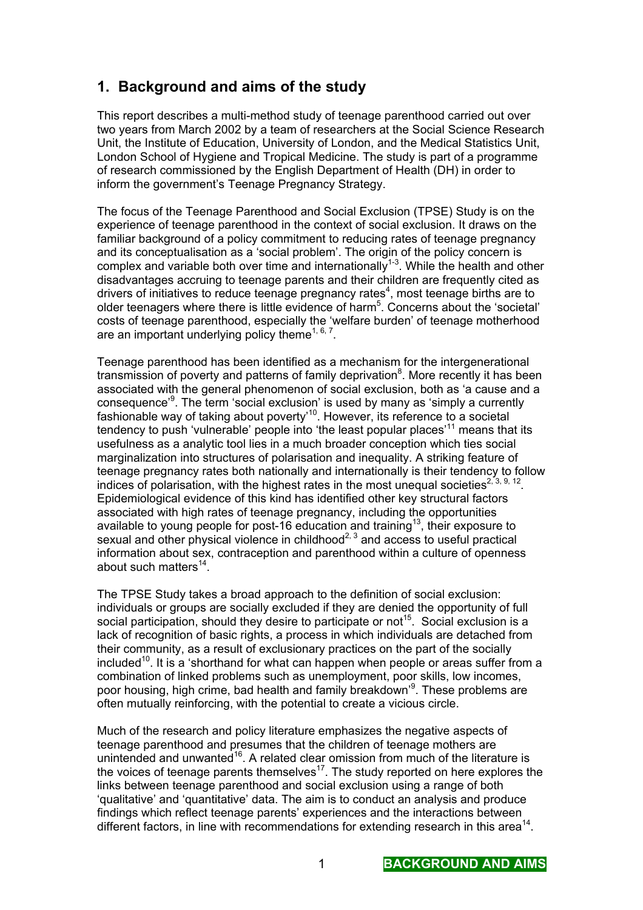## 1. Background and aims of the study

This report describes a multi-method study of teenage parenthood carried out over two years from March 2002 by a team of researchers at the Social Science Research Unit, the Institute of Education, University of London, and the Medical Statistics Unit, London School of Hygiene and Tropical Medicine. The study is part of a programme of research commissioned by the English Department of Health (DH) in order to inform the government's Teenage Pregnancy Strategy.

The focus of the Teenage Parenthood and Social Exclusion (TPSE) Study is on the experience of teenage parenthood in the context of social exclusion. It draws on the familiar background of a policy commitment to reducing rates of teenage pregnancy and its conceptualisation as a 'social problem'. The origin of the policy concern is complex and variable both over time and internationally[1-3]. While the health and other disadvantages accruing to teenage parents and their children are frequently cited as drivers of initiatives to reduce teenage pregnancy rates[4], most teenage births are to older teenagers where there is little evidence of harm[5]. Concerns about the 'societal' costs of teenage parenthood, especially the 'welfare burden' of teenage motherhood are an important underlying policy theme[1, 6, 7].

Teenage parenthood has been identified as a mechanism for the intergenerational transmission of poverty and patterns of family deprivation[8]. More recently it has been associated with the general phenomenon of social exclusion, both as 'a cause and a consequence'[9]. The term 'social exclusion' is used by many as 'simply a currently fashionable way of taking about poverty'[10]. However, its reference to a societal tendency to push 'vulnerable' people into 'the least popular places'[11] means that its usefulness as a analytic tool lies in a much broader conception which ties social marginalization into structures of polarisation and inequality. A striking feature of teenage pregnancy rates both nationally and internationally is their tendency to follow indices of polarisation, with the highest rates in the most unequal societies[2, 3, 9, 12]. Epidemiological evidence of this kind has identified other key structural factors associated with high rates of teenage pregnancy, including the opportunities available to young people for post-16 education and training[13], their exposure to sexual and other physical violence in childhood[2, 3] and access to useful practical information about sex, contraception and parenthood within a culture of openness about such matters[14].

The TPSE Study takes a broad approach to the definition of social exclusion: individuals or groups are socially excluded if they are denied the opportunity of full social participation, should they desire to participate or not[15]. Social exclusion is a lack of recognition of basic rights, a process in which individuals are detached from their community, as a result of exclusionary practices on the part of the socially included[10]. It is a 'shorthand for what can happen when people or areas suffer from a combination of linked problems such as unemployment, poor skills, low incomes, poor housing, high crime, bad health and family breakdown'[9]. These problems are often mutually reinforcing, with the potential to create a vicious circle.

Much of the research and policy literature emphasizes the negative aspects of teenage parenthood and presumes that the children of teenage mothers are unintended and unwanted[16]. A related clear omission from much of the literature is the voices of teenage parents themselves[17]. The study reported on here explores the links between teenage parenthood and social exclusion using a range of both 'qualitative' and 'quantitative' data. The aim is to conduct an analysis and produce findings which reflect teenage parents' experiences and the interactions between different factors, in line with recommendations for extending research in this area[14].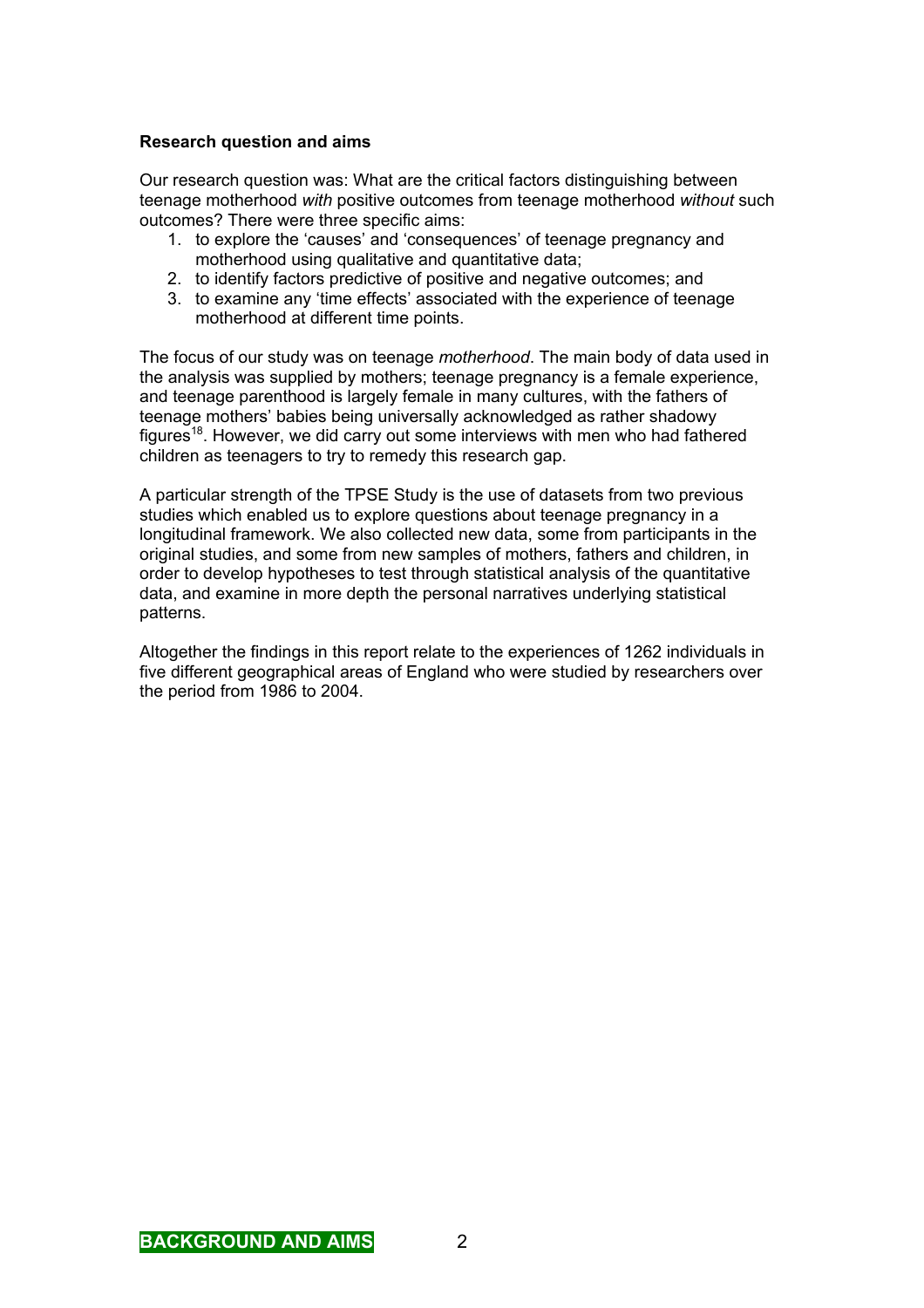**Research question and aims**

Our research question was: What are the critical factors distinguishing between teenage motherhood *with* positive outcomes from teenage motherhood *without* such outcomes? There were three specific aims:

1. to explore the 'causes' and 'consequences' of teenage pregnancy and motherhood using qualitative and quantitative data;
2. to identify factors predictive of positive and negative outcomes; and
3. to examine any 'time effects' associated with the experience of teenage motherhood at different time points.

The focus of our study was on teenage *motherhood*. The main body of data used in the analysis was supplied by mothers; teenage pregnancy is a female experience, and teenage parenthood is largely female in many cultures, with the fathers of teenage mothers' babies being universally acknowledged as rather shadowy figures[18]. However, we did carry out some interviews with men who had fathered children as teenagers to try to remedy this research gap.

A particular strength of the TPSE Study is the use of datasets from two previous studies which enabled us to explore questions about teenage pregnancy in a longitudinal framework. We also collected new data, some from participants in the original studies, and some from new samples of mothers, fathers and children, in order to develop hypotheses to test through statistical analysis of the quantitative data, and examine in more depth the personal narratives underlying statistical patterns.

Altogether the findings in this report relate to the experiences of 1262 individuals in five different geographical areas of England who were studied by researchers over the period from 1986 to 2004.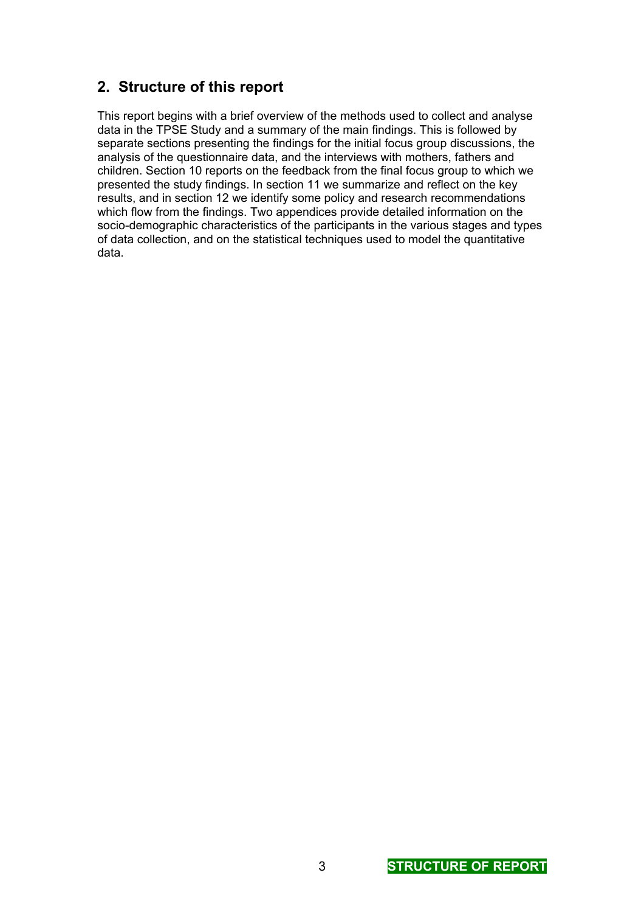## 2. Structure of this report

This report begins with a brief overview of the methods used to collect and analyse data in the TPSE Study and a summary of the main findings. This is followed by separate sections presenting the findings for the initial focus group discussions, the analysis of the questionnaire data, and the interviews with mothers, fathers and children. Section 10 reports on the feedback from the final focus group to which we presented the study findings. In section 11 we summarize and reflect on the key results, and in section 12 we identify some policy and research recommendations which flow from the findings. Two appendices provide detailed information on the socio-demographic characteristics of the participants in the various stages and types of data collection, and on the statistical techniques used to model the quantitative data.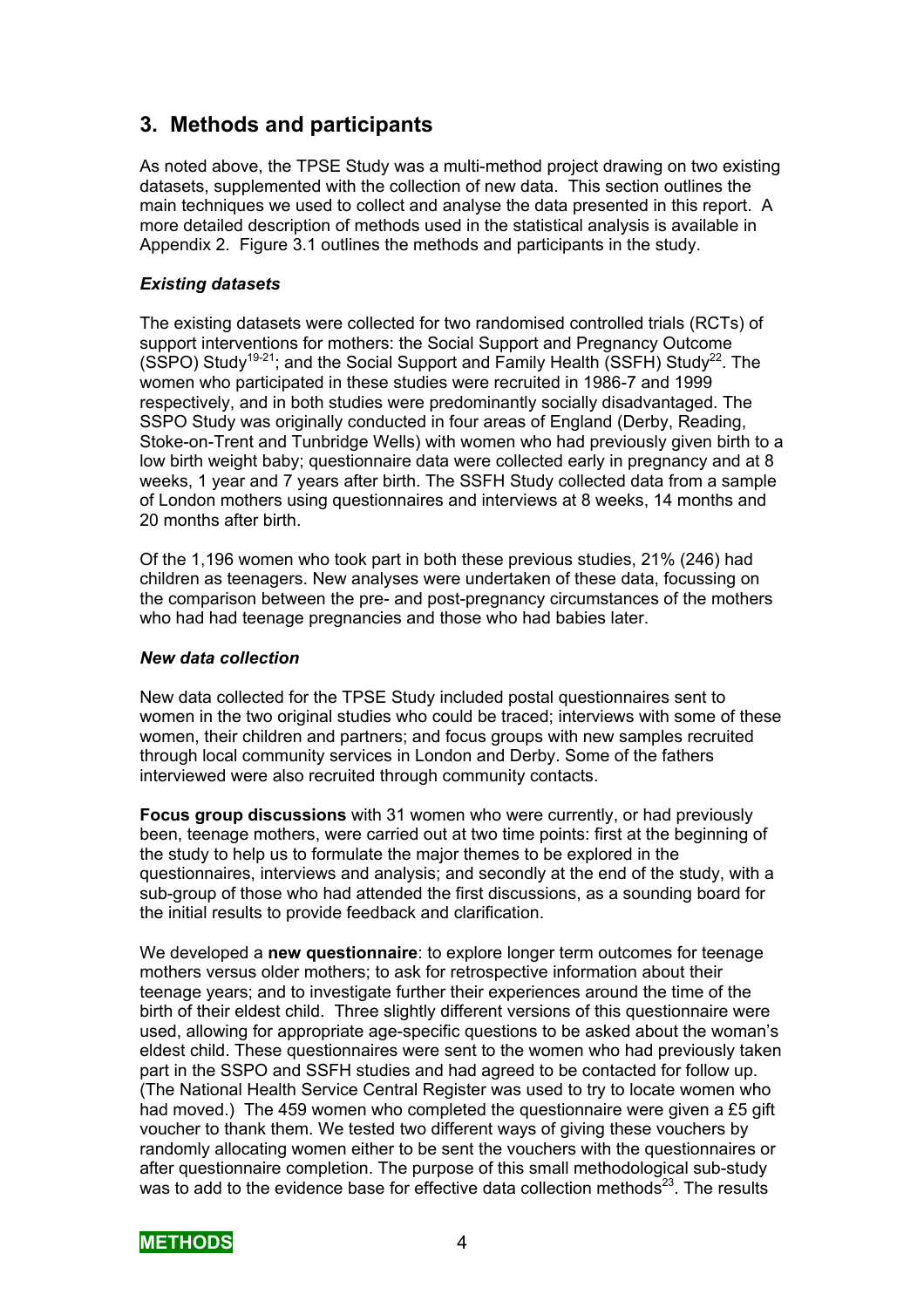## 3. Methods and participants

As noted above, the TPSE Study was a multi-method project drawing on two existing datasets, supplemented with the collection of new data. This section outlines the main techniques we used to collect and analyse the data presented in this report. A more detailed description of methods used in the statistical analysis is available in Appendix 2. Figure 3.1 outlines the methods and participants in the study.

### *Existing datasets*

The existing datasets were collected for two randomised controlled trials (RCTs) of support interventions for mothers: the Social Support and Pregnancy Outcome (SSPO) Study[19-21]; and the Social Support and Family Health (SSFH) Study[22]. The women who participated in these studies were recruited in 1986-7 and 1999 respectively, and in both studies were predominantly socially disadvantaged. The SSPO Study was originally conducted in four areas of England (Derby, Reading, Stoke-on-Trent and Tunbridge Wells) with women who had previously given birth to a low birth weight baby; questionnaire data were collected early in pregnancy and at 8 weeks, 1 year and 7 years after birth. The SSFH Study collected data from a sample of London mothers using questionnaires and interviews at 8 weeks, 14 months and 20 months after birth.

Of the 1,196 women who took part in both these previous studies, 21% (246) had children as teenagers. New analyses were undertaken of these data, focussing on the comparison between the pre- and post-pregnancy circumstances of the mothers who had had teenage pregnancies and those who had babies later.

### *New data collection*

New data collected for the TPSE Study included postal questionnaires sent to women in the two original studies who could be traced; interviews with some of these women, their children and partners; and focus groups with new samples recruited through local community services in London and Derby. Some of the fathers interviewed were also recruited through community contacts.

**Focus group discussions** with 31 women who were currently, or had previously been, teenage mothers, were carried out at two time points: first at the beginning of the study to help us to formulate the major themes to be explored in the questionnaires, interviews and analysis; and secondly at the end of the study, with a sub-group of those who had attended the first discussions, as a sounding board for the initial results to provide feedback and clarification.

We developed a **new questionnaire**: to explore longer term outcomes for teenage mothers versus older mothers; to ask for retrospective information about their teenage years; and to investigate further their experiences around the time of the birth of their eldest child. Three slightly different versions of this questionnaire were used, allowing for appropriate age-specific questions to be asked about the woman's eldest child. These questionnaires were sent to the women who had previously taken part in the SSPO and SSFH studies and had agreed to be contacted for follow up. (The National Health Service Central Register was used to try to locate women who had moved.) The 459 women who completed the questionnaire were given a £5 gift voucher to thank them. We tested two different ways of giving these vouchers by randomly allocating women either to be sent the vouchers with the questionnaires or after questionnaire completion. The purpose of this small methodological sub-study was to add to the evidence base for effective data collection methods[23]. The results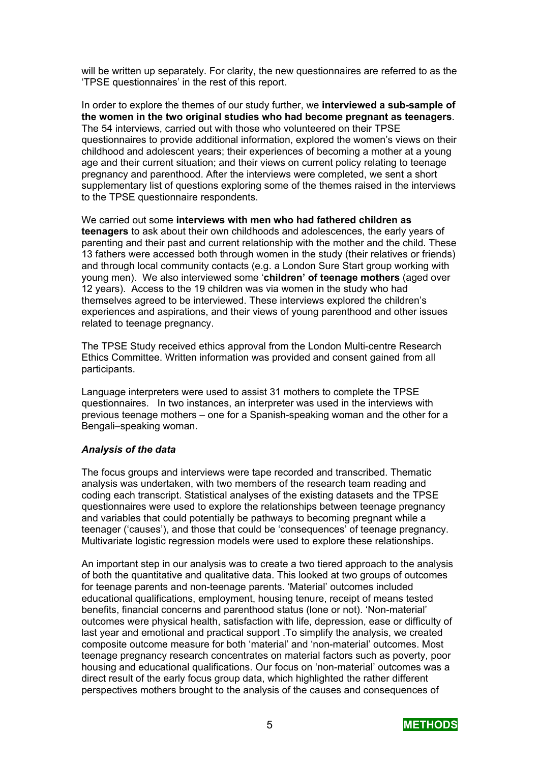will be written up separately. For clarity, the new questionnaires are referred to as the 'TPSE questionnaires' in the rest of this report.

In order to explore the themes of our study further, we **interviewed a sub-sample of the women in the two original studies who had become pregnant as teenagers**. The 54 interviews, carried out with those who volunteered on their TPSE questionnaires to provide additional information, explored the women's views on their childhood and adolescent years; their experiences of becoming a mother at a young age and their current situation; and their views on current policy relating to teenage pregnancy and parenthood. After the interviews were completed, we sent a short supplementary list of questions exploring some of the themes raised in the interviews to the TPSE questionnaire respondents.

We carried out some **interviews with men who had fathered children as teenagers** to ask about their own childhoods and adolescences, the early years of parenting and their past and current relationship with the mother and the child. These 13 fathers were accessed both through women in the study (their relatives or friends) and through local community contacts (e.g. a London Sure Start group working with young men). We also interviewed some '**children' of teenage mothers** (aged over 12 years). Access to the 19 children was via women in the study who had themselves agreed to be interviewed. These interviews explored the children's experiences and aspirations, and their views of young parenthood and other issues related to teenage pregnancy.

The TPSE Study received ethics approval from the London Multi-centre Research Ethics Committee. Written information was provided and consent gained from all participants.

Language interpreters were used to assist 31 mothers to complete the TPSE questionnaires. In two instances, an interpreter was used in the interviews with previous teenage mothers – one for a Spanish-speaking woman and the other for a Bengali–speaking woman.

### *Analysis of the data*

The focus groups and interviews were tape recorded and transcribed. Thematic analysis was undertaken, with two members of the research team reading and coding each transcript. Statistical analyses of the existing datasets and the TPSE questionnaires were used to explore the relationships between teenage pregnancy and variables that could potentially be pathways to becoming pregnant while a teenager ('causes'), and those that could be 'consequences' of teenage pregnancy. Multivariate logistic regression models were used to explore these relationships.

An important step in our analysis was to create a two tiered approach to the analysis of both the quantitative and qualitative data. This looked at two groups of outcomes for teenage parents and non-teenage parents. 'Material' outcomes included educational qualifications, employment, housing tenure, receipt of means tested benefits, financial concerns and parenthood status (lone or not). 'Non-material' outcomes were physical health, satisfaction with life, depression, ease or difficulty of last year and emotional and practical support .To simplify the analysis, we created composite outcome measure for both 'material' and 'non-material' outcomes. Most teenage pregnancy research concentrates on material factors such as poverty, poor housing and educational qualifications. Our focus on 'non-material' outcomes was a direct result of the early focus group data, which highlighted the rather different perspectives mothers brought to the analysis of the causes and consequences of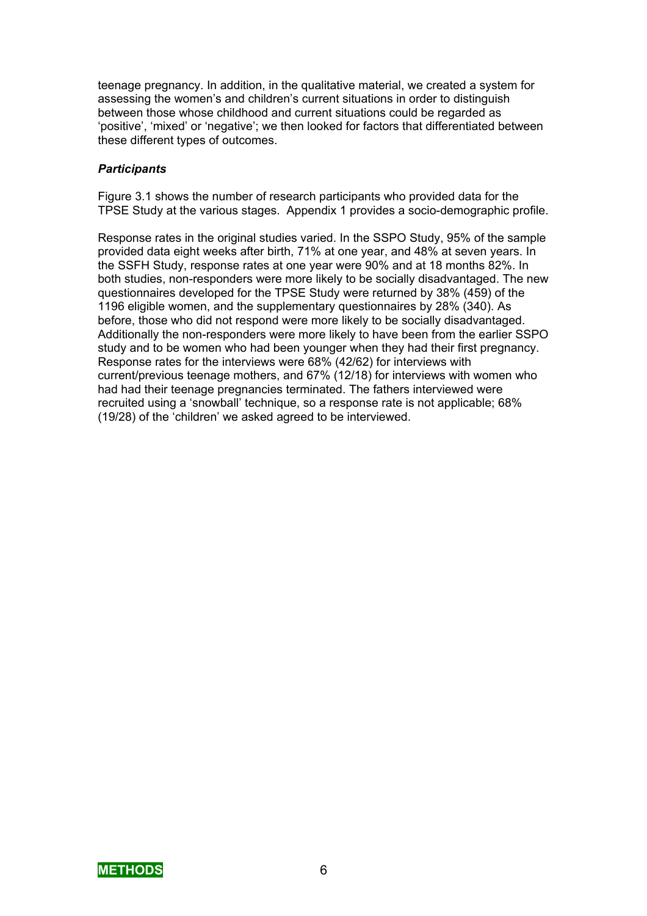teenage pregnancy. In addition, in the qualitative material, we created a system for assessing the women's and children's current situations in order to distinguish between those whose childhood and current situations could be regarded as 'positive', 'mixed' or 'negative'; we then looked for factors that differentiated between these different types of outcomes.

### *Participants*

Figure 3.1 shows the number of research participants who provided data for the TPSE Study at the various stages. Appendix 1 provides a socio-demographic profile.

Response rates in the original studies varied. In the SSPO Study, 95% of the sample provided data eight weeks after birth, 71% at one year, and 48% at seven years. In the SSFH Study, response rates at one year were 90% and at 18 months 82%. In both studies, non-responders were more likely to be socially disadvantaged. The new questionnaires developed for the TPSE Study were returned by 38% (459) of the 1196 eligible women, and the supplementary questionnaires by 28% (340). As before, those who did not respond were more likely to be socially disadvantaged. Additionally the non-responders were more likely to have been from the earlier SSPO study and to be women who had been younger when they had their first pregnancy. Response rates for the interviews were 68% (42/62) for interviews with current/previous teenage mothers, and 67% (12/18) for interviews with women who had had their teenage pregnancies terminated. The fathers interviewed were recruited using a 'snowball' technique, so a response rate is not applicable; 68% (19/28) of the 'children' we asked agreed to be interviewed.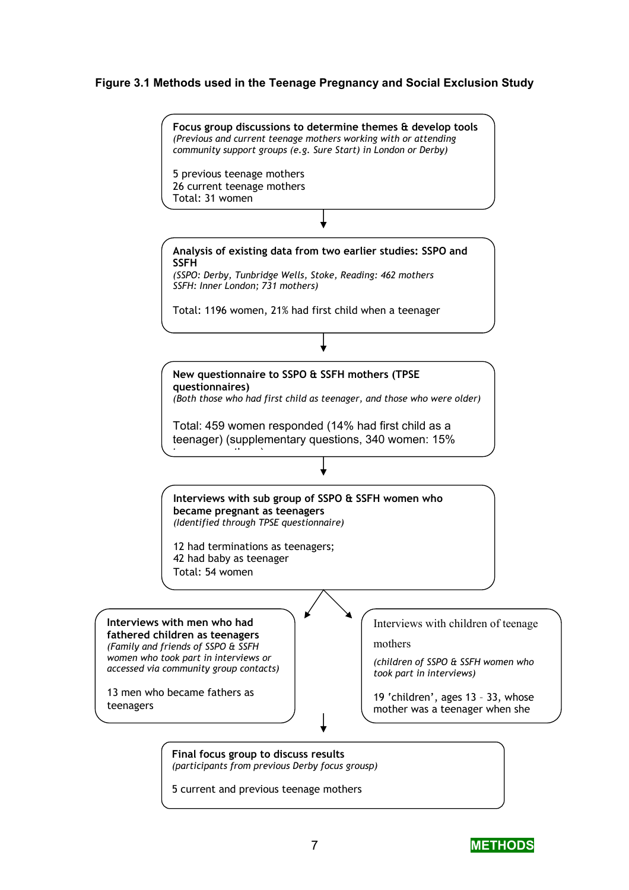**Figure 3.1 Methods used in the Teenage Pregnancy and Social Exclusion Study**

**Focus group discussions to determine themes & develop tools**
*(Previous and current teenage mothers working with or attending community support groups (e.g. Sure Start) in London or Derby)*

5 previous teenage mothers
26 current teenage mothers
Total: 31 women

↓

**Analysis of existing data from two earlier studies: SSPO and SSFH**
*(SSPO: Derby, Tunbridge Wells, Stoke, Reading: 462 mothers
SSFH: Inner London; 731 mothers)*

Total: 1196 women, 21% had first child when a teenager

↓

**New questionnaire to SSPO & SSFH mothers (TPSE questionnaires)**
*(Both those who had first child as teenager, and those who were older)*

Total: 459 women responded (14% had first child as a teenager) (supplementary questions, 340 women: 15%

↓

**Interviews with sub group of SSPO & SSFH women who became pregnant as teenagers**
*(Identified through TPSE questionnaire)*

12 had terminations as teenagers;
42 had baby as teenager
Total: 54 women

↙ ↘

**Interviews with men who had fathered children as teenagers**
*(Family and friends of SSPO & SSFH women who took part in interviews or accessed via community group contacts)*

13 men who became fathers as teenagers

Interviews with children of teenage mothers
*(children of SSPO & SSFH women who took part in interviews)*

19 'children', ages 13 – 33, whose mother was a teenager when she

↓

**Final focus group to discuss results**
*(participants from previous Derby focus grousp)*

5 current and previous teenage mothers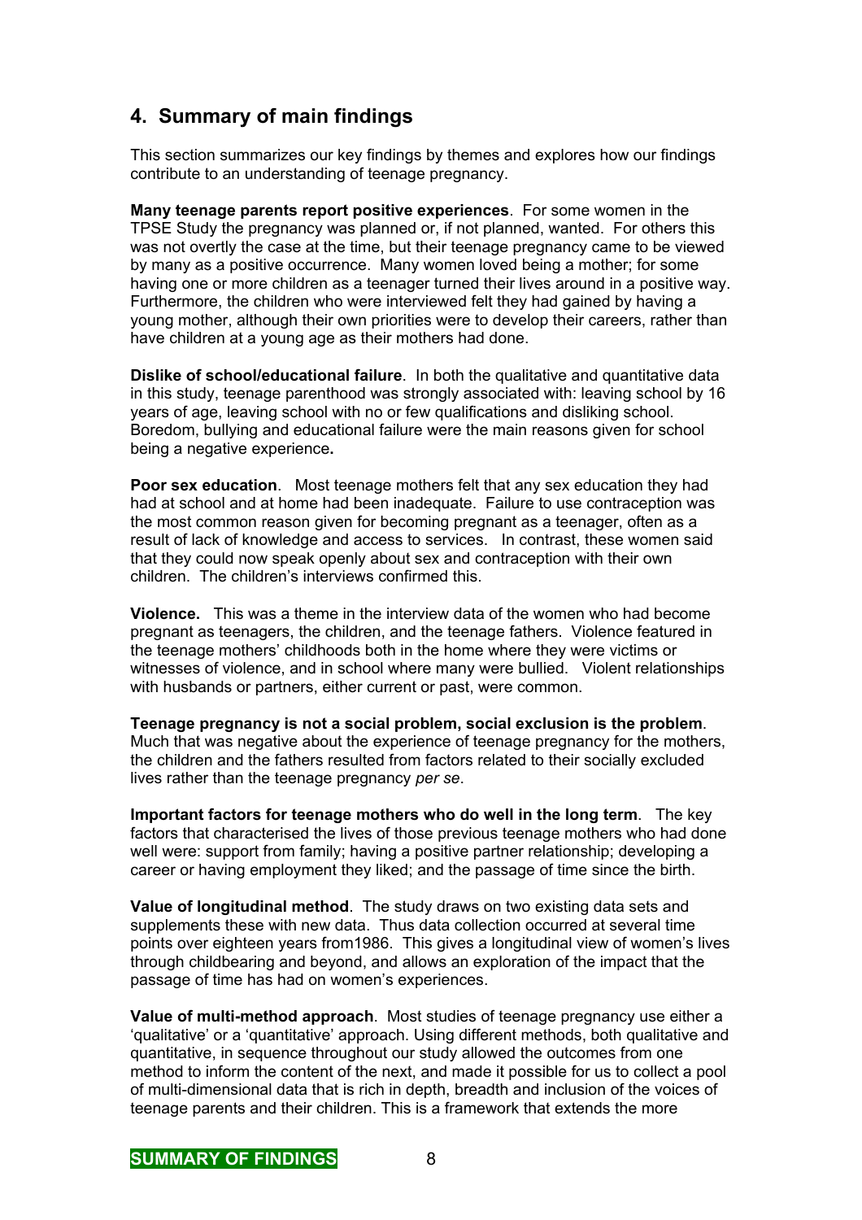## 4. Summary of main findings

This section summarizes our key findings by themes and explores how our findings contribute to an understanding of teenage pregnancy.

**Many teenage parents report positive experiences**. For some women in the TPSE Study the pregnancy was planned or, if not planned, wanted. For others this was not overtly the case at the time, but their teenage pregnancy came to be viewed by many as a positive occurrence. Many women loved being a mother; for some having one or more children as a teenager turned their lives around in a positive way. Furthermore, the children who were interviewed felt they had gained by having a young mother, although their own priorities were to develop their careers, rather than have children at a young age as their mothers had done.

**Dislike of school/educational failure**. In both the qualitative and quantitative data in this study, teenage parenthood was strongly associated with: leaving school by 16 years of age, leaving school with no or few qualifications and disliking school. Boredom, bullying and educational failure were the main reasons given for school being a negative experience**.**

**Poor sex education**. Most teenage mothers felt that any sex education they had had at school and at home had been inadequate. Failure to use contraception was the most common reason given for becoming pregnant as a teenager, often as a result of lack of knowledge and access to services. In contrast, these women said that they could now speak openly about sex and contraception with their own children. The children's interviews confirmed this.

**Violence.** This was a theme in the interview data of the women who had become pregnant as teenagers, the children, and the teenage fathers. Violence featured in the teenage mothers' childhoods both in the home where they were victims or witnesses of violence, and in school where many were bullied. Violent relationships with husbands or partners, either current or past, were common.

**Teenage pregnancy is not a social problem, social exclusion is the problem**. Much that was negative about the experience of teenage pregnancy for the mothers, the children and the fathers resulted from factors related to their socially excluded lives rather than the teenage pregnancy *per se*.

**Important factors for teenage mothers who do well in the long term**. The key factors that characterised the lives of those previous teenage mothers who had done well were: support from family; having a positive partner relationship; developing a career or having employment they liked; and the passage of time since the birth.

**Value of longitudinal method**. The study draws on two existing data sets and supplements these with new data. Thus data collection occurred at several time points over eighteen years from1986. This gives a longitudinal view of women's lives through childbearing and beyond, and allows an exploration of the impact that the passage of time has had on women's experiences.

**Value of multi-method approach**. Most studies of teenage pregnancy use either a 'qualitative' or a 'quantitative' approach. Using different methods, both qualitative and quantitative, in sequence throughout our study allowed the outcomes from one method to inform the content of the next, and made it possible for us to collect a pool of multi-dimensional data that is rich in depth, breadth and inclusion of the voices of teenage parents and their children. This is a framework that extends the more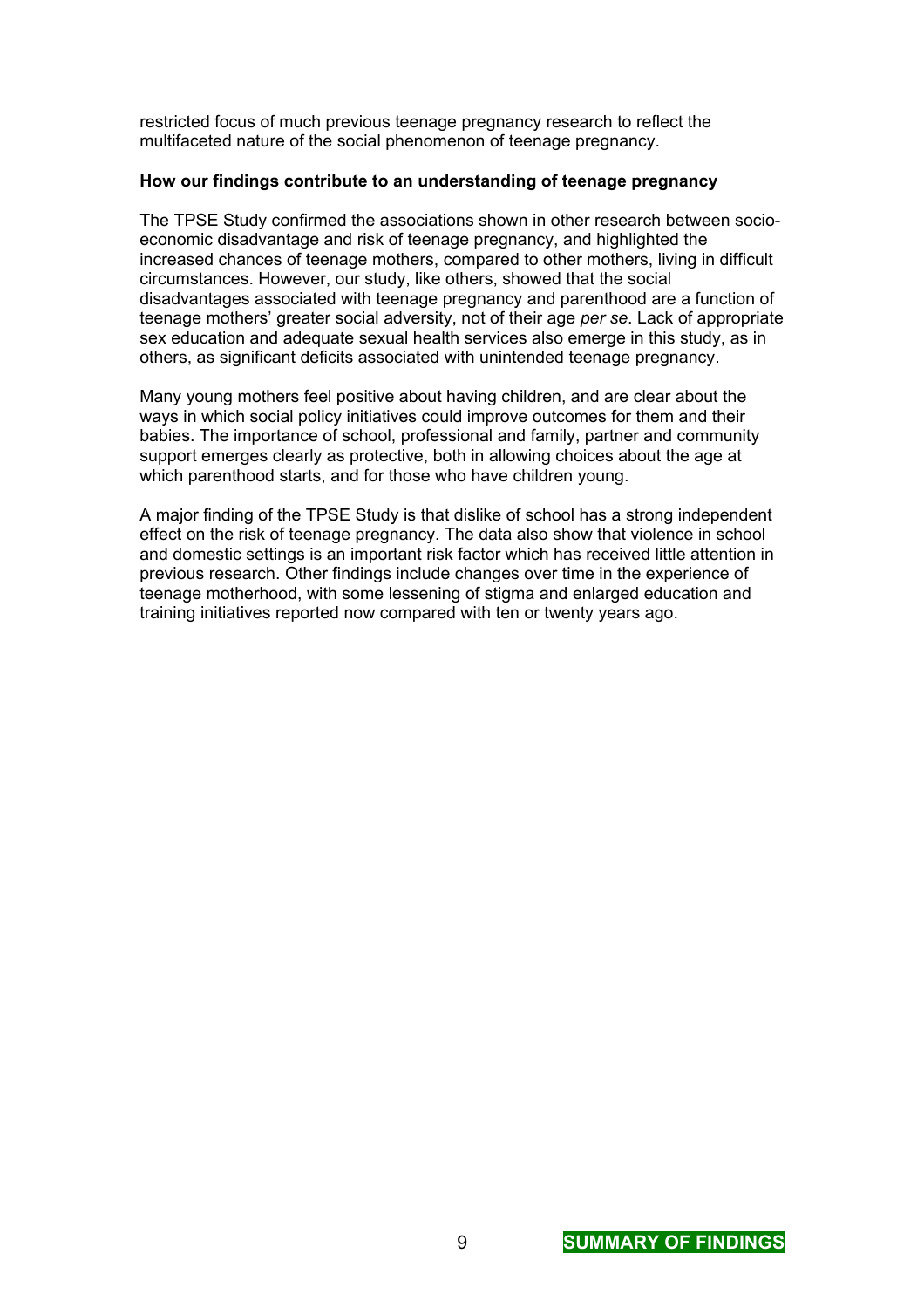restricted focus of much previous teenage pregnancy research to reflect the multifaceted nature of the social phenomenon of teenage pregnancy.

**How our findings contribute to an understanding of teenage pregnancy**

The TPSE Study confirmed the associations shown in other research between socio-economic disadvantage and risk of teenage pregnancy, and highlighted the increased chances of teenage mothers, compared to other mothers, living in difficult circumstances. However, our study, like others, showed that the social disadvantages associated with teenage pregnancy and parenthood are a function of teenage mothers' greater social adversity, not of their age *per se*. Lack of appropriate sex education and adequate sexual health services also emerge in this study, as in others, as significant deficits associated with unintended teenage pregnancy.

Many young mothers feel positive about having children, and are clear about the ways in which social policy initiatives could improve outcomes for them and their babies. The importance of school, professional and family, partner and community support emerges clearly as protective, both in allowing choices about the age at which parenthood starts, and for those who have children young.

A major finding of the TPSE Study is that dislike of school has a strong independent effect on the risk of teenage pregnancy. The data also show that violence in school and domestic settings is an important risk factor which has received little attention in previous research. Other findings include changes over time in the experience of teenage motherhood, with some lessening of stigma and enlarged education and training initiatives reported now compared with ten or twenty years ago.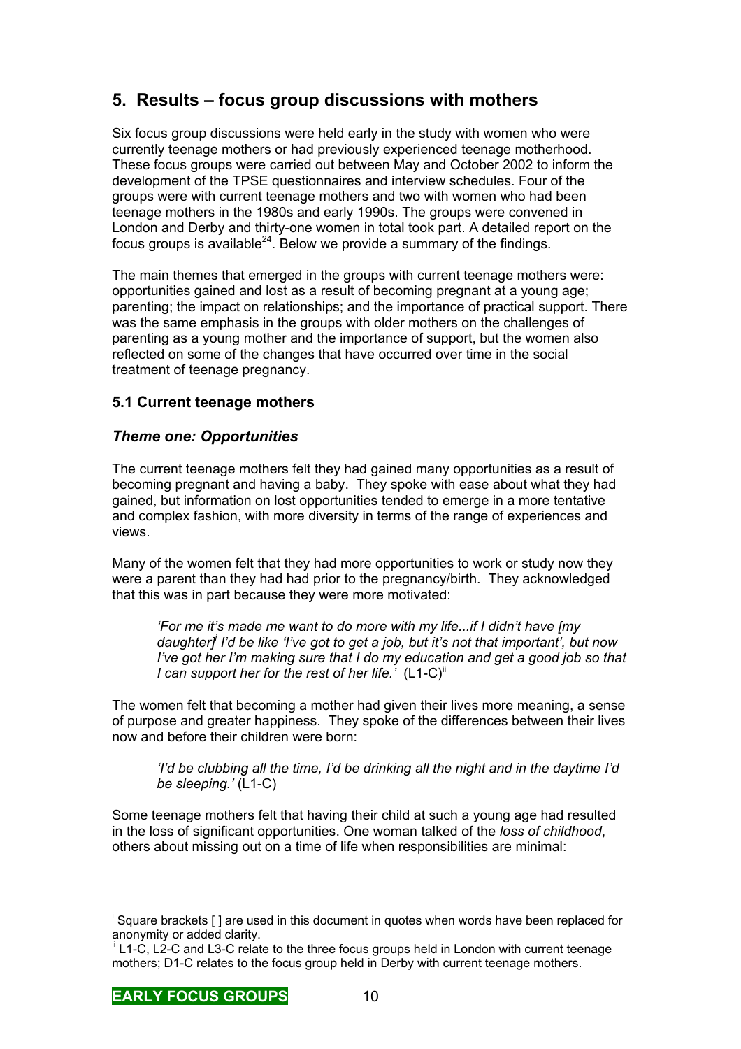## 5. Results – focus group discussions with mothers

Six focus group discussions were held early in the study with women who were currently teenage mothers or had previously experienced teenage motherhood. These focus groups were carried out between May and October 2002 to inform the development of the TPSE questionnaires and interview schedules. Four of the groups were with current teenage mothers and two with women who had been teenage mothers in the 1980s and early 1990s. The groups were convened in London and Derby and thirty-one women in total took part. A detailed report on the focus groups is available[24]. Below we provide a summary of the findings.

The main themes that emerged in the groups with current teenage mothers were: opportunities gained and lost as a result of becoming pregnant at a young age; parenting; the impact on relationships; and the importance of practical support. There was the same emphasis in the groups with older mothers on the challenges of parenting as a young mother and the importance of support, but the women also reflected on some of the changes that have occurred over time in the social treatment of teenage pregnancy.

### 5.1 Current teenage mothers

#### *Theme one: Opportunities*

The current teenage mothers felt they had gained many opportunities as a result of becoming pregnant and having a baby. They spoke with ease about what they had gained, but information on lost opportunities tended to emerge in a more tentative and complex fashion, with more diversity in terms of the range of experiences and views.

Many of the women felt that they had more opportunities to work or study now they were a parent than they had had prior to the pregnancy/birth. They acknowledged that this was in part because they were more motivated:

> *'For me it's made me want to do more with my life...if I didn't have [my daughter][i] I'd be like 'I've got to get a job, but it's not that important', but now I've got her I'm making sure that I do my education and get a good job so that I can support her for the rest of her life.'* (L1-C)[ii]

The women felt that becoming a mother had given their lives more meaning, a sense of purpose and greater happiness. They spoke of the differences between their lives now and before their children were born:

> *'I'd be clubbing all the time, I'd be drinking all the night and in the daytime I'd be sleeping.'* (L1-C)

Some teenage mothers felt that having their child at such a young age had resulted in the loss of significant opportunities. One woman talked of the *loss of childhood*, others about missing out on a time of life when responsibilities are minimal:

---

[i] Square brackets [ ] are used in this document in quotes when words have been replaced for anonymity or added clarity.

[ii] L1-C, L2-C and L3-C relate to the three focus groups held in London with current teenage mothers; D1-C relates to the focus group held in Derby with current teenage mothers.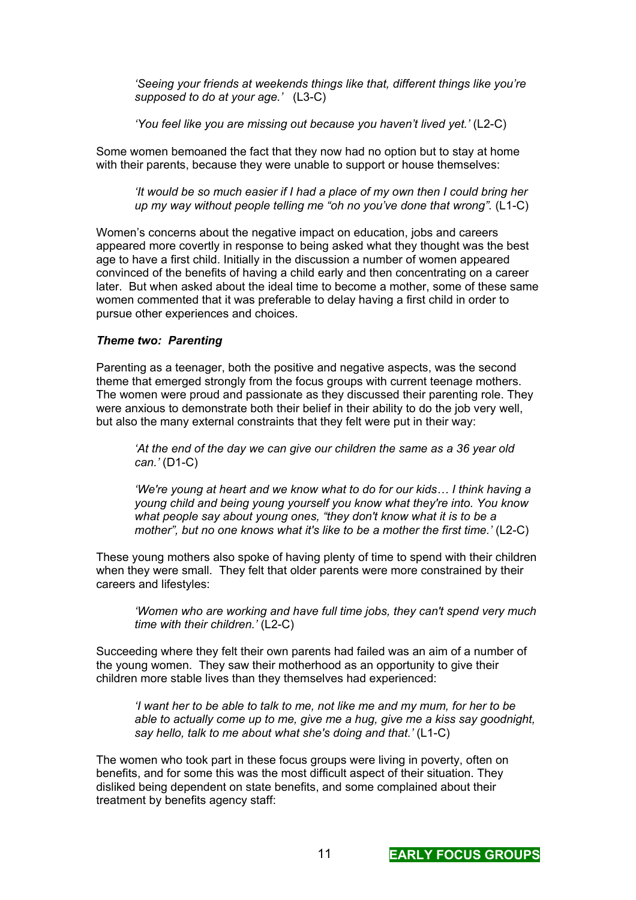> *'Seeing your friends at weekends things like that, different things like you're supposed to do at your age.'* (L3-C)

> *'You feel like you are missing out because you haven't lived yet.'* (L2-C)

Some women bemoaned the fact that they now had no option but to stay at home with their parents, because they were unable to support or house themselves:

> *'It would be so much easier if I had a place of my own then I could bring her up my way without people telling me "oh no you've done that wrong".* (L1-C)

Women's concerns about the negative impact on education, jobs and careers appeared more covertly in response to being asked what they thought was the best age to have a first child. Initially in the discussion a number of women appeared convinced of the benefits of having a child early and then concentrating on a career later. But when asked about the ideal time to become a mother, some of these same women commented that it was preferable to delay having a first child in order to pursue other experiences and choices.

### ***Theme two: Parenting***

Parenting as a teenager, both the positive and negative aspects, was the second theme that emerged strongly from the focus groups with current teenage mothers. The women were proud and passionate as they discussed their parenting role. They were anxious to demonstrate both their belief in their ability to do the job very well, but also the many external constraints that they felt were put in their way:

> *'At the end of the day we can give our children the same as a 36 year old can.'* (D1-C)

> *'We're young at heart and we know what to do for our kids… I think having a young child and being young yourself you know what they're into. You know what people say about young ones, "they don't know what it is to be a mother", but no one knows what it's like to be a mother the first time.'* (L2-C)

These young mothers also spoke of having plenty of time to spend with their children when they were small. They felt that older parents were more constrained by their careers and lifestyles:

> *'Women who are working and have full time jobs, they can't spend very much time with their children.'* (L2-C)

Succeeding where they felt their own parents had failed was an aim of a number of the young women. They saw their motherhood as an opportunity to give their children more stable lives than they themselves had experienced:

> *'I want her to be able to talk to me, not like me and my mum, for her to be able to actually come up to me, give me a hug, give me a kiss say goodnight, say hello, talk to me about what she's doing and that.'* (L1-C)

The women who took part in these focus groups were living in poverty, often on benefits, and for some this was the most difficult aspect of their situation. They disliked being dependent on state benefits, and some complained about their treatment by benefits agency staff: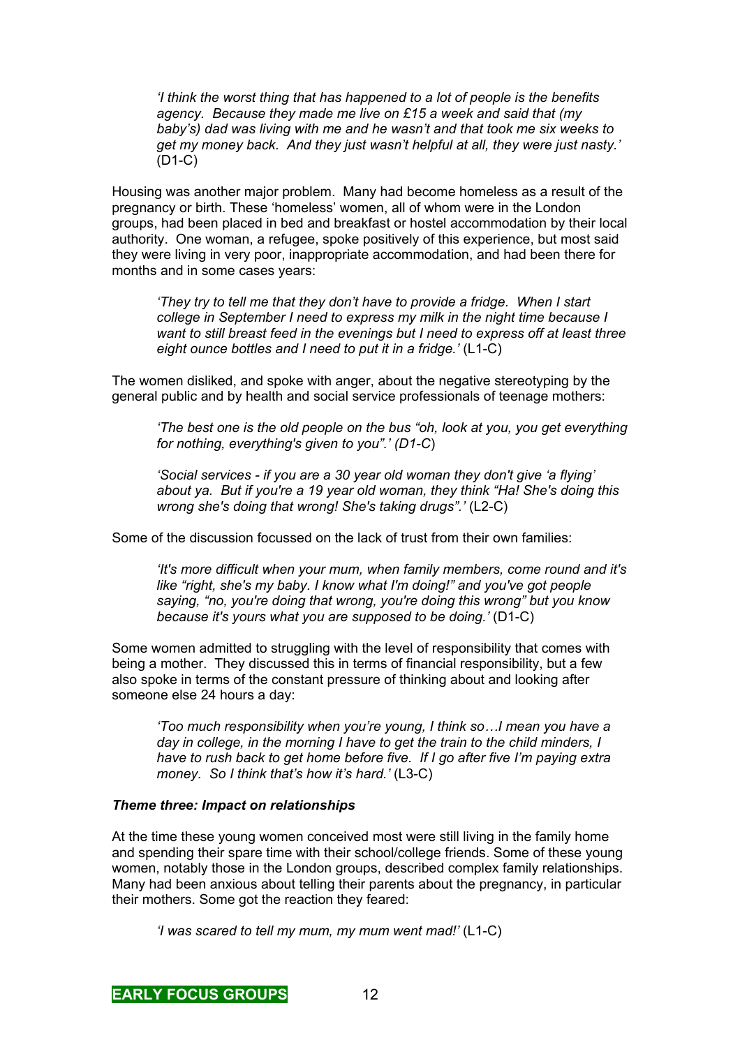> *'I think the worst thing that has happened to a lot of people is the benefits agency. Because they made me live on £15 a week and said that (my baby's) dad was living with me and he wasn't and that took me six weeks to get my money back. And they just wasn't helpful at all, they were just nasty.'* (D1-C)

Housing was another major problem. Many had become homeless as a result of the pregnancy or birth. These 'homeless' women, all of whom were in the London groups, had been placed in bed and breakfast or hostel accommodation by their local authority. One woman, a refugee, spoke positively of this experience, but most said they were living in very poor, inappropriate accommodation, and had been there for months and in some cases years:

> *'They try to tell me that they don't have to provide a fridge. When I start college in September I need to express my milk in the night time because I want to still breast feed in the evenings but I need to express off at least three eight ounce bottles and I need to put it in a fridge.'* (L1-C)

The women disliked, and spoke with anger, about the negative stereotyping by the general public and by health and social service professionals of teenage mothers:

> *'The best one is the old people on the bus "oh, look at you, you get everything for nothing, everything's given to you".' (D1-C)*

> *'Social services - if you are a 30 year old woman they don't give 'a flying' about ya. But if you're a 19 year old woman, they think "Ha! She's doing this wrong she's doing that wrong! She's taking drugs".'* (L2-C)

Some of the discussion focussed on the lack of trust from their own families:

> *'It's more difficult when your mum, when family members, come round and it's like "right, she's my baby. I know what I'm doing!" and you've got people saying, "no, you're doing that wrong, you're doing this wrong" but you know because it's yours what you are supposed to be doing.'* (D1-C)

Some women admitted to struggling with the level of responsibility that comes with being a mother. They discussed this in terms of financial responsibility, but a few also spoke in terms of the constant pressure of thinking about and looking after someone else 24 hours a day:

> *'Too much responsibility when you're young, I think so…I mean you have a day in college, in the morning I have to get the train to the child minders, I have to rush back to get home before five. If I go after five I'm paying extra money. So I think that's how it's hard.'* (L3-C)

***Theme three: Impact on relationships***

At the time these young women conceived most were still living in the family home and spending their spare time with their school/college friends. Some of these young women, notably those in the London groups, described complex family relationships. Many had been anxious about telling their parents about the pregnancy, in particular their mothers. Some got the reaction they feared:

> *'I was scared to tell my mum, my mum went mad!'* (L1-C)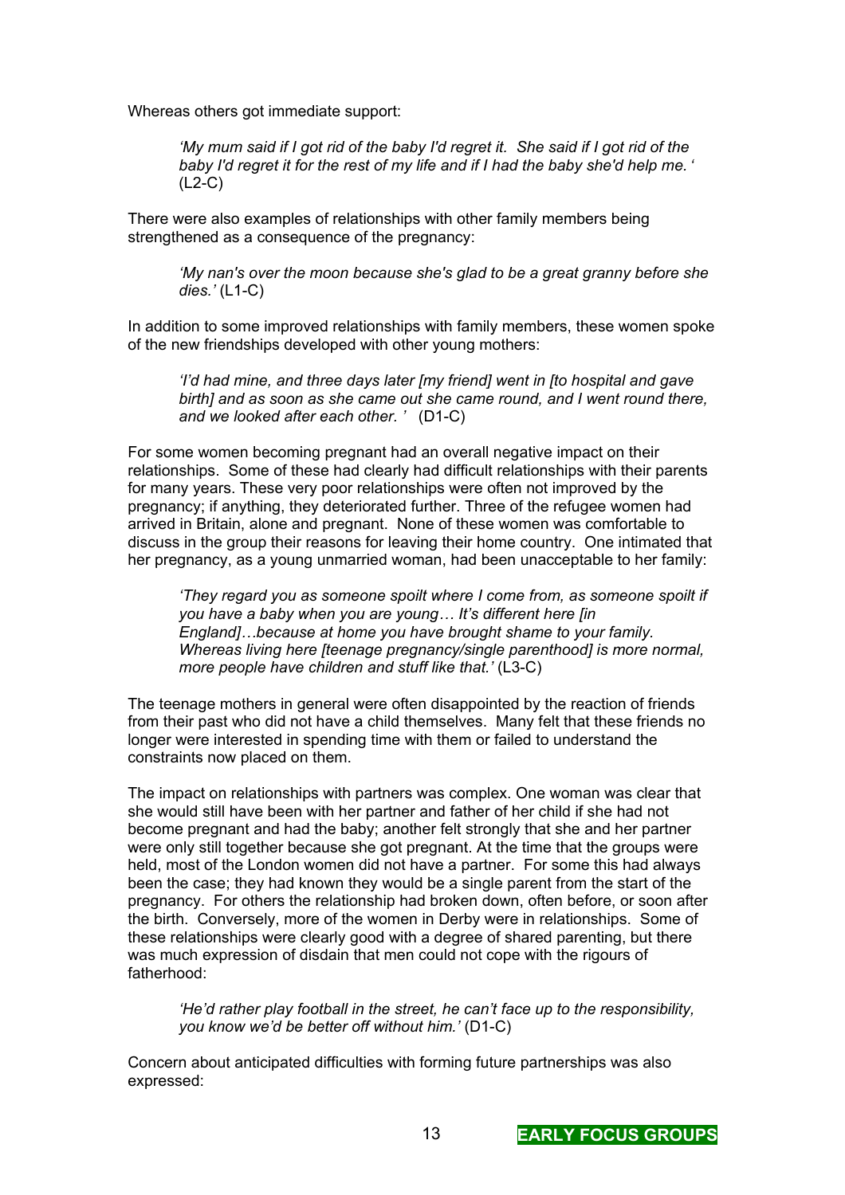Whereas others got immediate support:

> *'My mum said if I got rid of the baby I'd regret it. She said if I got rid of the baby I'd regret it for the rest of my life and if I had the baby she'd help me. '* (L2-C)

There were also examples of relationships with other family members being strengthened as a consequence of the pregnancy:

> *'My nan's over the moon because she's glad to be a great granny before she dies.'* (L1-C)

In addition to some improved relationships with family members, these women spoke of the new friendships developed with other young mothers:

> *'I'd had mine, and three days later [my friend] went in [to hospital and gave birth] and as soon as she came out she came round, and I went round there, and we looked after each other. '* (D1-C)

For some women becoming pregnant had an overall negative impact on their relationships. Some of these had clearly had difficult relationships with their parents for many years. These very poor relationships were often not improved by the pregnancy; if anything, they deteriorated further. Three of the refugee women had arrived in Britain, alone and pregnant. None of these women was comfortable to discuss in the group their reasons for leaving their home country. One intimated that her pregnancy, as a young unmarried woman, had been unacceptable to her family:

> *'They regard you as someone spoilt where I come from, as someone spoilt if you have a baby when you are young… It's different here [in England]…because at home you have brought shame to your family. Whereas living here [teenage pregnancy/single parenthood] is more normal, more people have children and stuff like that.'* (L3-C)

The teenage mothers in general were often disappointed by the reaction of friends from their past who did not have a child themselves. Many felt that these friends no longer were interested in spending time with them or failed to understand the constraints now placed on them.

The impact on relationships with partners was complex. One woman was clear that she would still have been with her partner and father of her child if she had not become pregnant and had the baby; another felt strongly that she and her partner were only still together because she got pregnant. At the time that the groups were held, most of the London women did not have a partner. For some this had always been the case; they had known they would be a single parent from the start of the pregnancy. For others the relationship had broken down, often before, or soon after the birth. Conversely, more of the women in Derby were in relationships. Some of these relationships were clearly good with a degree of shared parenting, but there was much expression of disdain that men could not cope with the rigours of fatherhood:

> *'He'd rather play football in the street, he can't face up to the responsibility, you know we'd be better off without him.'* (D1-C)

Concern about anticipated difficulties with forming future partnerships was also expressed: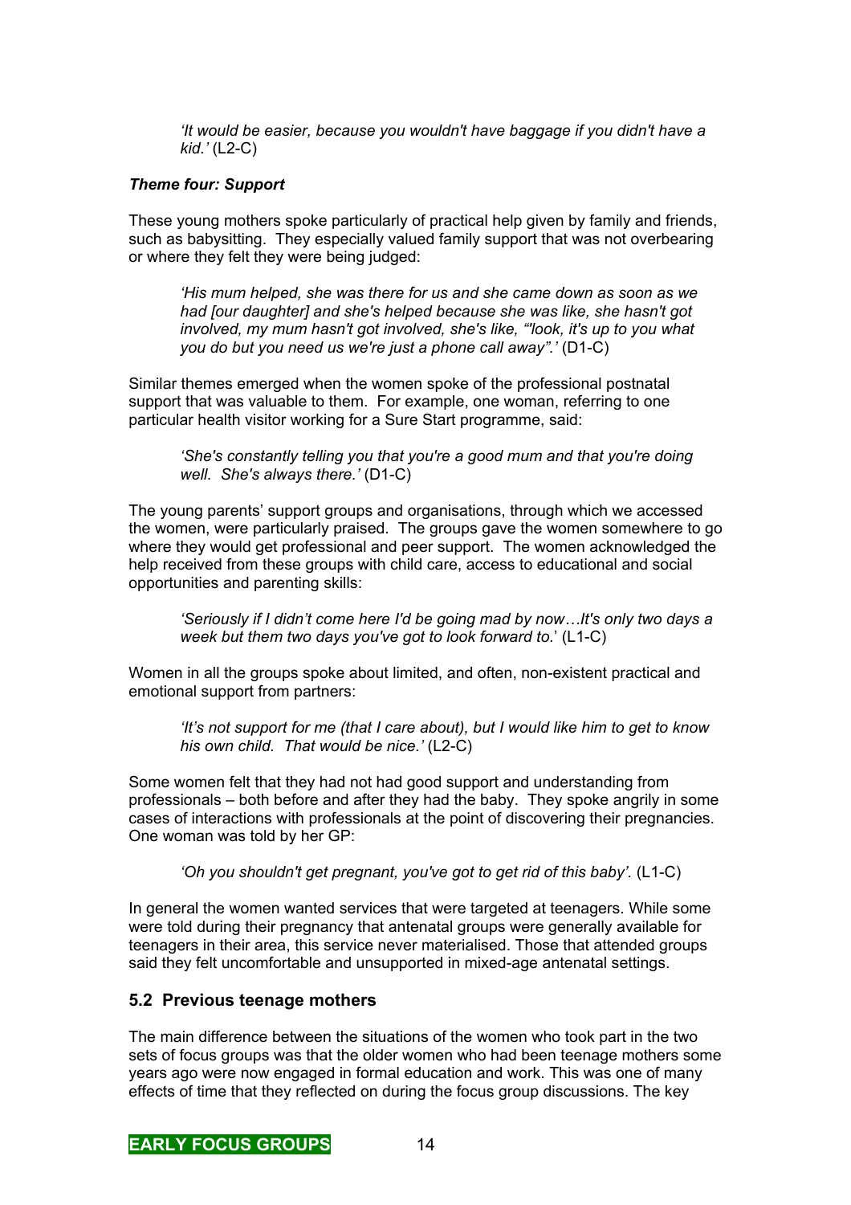> *'It would be easier, because you wouldn't have baggage if you didn't have a kid.'* (L2-C)

***Theme four: Support***

These young mothers spoke particularly of practical help given by family and friends, such as babysitting. They especially valued family support that was not overbearing or where they felt they were being judged:

> *'His mum helped, she was there for us and she came down as soon as we had [our daughter] and she's helped because she was like, she hasn't got involved, my mum hasn't got involved, she's like, "'look, it's up to you what you do but you need us we're just a phone call away".'* (D1-C)

Similar themes emerged when the women spoke of the professional postnatal support that was valuable to them. For example, one woman, referring to one particular health visitor working for a Sure Start programme, said:

> *'She's constantly telling you that you're a good mum and that you're doing well. She's always there.'* (D1-C)

The young parents' support groups and organisations, through which we accessed the women, were particularly praised. The groups gave the women somewhere to go where they would get professional and peer support. The women acknowledged the help received from these groups with child care, access to educational and social opportunities and parenting skills:

> *'Seriously if I didn't come here I'd be going mad by now…It's only two days a week but them two days you've got to look forward to.*' (L1-C)

Women in all the groups spoke about limited, and often, non-existent practical and emotional support from partners:

> *'It's not support for me (that I care about), but I would like him to get to know his own child. That would be nice.'* (L2-C)

Some women felt that they had not had good support and understanding from professionals – both before and after they had the baby. They spoke angrily in some cases of interactions with professionals at the point of discovering their pregnancies. One woman was told by her GP:

> *'Oh you shouldn't get pregnant, you've got to get rid of this baby'.* (L1-C)

In general the women wanted services that were targeted at teenagers. While some were told during their pregnancy that antenatal groups were generally available for teenagers in their area, this service never materialised. Those that attended groups said they felt uncomfortable and unsupported in mixed-age antenatal settings.

## 5.2 Previous teenage mothers

The main difference between the situations of the women who took part in the two sets of focus groups was that the older women who had been teenage mothers some years ago were now engaged in formal education and work. This was one of many effects of time that they reflected on during the focus group discussions. The key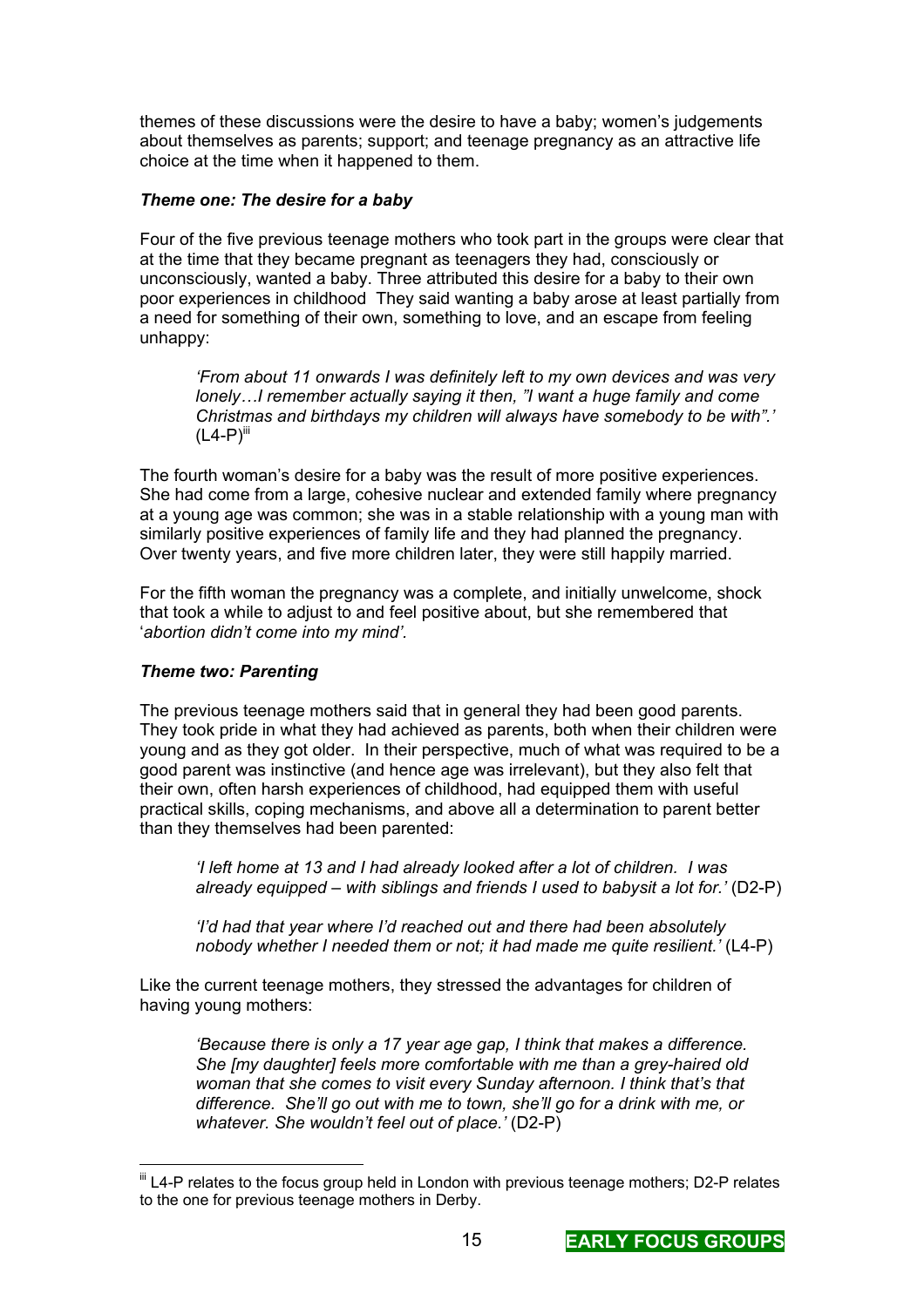themes of these discussions were the desire to have a baby; women's judgements about themselves as parents; support; and teenage pregnancy as an attractive life choice at the time when it happened to them.

### *Theme one: The desire for a baby*

Four of the five previous teenage mothers who took part in the groups were clear that at the time that they became pregnant as teenagers they had, consciously or unconsciously, wanted a baby. Three attributed this desire for a baby to their own poor experiences in childhood They said wanting a baby arose at least partially from a need for something of their own, something to love, and an escape from feeling unhappy:

> *'From about 11 onwards I was definitely left to my own devices and was very lonely…I remember actually saying it then, "I want a huge family and come Christmas and birthdays my children will always have somebody to be with".'* (L4-P)[iii]

The fourth woman's desire for a baby was the result of more positive experiences. She had come from a large, cohesive nuclear and extended family where pregnancy at a young age was common; she was in a stable relationship with a young man with similarly positive experiences of family life and they had planned the pregnancy. Over twenty years, and five more children later, they were still happily married.

For the fifth woman the pregnancy was a complete, and initially unwelcome, shock that took a while to adjust to and feel positive about, but she remembered that '*abortion didn't come into my mind'.*

### *Theme two: Parenting*

The previous teenage mothers said that in general they had been good parents. They took pride in what they had achieved as parents, both when their children were young and as they got older. In their perspective, much of what was required to be a good parent was instinctive (and hence age was irrelevant), but they also felt that their own, often harsh experiences of childhood, had equipped them with useful practical skills, coping mechanisms, and above all a determination to parent better than they themselves had been parented:

> *'I left home at 13 and I had already looked after a lot of children. I was already equipped – with siblings and friends I used to babysit a lot for.'* (D2-P)

> *'I'd had that year where I'd reached out and there had been absolutely nobody whether I needed them or not; it had made me quite resilient.'* (L4-P)

Like the current teenage mothers, they stressed the advantages for children of having young mothers:

> *'Because there is only a 17 year age gap, I think that makes a difference. She [my daughter] feels more comfortable with me than a grey-haired old woman that she comes to visit every Sunday afternoon. I think that's that difference. She'll go out with me to town, she'll go for a drink with me, or whatever. She wouldn't feel out of place.'* (D2-P)

---

[iii] L4-P relates to the focus group held in London with previous teenage mothers; D2-P relates to the one for previous teenage mothers in Derby.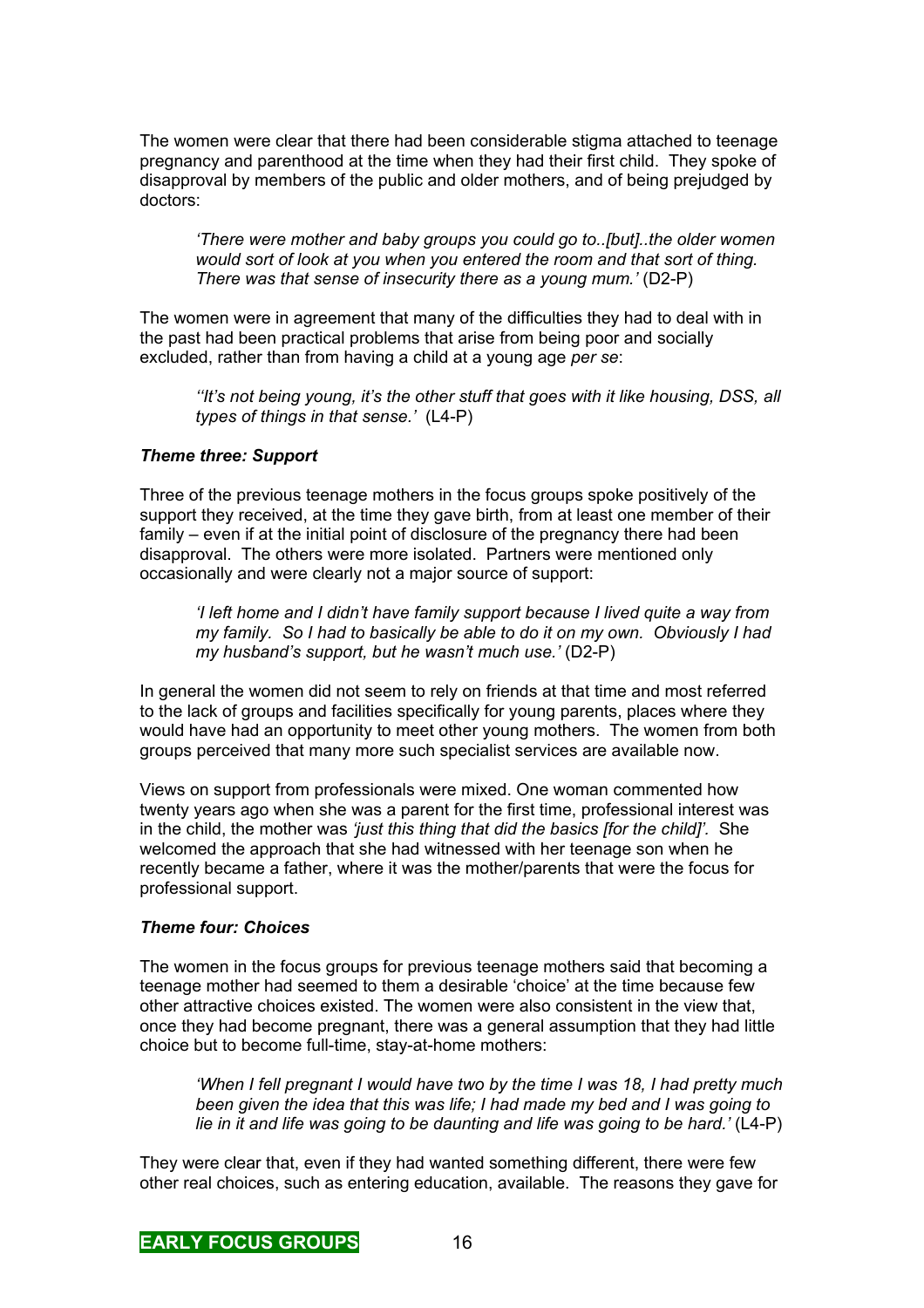The women were clear that there had been considerable stigma attached to teenage pregnancy and parenthood at the time when they had their first child. They spoke of disapproval by members of the public and older mothers, and of being prejudged by doctors:

> *'There were mother and baby groups you could go to..[but]..the older women would sort of look at you when you entered the room and that sort of thing. There was that sense of insecurity there as a young mum.'* (D2-P)

The women were in agreement that many of the difficulties they had to deal with in the past had been practical problems that arise from being poor and socially excluded, rather than from having a child at a young age *per se*:

> *''It's not being young, it's the other stuff that goes with it like housing, DSS, all types of things in that sense.'* (L4-P)

### *Theme three: Support*

Three of the previous teenage mothers in the focus groups spoke positively of the support they received, at the time they gave birth, from at least one member of their family – even if at the initial point of disclosure of the pregnancy there had been disapproval. The others were more isolated. Partners were mentioned only occasionally and were clearly not a major source of support:

> *'I left home and I didn't have family support because I lived quite a way from my family. So I had to basically be able to do it on my own. Obviously I had my husband's support, but he wasn't much use.'* (D2-P)

In general the women did not seem to rely on friends at that time and most referred to the lack of groups and facilities specifically for young parents, places where they would have had an opportunity to meet other young mothers. The women from both groups perceived that many more such specialist services are available now.

Views on support from professionals were mixed. One woman commented how twenty years ago when she was a parent for the first time, professional interest was in the child, the mother was *'just this thing that did the basics [for the child]'*. She welcomed the approach that she had witnessed with her teenage son when he recently became a father, where it was the mother/parents that were the focus for professional support.

### *Theme four: Choices*

The women in the focus groups for previous teenage mothers said that becoming a teenage mother had seemed to them a desirable 'choice' at the time because few other attractive choices existed. The women were also consistent in the view that, once they had become pregnant, there was a general assumption that they had little choice but to become full-time, stay-at-home mothers:

> *'When I fell pregnant I would have two by the time I was 18, I had pretty much been given the idea that this was life; I had made my bed and I was going to lie in it and life was going to be daunting and life was going to be hard.'* (L4-P)

They were clear that, even if they had wanted something different, there were few other real choices, such as entering education, available. The reasons they gave for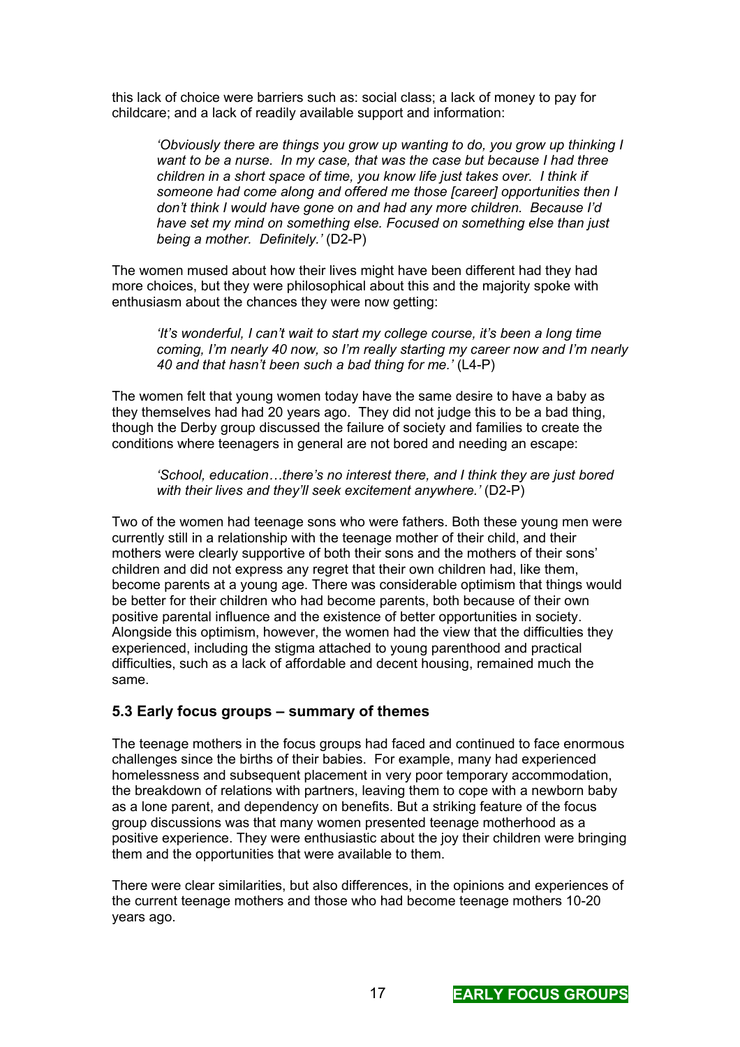this lack of choice were barriers such as: social class; a lack of money to pay for childcare; and a lack of readily available support and information:

> *'Obviously there are things you grow up wanting to do, you grow up thinking I want to be a nurse. In my case, that was the case but because I had three children in a short space of time, you know life just takes over. I think if someone had come along and offered me those [career] opportunities then I don't think I would have gone on and had any more children. Because I'd have set my mind on something else. Focused on something else than just being a mother. Definitely.'* (D2-P)

The women mused about how their lives might have been different had they had more choices, but they were philosophical about this and the majority spoke with enthusiasm about the chances they were now getting:

> *'It's wonderful, I can't wait to start my college course, it's been a long time coming, I'm nearly 40 now, so I'm really starting my career now and I'm nearly 40 and that hasn't been such a bad thing for me.'* (L4-P)

The women felt that young women today have the same desire to have a baby as they themselves had had 20 years ago. They did not judge this to be a bad thing, though the Derby group discussed the failure of society and families to create the conditions where teenagers in general are not bored and needing an escape:

> *'School, education…there's no interest there, and I think they are just bored with their lives and they'll seek excitement anywhere.'* (D2-P)

Two of the women had teenage sons who were fathers. Both these young men were currently still in a relationship with the teenage mother of their child, and their mothers were clearly supportive of both their sons and the mothers of their sons' children and did not express any regret that their own children had, like them, become parents at a young age. There was considerable optimism that things would be better for their children who had become parents, both because of their own positive parental influence and the existence of better opportunities in society. Alongside this optimism, however, the women had the view that the difficulties they experienced, including the stigma attached to young parenthood and practical difficulties, such as a lack of affordable and decent housing, remained much the same.

### 5.3 Early focus groups – summary of themes

The teenage mothers in the focus groups had faced and continued to face enormous challenges since the births of their babies. For example, many had experienced homelessness and subsequent placement in very poor temporary accommodation, the breakdown of relations with partners, leaving them to cope with a newborn baby as a lone parent, and dependency on benefits. But a striking feature of the focus group discussions was that many women presented teenage motherhood as a positive experience. They were enthusiastic about the joy their children were bringing them and the opportunities that were available to them.

There were clear similarities, but also differences, in the opinions and experiences of the current teenage mothers and those who had become teenage mothers 10-20 years ago.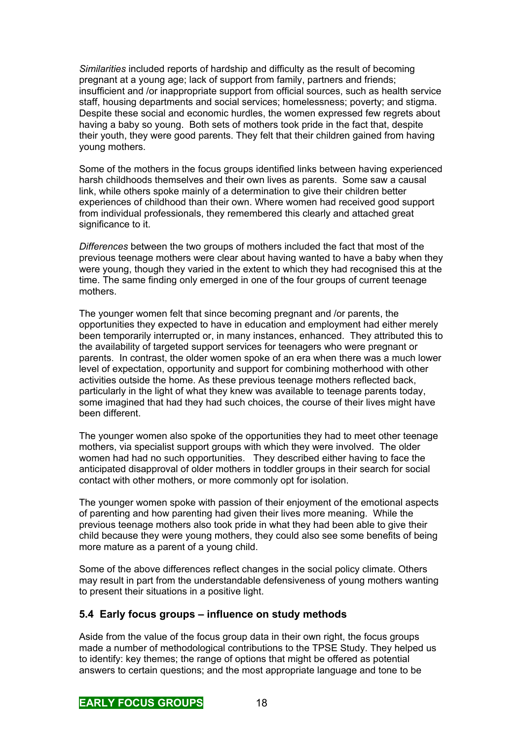*Similarities* included reports of hardship and difficulty as the result of becoming pregnant at a young age; lack of support from family, partners and friends; insufficient and /or inappropriate support from official sources, such as health service staff, housing departments and social services; homelessness; poverty; and stigma. Despite these social and economic hurdles, the women expressed few regrets about having a baby so young. Both sets of mothers took pride in the fact that, despite their youth, they were good parents. They felt that their children gained from having young mothers.

Some of the mothers in the focus groups identified links between having experienced harsh childhoods themselves and their own lives as parents. Some saw a causal link, while others spoke mainly of a determination to give their children better experiences of childhood than their own. Where women had received good support from individual professionals, they remembered this clearly and attached great significance to it.

*Differences* between the two groups of mothers included the fact that most of the previous teenage mothers were clear about having wanted to have a baby when they were young, though they varied in the extent to which they had recognised this at the time. The same finding only emerged in one of the four groups of current teenage mothers.

The younger women felt that since becoming pregnant and /or parents, the opportunities they expected to have in education and employment had either merely been temporarily interrupted or, in many instances, enhanced. They attributed this to the availability of targeted support services for teenagers who were pregnant or parents. In contrast, the older women spoke of an era when there was a much lower level of expectation, opportunity and support for combining motherhood with other activities outside the home. As these previous teenage mothers reflected back, particularly in the light of what they knew was available to teenage parents today, some imagined that had they had such choices, the course of their lives might have been different.

The younger women also spoke of the opportunities they had to meet other teenage mothers, via specialist support groups with which they were involved. The older women had had no such opportunities. They described either having to face the anticipated disapproval of older mothers in toddler groups in their search for social contact with other mothers, or more commonly opt for isolation.

The younger women spoke with passion of their enjoyment of the emotional aspects of parenting and how parenting had given their lives more meaning. While the previous teenage mothers also took pride in what they had been able to give their child because they were young mothers, they could also see some benefits of being more mature as a parent of a young child.

Some of the above differences reflect changes in the social policy climate. Others may result in part from the understandable defensiveness of young mothers wanting to present their situations in a positive light.

## 5.4 Early focus groups – influence on study methods

Aside from the value of the focus group data in their own right, the focus groups made a number of methodological contributions to the TPSE Study. They helped us to identify: key themes; the range of options that might be offered as potential answers to certain questions; and the most appropriate language and tone to be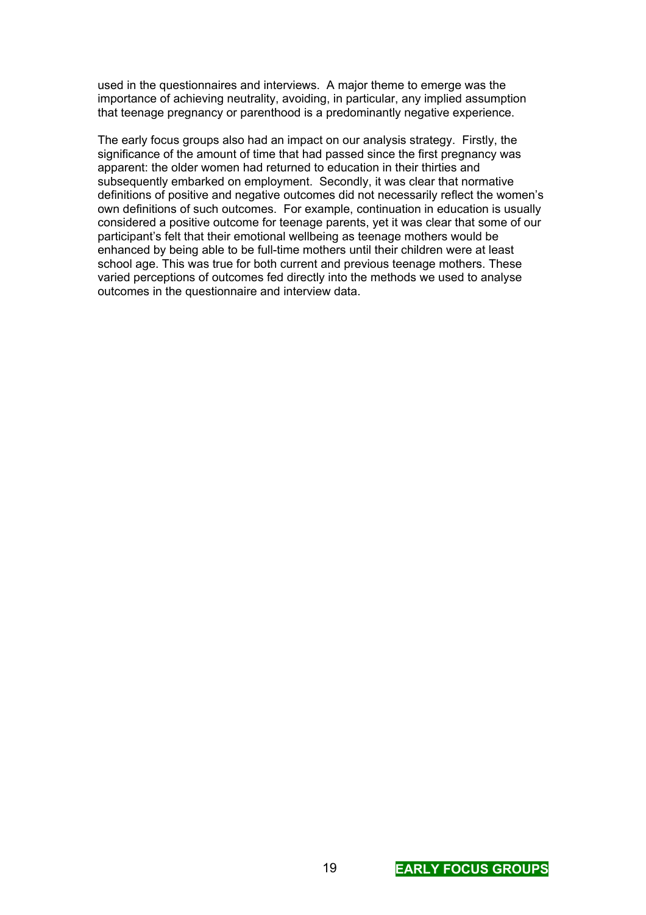used in the questionnaires and interviews. A major theme to emerge was the importance of achieving neutrality, avoiding, in particular, any implied assumption that teenage pregnancy or parenthood is a predominantly negative experience.

The early focus groups also had an impact on our analysis strategy. Firstly, the significance of the amount of time that had passed since the first pregnancy was apparent: the older women had returned to education in their thirties and subsequently embarked on employment. Secondly, it was clear that normative definitions of positive and negative outcomes did not necessarily reflect the women's own definitions of such outcomes. For example, continuation in education is usually considered a positive outcome for teenage parents, yet it was clear that some of our participant's felt that their emotional wellbeing as teenage mothers would be enhanced by being able to be full-time mothers until their children were at least school age. This was true for both current and previous teenage mothers. These varied perceptions of outcomes fed directly into the methods we used to analyse outcomes in the questionnaire and interview data.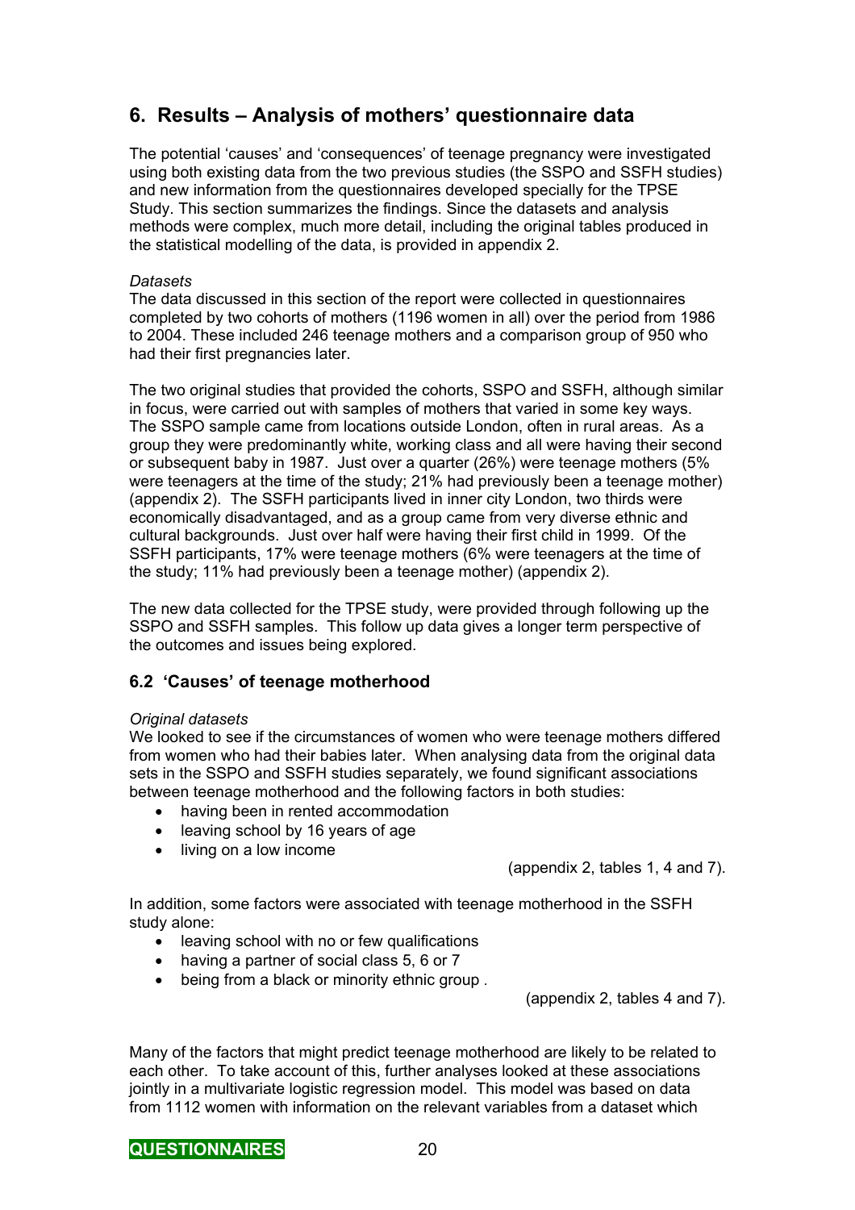## 6. Results – Analysis of mothers' questionnaire data

The potential 'causes' and 'consequences' of teenage pregnancy were investigated using both existing data from the two previous studies (the SSPO and SSFH studies) and new information from the questionnaires developed specially for the TPSE Study. This section summarizes the findings. Since the datasets and analysis methods were complex, much more detail, including the original tables produced in the statistical modelling of the data, is provided in appendix 2.

*Datasets*

The data discussed in this section of the report were collected in questionnaires completed by two cohorts of mothers (1196 women in all) over the period from 1986 to 2004. These included 246 teenage mothers and a comparison group of 950 who had their first pregnancies later.

The two original studies that provided the cohorts, SSPO and SSFH, although similar in focus, were carried out with samples of mothers that varied in some key ways. The SSPO sample came from locations outside London, often in rural areas. As a group they were predominantly white, working class and all were having their second or subsequent baby in 1987. Just over a quarter (26%) were teenage mothers (5% were teenagers at the time of the study; 21% had previously been a teenage mother) (appendix 2). The SSFH participants lived in inner city London, two thirds were economically disadvantaged, and as a group came from very diverse ethnic and cultural backgrounds. Just over half were having their first child in 1999. Of the SSFH participants, 17% were teenage mothers (6% were teenagers at the time of the study; 11% had previously been a teenage mother) (appendix 2).

The new data collected for the TPSE study, were provided through following up the SSPO and SSFH samples. This follow up data gives a longer term perspective of the outcomes and issues being explored.

### 6.2 'Causes' of teenage motherhood

*Original datasets*

We looked to see if the circumstances of women who were teenage mothers differed from women who had their babies later. When analysing data from the original data sets in the SSPO and SSFH studies separately, we found significant associations between teenage motherhood and the following factors in both studies:

- having been in rented accommodation
- leaving school by 16 years of age
- living on a low income

(appendix 2, tables 1, 4 and 7).

In addition, some factors were associated with teenage motherhood in the SSFH study alone:

- leaving school with no or few qualifications
- having a partner of social class 5, 6 or 7
- being from a black or minority ethnic group .

(appendix 2, tables 4 and 7).

Many of the factors that might predict teenage motherhood are likely to be related to each other. To take account of this, further analyses looked at these associations jointly in a multivariate logistic regression model. This model was based on data from 1112 women with information on the relevant variables from a dataset which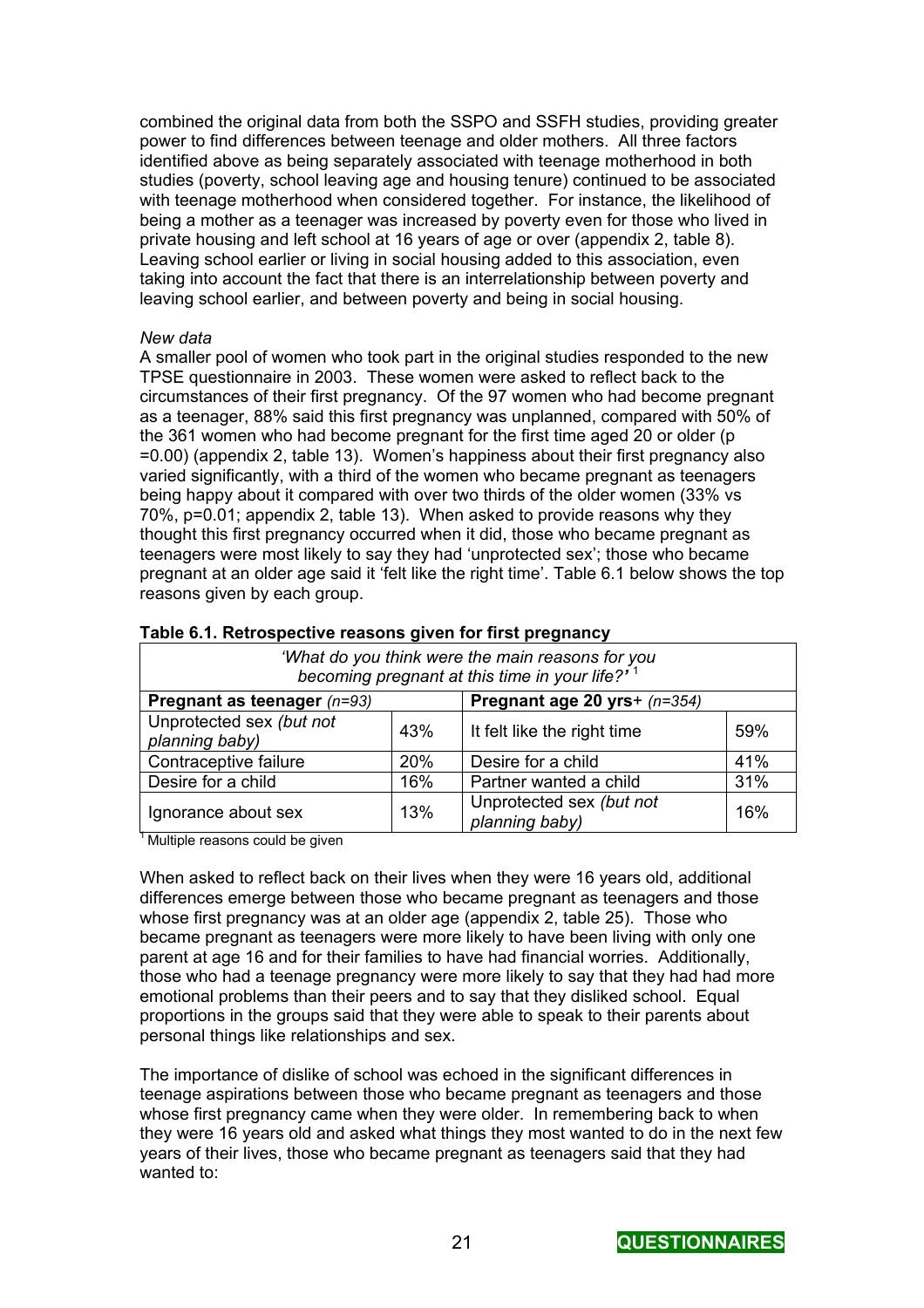combined the original data from both the SSPO and SSFH studies, providing greater power to find differences between teenage and older mothers. All three factors identified above as being separately associated with teenage motherhood in both studies (poverty, school leaving age and housing tenure) continued to be associated with teenage motherhood when considered together. For instance, the likelihood of being a mother as a teenager was increased by poverty even for those who lived in private housing and left school at 16 years of age or over (appendix 2, table 8). Leaving school earlier or living in social housing added to this association, even taking into account the fact that there is an interrelationship between poverty and leaving school earlier, and between poverty and being in social housing.

*New data*

A smaller pool of women who took part in the original studies responded to the new TPSE questionnaire in 2003. These women were asked to reflect back to the circumstances of their first pregnancy. Of the 97 women who had become pregnant as a teenager, 88% said this first pregnancy was unplanned, compared with 50% of the 361 women who had become pregnant for the first time aged 20 or older ($p = 0.00$) (appendix 2, table 13). Women's happiness about their first pregnancy also varied significantly, with a third of the women who became pregnant as teenagers being happy about it compared with over two thirds of the older women (33% vs 70%, $p = 0.01$; appendix 2, table 13). When asked to provide reasons why they thought this first pregnancy occurred when it did, those who became pregnant as teenagers were most likely to say they had 'unprotected sex'; those who became pregnant at an older age said it 'felt like the right time'. Table 6.1 below shows the top reasons given by each group.

**Table 6.1. Retrospective reasons given for first pregnancy**

| *'What do you think were the main reasons for you becoming pregnant at this time in your life?'* [1] | | | |
|---|---|---|---|
| **Pregnant as teenager** *(n=93)* | | **Pregnant age 20 yrs+** *(n=354)* | |
| Unprotected sex *(but not planning baby)* | 43% | It felt like the right time | 59% |
| Contraceptive failure | 20% | Desire for a child | 41% |
| Desire for a child | 16% | Partner wanted a child | 31% |
| Ignorance about sex | 13% | Unprotected sex *(but not planning baby)* | 16% |

[1] Multiple reasons could be given

When asked to reflect back on their lives when they were 16 years old, additional differences emerge between those who became pregnant as teenagers and those whose first pregnancy was at an older age (appendix 2, table 25). Those who became pregnant as teenagers were more likely to have been living with only one parent at age 16 and for their families to have had financial worries. Additionally, those who had a teenage pregnancy were more likely to say that they had had more emotional problems than their peers and to say that they disliked school. Equal proportions in the groups said that they were able to speak to their parents about personal things like relationships and sex.

The importance of dislike of school was echoed in the significant differences in teenage aspirations between those who became pregnant as teenagers and those whose first pregnancy came when they were older. In remembering back to when they were 16 years old and asked what things they most wanted to do in the next few years of their lives, those who became pregnant as teenagers said that they had wanted to: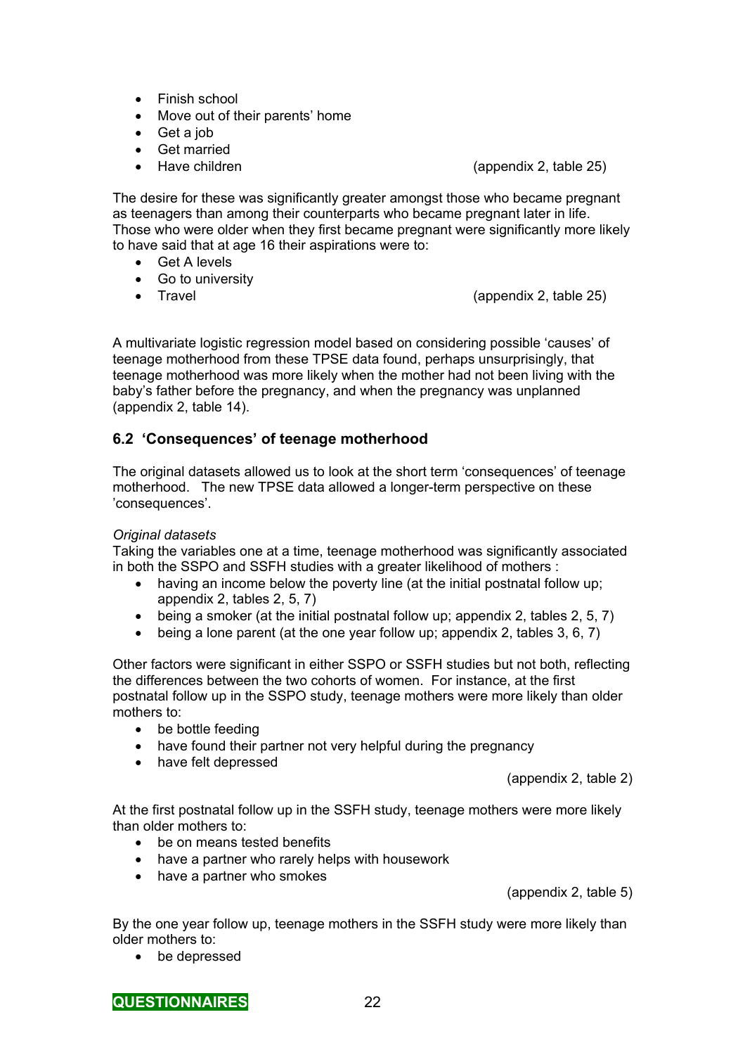- Finish school
- Move out of their parents' home
- Get a job
- Get married
- Have children (appendix 2, table 25)

The desire for these was significantly greater amongst those who became pregnant as teenagers than among their counterparts who became pregnant later in life. Those who were older when they first became pregnant were significantly more likely to have said that at age 16 their aspirations were to:

- Get A levels
- Go to university
- Travel (appendix 2, table 25)

A multivariate logistic regression model based on considering possible 'causes' of teenage motherhood from these TPSE data found, perhaps unsurprisingly, that teenage motherhood was more likely when the mother had not been living with the baby's father before the pregnancy, and when the pregnancy was unplanned (appendix 2, table 14).

## 6.2 'Consequences' of teenage motherhood

The original datasets allowed us to look at the short term 'consequences' of teenage motherhood. The new TPSE data allowed a longer-term perspective on these 'consequences'.

*Original datasets*

Taking the variables one at a time, teenage motherhood was significantly associated in both the SSPO and SSFH studies with a greater likelihood of mothers :

- having an income below the poverty line (at the initial postnatal follow up; appendix 2, tables 2, 5, 7)
- being a smoker (at the initial postnatal follow up; appendix 2, tables 2, 5, 7)
- being a lone parent (at the one year follow up; appendix 2, tables 3, 6, 7)

Other factors were significant in either SSPO or SSFH studies but not both, reflecting the differences between the two cohorts of women. For instance, at the first postnatal follow up in the SSPO study, teenage mothers were more likely than older mothers to:

- be bottle feeding
- have found their partner not very helpful during the pregnancy
- have felt depressed

(appendix 2, table 2)

At the first postnatal follow up in the SSFH study, teenage mothers were more likely than older mothers to:

- be on means tested benefits
- have a partner who rarely helps with housework
- have a partner who smokes

(appendix 2, table 5)

By the one year follow up, teenage mothers in the SSFH study were more likely than older mothers to:

- be depressed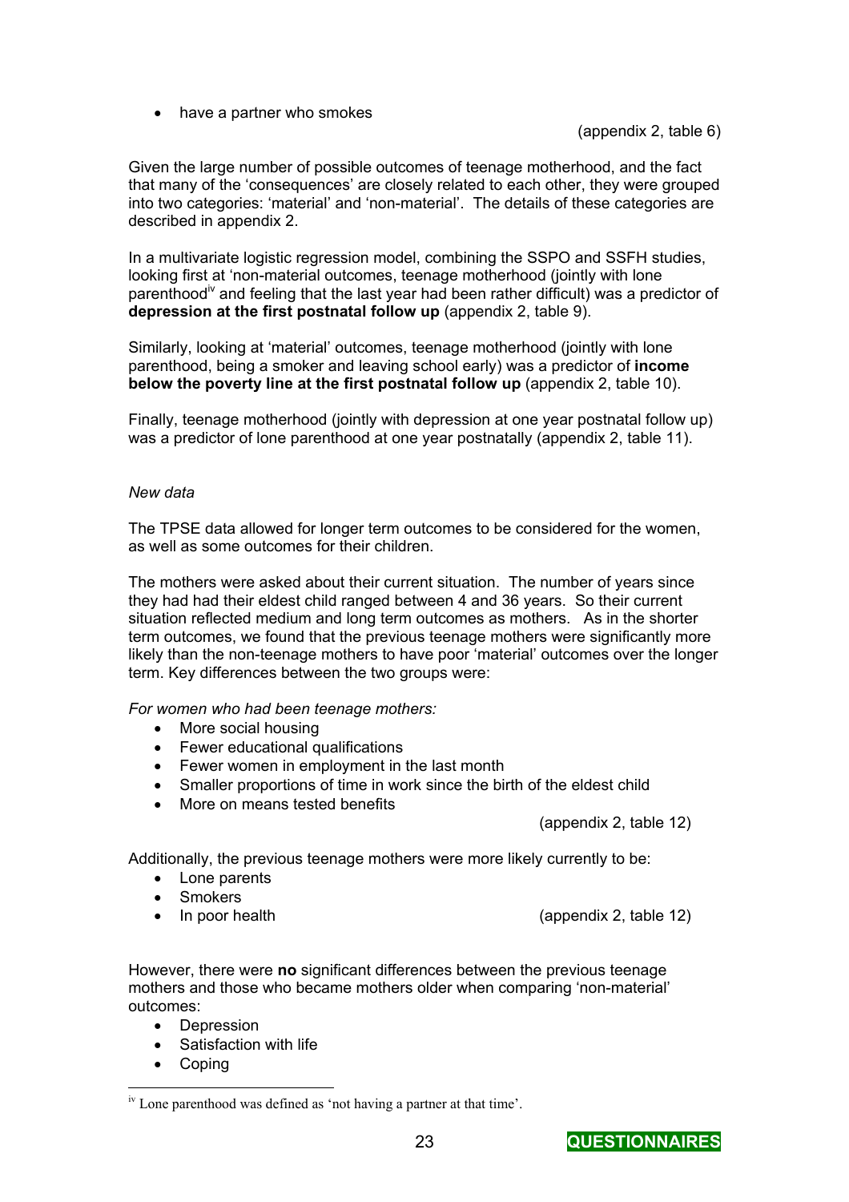- have a partner who smokes

(appendix 2, table 6)

Given the large number of possible outcomes of teenage motherhood, and the fact that many of the 'consequences' are closely related to each other, they were grouped into two categories: 'material' and 'non-material'. The details of these categories are described in appendix 2.

In a multivariate logistic regression model, combining the SSPO and SSFH studies, looking first at 'non-material outcomes, teenage motherhood (jointly with lone parenthood[iv] and feeling that the last year had been rather difficult) was a predictor of **depression at the first postnatal follow up** (appendix 2, table 9).

Similarly, looking at 'material' outcomes, teenage motherhood (jointly with lone parenthood, being a smoker and leaving school early) was a predictor of **income below the poverty line at the first postnatal follow up** (appendix 2, table 10).

Finally, teenage motherhood (jointly with depression at one year postnatal follow up) was a predictor of lone parenthood at one year postnatally (appendix 2, table 11).

*New data*

The TPSE data allowed for longer term outcomes to be considered for the women, as well as some outcomes for their children.

The mothers were asked about their current situation. The number of years since they had had their eldest child ranged between 4 and 36 years. So their current situation reflected medium and long term outcomes as mothers. As in the shorter term outcomes, we found that the previous teenage mothers were significantly more likely than the non-teenage mothers to have poor 'material' outcomes over the longer term. Key differences between the two groups were:

*For women who had been teenage mothers:*

- More social housing
- Fewer educational qualifications
- Fewer women in employment in the last month
- Smaller proportions of time in work since the birth of the eldest child
- More on means tested benefits

(appendix 2, table 12)

Additionally, the previous teenage mothers were more likely currently to be:

- Lone parents
- Smokers
- In poor health

(appendix 2, table 12)

However, there were **no** significant differences between the previous teenage mothers and those who became mothers older when comparing 'non-material' outcomes:

- Depression
- Satisfaction with life
- Coping

[iv] Lone parenthood was defined as 'not having a partner at that time'.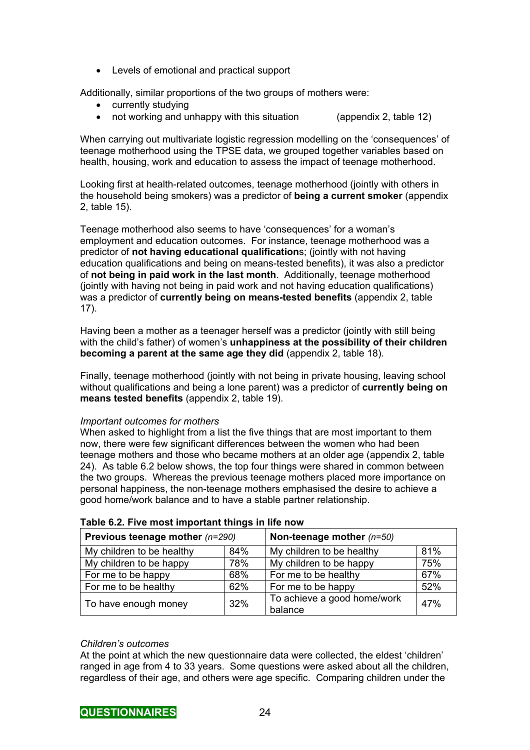- Levels of emotional and practical support

Additionally, similar proportions of the two groups of mothers were:

- currently studying
- not working and unhappy with this situation (appendix 2, table 12)

When carrying out multivariate logistic regression modelling on the 'consequences' of teenage motherhood using the TPSE data, we grouped together variables based on health, housing, work and education to assess the impact of teenage motherhood.

Looking first at health-related outcomes, teenage motherhood (jointly with others in the household being smokers) was a predictor of **being a current smoker** (appendix 2, table 15).

Teenage motherhood also seems to have 'consequences' for a woman's employment and education outcomes. For instance, teenage motherhood was a predictor of **not having educational qualification**s; (jointly with not having education qualifications and being on means-tested benefits), it was also a predictor of **not being in paid work in the last month**. Additionally, teenage motherhood (jointly with having not being in paid work and not having education qualifications) was a predictor of **currently being on means-tested benefits** (appendix 2, table 17).

Having been a mother as a teenager herself was a predictor (jointly with still being with the child's father) of women's **unhappiness at the possibility of their children becoming a parent at the same age they did** (appendix 2, table 18).

Finally, teenage motherhood (jointly with not being in private housing, leaving school without qualifications and being a lone parent) was a predictor of **currently being on means tested benefits** (appendix 2, table 19).

*Important outcomes for mothers*

When asked to highlight from a list the five things that are most important to them now, there were few significant differences between the women who had been teenage mothers and those who became mothers at an older age (appendix 2, table 24). As table 6.2 below shows, the top four things were shared in common between the two groups. Whereas the previous teenage mothers placed more importance on personal happiness, the non-teenage mothers emphasised the desire to achieve a good home/work balance and to have a stable partner relationship.

**Table 6.2. Five most important things in life now**

| **Previous teenage mother** *(n=290)* | | **Non-teenage mother** *(n=50)* | |
|---|---|---|---|
| My children to be healthy | 84% | My children to be healthy | 81% |
| My children to be happy | 78% | My children to be happy | 75% |
| For me to be happy | 68% | For me to be healthy | 67% |
| For me to be healthy | 62% | For me to be happy | 52% |
| To have enough money | 32% | To achieve a good home/work balance | 47% |

*Children's outcomes*

At the point at which the new questionnaire data were collected, the eldest 'children' ranged in age from 4 to 33 years. Some questions were asked about all the children, regardless of their age, and others were age specific. Comparing children under the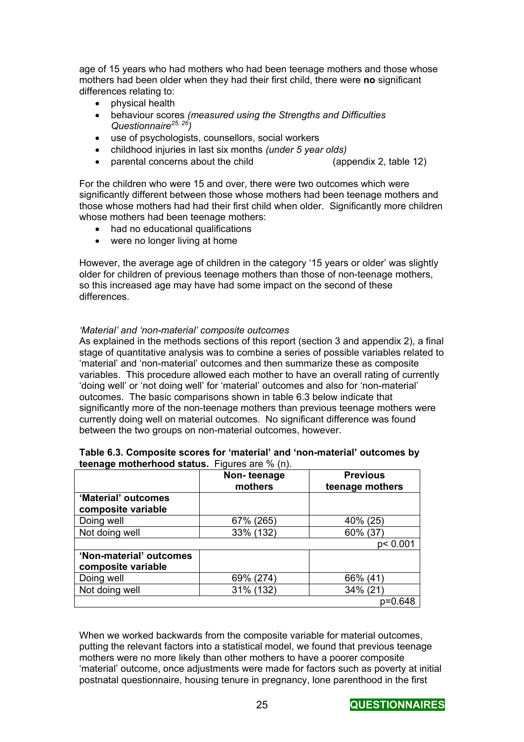age of 15 years who had mothers who had been teenage mothers and those whose mothers had been older when they had their first child, there were **no** significant differences relating to:

- physical health
- behaviour scores *(measured using the Strengths and Difficulties Questionnaire[25, 26])*
- use of psychologists, counsellors, social workers
- childhood injuries in last six months *(under 5 year olds)*
- parental concerns about the child (appendix 2, table 12)

For the children who were 15 and over, there were two outcomes which were significantly different between those whose mothers had been teenage mothers and those whose mothers had had their first child when older. Significantly more children whose mothers had been teenage mothers:

- had no educational qualifications
- were no longer living at home

However, the average age of children in the category '15 years or older' was slightly older for children of previous teenage mothers than those of non-teenage mothers, so this increased age may have had some impact on the second of these differences.

*'Material' and 'non-material' composite outcomes*

As explained in the methods sections of this report (section 3 and appendix 2), a final stage of quantitative analysis was to combine a series of possible variables related to 'material' and 'non-material' outcomes and then summarize these as composite variables. This procedure allowed each mother to have an overall rating of currently 'doing well' or 'not doing well' for 'material' outcomes and also for 'non-material' outcomes. The basic comparisons shown in table 6.3 below indicate that significantly more of the non-teenage mothers than previous teenage mothers were currently doing well on material outcomes. No significant difference was found between the two groups on non-material outcomes, however.

**Table 6.3. Composite scores for 'material' and 'non-material' outcomes by teenage motherhood status.** Figures are % (n).

| | **Non- teenage mothers** | **Previous teenage mothers** |
|---|---|---|
| **'Material' outcomes composite variable** | | |
| Doing well | 67% (265) | 40% (25) |
| Not doing well | 33% (132) | 60% (37) |
| | | p< 0.001 |
| **'Non-material' outcomes composite variable** | | |
| Doing well | 69% (274) | 66% (41) |
| Not doing well | 31% (132) | 34% (21) |
| | | p=0.648 |

When we worked backwards from the composite variable for material outcomes, putting the relevant factors into a statistical model, we found that previous teenage mothers were no more likely than other mothers to have a poorer composite 'material' outcome, once adjustments were made for factors such as poverty at initial postnatal questionnaire, housing tenure in pregnancy, lone parenthood in the first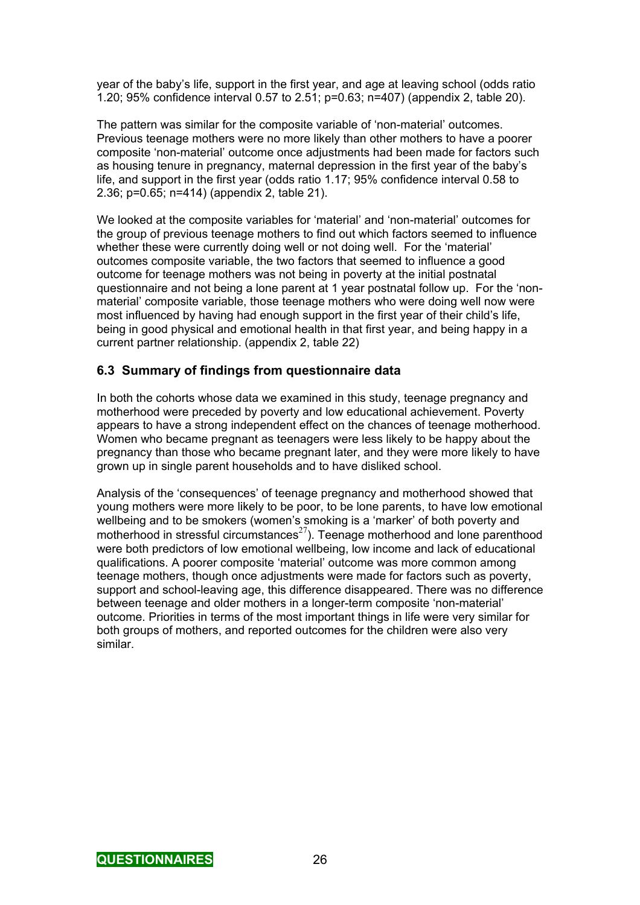year of the baby's life, support in the first year, and age at leaving school (odds ratio 1.20; 95% confidence interval 0.57 to 2.51; p=0.63; n=407) (appendix 2, table 20).

The pattern was similar for the composite variable of 'non-material' outcomes. Previous teenage mothers were no more likely than other mothers to have a poorer composite 'non-material' outcome once adjustments had been made for factors such as housing tenure in pregnancy, maternal depression in the first year of the baby's life, and support in the first year (odds ratio 1.17; 95% confidence interval 0.58 to 2.36; p=0.65; n=414) (appendix 2, table 21).

We looked at the composite variables for 'material' and 'non-material' outcomes for the group of previous teenage mothers to find out which factors seemed to influence whether these were currently doing well or not doing well. For the 'material' outcomes composite variable, the two factors that seemed to influence a good outcome for teenage mothers was not being in poverty at the initial postnatal questionnaire and not being a lone parent at 1 year postnatal follow up. For the 'non-material' composite variable, those teenage mothers who were doing well now were most influenced by having had enough support in the first year of their child's life, being in good physical and emotional health in that first year, and being happy in a current partner relationship. (appendix 2, table 22)

## 6.3 Summary of findings from questionnaire data

In both the cohorts whose data we examined in this study, teenage pregnancy and motherhood were preceded by poverty and low educational achievement. Poverty appears to have a strong independent effect on the chances of teenage motherhood. Women who became pregnant as teenagers were less likely to be happy about the pregnancy than those who became pregnant later, and they were more likely to have grown up in single parent households and to have disliked school.

Analysis of the 'consequences' of teenage pregnancy and motherhood showed that young mothers were more likely to be poor, to be lone parents, to have low emotional wellbeing and to be smokers (women's smoking is a 'marker' of both poverty and motherhood in stressful circumstances[27]). Teenage motherhood and lone parenthood were both predictors of low emotional wellbeing, low income and lack of educational qualifications. A poorer composite 'material' outcome was more common among teenage mothers, though once adjustments were made for factors such as poverty, support and school-leaving age, this difference disappeared. There was no difference between teenage and older mothers in a longer-term composite 'non-material' outcome. Priorities in terms of the most important things in life were very similar for both groups of mothers, and reported outcomes for the children were also very similar.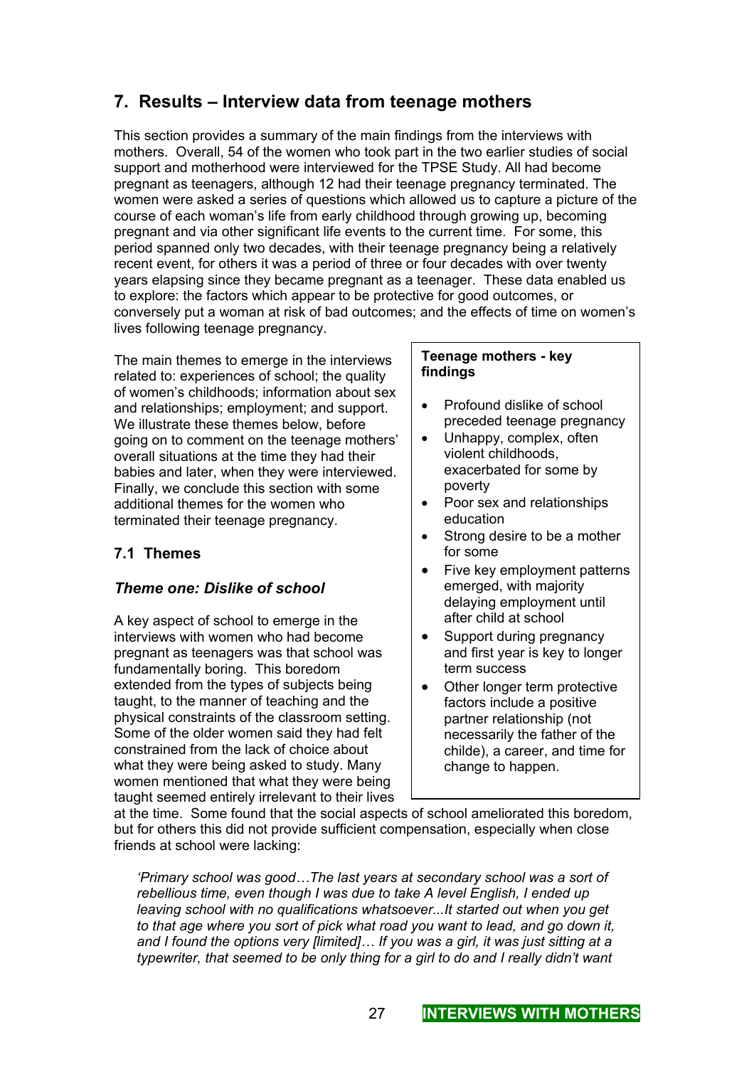## 7. Results – Interview data from teenage mothers

This section provides a summary of the main findings from the interviews with mothers. Overall, 54 of the women who took part in the two earlier studies of social support and motherhood were interviewed for the TPSE Study. All had become pregnant as teenagers, although 12 had their teenage pregnancy terminated. The women were asked a series of questions which allowed us to capture a picture of the course of each woman's life from early childhood through growing up, becoming pregnant and via other significant life events to the current time. For some, this period spanned only two decades, with their teenage pregnancy being a relatively recent event, for others it was a period of three or four decades with over twenty years elapsing since they became pregnant as a teenager. These data enabled us to explore: the factors which appear to be protective for good outcomes, or conversely put a woman at risk of bad outcomes; and the effects of time on women's lives following teenage pregnancy.

The main themes to emerge in the interviews related to: experiences of school; the quality of women's childhoods; information about sex and relationships; employment; and support. We illustrate these themes below, before going on to comment on the teenage mothers' overall situations at the time they had their babies and later, when they were interviewed. Finally, we conclude this section with some additional themes for the women who terminated their teenage pregnancy.

**Teenage mothers - key findings**

- Profound dislike of school preceded teenage pregnancy
- Unhappy, complex, often violent childhoods, exacerbated for some by poverty
- Poor sex and relationships education
- Strong desire to be a mother for some
- Five key employment patterns emerged, with majority delaying employment until after child at school
- Support during pregnancy and first year is key to longer term success
- Other longer term protective factors include a positive partner relationship (not necessarily the father of the childe), a career, and time for change to happen.

### 7.1 Themes

### *Theme one: Dislike of school*

A key aspect of school to emerge in the interviews with women who had become pregnant as teenagers was that school was fundamentally boring. This boredom extended from the types of subjects being taught, to the manner of teaching and the physical constraints of the classroom setting. Some of the older women said they had felt constrained from the lack of choice about what they were being asked to study. Many women mentioned that what they were being taught seemed entirely irrelevant to their lives at the time. Some found that the social aspects of school ameliorated this boredom, but for others this did not provide sufficient compensation, especially when close friends at school were lacking:

> *'Primary school was good…The last years at secondary school was a sort of rebellious time, even though I was due to take A level English, I ended up leaving school with no qualifications whatsoever...It started out when you get to that age where you sort of pick what road you want to lead, and go down it, and I found the options very [limited]… If you was a girl, it was just sitting at a typewriter, that seemed to be only thing for a girl to do and I really didn't want*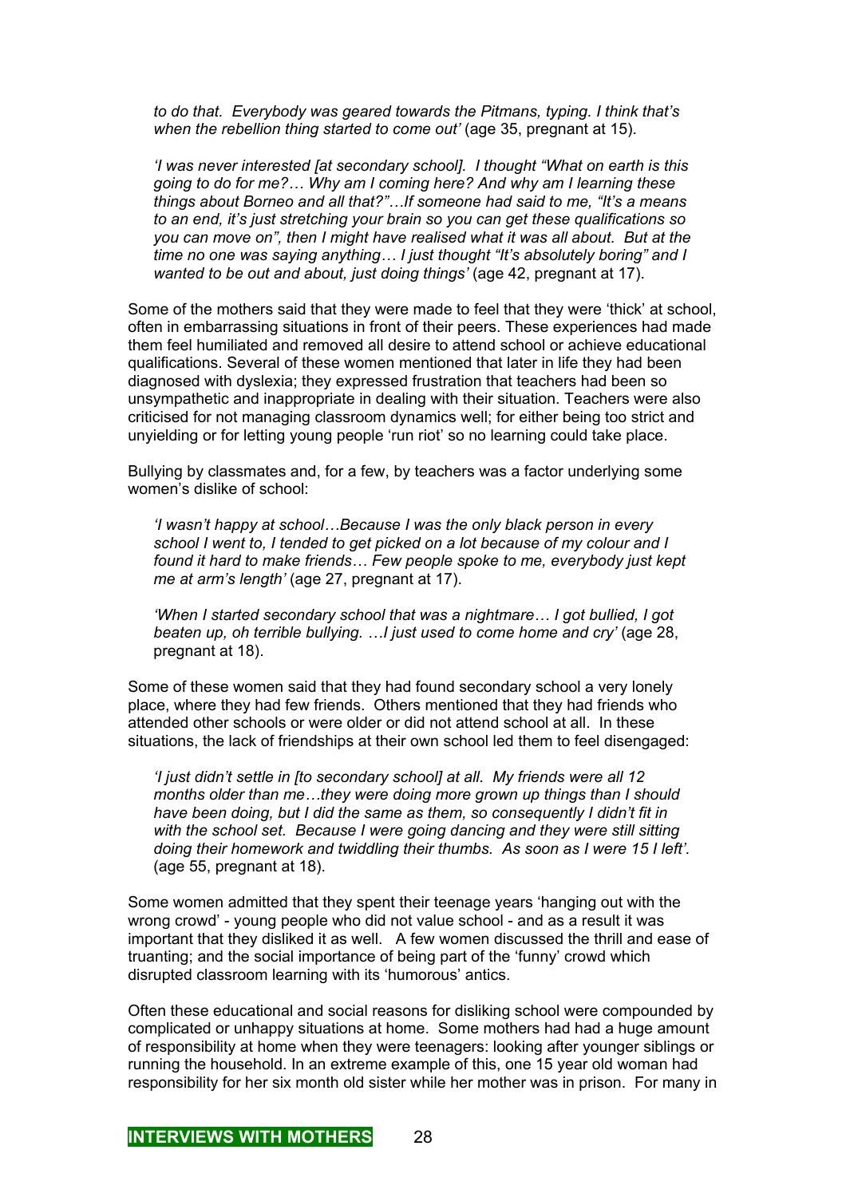*to do that. Everybody was geared towards the Pitmans, typing. I think that's when the rebellion thing started to come out'* (age 35, pregnant at 15).

> *'I was never interested [at secondary school]. I thought "What on earth is this going to do for me?… Why am I coming here? And why am I learning these things about Borneo and all that?"…If someone had said to me, "It's a means to an end, it's just stretching your brain so you can get these qualifications so you can move on", then I might have realised what it was all about. But at the time no one was saying anything… I just thought "It's absolutely boring" and I wanted to be out and about, just doing things'* (age 42, pregnant at 17).

Some of the mothers said that they were made to feel that they were 'thick' at school, often in embarrassing situations in front of their peers. These experiences had made them feel humiliated and removed all desire to attend school or achieve educational qualifications. Several of these women mentioned that later in life they had been diagnosed with dyslexia; they expressed frustration that teachers had been so unsympathetic and inappropriate in dealing with their situation. Teachers were also criticised for not managing classroom dynamics well; for either being too strict and unyielding or for letting young people 'run riot' so no learning could take place.

Bullying by classmates and, for a few, by teachers was a factor underlying some women's dislike of school:

> *'I wasn't happy at school…Because I was the only black person in every school I went to, I tended to get picked on a lot because of my colour and I found it hard to make friends… Few people spoke to me, everybody just kept me at arm's length'* (age 27, pregnant at 17).

> *'When I started secondary school that was a nightmare… I got bullied, I got beaten up, oh terrible bullying. …I just used to come home and cry'* (age 28, pregnant at 18).

Some of these women said that they had found secondary school a very lonely place, where they had few friends. Others mentioned that they had friends who attended other schools or were older or did not attend school at all. In these situations, the lack of friendships at their own school led them to feel disengaged:

> *'I just didn't settle in [to secondary school] at all. My friends were all 12 months older than me…they were doing more grown up things than I should have been doing, but I did the same as them, so consequently I didn't fit in with the school set. Because I were going dancing and they were still sitting doing their homework and twiddling their thumbs. As soon as I were 15 I left'.* (age 55, pregnant at 18).

Some women admitted that they spent their teenage years 'hanging out with the wrong crowd' - young people who did not value school - and as a result it was important that they disliked it as well. A few women discussed the thrill and ease of truanting; and the social importance of being part of the 'funny' crowd which disrupted classroom learning with its 'humorous' antics.

Often these educational and social reasons for disliking school were compounded by complicated or unhappy situations at home. Some mothers had had a huge amount of responsibility at home when they were teenagers: looking after younger siblings or running the household. In an extreme example of this, one 15 year old woman had responsibility for her six month old sister while her mother was in prison. For many in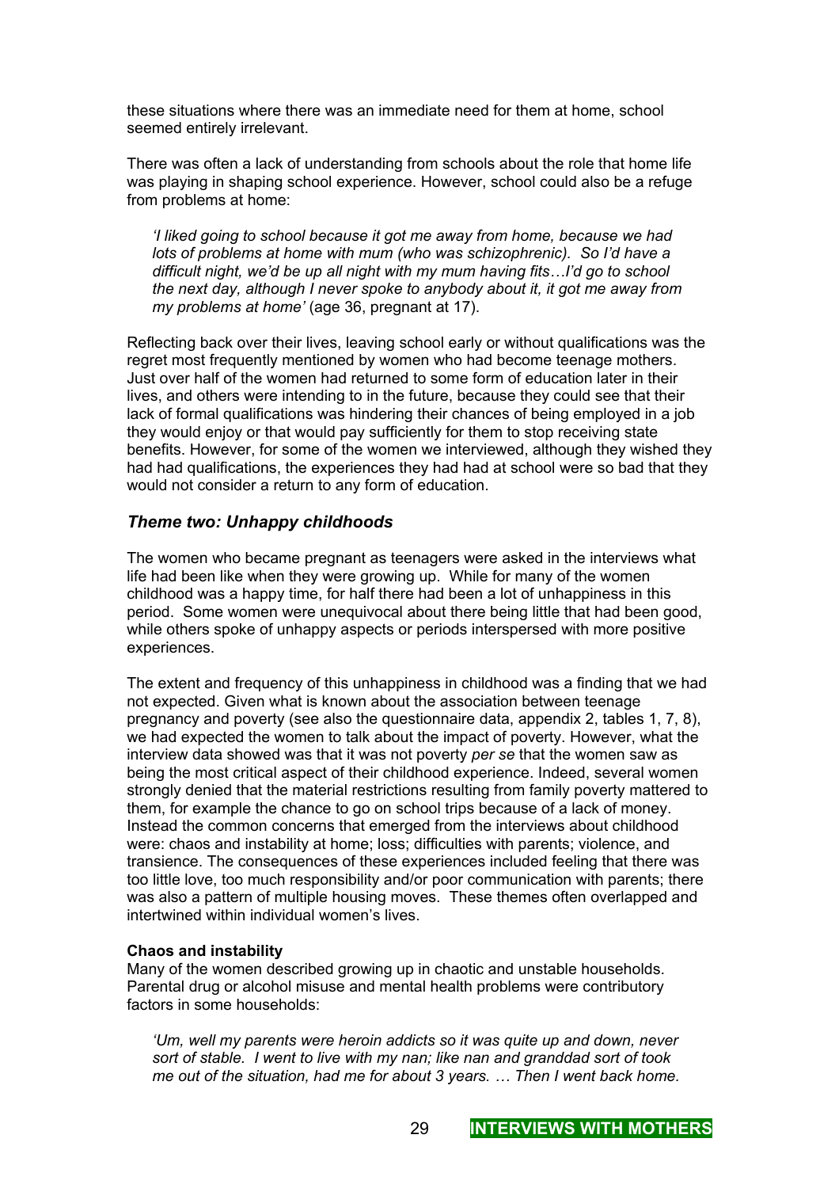these situations where there was an immediate need for them at home, school seemed entirely irrelevant.

There was often a lack of understanding from schools about the role that home life was playing in shaping school experience. However, school could also be a refuge from problems at home:

> *'I liked going to school because it got me away from home, because we had lots of problems at home with mum (who was schizophrenic). So I'd have a difficult night, we'd be up all night with my mum having fits…I'd go to school the next day, although I never spoke to anybody about it, it got me away from my problems at home'* (age 36, pregnant at 17).

Reflecting back over their lives, leaving school early or without qualifications was the regret most frequently mentioned by women who had become teenage mothers. Just over half of the women had returned to some form of education later in their lives, and others were intending to in the future, because they could see that their lack of formal qualifications was hindering their chances of being employed in a job they would enjoy or that would pay sufficiently for them to stop receiving state benefits. However, for some of the women we interviewed, although they wished they had had qualifications, the experiences they had had at school were so bad that they would not consider a return to any form of education.

### *Theme two: Unhappy childhoods*

The women who became pregnant as teenagers were asked in the interviews what life had been like when they were growing up. While for many of the women childhood was a happy time, for half there had been a lot of unhappiness in this period. Some women were unequivocal about there being little that had been good, while others spoke of unhappy aspects or periods interspersed with more positive experiences.

The extent and frequency of this unhappiness in childhood was a finding that we had not expected. Given what is known about the association between teenage pregnancy and poverty (see also the questionnaire data, appendix 2, tables 1, 7, 8), we had expected the women to talk about the impact of poverty. However, what the interview data showed was that it was not poverty *per se* that the women saw as being the most critical aspect of their childhood experience. Indeed, several women strongly denied that the material restrictions resulting from family poverty mattered to them, for example the chance to go on school trips because of a lack of money. Instead the common concerns that emerged from the interviews about childhood were: chaos and instability at home; loss; difficulties with parents; violence, and transience. The consequences of these experiences included feeling that there was too little love, too much responsibility and/or poor communication with parents; there was also a pattern of multiple housing moves. These themes often overlapped and intertwined within individual women's lives.

**Chaos and instability**

Many of the women described growing up in chaotic and unstable households. Parental drug or alcohol misuse and mental health problems were contributory factors in some households:

> *'Um, well my parents were heroin addicts so it was quite up and down, never sort of stable. I went to live with my nan; like nan and granddad sort of took me out of the situation, had me for about 3 years. … Then I went back home.*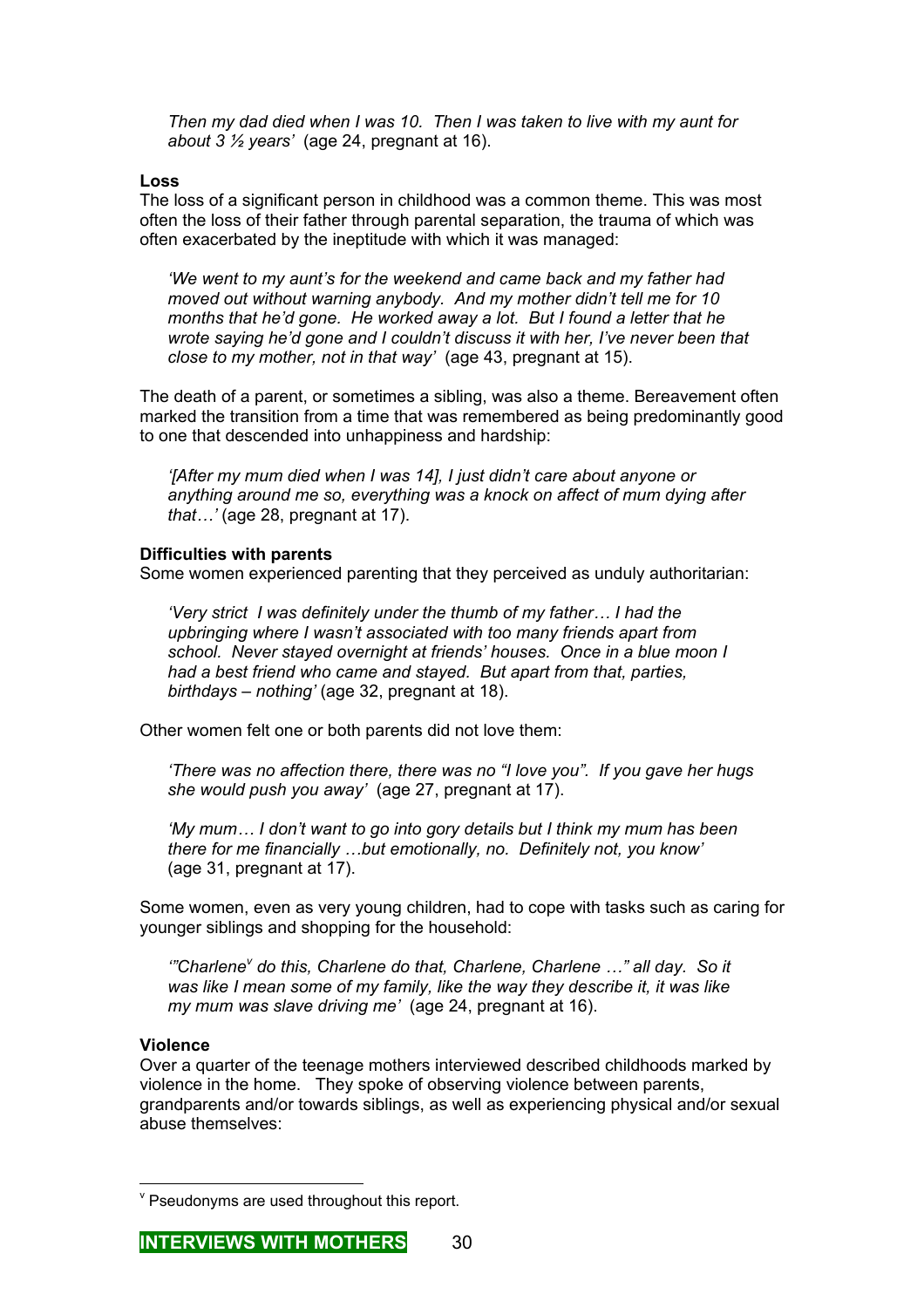*Then my dad died when I was 10. Then I was taken to live with my aunt for about 3 ½ years'* (age 24, pregnant at 16).

**Loss**

The loss of a significant person in childhood was a common theme. This was most often the loss of their father through parental separation, the trauma of which was often exacerbated by the ineptitude with which it was managed:

> *'We went to my aunt's for the weekend and came back and my father had moved out without warning anybody. And my mother didn't tell me for 10 months that he'd gone. He worked away a lot. But I found a letter that he wrote saying he'd gone and I couldn't discuss it with her, I've never been that close to my mother, not in that way'* (age 43, pregnant at 15).

The death of a parent, or sometimes a sibling, was also a theme. Bereavement often marked the transition from a time that was remembered as being predominantly good to one that descended into unhappiness and hardship:

> *'[After my mum died when I was 14], I just didn't care about anyone or anything around me so, everything was a knock on affect of mum dying after that…'* (age 28, pregnant at 17).

**Difficulties with parents**

Some women experienced parenting that they perceived as unduly authoritarian:

> *'Very strict I was definitely under the thumb of my father… I had the upbringing where I wasn't associated with too many friends apart from school. Never stayed overnight at friends' houses. Once in a blue moon I had a best friend who came and stayed. But apart from that, parties, birthdays – nothing'* (age 32, pregnant at 18).

Other women felt one or both parents did not love them:

> *'There was no affection there, there was no "I love you". If you gave her hugs she would push you away'* (age 27, pregnant at 17).

> *'My mum… I don't want to go into gory details but I think my mum has been there for me financially …but emotionally, no. Definitely not, you know'* (age 31, pregnant at 17).

Some women, even as very young children, had to cope with tasks such as caring for younger siblings and shopping for the household:

> *'"Charlene[v] do this, Charlene do that, Charlene, Charlene …" all day. So it was like I mean some of my family, like the way they describe it, it was like my mum was slave driving me'* (age 24, pregnant at 16).

**Violence**

Over a quarter of the teenage mothers interviewed described childhoods marked by violence in the home. They spoke of observing violence between parents, grandparents and/or towards siblings, as well as experiencing physical and/or sexual abuse themselves:

---

[v] Pseudonyms are used throughout this report.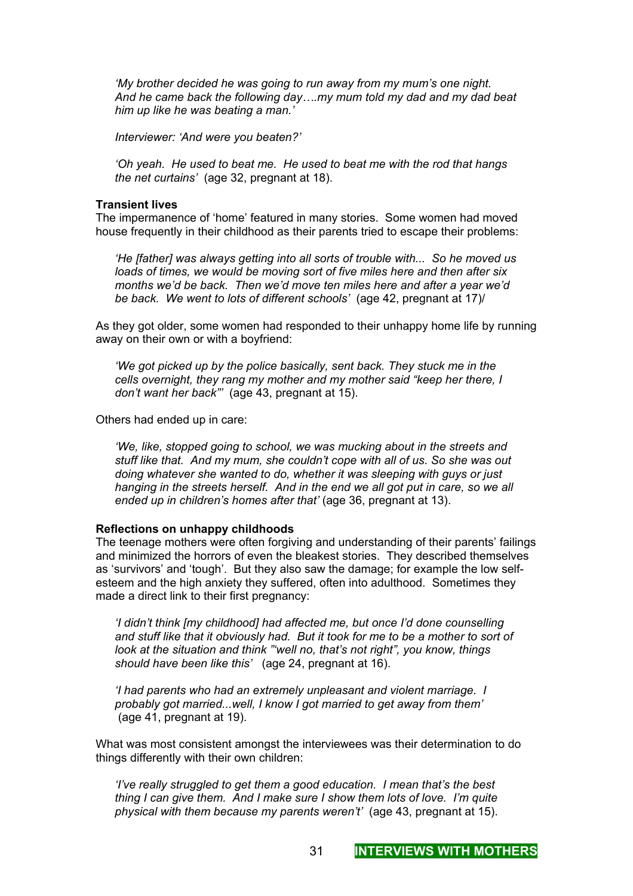*'My brother decided he was going to run away from my mum's one night. And he came back the following day….my mum told my dad and my dad beat him up like he was beating a man.'*

*Interviewer: 'And were you beaten?'*

*'Oh yeah. He used to beat me. He used to beat me with the rod that hangs the net curtains'* (age 32, pregnant at 18).

**Transient lives**

The impermanence of 'home' featured in many stories. Some women had moved house frequently in their childhood as their parents tried to escape their problems:

*'He [father] was always getting into all sorts of trouble with... So he moved us loads of times, we would be moving sort of five miles here and then after six months we'd be back. Then we'd move ten miles here and after a year we'd be back. We went to lots of different schools'* (age 42, pregnant at 17)/

As they got older, some women had responded to their unhappy home life by running away on their own or with a boyfriend:

*'We got picked up by the police basically, sent back. They stuck me in the cells overnight, they rang my mother and my mother said "keep her there, I don't want her back"'* (age 43, pregnant at 15).

Others had ended up in care:

*'We, like, stopped going to school, we was mucking about in the streets and stuff like that. And my mum, she couldn't cope with all of us. So she was out doing whatever she wanted to do, whether it was sleeping with guys or just hanging in the streets herself. And in the end we all got put in care, so we all ended up in children's homes after that'* (age 36, pregnant at 13).

**Reflections on unhappy childhoods**

The teenage mothers were often forgiving and understanding of their parents' failings and minimized the horrors of even the bleakest stories. They described themselves as 'survivors' and 'tough'. But they also saw the damage; for example the low self-esteem and the high anxiety they suffered, often into adulthood. Sometimes they made a direct link to their first pregnancy:

*'I didn't think [my childhood] had affected me, but once I'd done counselling and stuff like that it obviously had. But it took for me to be a mother to sort of look at the situation and think "'well no, that's not right", you know, things should have been like this'* (age 24, pregnant at 16).

*'I had parents who had an extremely unpleasant and violent marriage. I probably got married...well, I know I got married to get away from them'* (age 41, pregnant at 19).

What was most consistent amongst the interviewees was their determination to do things differently with their own children:

*'I've really struggled to get them a good education. I mean that's the best thing I can give them. And I make sure I show them lots of love. I'm quite physical with them because my parents weren't'* (age 43, pregnant at 15).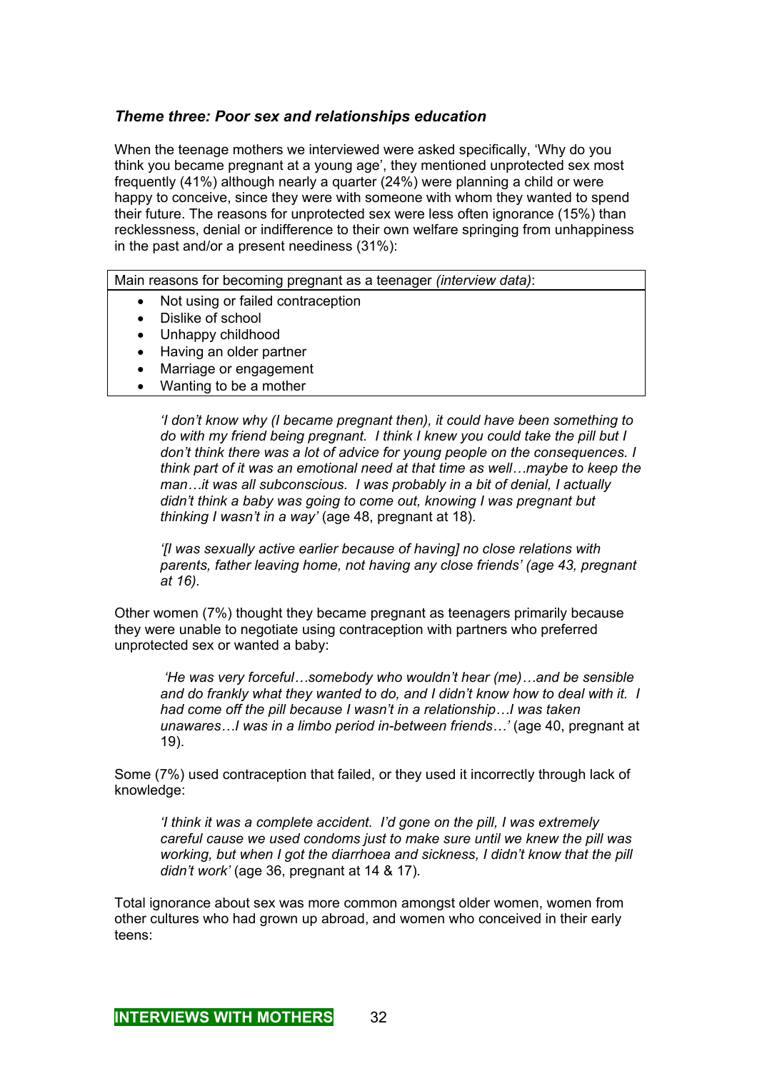### *Theme three: Poor sex and relationships education*

When the teenage mothers we interviewed were asked specifically, 'Why do you think you became pregnant at a young age', they mentioned unprotected sex most frequently (41%) although nearly a quarter (24%) were planning a child or were happy to conceive, since they were with someone with whom they wanted to spend their future. The reasons for unprotected sex were less often ignorance (15%) than recklessness, denial or indifference to their own welfare springing from unhappiness in the past and/or a present neediness (31%):

| Main reasons for becoming pregnant as a teenager *(interview data)*: |
|---|
| • Not using or failed contraception<br>• Dislike of school<br>• Unhappy childhood<br>• Having an older partner<br>• Marriage or engagement<br>• Wanting to be a mother |

> *'I don't know why (I became pregnant then), it could have been something to do with my friend being pregnant. I think I knew you could take the pill but I don't think there was a lot of advice for young people on the consequences. I think part of it was an emotional need at that time as well…maybe to keep the man…it was all subconscious. I was probably in a bit of denial, I actually didn't think a baby was going to come out, knowing I was pregnant but thinking I wasn't in a way'* (age 48, pregnant at 18).

> *'[I was sexually active earlier because of having] no close relations with parents, father leaving home, not having any close friends' (age 43, pregnant at 16).*

Other women (7%) thought they became pregnant as teenagers primarily because they were unable to negotiate using contraception with partners who preferred unprotected sex or wanted a baby:

> *'He was very forceful…somebody who wouldn't hear (me)…and be sensible and do frankly what they wanted to do, and I didn't know how to deal with it. I had come off the pill because I wasn't in a relationship…I was taken unawares…I was in a limbo period in-between friends…'* (age 40, pregnant at 19).

Some (7%) used contraception that failed, or they used it incorrectly through lack of knowledge:

> *'I think it was a complete accident. I'd gone on the pill, I was extremely careful cause we used condoms just to make sure until we knew the pill was working, but when I got the diarrhoea and sickness, I didn't know that the pill didn't work'* (age 36, pregnant at 14 & 17).

Total ignorance about sex was more common amongst older women, women from other cultures who had grown up abroad, and women who conceived in their early teens: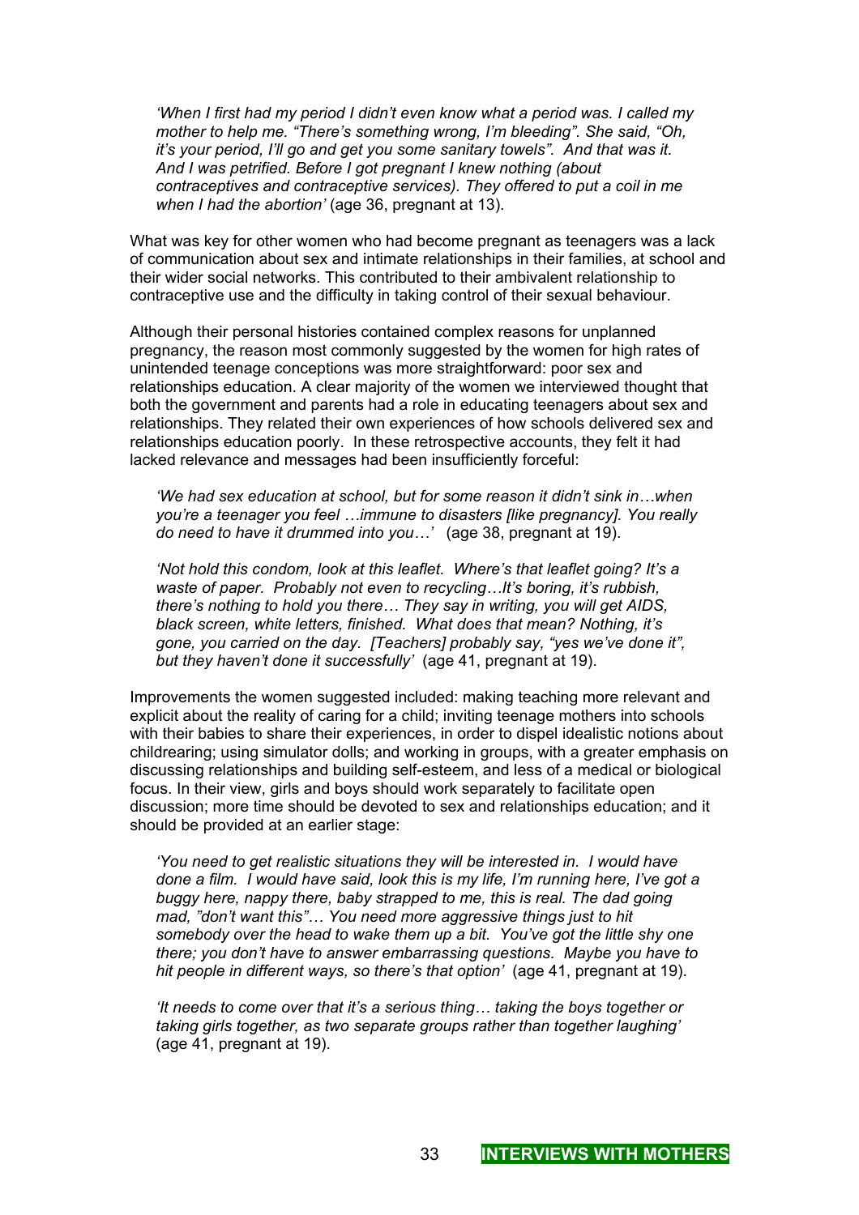*'When I first had my period I didn't even know what a period was. I called my mother to help me. "There's something wrong, I'm bleeding". She said, "Oh, it's your period, I'll go and get you some sanitary towels". And that was it. And I was petrified. Before I got pregnant I knew nothing (about contraceptives and contraceptive services). They offered to put a coil in me when I had the abortion'* (age 36, pregnant at 13).

What was key for other women who had become pregnant as teenagers was a lack of communication about sex and intimate relationships in their families, at school and their wider social networks. This contributed to their ambivalent relationship to contraceptive use and the difficulty in taking control of their sexual behaviour.

Although their personal histories contained complex reasons for unplanned pregnancy, the reason most commonly suggested by the women for high rates of unintended teenage conceptions was more straightforward: poor sex and relationships education. A clear majority of the women we interviewed thought that both the government and parents had a role in educating teenagers about sex and relationships. They related their own experiences of how schools delivered sex and relationships education poorly. In these retrospective accounts, they felt it had lacked relevance and messages had been insufficiently forceful:

> *'We had sex education at school, but for some reason it didn't sink in…when you're a teenager you feel …immune to disasters [like pregnancy]. You really do need to have it drummed into you…'* (age 38, pregnant at 19).

> *'Not hold this condom, look at this leaflet. Where's that leaflet going? It's a waste of paper. Probably not even to recycling…It's boring, it's rubbish, there's nothing to hold you there… They say in writing, you will get AIDS, black screen, white letters, finished. What does that mean? Nothing, it's gone, you carried on the day. [Teachers] probably say, "yes we've done it", but they haven't done it successfully'* (age 41, pregnant at 19).

Improvements the women suggested included: making teaching more relevant and explicit about the reality of caring for a child; inviting teenage mothers into schools with their babies to share their experiences, in order to dispel idealistic notions about childrearing; using simulator dolls; and working in groups, with a greater emphasis on discussing relationships and building self-esteem, and less of a medical or biological focus. In their view, girls and boys should work separately to facilitate open discussion; more time should be devoted to sex and relationships education; and it should be provided at an earlier stage:

> *'You need to get realistic situations they will be interested in. I would have done a film. I would have said, look this is my life, I'm running here, I've got a buggy here, nappy there, baby strapped to me, this is real. The dad going mad, "don't want this"… You need more aggressive things just to hit somebody over the head to wake them up a bit. You've got the little shy one there; you don't have to answer embarrassing questions. Maybe you have to hit people in different ways, so there's that option'* (age 41, pregnant at 19).

> *'It needs to come over that it's a serious thing… taking the boys together or taking girls together, as two separate groups rather than together laughing'* (age 41, pregnant at 19).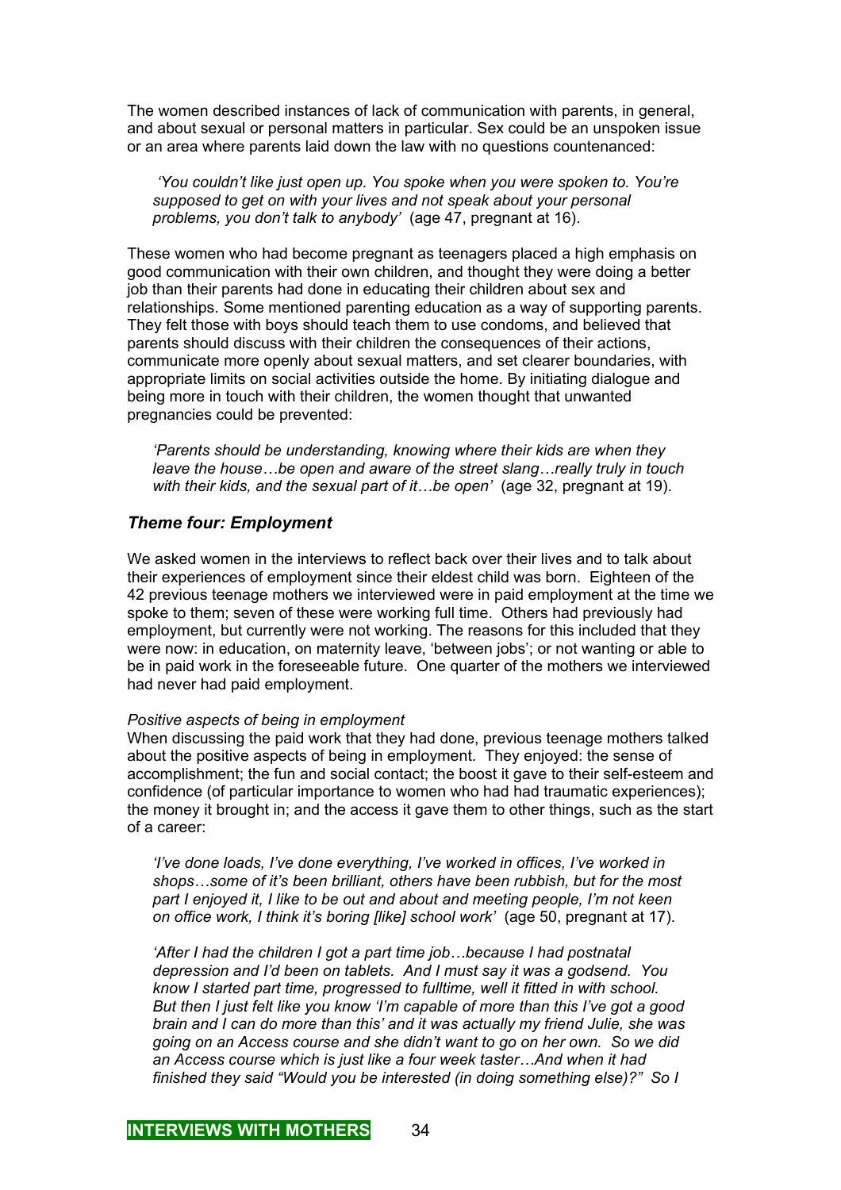The women described instances of lack of communication with parents, in general, and about sexual or personal matters in particular. Sex could be an unspoken issue or an area where parents laid down the law with no questions countenanced:

> *'You couldn't like just open up. You spoke when you were spoken to. You're supposed to get on with your lives and not speak about your personal problems, you don't talk to anybody'* (age 47, pregnant at 16).

These women who had become pregnant as teenagers placed a high emphasis on good communication with their own children, and thought they were doing a better job than their parents had done in educating their children about sex and relationships. Some mentioned parenting education as a way of supporting parents. They felt those with boys should teach them to use condoms, and believed that parents should discuss with their children the consequences of their actions, communicate more openly about sexual matters, and set clearer boundaries, with appropriate limits on social activities outside the home. By initiating dialogue and being more in touch with their children, the women thought that unwanted pregnancies could be prevented:

> *'Parents should be understanding, knowing where their kids are when they leave the house…be open and aware of the street slang…really truly in touch with their kids, and the sexual part of it…be open'* (age 32, pregnant at 19).

### *Theme four: Employment*

We asked women in the interviews to reflect back over their lives and to talk about their experiences of employment since their eldest child was born. Eighteen of the 42 previous teenage mothers we interviewed were in paid employment at the time we spoke to them; seven of these were working full time. Others had previously had employment, but currently were not working. The reasons for this included that they were now: in education, on maternity leave, 'between jobs'; or not wanting or able to be in paid work in the foreseeable future. One quarter of the mothers we interviewed had never had paid employment.

*Positive aspects of being in employment*

When discussing the paid work that they had done, previous teenage mothers talked about the positive aspects of being in employment. They enjoyed: the sense of accomplishment; the fun and social contact; the boost it gave to their self-esteem and confidence (of particular importance to women who had had traumatic experiences); the money it brought in; and the access it gave them to other things, such as the start of a career:

> *'I've done loads, I've done everything, I've worked in offices, I've worked in shops…some of it's been brilliant, others have been rubbish, but for the most part I enjoyed it, I like to be out and about and meeting people, I'm not keen on office work, I think it's boring [like] school work'* (age 50, pregnant at 17).

> *'After I had the children I got a part time job…because I had postnatal depression and I'd been on tablets. And I must say it was a godsend. You know I started part time, progressed to fulltime, well it fitted in with school. But then I just felt like you know 'I'm capable of more than this I've got a good brain and I can do more than this' and it was actually my friend Julie, she was going on an Access course and she didn't want to go on her own. So we did an Access course which is just like a four week taster…And when it had finished they said "Would you be interested (in doing something else)?" So I*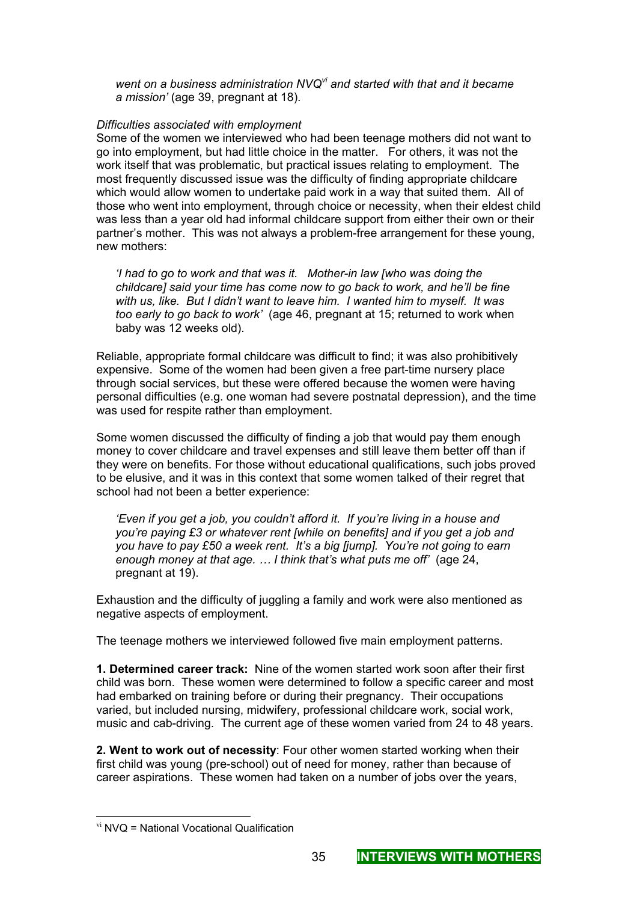*went on a business administration NVQ*[vi] *and started with that and it became a mission'* (age 39, pregnant at 18).

*Difficulties associated with employment*

Some of the women we interviewed who had been teenage mothers did not want to go into employment, but had little choice in the matter. For others, it was not the work itself that was problematic, but practical issues relating to employment. The most frequently discussed issue was the difficulty of finding appropriate childcare which would allow women to undertake paid work in a way that suited them. All of those who went into employment, through choice or necessity, when their eldest child was less than a year old had informal childcare support from either their own or their partner's mother. This was not always a problem-free arrangement for these young, new mothers:

> *'I had to go to work and that was it. Mother-in law [who was doing the childcare] said your time has come now to go back to work, and he'll be fine with us, like. But I didn't want to leave him. I wanted him to myself. It was too early to go back to work'* (age 46, pregnant at 15; returned to work when baby was 12 weeks old).

Reliable, appropriate formal childcare was difficult to find; it was also prohibitively expensive. Some of the women had been given a free part-time nursery place through social services, but these were offered because the women were having personal difficulties (e.g. one woman had severe postnatal depression), and the time was used for respite rather than employment.

Some women discussed the difficulty of finding a job that would pay them enough money to cover childcare and travel expenses and still leave them better off than if they were on benefits. For those without educational qualifications, such jobs proved to be elusive, and it was in this context that some women talked of their regret that school had not been a better experience:

> *'Even if you get a job, you couldn't afford it. If you're living in a house and you're paying £3 or whatever rent [while on benefits] and if you get a job and you have to pay £50 a week rent. It's a big [jump]. You're not going to earn enough money at that age. … I think that's what puts me off'* (age 24, pregnant at 19).

Exhaustion and the difficulty of juggling a family and work were also mentioned as negative aspects of employment.

The teenage mothers we interviewed followed five main employment patterns.

**1. Determined career track:** Nine of the women started work soon after their first child was born. These women were determined to follow a specific career and most had embarked on training before or during their pregnancy. Their occupations varied, but included nursing, midwifery, professional childcare work, social work, music and cab-driving. The current age of these women varied from 24 to 48 years.

**2. Went to work out of necessity**: Four other women started working when their first child was young (pre-school) out of need for money, rather than because of career aspirations. These women had taken on a number of jobs over the years,

---

[vi] NVQ = National Vocational Qualification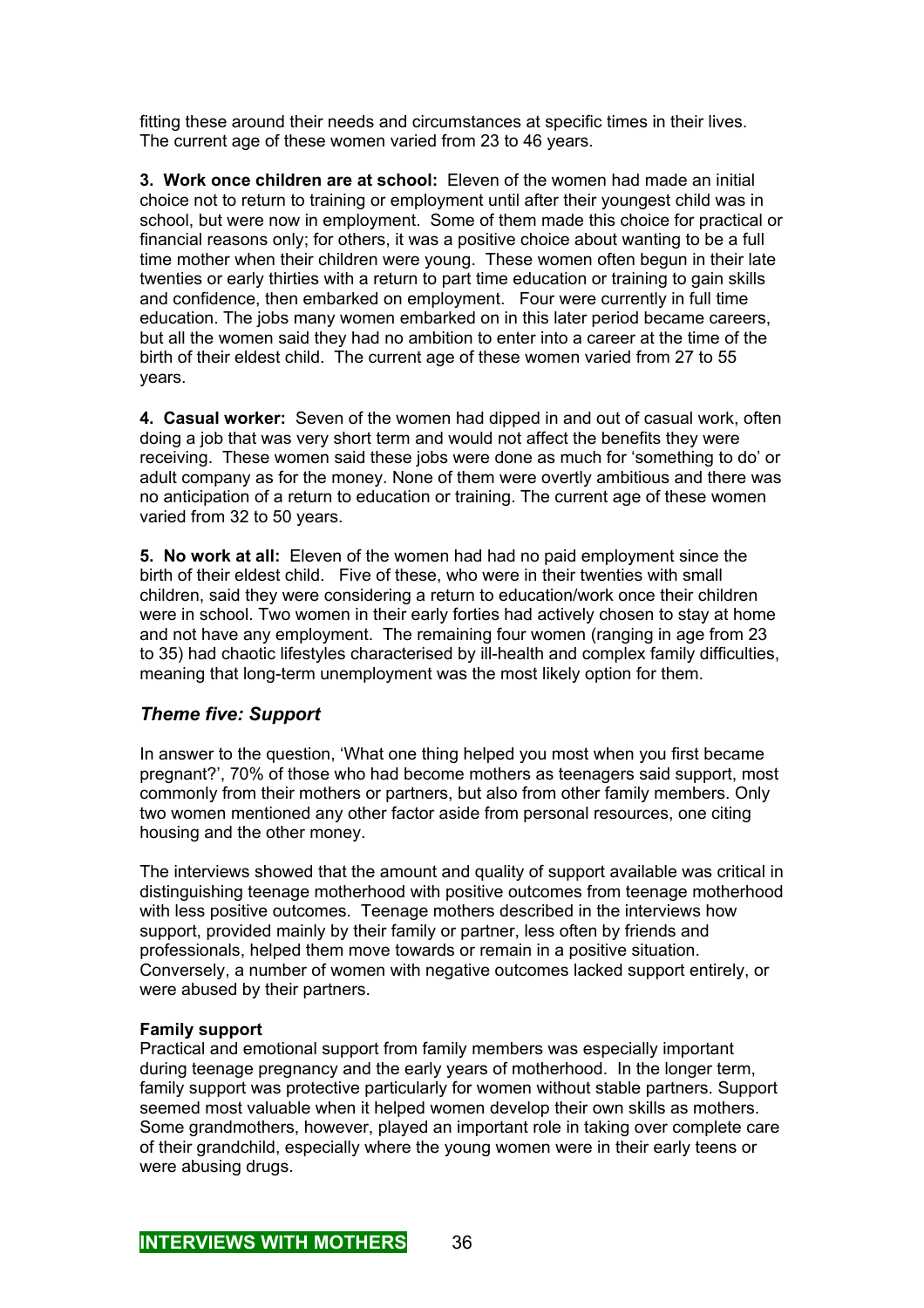fitting these around their needs and circumstances at specific times in their lives. The current age of these women varied from 23 to 46 years.

**3. Work once children are at school:** Eleven of the women had made an initial choice not to return to training or employment until after their youngest child was in school, but were now in employment. Some of them made this choice for practical or financial reasons only; for others, it was a positive choice about wanting to be a full time mother when their children were young. These women often begun in their late twenties or early thirties with a return to part time education or training to gain skills and confidence, then embarked on employment. Four were currently in full time education. The jobs many women embarked on in this later period became careers, but all the women said they had no ambition to enter into a career at the time of the birth of their eldest child. The current age of these women varied from 27 to 55 years.

**4. Casual worker:** Seven of the women had dipped in and out of casual work, often doing a job that was very short term and would not affect the benefits they were receiving. These women said these jobs were done as much for 'something to do' or adult company as for the money. None of them were overtly ambitious and there was no anticipation of a return to education or training. The current age of these women varied from 32 to 50 years.

**5. No work at all:** Eleven of the women had had no paid employment since the birth of their eldest child. Five of these, who were in their twenties with small children, said they were considering a return to education/work once their children were in school. Two women in their early forties had actively chosen to stay at home and not have any employment. The remaining four women (ranging in age from 23 to 35) had chaotic lifestyles characterised by ill-health and complex family difficulties, meaning that long-term unemployment was the most likely option for them.

## *Theme five: Support*

In answer to the question, 'What one thing helped you most when you first became pregnant?', 70% of those who had become mothers as teenagers said support, most commonly from their mothers or partners, but also from other family members. Only two women mentioned any other factor aside from personal resources, one citing housing and the other money.

The interviews showed that the amount and quality of support available was critical in distinguishing teenage motherhood with positive outcomes from teenage motherhood with less positive outcomes. Teenage mothers described in the interviews how support, provided mainly by their family or partner, less often by friends and professionals, helped them move towards or remain in a positive situation. Conversely, a number of women with negative outcomes lacked support entirely, or were abused by their partners.

**Family support**

Practical and emotional support from family members was especially important during teenage pregnancy and the early years of motherhood. In the longer term, family support was protective particularly for women without stable partners. Support seemed most valuable when it helped women develop their own skills as mothers. Some grandmothers, however, played an important role in taking over complete care of their grandchild, especially where the young women were in their early teens or were abusing drugs.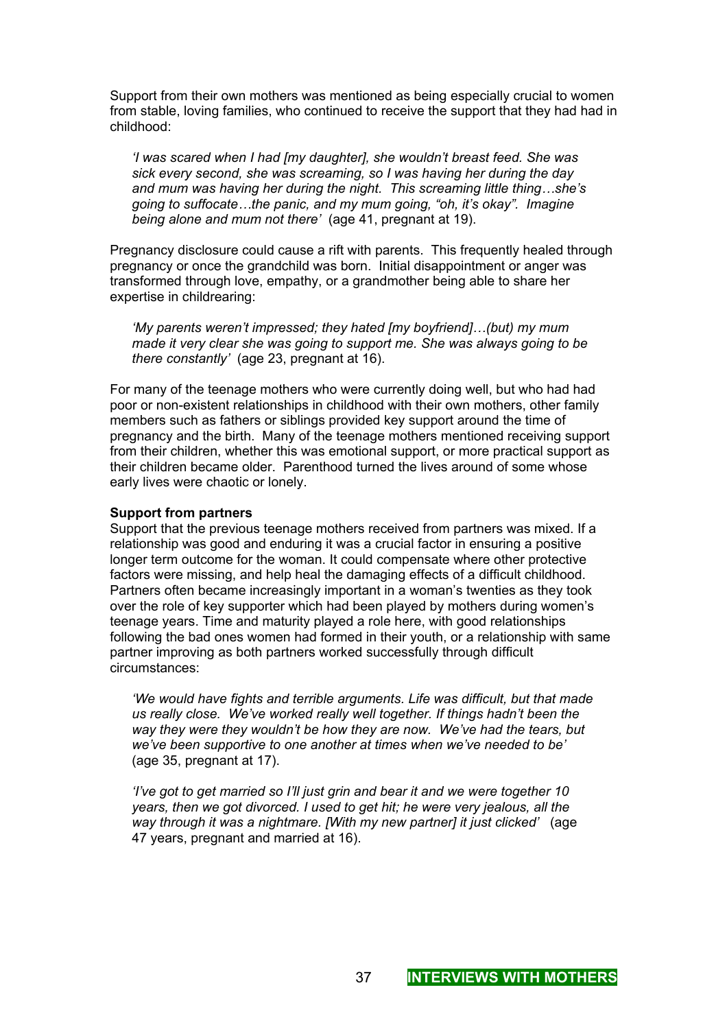Support from their own mothers was mentioned as being especially crucial to women from stable, loving families, who continued to receive the support that they had had in childhood:

> *'I was scared when I had [my daughter], she wouldn't breast feed. She was sick every second, she was screaming, so I was having her during the day and mum was having her during the night. This screaming little thing…she's going to suffocate…the panic, and my mum going, "oh, it's okay". Imagine being alone and mum not there'* (age 41, pregnant at 19).

Pregnancy disclosure could cause a rift with parents. This frequently healed through pregnancy or once the grandchild was born. Initial disappointment or anger was transformed through love, empathy, or a grandmother being able to share her expertise in childrearing:

> *'My parents weren't impressed; they hated [my boyfriend]…(but) my mum made it very clear she was going to support me. She was always going to be there constantly'* (age 23, pregnant at 16).

For many of the teenage mothers who were currently doing well, but who had had poor or non-existent relationships in childhood with their own mothers, other family members such as fathers or siblings provided key support around the time of pregnancy and the birth. Many of the teenage mothers mentioned receiving support from their children, whether this was emotional support, or more practical support as their children became older. Parenthood turned the lives around of some whose early lives were chaotic or lonely.

**Support from partners**

Support that the previous teenage mothers received from partners was mixed. If a relationship was good and enduring it was a crucial factor in ensuring a positive longer term outcome for the woman. It could compensate where other protective factors were missing, and help heal the damaging effects of a difficult childhood. Partners often became increasingly important in a woman's twenties as they took over the role of key supporter which had been played by mothers during women's teenage years. Time and maturity played a role here, with good relationships following the bad ones women had formed in their youth, or a relationship with same partner improving as both partners worked successfully through difficult circumstances:

> *'We would have fights and terrible arguments. Life was difficult, but that made us really close. We've worked really well together. If things hadn't been the way they were they wouldn't be how they are now. We've had the tears, but we've been supportive to one another at times when we've needed to be'* (age 35, pregnant at 17).

> *'I've got to get married so I'll just grin and bear it and we were together 10 years, then we got divorced. I used to get hit; he were very jealous, all the way through it was a nightmare. [With my new partner] it just clicked'* (age 47 years, pregnant and married at 16).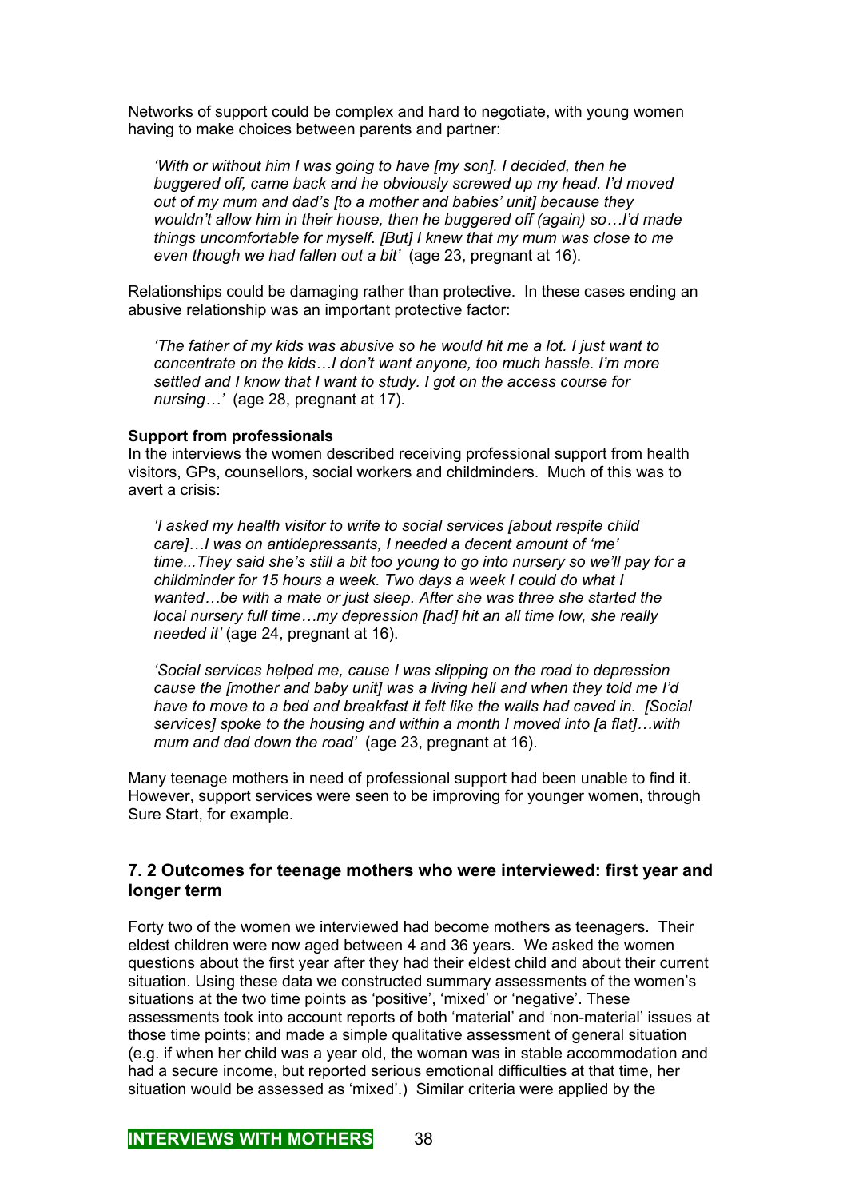Networks of support could be complex and hard to negotiate, with young women having to make choices between parents and partner:

> *'With or without him I was going to have [my son]. I decided, then he buggered off, came back and he obviously screwed up my head. I'd moved out of my mum and dad's [to a mother and babies' unit] because they wouldn't allow him in their house, then he buggered off (again) so…I'd made things uncomfortable for myself. [But] I knew that my mum was close to me even though we had fallen out a bit'* (age 23, pregnant at 16).

Relationships could be damaging rather than protective. In these cases ending an abusive relationship was an important protective factor:

> *'The father of my kids was abusive so he would hit me a lot. I just want to concentrate on the kids…I don't want anyone, too much hassle. I'm more settled and I know that I want to study. I got on the access course for nursing…'* (age 28, pregnant at 17).

**Support from professionals**

In the interviews the women described receiving professional support from health visitors, GPs, counsellors, social workers and childminders. Much of this was to avert a crisis:

> *'I asked my health visitor to write to social services [about respite child care]…I was on antidepressants, I needed a decent amount of 'me' time...They said she's still a bit too young to go into nursery so we'll pay for a childminder for 15 hours a week. Two days a week I could do what I wanted…be with a mate or just sleep. After she was three she started the local nursery full time…my depression [had] hit an all time low, she really needed it'* (age 24, pregnant at 16).

> *'Social services helped me, cause I was slipping on the road to depression cause the [mother and baby unit] was a living hell and when they told me I'd have to move to a bed and breakfast it felt like the walls had caved in. [Social services] spoke to the housing and within a month I moved into [a flat]…with mum and dad down the road'* (age 23, pregnant at 16).

Many teenage mothers in need of professional support had been unable to find it. However, support services were seen to be improving for younger women, through Sure Start, for example.

## 7. 2 Outcomes for teenage mothers who were interviewed: first year and longer term

Forty two of the women we interviewed had become mothers as teenagers. Their eldest children were now aged between 4 and 36 years. We asked the women questions about the first year after they had their eldest child and about their current situation. Using these data we constructed summary assessments of the women's situations at the two time points as 'positive', 'mixed' or 'negative'. These assessments took into account reports of both 'material' and 'non-material' issues at those time points; and made a simple qualitative assessment of general situation (e.g. if when her child was a year old, the woman was in stable accommodation and had a secure income, but reported serious emotional difficulties at that time, her situation would be assessed as 'mixed'.) Similar criteria were applied by the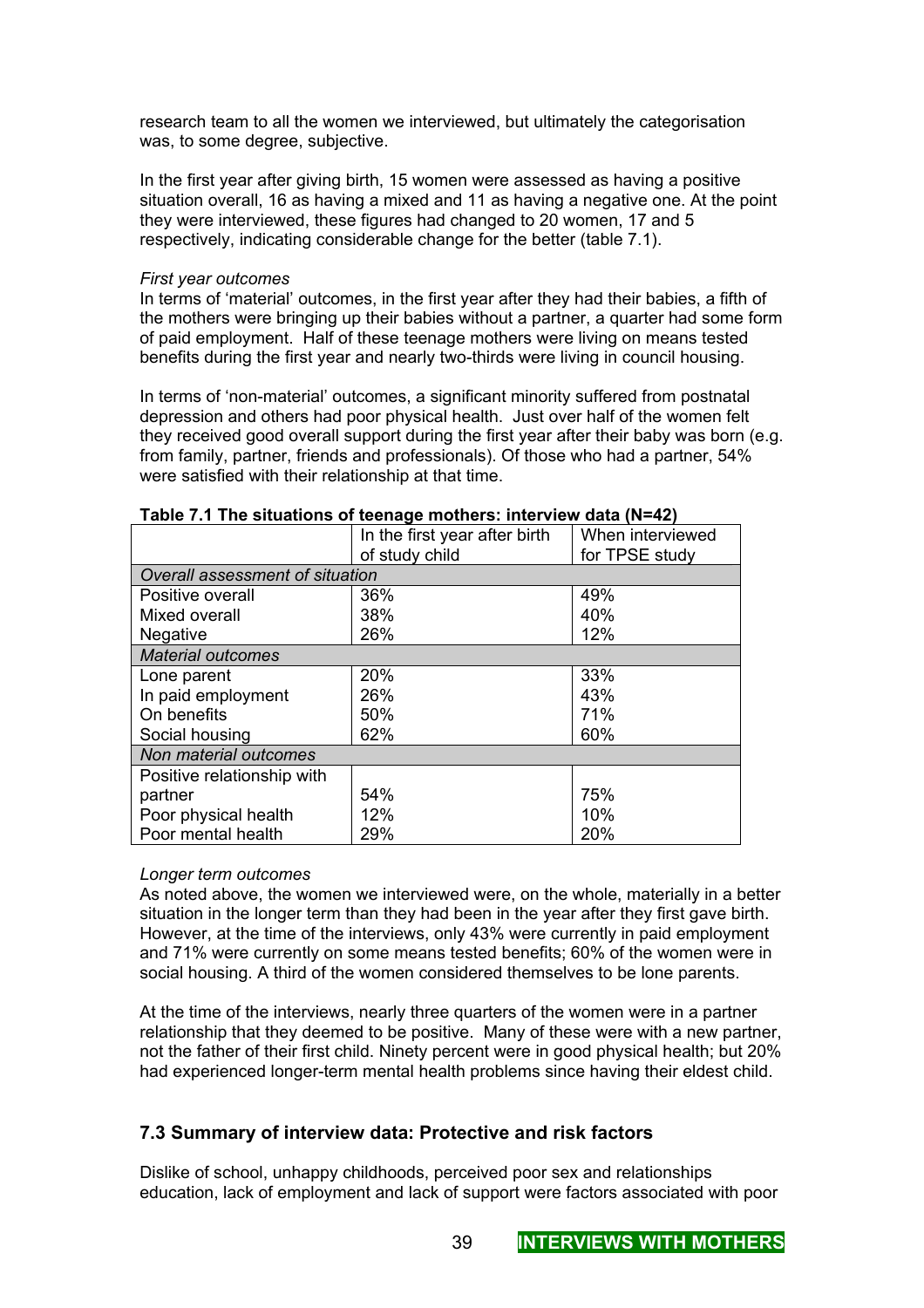research team to all the women we interviewed, but ultimately the categorisation was, to some degree, subjective.

In the first year after giving birth, 15 women were assessed as having a positive situation overall, 16 as having a mixed and 11 as having a negative one. At the point they were interviewed, these figures had changed to 20 women, 17 and 5 respectively, indicating considerable change for the better (table 7.1).

*First year outcomes*
In terms of 'material' outcomes, in the first year after they had their babies, a fifth of the mothers were bringing up their babies without a partner, a quarter had some form of paid employment. Half of these teenage mothers were living on means tested benefits during the first year and nearly two-thirds were living in council housing.

In terms of 'non-material' outcomes, a significant minority suffered from postnatal depression and others had poor physical health. Just over half of the women felt they received good overall support during the first year after their baby was born (e.g. from family, partner, friends and professionals). Of those who had a partner, 54% were satisfied with their relationship at that time.

**Table 7.1 The situations of teenage mothers: interview data (N=42)**

| | In the first year after birth of study child | When interviewed for TPSE study |
|---|---|---|
| *Overall assessment of situation* | | |
| Positive overall | 36% | 49% |
| Mixed overall | 38% | 40% |
| Negative | 26% | 12% |
| *Material outcomes* | | |
| Lone parent | 20% | 33% |
| In paid employment | 26% | 43% |
| On benefits | 50% | 71% |
| Social housing | 62% | 60% |
| *Non material outcomes* | | |
| Positive relationship with partner | 54% | 75% |
| Poor physical health | 12% | 10% |
| Poor mental health | 29% | 20% |

*Longer term outcomes*
As noted above, the women we interviewed were, on the whole, materially in a better situation in the longer term than they had been in the year after they first gave birth. However, at the time of the interviews, only 43% were currently in paid employment and 71% were currently on some means tested benefits; 60% of the women were in social housing. A third of the women considered themselves to be lone parents.

At the time of the interviews, nearly three quarters of the women were in a partner relationship that they deemed to be positive. Many of these were with a new partner, not the father of their first child. Ninety percent were in good physical health; but 20% had experienced longer-term mental health problems since having their eldest child.

## 7.3 Summary of interview data: Protective and risk factors

Dislike of school, unhappy childhoods, perceived poor sex and relationships education, lack of employment and lack of support were factors associated with poor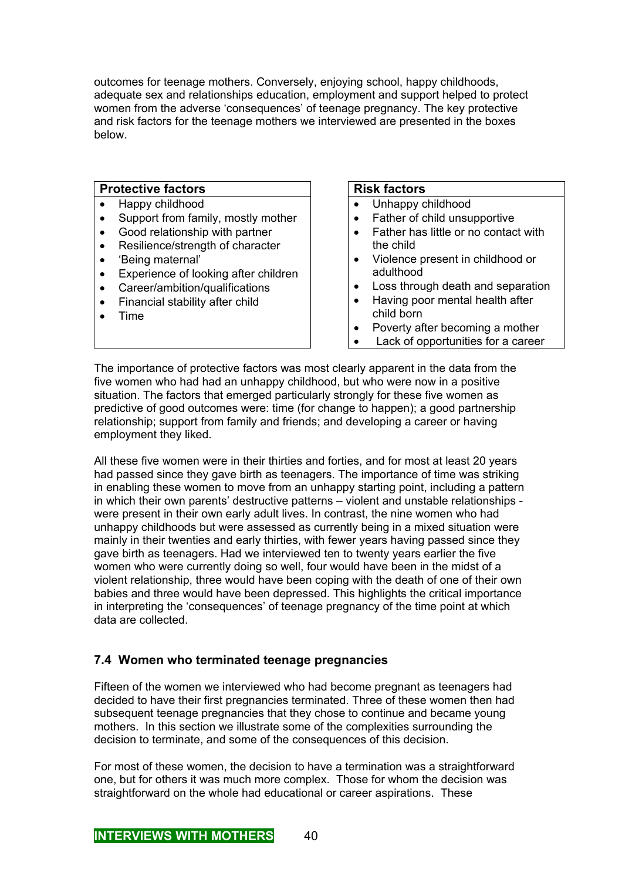outcomes for teenage mothers. Conversely, enjoying school, happy childhoods, adequate sex and relationships education, employment and support helped to protect women from the adverse 'consequences' of teenage pregnancy. The key protective and risk factors for the teenage mothers we interviewed are presented in the boxes below.

| Protective factors | Risk factors |
|---|---|
| • Happy childhood<br>• Support from family, mostly mother<br>• Good relationship with partner<br>• Resilience/strength of character<br>• 'Being maternal'<br>• Experience of looking after children<br>• Career/ambition/qualifications<br>• Financial stability after child<br>• Time | • Unhappy childhood<br>• Father of child unsupportive<br>• Father has little or no contact with the child<br>• Violence present in childhood or adulthood<br>• Loss through death and separation<br>• Having poor mental health after child born<br>• Poverty after becoming a mother<br>• Lack of opportunities for a career |

The importance of protective factors was most clearly apparent in the data from the five women who had had an unhappy childhood, but who were now in a positive situation. The factors that emerged particularly strongly for these five women as predictive of good outcomes were: time (for change to happen); a good partnership relationship; support from family and friends; and developing a career or having employment they liked.

All these five women were in their thirties and forties, and for most at least 20 years had passed since they gave birth as teenagers. The importance of time was striking in enabling these women to move from an unhappy starting point, including a pattern in which their own parents' destructive patterns – violent and unstable relationships - were present in their own early adult lives. In contrast, the nine women who had unhappy childhoods but were assessed as currently being in a mixed situation were mainly in their twenties and early thirties, with fewer years having passed since they gave birth as teenagers. Had we interviewed ten to twenty years earlier the five women who were currently doing so well, four would have been in the midst of a violent relationship, three would have been coping with the death of one of their own babies and three would have been depressed. This highlights the critical importance in interpreting the 'consequences' of teenage pregnancy of the time point at which data are collected.

### 7.4 Women who terminated teenage pregnancies

Fifteen of the women we interviewed who had become pregnant as teenagers had decided to have their first pregnancies terminated. Three of these women then had subsequent teenage pregnancies that they chose to continue and became young mothers. In this section we illustrate some of the complexities surrounding the decision to terminate, and some of the consequences of this decision.

For most of these women, the decision to have a termination was a straightforward one, but for others it was much more complex. Those for whom the decision was straightforward on the whole had educational or career aspirations. These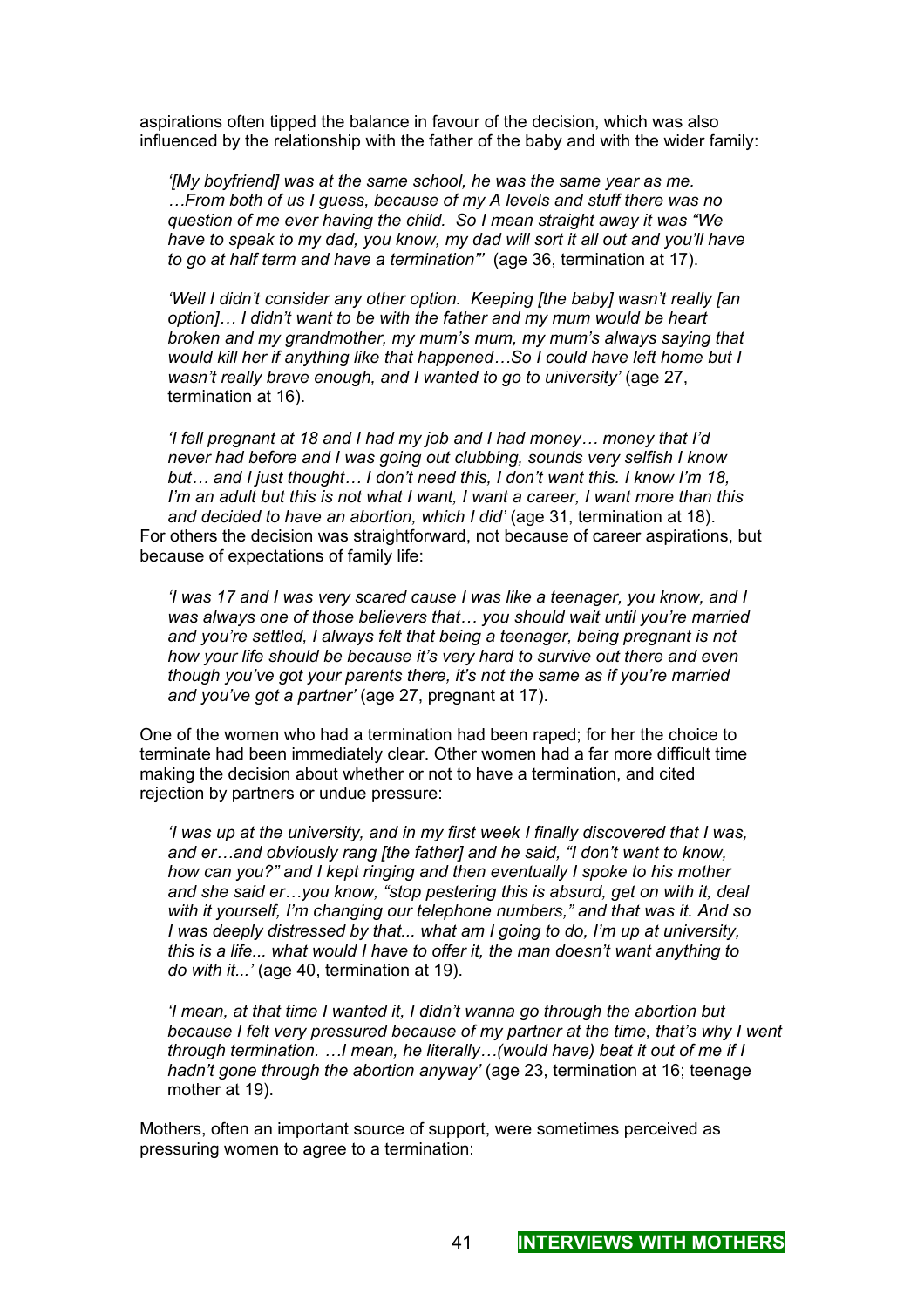aspirations often tipped the balance in favour of the decision, which was also influenced by the relationship with the father of the baby and with the wider family:

> *'[My boyfriend] was at the same school, he was the same year as me. …From both of us I guess, because of my A levels and stuff there was no question of me ever having the child. So I mean straight away it was "We have to speak to my dad, you know, my dad will sort it all out and you'll have to go at half term and have a termination"'* (age 36, termination at 17).

> *'Well I didn't consider any other option. Keeping [the baby] wasn't really [an option]… I didn't want to be with the father and my mum would be heart broken and my grandmother, my mum's mum, my mum's always saying that would kill her if anything like that happened…So I could have left home but I wasn't really brave enough, and I wanted to go to university'* (age 27, termination at 16).

> *'I fell pregnant at 18 and I had my job and I had money… money that I'd never had before and I was going out clubbing, sounds very selfish I know but… and I just thought… I don't need this, I don't want this. I know I'm 18, I'm an adult but this is not what I want, I want a career, I want more than this and decided to have an abortion, which I did'* (age 31, termination at 18).

For others the decision was straightforward, not because of career aspirations, but because of expectations of family life:

> *'I was 17 and I was very scared cause I was like a teenager, you know, and I was always one of those believers that… you should wait until you're married and you're settled, I always felt that being a teenager, being pregnant is not how your life should be because it's very hard to survive out there and even though you've got your parents there, it's not the same as if you're married and you've got a partner'* (age 27, pregnant at 17).

One of the women who had a termination had been raped; for her the choice to terminate had been immediately clear. Other women had a far more difficult time making the decision about whether or not to have a termination, and cited rejection by partners or undue pressure:

> *'I was up at the university, and in my first week I finally discovered that I was, and er…and obviously rang [the father] and he said, "I don't want to know, how can you?" and I kept ringing and then eventually I spoke to his mother and she said er…you know, "stop pestering this is absurd, get on with it, deal with it yourself, I'm changing our telephone numbers," and that was it. And so I was deeply distressed by that... what am I going to do, I'm up at university, this is a life... what would I have to offer it, the man doesn't want anything to do with it...'* (age 40, termination at 19).

> *'I mean, at that time I wanted it, I didn't wanna go through the abortion but because I felt very pressured because of my partner at the time, that's why I went through termination. …I mean, he literally…(would have) beat it out of me if I hadn't gone through the abortion anyway'* (age 23, termination at 16; teenage mother at 19).

Mothers, often an important source of support, were sometimes perceived as pressuring women to agree to a termination: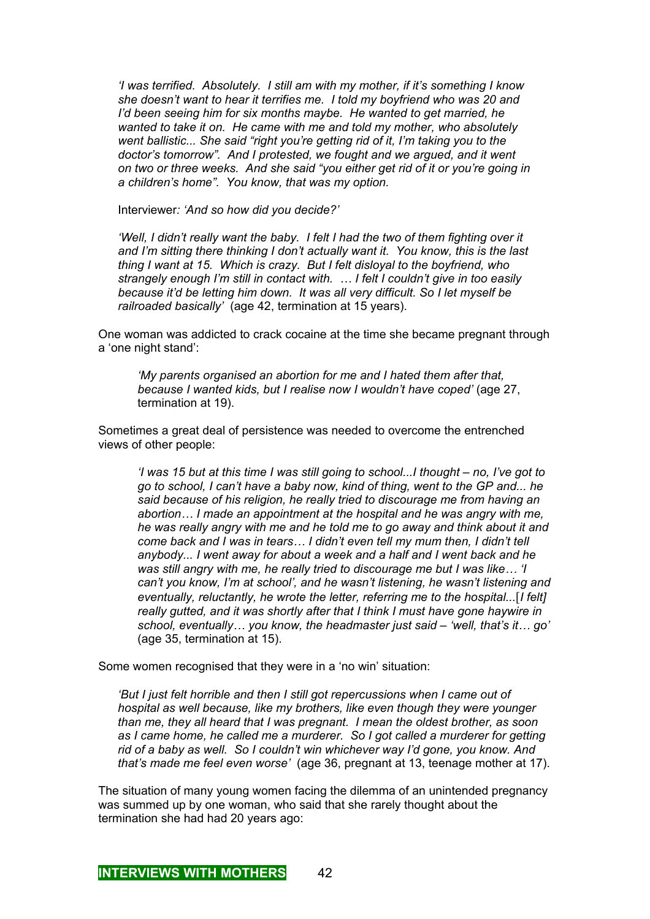*'I was terrified. Absolutely. I still am with my mother, if it's something I know she doesn't want to hear it terrifies me. I told my boyfriend who was 20 and I'd been seeing him for six months maybe. He wanted to get married, he wanted to take it on. He came with me and told my mother, who absolutely went ballistic... She said "right you're getting rid of it, I'm taking you to the doctor's tomorrow". And I protested, we fought and we argued, and it went on two or three weeks. And she said "you either get rid of it or you're going in a children's home". You know, that was my option.*

Interviewer*: 'And so how did you decide?'*

*'Well, I didn't really want the baby. I felt I had the two of them fighting over it and I'm sitting there thinking I don't actually want it. You know, this is the last thing I want at 15. Which is crazy. But I felt disloyal to the boyfriend, who strangely enough I'm still in contact with. … I felt I couldn't give in too easily because it'd be letting him down. It was all very difficult. So I let myself be railroaded basically'* (age 42, termination at 15 years).

One woman was addicted to crack cocaine at the time she became pregnant through a 'one night stand':

> *'My parents organised an abortion for me and I hated them after that, because I wanted kids, but I realise now I wouldn't have coped'* (age 27, termination at 19).

Sometimes a great deal of persistence was needed to overcome the entrenched views of other people:

> *'I was 15 but at this time I was still going to school...I thought – no, I've got to go to school, I can't have a baby now, kind of thing, went to the GP and... he said because of his religion, he really tried to discourage me from having an abortion… I made an appointment at the hospital and he was angry with me, he was really angry with me and he told me to go away and think about it and come back and I was in tears… I didn't even tell my mum then, I didn't tell anybody... I went away for about a week and a half and I went back and he was still angry with me, he really tried to discourage me but I was like… 'I can't you know, I'm at school', and he wasn't listening, he wasn't listening and eventually, reluctantly, he wrote the letter, referring me to the hospital...*[*I felt] really gutted, and it was shortly after that I think I must have gone haywire in school, eventually… you know, the headmaster just said – 'well, that's it… go'* (age 35, termination at 15).

Some women recognised that they were in a 'no win' situation:

*'But I just felt horrible and then I still got repercussions when I came out of hospital as well because, like my brothers, like even though they were younger than me, they all heard that I was pregnant. I mean the oldest brother, as soon as I came home, he called me a murderer. So I got called a murderer for getting rid of a baby as well. So I couldn't win whichever way I'd gone, you know. And that's made me feel even worse'* (age 36, pregnant at 13, teenage mother at 17).

The situation of many young women facing the dilemma of an unintended pregnancy was summed up by one woman, who said that she rarely thought about the termination she had had 20 years ago: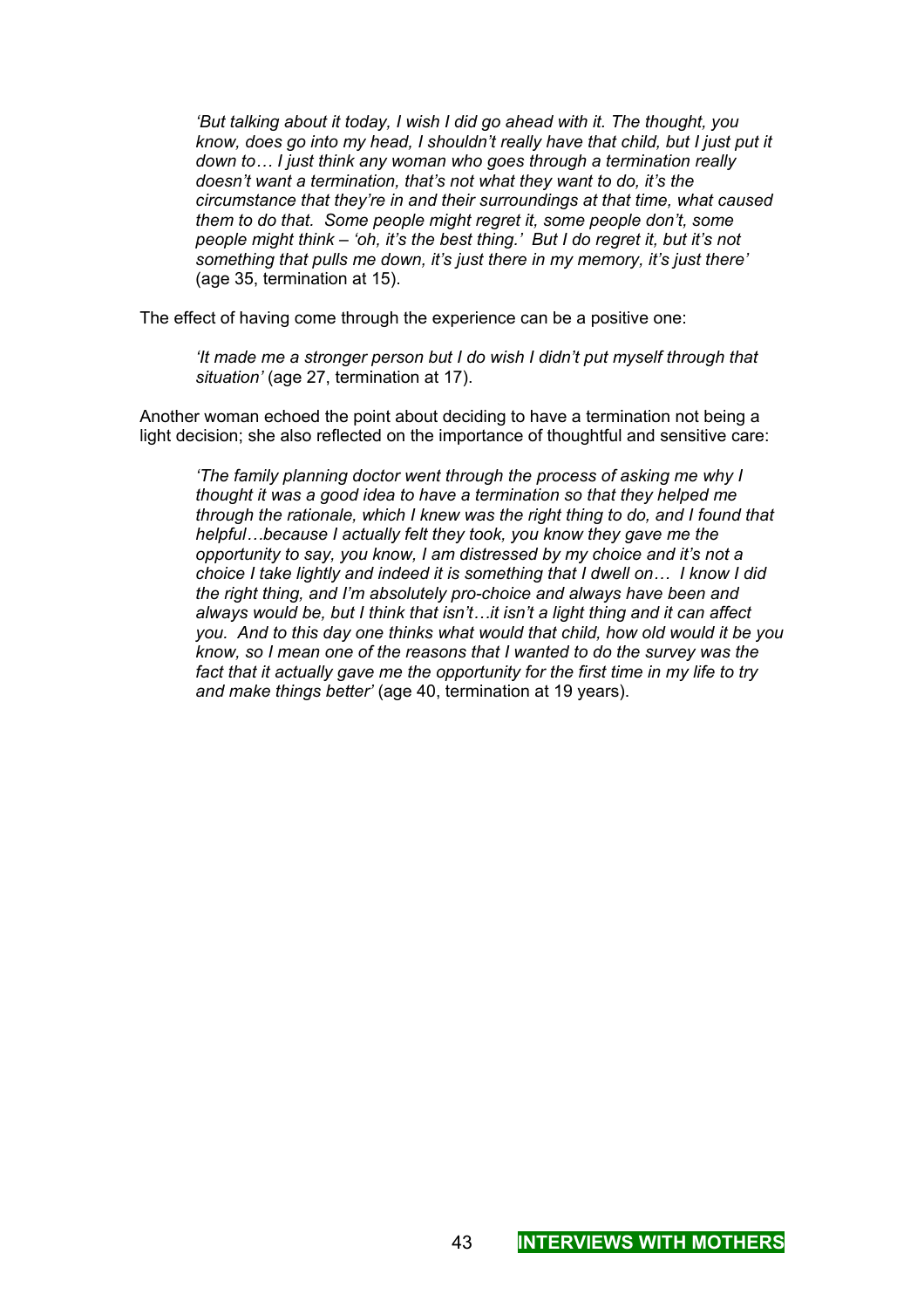> *'But talking about it today, I wish I did go ahead with it. The thought, you know, does go into my head, I shouldn't really have that child, but I just put it down to… I just think any woman who goes through a termination really doesn't want a termination, that's not what they want to do, it's the circumstance that they're in and their surroundings at that time, what caused them to do that. Some people might regret it, some people don't, some people might think – 'oh, it's the best thing.' But I do regret it, but it's not something that pulls me down, it's just there in my memory, it's just there'* (age 35, termination at 15).

The effect of having come through the experience can be a positive one:

> *'It made me a stronger person but I do wish I didn't put myself through that situation'* (age 27, termination at 17).

Another woman echoed the point about deciding to have a termination not being a light decision; she also reflected on the importance of thoughtful and sensitive care:

> *'The family planning doctor went through the process of asking me why I thought it was a good idea to have a termination so that they helped me through the rationale, which I knew was the right thing to do, and I found that helpful…because I actually felt they took, you know they gave me the opportunity to say, you know, I am distressed by my choice and it's not a choice I take lightly and indeed it is something that I dwell on… I know I did the right thing, and I'm absolutely pro-choice and always have been and always would be, but I think that isn't…it isn't a light thing and it can affect you. And to this day one thinks what would that child, how old would it be you know, so I mean one of the reasons that I wanted to do the survey was the fact that it actually gave me the opportunity for the first time in my life to try and make things better'* (age 40, termination at 19 years).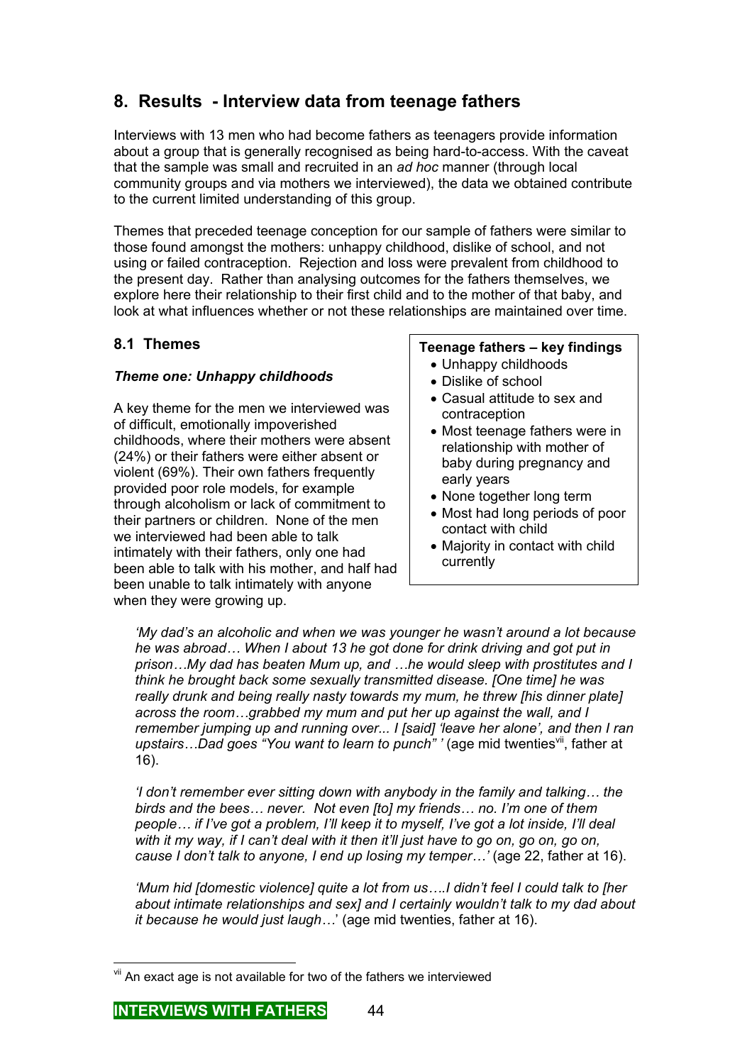# 8. Results - Interview data from teenage fathers

Interviews with 13 men who had become fathers as teenagers provide information about a group that is generally recognised as being hard-to-access. With the caveat that the sample was small and recruited in an *ad hoc* manner (through local community groups and via mothers we interviewed), the data we obtained contribute to the current limited understanding of this group.

Themes that preceded teenage conception for our sample of fathers were similar to those found amongst the mothers: unhappy childhood, dislike of school, and not using or failed contraception. Rejection and loss were prevalent from childhood to the present day. Rather than analysing outcomes for the fathers themselves, we explore here their relationship to their first child and to the mother of that baby, and look at what influences whether or not these relationships are maintained over time.

## 8.1 Themes

**Teenage fathers – key findings**

- Unhappy childhoods
- Dislike of school
- Casual attitude to sex and contraception
- Most teenage fathers were in relationship with mother of baby during pregnancy and early years
- None together long term
- Most had long periods of poor contact with child
- Majority in contact with child currently

### *Theme one: Unhappy childhoods*

A key theme for the men we interviewed was of difficult, emotionally impoverished childhoods, where their mothers were absent (24%) or their fathers were either absent or violent (69%). Their own fathers frequently provided poor role models, for example through alcoholism or lack of commitment to their partners or children. None of the men we interviewed had been able to talk intimately with their fathers, only one had been able to talk with his mother, and half had been unable to talk intimately with anyone when they were growing up.

> *'My dad's an alcoholic and when we was younger he wasn't around a lot because he was abroad… When I about 13 he got done for drink driving and got put in prison…My dad has beaten Mum up, and …he would sleep with prostitutes and I think he brought back some sexually transmitted disease. [One time] he was really drunk and being really nasty towards my mum, he threw [his dinner plate] across the room…grabbed my mum and put her up against the wall, and I remember jumping up and running over... I [said] 'leave her alone', and then I ran upstairs…Dad goes "You want to learn to punch" '* (age mid twenties[vii], father at 16).

> *'I don't remember ever sitting down with anybody in the family and talking… the birds and the bees… never. Not even [to] my friends… no. I'm one of them people… if I've got a problem, I'll keep it to myself, I've got a lot inside, I'll deal with it my way, if I can't deal with it then it'll just have to go on, go on, go on, cause I don't talk to anyone, I end up losing my temper…'* (age 22, father at 16).

> *'Mum hid [domestic violence] quite a lot from us….I didn't feel I could talk to [her about intimate relationships and sex] and I certainly wouldn't talk to my dad about it because he would just laugh…'* (age mid twenties, father at 16).

[vii] An exact age is not available for two of the fathers we interviewed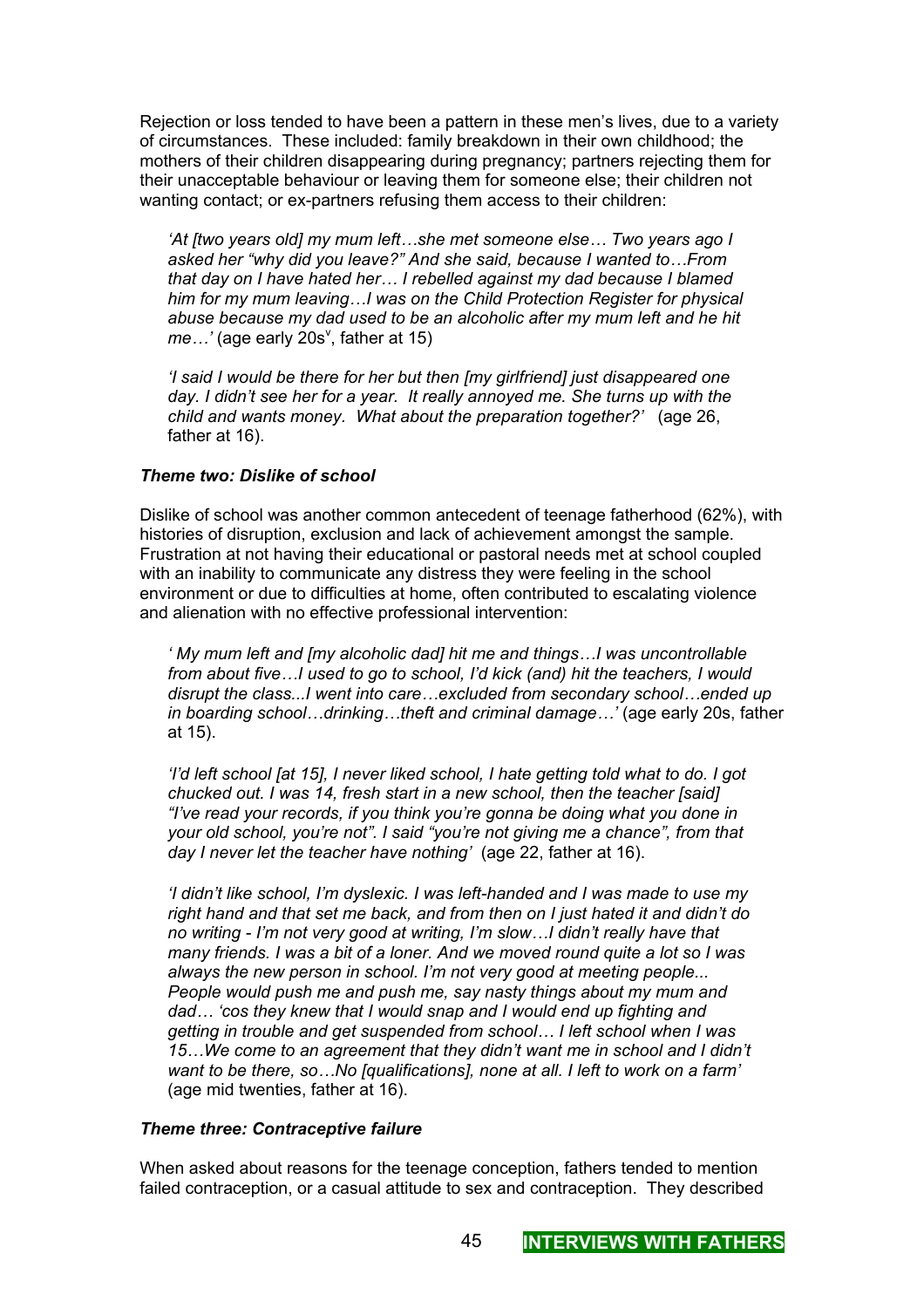Rejection or loss tended to have been a pattern in these men's lives, due to a variety of circumstances. These included: family breakdown in their own childhood; the mothers of their children disappearing during pregnancy; partners rejecting them for their unacceptable behaviour or leaving them for someone else; their children not wanting contact; or ex-partners refusing them access to their children:

> *'At [two years old] my mum left…she met someone else… Two years ago I asked her "why did you leave?" And she said, because I wanted to…From that day on I have hated her… I rebelled against my dad because I blamed him for my mum leaving…I was on the Child Protection Register for physical abuse because my dad used to be an alcoholic after my mum left and he hit me…'* (age early 20s[v], father at 15)

> *'I said I would be there for her but then [my girlfriend] just disappeared one day. I didn't see her for a year. It really annoyed me. She turns up with the child and wants money. What about the preparation together?'* (age 26, father at 16).

#### *Theme two: Dislike of school*

Dislike of school was another common antecedent of teenage fatherhood (62%), with histories of disruption, exclusion and lack of achievement amongst the sample. Frustration at not having their educational or pastoral needs met at school coupled with an inability to communicate any distress they were feeling in the school environment or due to difficulties at home, often contributed to escalating violence and alienation with no effective professional intervention:

> *' My mum left and [my alcoholic dad] hit me and things…I was uncontrollable from about five…I used to go to school, I'd kick (and) hit the teachers, I would disrupt the class...I went into care…excluded from secondary school…ended up in boarding school…drinking…theft and criminal damage…'* (age early 20s, father at 15).

> *'I'd left school [at 15], I never liked school, I hate getting told what to do. I got chucked out. I was 14, fresh start in a new school, then the teacher [said] "I've read your records, if you think you're gonna be doing what you done in your old school, you're not". I said "you're not giving me a chance", from that day I never let the teacher have nothing'* (age 22, father at 16).

> *'I didn't like school, I'm dyslexic. I was left-handed and I was made to use my right hand and that set me back, and from then on I just hated it and didn't do no writing - I'm not very good at writing, I'm slow…I didn't really have that many friends. I was a bit of a loner. And we moved round quite a lot so I was always the new person in school. I'm not very good at meeting people... People would push me and push me, say nasty things about my mum and dad… 'cos they knew that I would snap and I would end up fighting and getting in trouble and get suspended from school… I left school when I was 15…We come to an agreement that they didn't want me in school and I didn't want to be there, so…No [qualifications], none at all. I left to work on a farm'* (age mid twenties, father at 16).

#### *Theme three: Contraceptive failure*

When asked about reasons for the teenage conception, fathers tended to mention failed contraception, or a casual attitude to sex and contraception. They described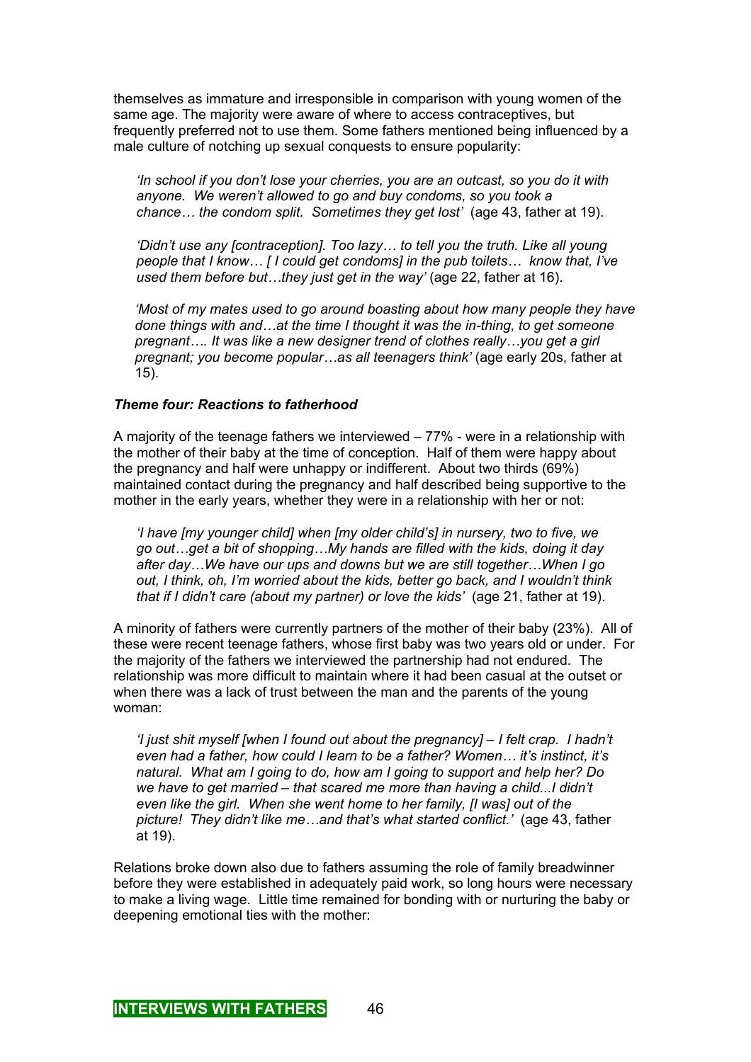themselves as immature and irresponsible in comparison with young women of the same age. The majority were aware of where to access contraceptives, but frequently preferred not to use them. Some fathers mentioned being influenced by a male culture of notching up sexual conquests to ensure popularity:

> *'In school if you don't lose your cherries, you are an outcast, so you do it with anyone. We weren't allowed to go and buy condoms, so you took a chance… the condom split. Sometimes they get lost'* (age 43, father at 19).

> *'Didn't use any [contraception]. Too lazy… to tell you the truth. Like all young people that I know… [ I could get condoms] in the pub toilets… know that, I've used them before but…they just get in the way'* (age 22, father at 16).

> *'Most of my mates used to go around boasting about how many people they have done things with and…at the time I thought it was the in-thing, to get someone pregnant…. It was like a new designer trend of clothes really…you get a girl pregnant; you become popular…as all teenagers think'* (age early 20s, father at 15).

### *Theme four: Reactions to fatherhood*

A majority of the teenage fathers we interviewed – 77% - were in a relationship with the mother of their baby at the time of conception. Half of them were happy about the pregnancy and half were unhappy or indifferent. About two thirds (69%) maintained contact during the pregnancy and half described being supportive to the mother in the early years, whether they were in a relationship with her or not:

> *'I have [my younger child] when [my older child's] in nursery, two to five, we go out…get a bit of shopping…My hands are filled with the kids, doing it day after day…We have our ups and downs but we are still together…When I go out, I think, oh, I'm worried about the kids, better go back, and I wouldn't think that if I didn't care (about my partner) or love the kids'* (age 21, father at 19).

A minority of fathers were currently partners of the mother of their baby (23%). All of these were recent teenage fathers, whose first baby was two years old or under. For the majority of the fathers we interviewed the partnership had not endured. The relationship was more difficult to maintain where it had been casual at the outset or when there was a lack of trust between the man and the parents of the young woman:

> *'I just shit myself [when I found out about the pregnancy] – I felt crap. I hadn't even had a father, how could I learn to be a father? Women… it's instinct, it's natural. What am I going to do, how am I going to support and help her? Do we have to get married – that scared me more than having a child...I didn't even like the girl. When she went home to her family, [I was] out of the picture! They didn't like me…and that's what started conflict.'* (age 43, father at 19).

Relations broke down also due to fathers assuming the role of family breadwinner before they were established in adequately paid work, so long hours were necessary to make a living wage. Little time remained for bonding with or nurturing the baby or deepening emotional ties with the mother: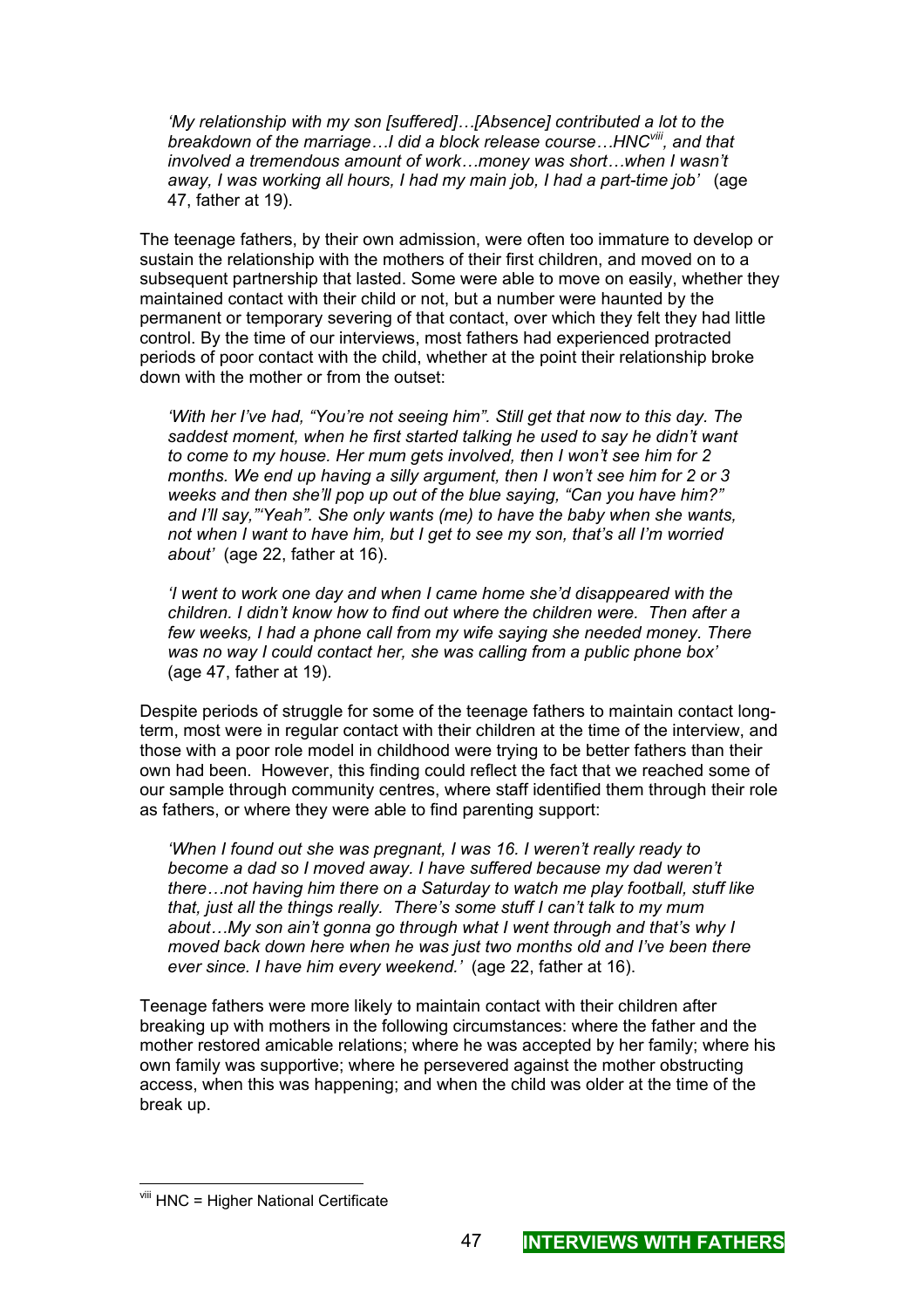> *'My relationship with my son [suffered]…[Absence] contributed a lot to the breakdown of the marriage…I did a block release course…HNC[viii], and that involved a tremendous amount of work…money was short…when I wasn't away, I was working all hours, I had my main job, I had a part-time job'* (age 47, father at 19).

The teenage fathers, by their own admission, were often too immature to develop or sustain the relationship with the mothers of their first children, and moved on to a subsequent partnership that lasted. Some were able to move on easily, whether they maintained contact with their child or not, but a number were haunted by the permanent or temporary severing of that contact, over which they felt they had little control. By the time of our interviews, most fathers had experienced protracted periods of poor contact with the child, whether at the point their relationship broke down with the mother or from the outset:

> *'With her I've had, "You're not seeing him". Still get that now to this day. The saddest moment, when he first started talking he used to say he didn't want to come to my house. Her mum gets involved, then I won't see him for 2 months. We end up having a silly argument, then I won't see him for 2 or 3 weeks and then she'll pop up out of the blue saying, "Can you have him?" and I'll say,"'Yeah". She only wants (me) to have the baby when she wants, not when I want to have him, but I get to see my son, that's all I'm worried about'* (age 22, father at 16).

> *'I went to work one day and when I came home she'd disappeared with the children. I didn't know how to find out where the children were. Then after a few weeks, I had a phone call from my wife saying she needed money. There was no way I could contact her, she was calling from a public phone box'* (age 47, father at 19).

Despite periods of struggle for some of the teenage fathers to maintain contact long-term, most were in regular contact with their children at the time of the interview, and those with a poor role model in childhood were trying to be better fathers than their own had been. However, this finding could reflect the fact that we reached some of our sample through community centres, where staff identified them through their role as fathers, or where they were able to find parenting support:

> *'When I found out she was pregnant, I was 16. I weren't really ready to become a dad so I moved away. I have suffered because my dad weren't there…not having him there on a Saturday to watch me play football, stuff like that, just all the things really. There's some stuff I can't talk to my mum about…My son ain't gonna go through what I went through and that's why I moved back down here when he was just two months old and I've been there ever since. I have him every weekend.'* (age 22, father at 16).

Teenage fathers were more likely to maintain contact with their children after breaking up with mothers in the following circumstances: where the father and the mother restored amicable relations; where he was accepted by her family; where his own family was supportive; where he persevered against the mother obstructing access, when this was happening; and when the child was older at the time of the break up.

---

[viii] HNC = Higher National Certificate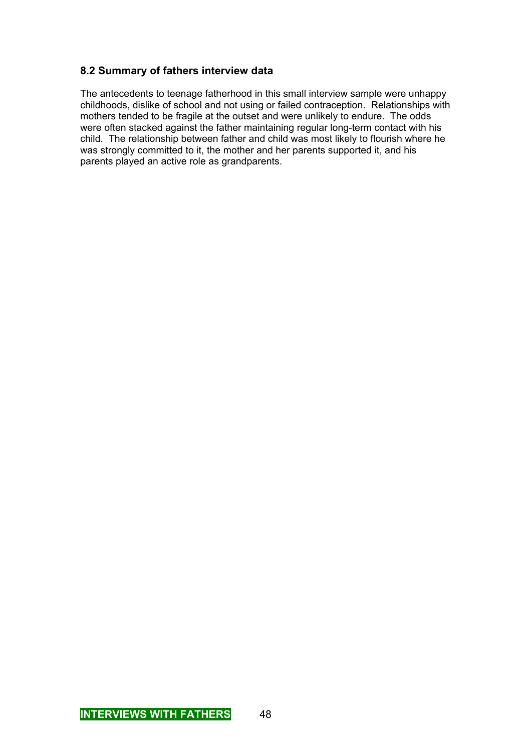### 8.2 Summary of fathers interview data

The antecedents to teenage fatherhood in this small interview sample were unhappy childhoods, dislike of school and not using or failed contraception. Relationships with mothers tended to be fragile at the outset and were unlikely to endure. The odds were often stacked against the father maintaining regular long-term contact with his child. The relationship between father and child was most likely to flourish where he was strongly committed to it, the mother and her parents supported it, and his parents played an active role as grandparents.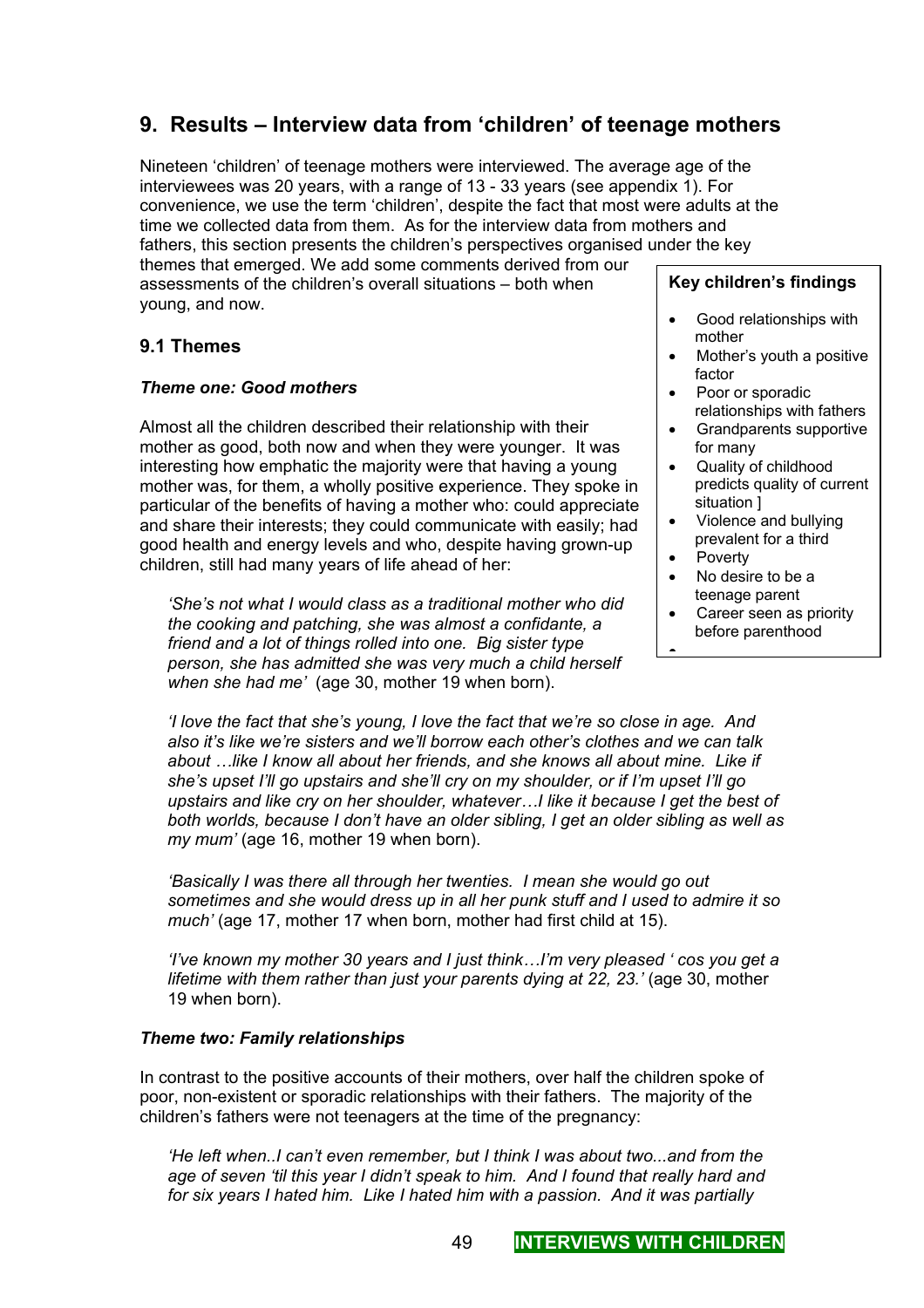## 9. Results – Interview data from 'children' of teenage mothers

Nineteen 'children' of teenage mothers were interviewed. The average age of the interviewees was 20 years, with a range of 13 - 33 years (see appendix 1). For convenience, we use the term 'children', despite the fact that most were adults at the time we collected data from them. As for the interview data from mothers and fathers, this section presents the children's perspectives organised under the key themes that emerged. We add some comments derived from our assessments of the children's overall situations – both when young, and now.

**Key children's findings**

- Good relationships with mother
- Mother's youth a positive factor
- Poor or sporadic relationships with fathers
- Grandparents supportive for many
- Quality of childhood predicts quality of current situation ]
- Violence and bullying prevalent for a third
- Poverty
- No desire to be a teenage parent
- Career seen as priority before parenthood

### 9.1 Themes

***Theme one: Good mothers***

Almost all the children described their relationship with their mother as good, both now and when they were younger. It was interesting how emphatic the majority were that having a young mother was, for them, a wholly positive experience. They spoke in particular of the benefits of having a mother who: could appreciate and share their interests; they could communicate with easily; had good health and energy levels and who, despite having grown-up children, still had many years of life ahead of her:

> *'She's not what I would class as a traditional mother who did the cooking and patching, she was almost a confidante, a friend and a lot of things rolled into one. Big sister type person, she has admitted she was very much a child herself when she had me'* (age 30, mother 19 when born).

> *'I love the fact that she's young, I love the fact that we're so close in age. And also it's like we're sisters and we'll borrow each other's clothes and we can talk about …like I know all about her friends, and she knows all about mine. Like if she's upset I'll go upstairs and she'll cry on my shoulder, or if I'm upset I'll go upstairs and like cry on her shoulder, whatever…I like it because I get the best of both worlds, because I don't have an older sibling, I get an older sibling as well as my mum'* (age 16, mother 19 when born).

> *'Basically I was there all through her twenties. I mean she would go out sometimes and she would dress up in all her punk stuff and I used to admire it so much'* (age 17, mother 17 when born, mother had first child at 15).

> *'I've known my mother 30 years and I just think…I'm very pleased ' cos you get a lifetime with them rather than just your parents dying at 22, 23.'* (age 30, mother 19 when born).

***Theme two: Family relationships***

In contrast to the positive accounts of their mothers, over half the children spoke of poor, non-existent or sporadic relationships with their fathers. The majority of the children's fathers were not teenagers at the time of the pregnancy:

> *'He left when..I can't even remember, but I think I was about two...and from the age of seven 'til this year I didn't speak to him. And I found that really hard and for six years I hated him. Like I hated him with a passion. And it was partially*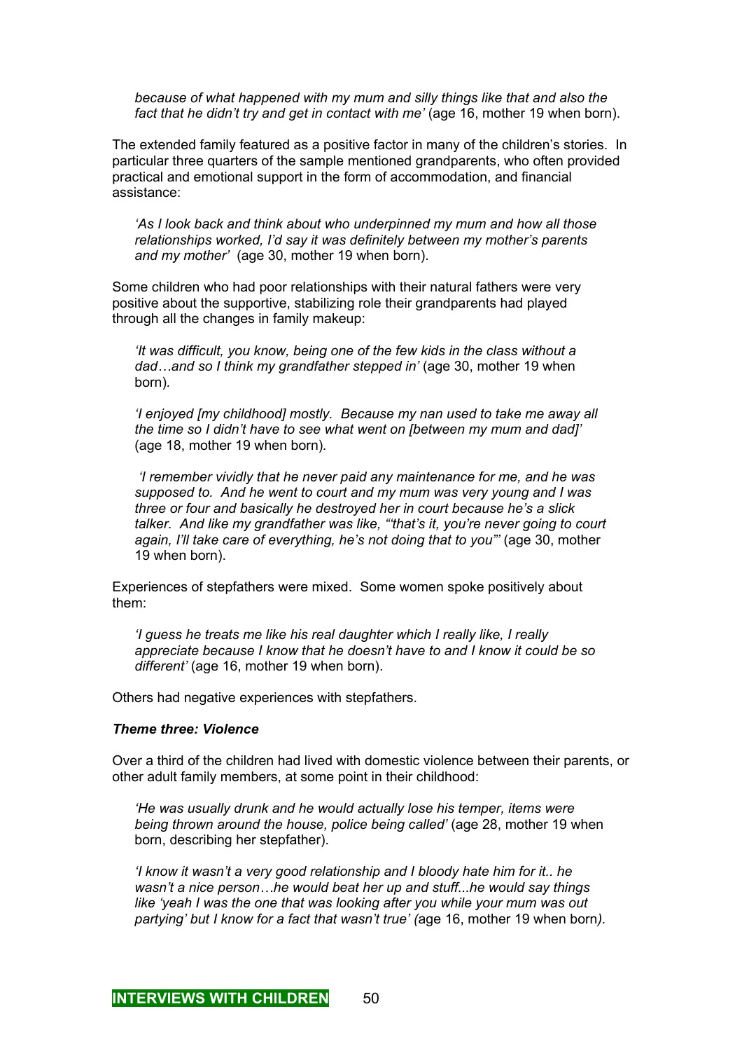*because of what happened with my mum and silly things like that and also the fact that he didn't try and get in contact with me'* (age 16, mother 19 when born).

The extended family featured as a positive factor in many of the children's stories. In particular three quarters of the sample mentioned grandparents, who often provided practical and emotional support in the form of accommodation, and financial assistance:

> *'As I look back and think about who underpinned my mum and how all those relationships worked, I'd say it was definitely between my mother's parents and my mother'* (age 30, mother 19 when born).

Some children who had poor relationships with their natural fathers were very positive about the supportive, stabilizing role their grandparents had played through all the changes in family makeup:

> *'It was difficult, you know, being one of the few kids in the class without a dad…and so I think my grandfather stepped in'* (age 30, mother 19 when born).

> *'I enjoyed [my childhood] mostly. Because my nan used to take me away all the time so I didn't have to see what went on [between my mum and dad]'* (age 18, mother 19 when born).

> *'I remember vividly that he never paid any maintenance for me, and he was supposed to. And he went to court and my mum was very young and I was three or four and basically he destroyed her in court because he's a slick talker. And like my grandfather was like, "'that's it, you're never going to court again, I'll take care of everything, he's not doing that to you"'* (age 30, mother 19 when born).

Experiences of stepfathers were mixed. Some women spoke positively about them:

> *'I guess he treats me like his real daughter which I really like, I really appreciate because I know that he doesn't have to and I know it could be so different'* (age 16, mother 19 when born).

Others had negative experiences with stepfathers.

***Theme three: Violence***

Over a third of the children had lived with domestic violence between their parents, or other adult family members, at some point in their childhood:

> *'He was usually drunk and he would actually lose his temper, items were being thrown around the house, police being called'* (age 28, mother 19 when born, describing her stepfather).

> *'I know it wasn't a very good relationship and I bloody hate him for it.. he wasn't a nice person…he would beat her up and stuff...he would say things like 'yeah I was the one that was looking after you while your mum was out partying' but I know for a fact that wasn't true'* (age 16, mother 19 when born).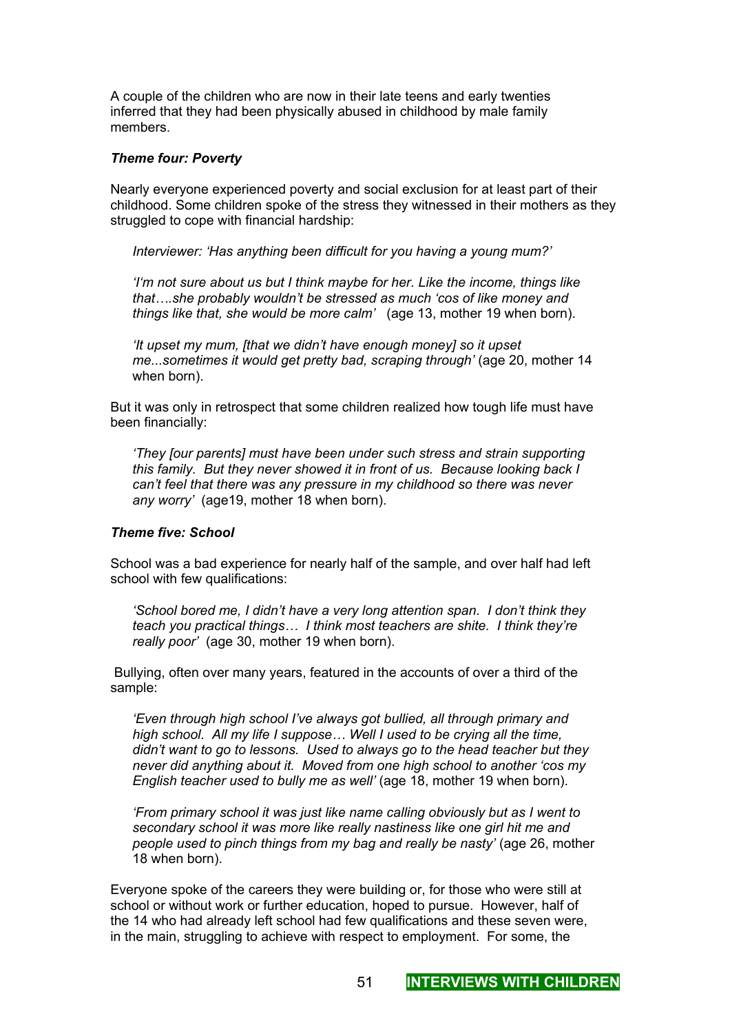A couple of the children who are now in their late teens and early twenties inferred that they had been physically abused in childhood by male family members.

***Theme four: Poverty***

Nearly everyone experienced poverty and social exclusion for at least part of their childhood. Some children spoke of the stress they witnessed in their mothers as they struggled to cope with financial hardship:

> *Interviewer: 'Has anything been difficult for you having a young mum?'*
>
> *'I'm not sure about us but I think maybe for her. Like the income, things like that….she probably wouldn't be stressed as much 'cos of like money and things like that, she would be more calm'* (age 13, mother 19 when born).
>
> *'It upset my mum, [that we didn't have enough money] so it upset me...sometimes it would get pretty bad, scraping through'* (age 20, mother 14 when born).

But it was only in retrospect that some children realized how tough life must have been financially:

> *'They [our parents] must have been under such stress and strain supporting this family. But they never showed it in front of us. Because looking back I can't feel that there was any pressure in my childhood so there was never any worry'* (age19, mother 18 when born).

***Theme five: School***

School was a bad experience for nearly half of the sample, and over half had left school with few qualifications:

> *'School bored me, I didn't have a very long attention span. I don't think they teach you practical things… I think most teachers are shite. I think they're really poor'* (age 30, mother 19 when born).

Bullying, often over many years, featured in the accounts of over a third of the sample:

> *'Even through high school I've always got bullied, all through primary and high school. All my life I suppose… Well I used to be crying all the time, didn't want to go to lessons. Used to always go to the head teacher but they never did anything about it. Moved from one high school to another 'cos my English teacher used to bully me as well'* (age 18, mother 19 when born).
>
> *'From primary school it was just like name calling obviously but as I went to secondary school it was more like really nastiness like one girl hit me and people used to pinch things from my bag and really be nasty'* (age 26, mother 18 when born).

Everyone spoke of the careers they were building or, for those who were still at school or without work or further education, hoped to pursue. However, half of the 14 who had already left school had few qualifications and these seven were, in the main, struggling to achieve with respect to employment. For some, the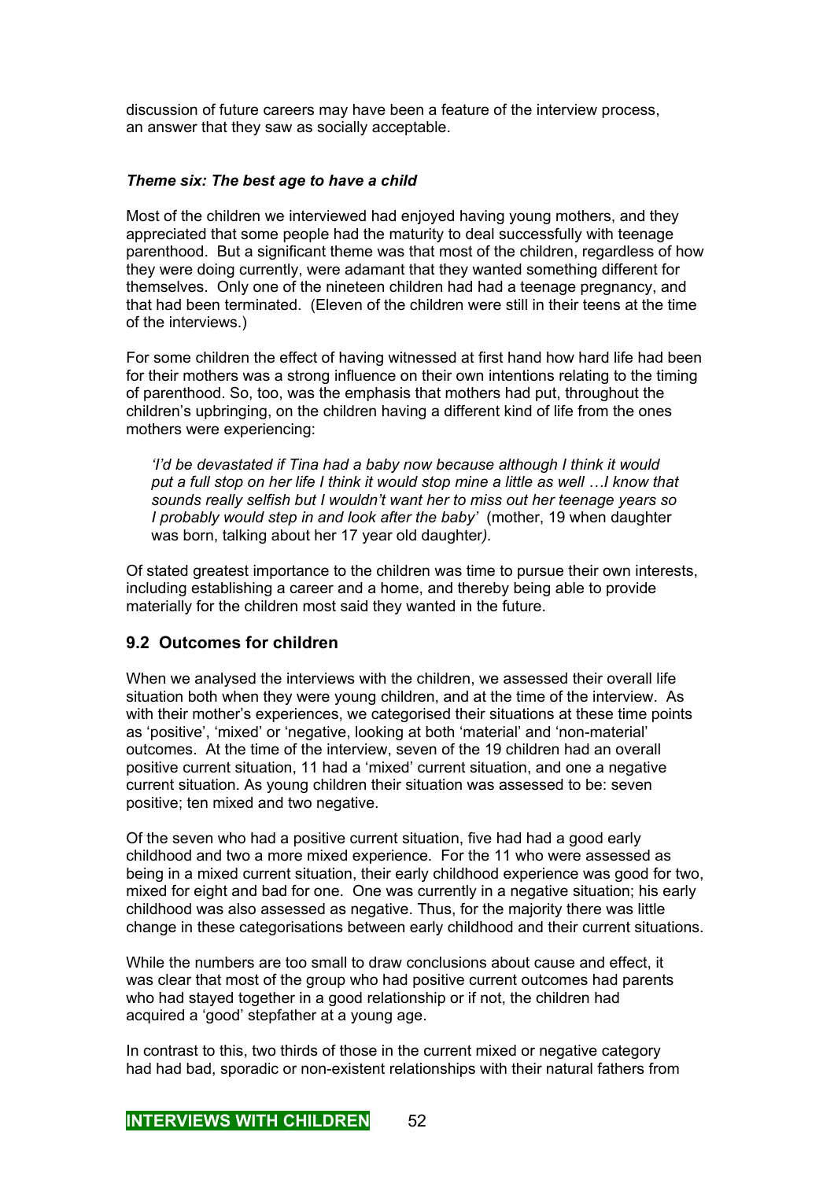discussion of future careers may have been a feature of the interview process, an answer that they saw as socially acceptable.

***Theme six: The best age to have a child***

Most of the children we interviewed had enjoyed having young mothers, and they appreciated that some people had the maturity to deal successfully with teenage parenthood. But a significant theme was that most of the children, regardless of how they were doing currently, were adamant that they wanted something different for themselves. Only one of the nineteen children had had a teenage pregnancy, and that had been terminated. (Eleven of the children were still in their teens at the time of the interviews.)

For some children the effect of having witnessed at first hand how hard life had been for their mothers was a strong influence on their own intentions relating to the timing of parenthood. So, too, was the emphasis that mothers had put, throughout the children's upbringing, on the children having a different kind of life from the ones mothers were experiencing:

> *'I'd be devastated if Tina had a baby now because although I think it would put a full stop on her life I think it would stop mine a little as well …I know that sounds really selfish but I wouldn't want her to miss out her teenage years so I probably would step in and look after the baby'* (mother, 19 when daughter was born, talking about her 17 year old daughter*).*

Of stated greatest importance to the children was time to pursue their own interests, including establishing a career and a home, and thereby being able to provide materially for the children most said they wanted in the future.

## 9.2 Outcomes for children

When we analysed the interviews with the children, we assessed their overall life situation both when they were young children, and at the time of the interview. As with their mother's experiences, we categorised their situations at these time points as 'positive', 'mixed' or 'negative, looking at both 'material' and 'non-material' outcomes. At the time of the interview, seven of the 19 children had an overall positive current situation, 11 had a 'mixed' current situation, and one a negative current situation. As young children their situation was assessed to be: seven positive; ten mixed and two negative.

Of the seven who had a positive current situation, five had had a good early childhood and two a more mixed experience. For the 11 who were assessed as being in a mixed current situation, their early childhood experience was good for two, mixed for eight and bad for one. One was currently in a negative situation; his early childhood was also assessed as negative. Thus, for the majority there was little change in these categorisations between early childhood and their current situations.

While the numbers are too small to draw conclusions about cause and effect, it was clear that most of the group who had positive current outcomes had parents who had stayed together in a good relationship or if not, the children had acquired a 'good' stepfather at a young age.

In contrast to this, two thirds of those in the current mixed or negative category had had bad, sporadic or non-existent relationships with their natural fathers from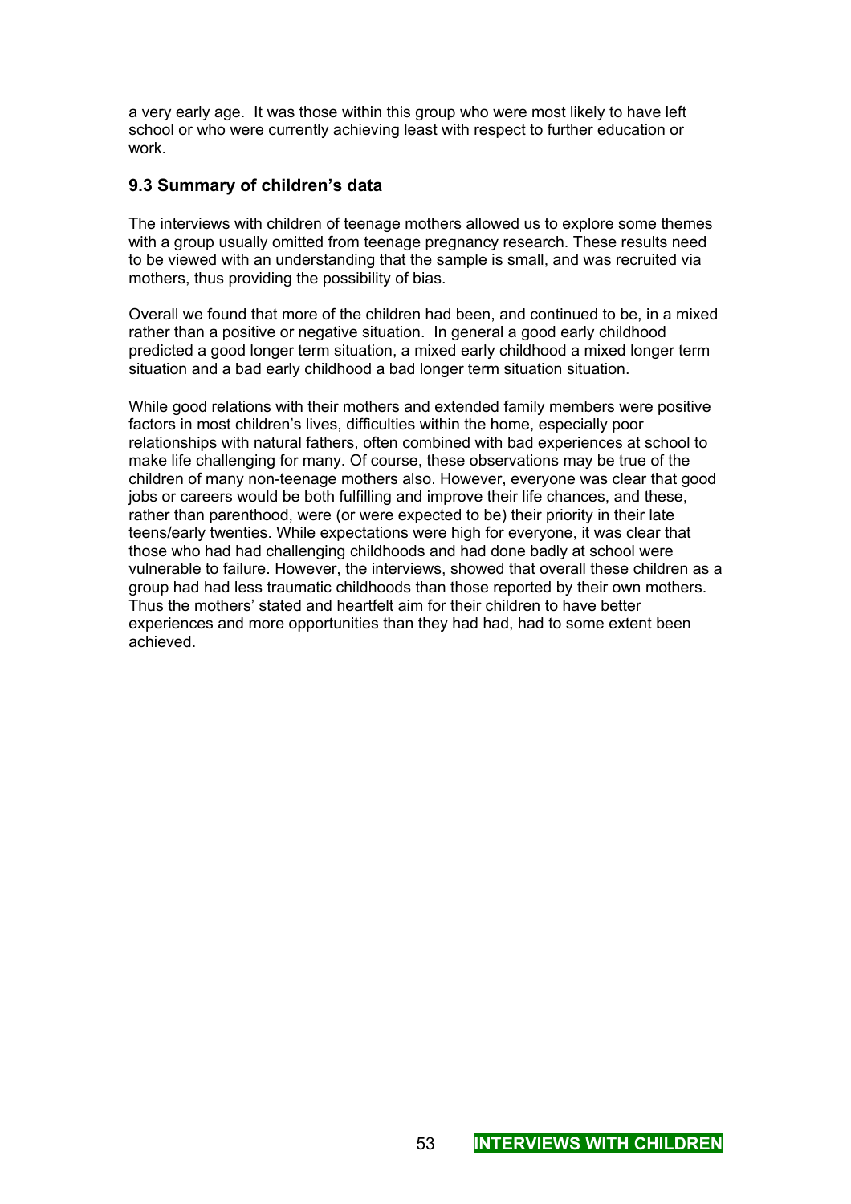a very early age. It was those within this group who were most likely to have left school or who were currently achieving least with respect to further education or work.

### 9.3 Summary of children's data

The interviews with children of teenage mothers allowed us to explore some themes with a group usually omitted from teenage pregnancy research. These results need to be viewed with an understanding that the sample is small, and was recruited via mothers, thus providing the possibility of bias.

Overall we found that more of the children had been, and continued to be, in a mixed rather than a positive or negative situation. In general a good early childhood predicted a good longer term situation, a mixed early childhood a mixed longer term situation and a bad early childhood a bad longer term situation situation.

While good relations with their mothers and extended family members were positive factors in most children's lives, difficulties within the home, especially poor relationships with natural fathers, often combined with bad experiences at school to make life challenging for many. Of course, these observations may be true of the children of many non-teenage mothers also. However, everyone was clear that good jobs or careers would be both fulfilling and improve their life chances, and these, rather than parenthood, were (or were expected to be) their priority in their late teens/early twenties. While expectations were high for everyone, it was clear that those who had had challenging childhoods and had done badly at school were vulnerable to failure. However, the interviews, showed that overall these children as a group had had less traumatic childhoods than those reported by their own mothers. Thus the mothers' stated and heartfelt aim for their children to have better experiences and more opportunities than they had had, had to some extent been achieved.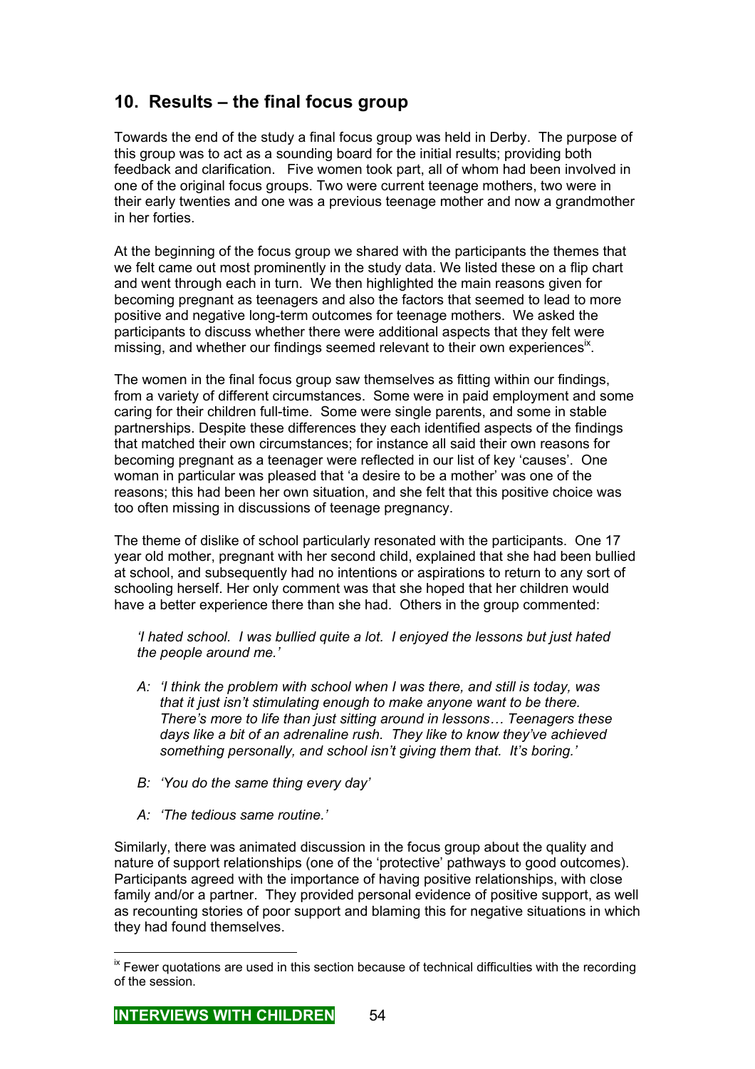## 10. Results – the final focus group

Towards the end of the study a final focus group was held in Derby. The purpose of this group was to act as a sounding board for the initial results; providing both feedback and clarification. Five women took part, all of whom had been involved in one of the original focus groups. Two were current teenage mothers, two were in their early twenties and one was a previous teenage mother and now a grandmother in her forties.

At the beginning of the focus group we shared with the participants the themes that we felt came out most prominently in the study data. We listed these on a flip chart and went through each in turn. We then highlighted the main reasons given for becoming pregnant as teenagers and also the factors that seemed to lead to more positive and negative long-term outcomes for teenage mothers. We asked the participants to discuss whether there were additional aspects that they felt were missing, and whether our findings seemed relevant to their own experiences[ix].

The women in the final focus group saw themselves as fitting within our findings, from a variety of different circumstances. Some were in paid employment and some caring for their children full-time. Some were single parents, and some in stable partnerships. Despite these differences they each identified aspects of the findings that matched their own circumstances; for instance all said their own reasons for becoming pregnant as a teenager were reflected in our list of key 'causes'. One woman in particular was pleased that 'a desire to be a mother' was one of the reasons; this had been her own situation, and she felt that this positive choice was too often missing in discussions of teenage pregnancy.

The theme of dislike of school particularly resonated with the participants. One 17 year old mother, pregnant with her second child, explained that she had been bullied at school, and subsequently had no intentions or aspirations to return to any sort of schooling herself. Her only comment was that she hoped that her children would have a better experience there than she had. Others in the group commented:

> *'I hated school. I was bullied quite a lot. I enjoyed the lessons but just hated the people around me.'*
>
> *A: 'I think the problem with school when I was there, and still is today, was that it just isn't stimulating enough to make anyone want to be there. There's more to life than just sitting around in lessons… Teenagers these days like a bit of an adrenaline rush. They like to know they've achieved something personally, and school isn't giving them that. It's boring.'*
>
> *B: 'You do the same thing every day'*
>
> *A: 'The tedious same routine.'*

Similarly, there was animated discussion in the focus group about the quality and nature of support relationships (one of the 'protective' pathways to good outcomes). Participants agreed with the importance of having positive relationships, with close family and/or a partner. They provided personal evidence of positive support, as well as recounting stories of poor support and blaming this for negative situations in which they had found themselves.

---

[ix] Fewer quotations are used in this section because of technical difficulties with the recording of the session.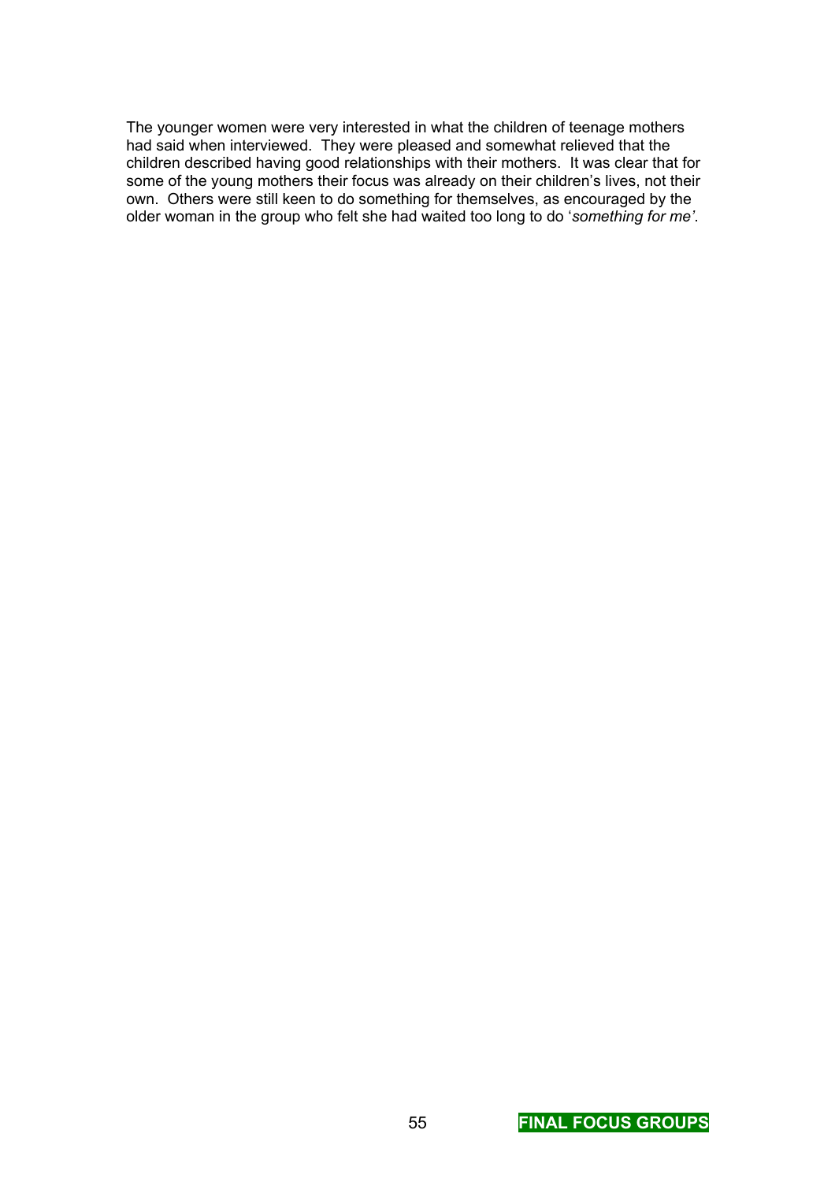The younger women were very interested in what the children of teenage mothers had said when interviewed. They were pleased and somewhat relieved that the children described having good relationships with their mothers. It was clear that for some of the young mothers their focus was already on their children's lives, not their own. Others were still keen to do something for themselves, as encouraged by the older woman in the group who felt she had waited too long to do '*something for me'*.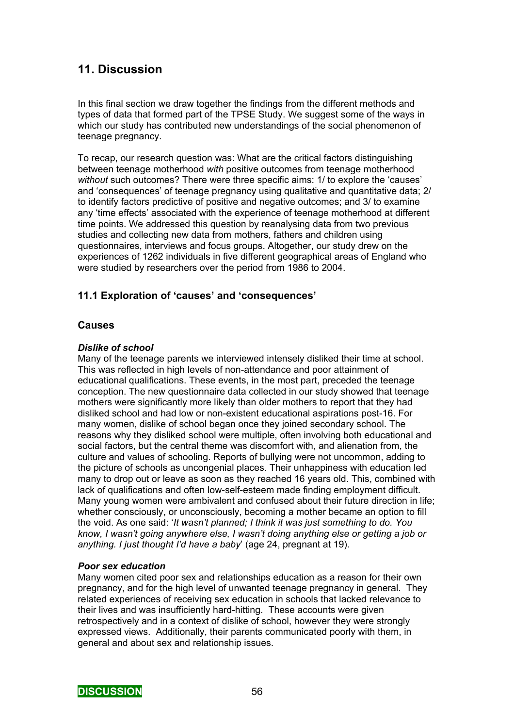# 11. Discussion

In this final section we draw together the findings from the different methods and types of data that formed part of the TPSE Study. We suggest some of the ways in which our study has contributed new understandings of the social phenomenon of teenage pregnancy.

To recap, our research question was: What are the critical factors distinguishing between teenage motherhood *with* positive outcomes from teenage motherhood *without* such outcomes? There were three specific aims: 1/ to explore the 'causes' and 'consequences' of teenage pregnancy using qualitative and quantitative data; 2/ to identify factors predictive of positive and negative outcomes; and 3/ to examine any 'time effects' associated with the experience of teenage motherhood at different time points. We addressed this question by reanalysing data from two previous studies and collecting new data from mothers, fathers and children using questionnaires, interviews and focus groups. Altogether, our study drew on the experiences of 1262 individuals in five different geographical areas of England who were studied by researchers over the period from 1986 to 2004.

## 11.1 Exploration of 'causes' and 'consequences'

### Causes

***Dislike of school***

Many of the teenage parents we interviewed intensely disliked their time at school. This was reflected in high levels of non-attendance and poor attainment of educational qualifications. These events, in the most part, preceded the teenage conception. The new questionnaire data collected in our study showed that teenage mothers were significantly more likely than older mothers to report that they had disliked school and had low or non-existent educational aspirations post-16. For many women, dislike of school began once they joined secondary school. The reasons why they disliked school were multiple, often involving both educational and social factors, but the central theme was discomfort with, and alienation from, the culture and values of schooling. Reports of bullying were not uncommon, adding to the picture of schools as uncongenial places. Their unhappiness with education led many to drop out or leave as soon as they reached 16 years old. This, combined with lack of qualifications and often low-self-esteem made finding employment difficult. Many young women were ambivalent and confused about their future direction in life; whether consciously, or unconsciously, becoming a mother became an option to fill the void. As one said: '*It wasn't planned; I think it was just something to do. You know, I wasn't going anywhere else, I wasn't doing anything else or getting a job or anything. I just thought I'd have a baby*' (age 24, pregnant at 19).

***Poor sex education***

Many women cited poor sex and relationships education as a reason for their own pregnancy, and for the high level of unwanted teenage pregnancy in general. They related experiences of receiving sex education in schools that lacked relevance to their lives and was insufficiently hard-hitting. These accounts were given retrospectively and in a context of dislike of school, however they were strongly expressed views. Additionally, their parents communicated poorly with them, in general and about sex and relationship issues.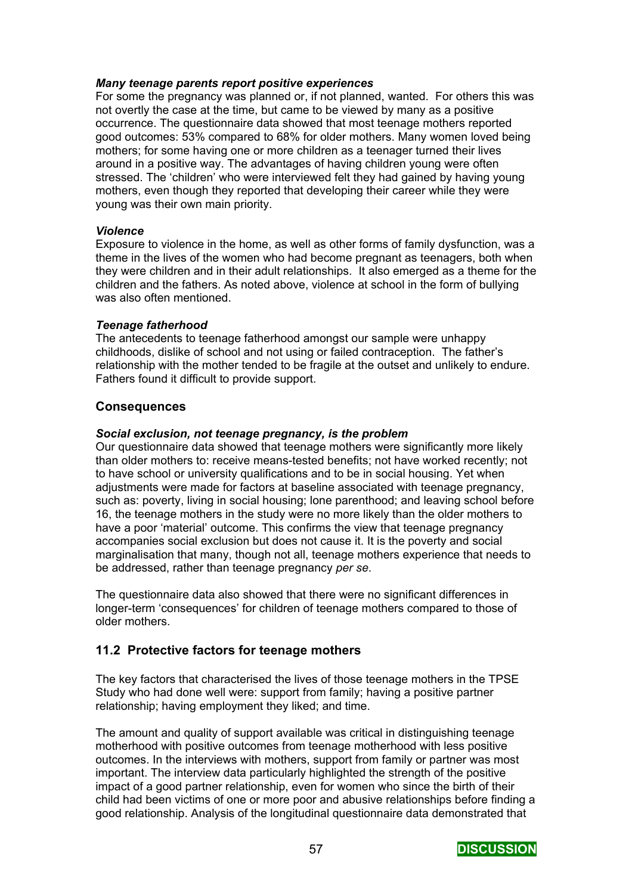***Many teenage parents report positive experiences***

For some the pregnancy was planned or, if not planned, wanted. For others this was not overtly the case at the time, but came to be viewed by many as a positive occurrence. The questionnaire data showed that most teenage mothers reported good outcomes: 53% compared to 68% for older mothers. Many women loved being mothers; for some having one or more children as a teenager turned their lives around in a positive way. The advantages of having children young were often stressed. The 'children' who were interviewed felt they had gained by having young mothers, even though they reported that developing their career while they were young was their own main priority.

***Violence***

Exposure to violence in the home, as well as other forms of family dysfunction, was a theme in the lives of the women who had become pregnant as teenagers, both when they were children and in their adult relationships. It also emerged as a theme for the children and the fathers. As noted above, violence at school in the form of bullying was also often mentioned.

***Teenage fatherhood***

The antecedents to teenage fatherhood amongst our sample were unhappy childhoods, dislike of school and not using or failed contraception. The father's relationship with the mother tended to be fragile at the outset and unlikely to endure. Fathers found it difficult to provide support.

### Consequences

***Social exclusion, not teenage pregnancy, is the problem***

Our questionnaire data showed that teenage mothers were significantly more likely than older mothers to: receive means-tested benefits; not have worked recently; not to have school or university qualifications and to be in social housing. Yet when adjustments were made for factors at baseline associated with teenage pregnancy, such as: poverty, living in social housing; lone parenthood; and leaving school before 16, the teenage mothers in the study were no more likely than the older mothers to have a poor 'material' outcome. This confirms the view that teenage pregnancy accompanies social exclusion but does not cause it. It is the poverty and social marginalisation that many, though not all, teenage mothers experience that needs to be addressed, rather than teenage pregnancy *per se*.

The questionnaire data also showed that there were no significant differences in longer-term 'consequences' for children of teenage mothers compared to those of older mothers.

## 11.2 Protective factors for teenage mothers

The key factors that characterised the lives of those teenage mothers in the TPSE Study who had done well were: support from family; having a positive partner relationship; having employment they liked; and time.

The amount and quality of support available was critical in distinguishing teenage motherhood with positive outcomes from teenage motherhood with less positive outcomes. In the interviews with mothers, support from family or partner was most important. The interview data particularly highlighted the strength of the positive impact of a good partner relationship, even for women who since the birth of their child had been victims of one or more poor and abusive relationships before finding a good relationship. Analysis of the longitudinal questionnaire data demonstrated that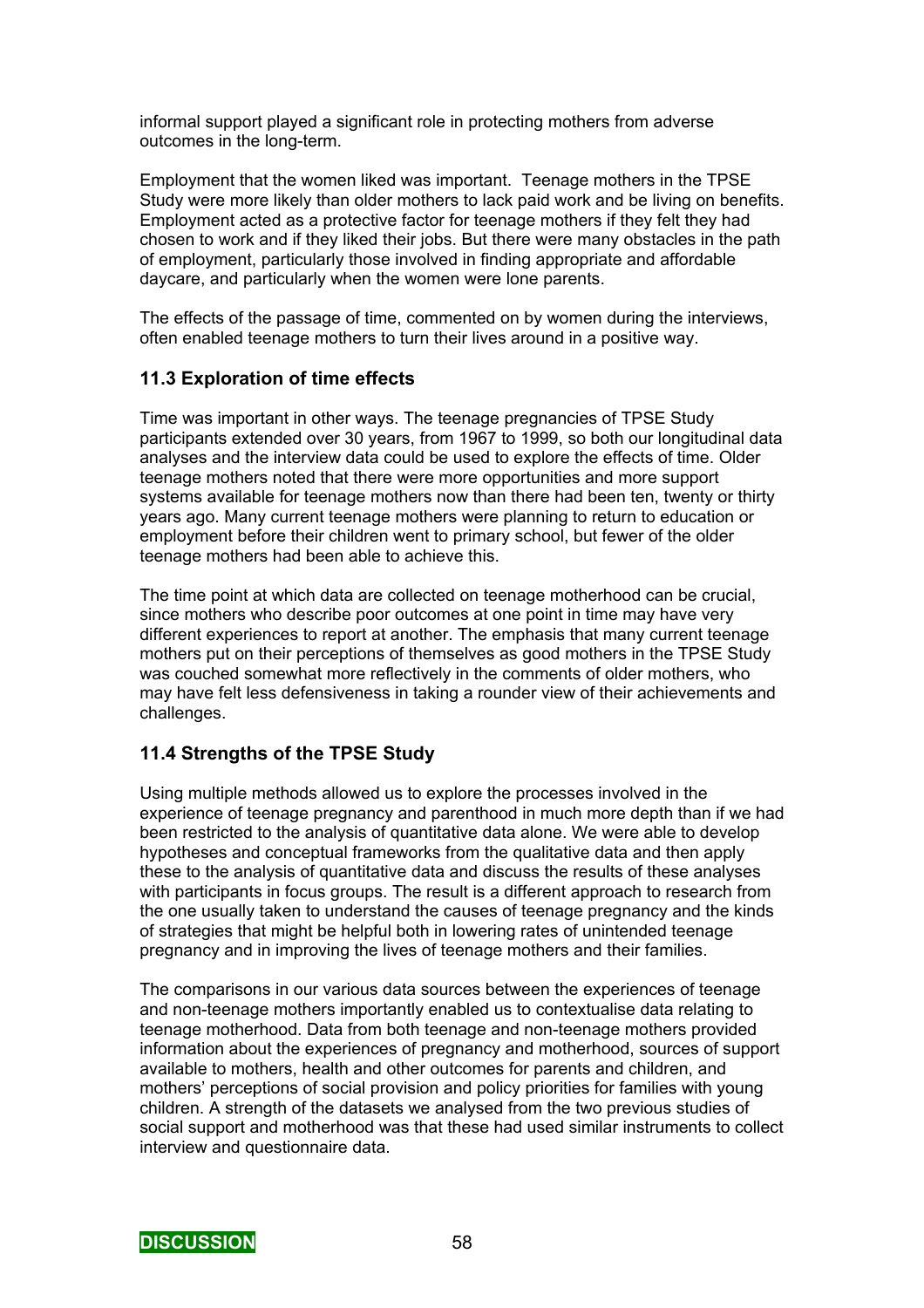informal support played a significant role in protecting mothers from adverse outcomes in the long-term.

Employment that the women liked was important. Teenage mothers in the TPSE Study were more likely than older mothers to lack paid work and be living on benefits. Employment acted as a protective factor for teenage mothers if they felt they had chosen to work and if they liked their jobs. But there were many obstacles in the path of employment, particularly those involved in finding appropriate and affordable daycare, and particularly when the women were lone parents.

The effects of the passage of time, commented on by women during the interviews, often enabled teenage mothers to turn their lives around in a positive way.

## 11.3 Exploration of time effects

Time was important in other ways. The teenage pregnancies of TPSE Study participants extended over 30 years, from 1967 to 1999, so both our longitudinal data analyses and the interview data could be used to explore the effects of time. Older teenage mothers noted that there were more opportunities and more support systems available for teenage mothers now than there had been ten, twenty or thirty years ago. Many current teenage mothers were planning to return to education or employment before their children went to primary school, but fewer of the older teenage mothers had been able to achieve this.

The time point at which data are collected on teenage motherhood can be crucial, since mothers who describe poor outcomes at one point in time may have very different experiences to report at another. The emphasis that many current teenage mothers put on their perceptions of themselves as good mothers in the TPSE Study was couched somewhat more reflectively in the comments of older mothers, who may have felt less defensiveness in taking a rounder view of their achievements and challenges.

## 11.4 Strengths of the TPSE Study

Using multiple methods allowed us to explore the processes involved in the experience of teenage pregnancy and parenthood in much more depth than if we had been restricted to the analysis of quantitative data alone. We were able to develop hypotheses and conceptual frameworks from the qualitative data and then apply these to the analysis of quantitative data and discuss the results of these analyses with participants in focus groups. The result is a different approach to research from the one usually taken to understand the causes of teenage pregnancy and the kinds of strategies that might be helpful both in lowering rates of unintended teenage pregnancy and in improving the lives of teenage mothers and their families.

The comparisons in our various data sources between the experiences of teenage and non-teenage mothers importantly enabled us to contextualise data relating to teenage motherhood. Data from both teenage and non-teenage mothers provided information about the experiences of pregnancy and motherhood, sources of support available to mothers, health and other outcomes for parents and children, and mothers' perceptions of social provision and policy priorities for families with young children. A strength of the datasets we analysed from the two previous studies of social support and motherhood was that these had used similar instruments to collect interview and questionnaire data.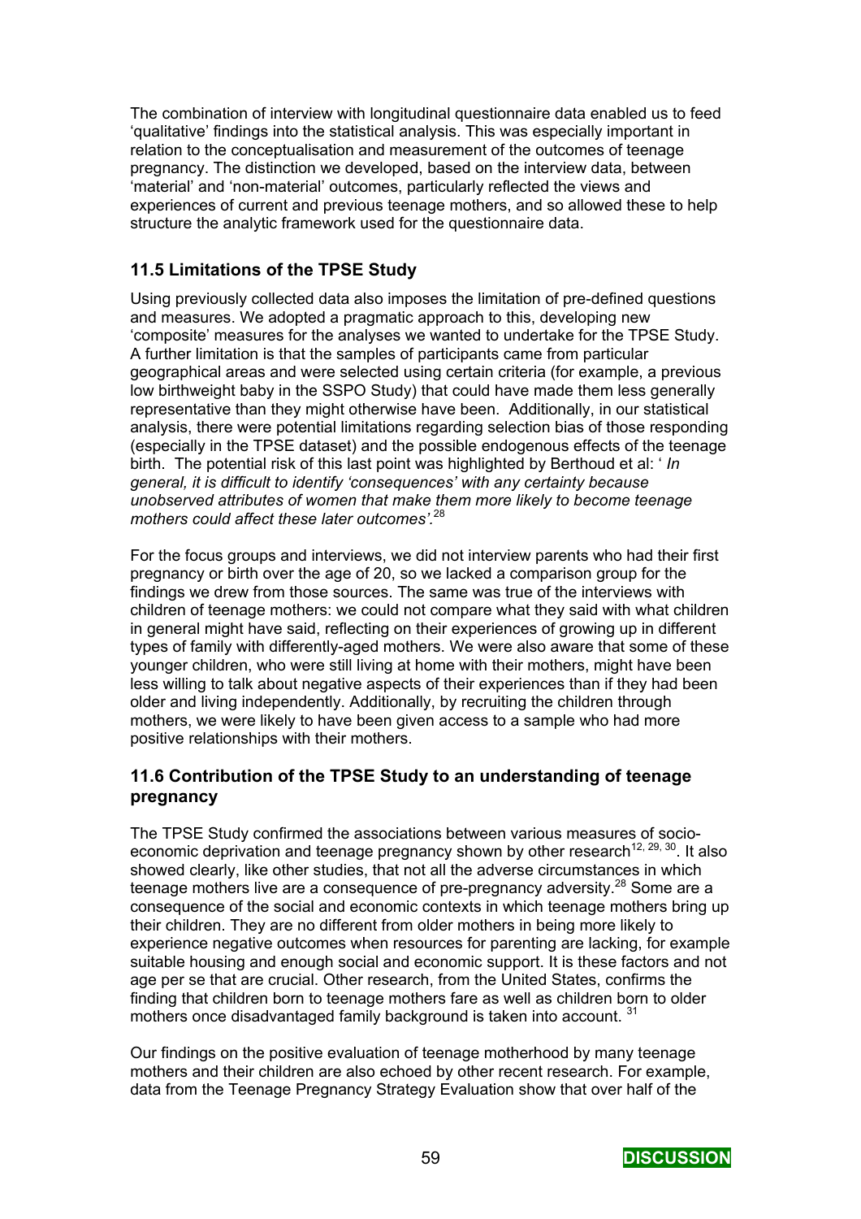The combination of interview with longitudinal questionnaire data enabled us to feed 'qualitative' findings into the statistical analysis. This was especially important in relation to the conceptualisation and measurement of the outcomes of teenage pregnancy. The distinction we developed, based on the interview data, between 'material' and 'non-material' outcomes, particularly reflected the views and experiences of current and previous teenage mothers, and so allowed these to help structure the analytic framework used for the questionnaire data.

### 11.5 Limitations of the TPSE Study

Using previously collected data also imposes the limitation of pre-defined questions and measures. We adopted a pragmatic approach to this, developing new 'composite' measures for the analyses we wanted to undertake for the TPSE Study. A further limitation is that the samples of participants came from particular geographical areas and were selected using certain criteria (for example, a previous low birthweight baby in the SSPO Study) that could have made them less generally representative than they might otherwise have been. Additionally, in our statistical analysis, there were potential limitations regarding selection bias of those responding (especially in the TPSE dataset) and the possible endogenous effects of the teenage birth. The potential risk of this last point was highlighted by Berthoud et al: ' *In general, it is difficult to identify 'consequences' with any certainty because unobserved attributes of women that make them more likely to become teenage mothers could affect these later outcomes'.*[28]

For the focus groups and interviews, we did not interview parents who had their first pregnancy or birth over the age of 20, so we lacked a comparison group for the findings we drew from those sources. The same was true of the interviews with children of teenage mothers: we could not compare what they said with what children in general might have said, reflecting on their experiences of growing up in different types of family with differently-aged mothers. We were also aware that some of these younger children, who were still living at home with their mothers, might have been less willing to talk about negative aspects of their experiences than if they had been older and living independently. Additionally, by recruiting the children through mothers, we were likely to have been given access to a sample who had more positive relationships with their mothers.

### 11.6 Contribution of the TPSE Study to an understanding of teenage pregnancy

The TPSE Study confirmed the associations between various measures of socio-economic deprivation and teenage pregnancy shown by other research[12, 29, 30]. It also showed clearly, like other studies, that not all the adverse circumstances in which teenage mothers live are a consequence of pre-pregnancy adversity.[28] Some are a consequence of the social and economic contexts in which teenage mothers bring up their children. They are no different from older mothers in being more likely to experience negative outcomes when resources for parenting are lacking, for example suitable housing and enough social and economic support. It is these factors and not age per se that are crucial. Other research, from the United States, confirms the finding that children born to teenage mothers fare as well as children born to older mothers once disadvantaged family background is taken into account. [31]

Our findings on the positive evaluation of teenage motherhood by many teenage mothers and their children are also echoed by other recent research. For example, data from the Teenage Pregnancy Strategy Evaluation show that over half of the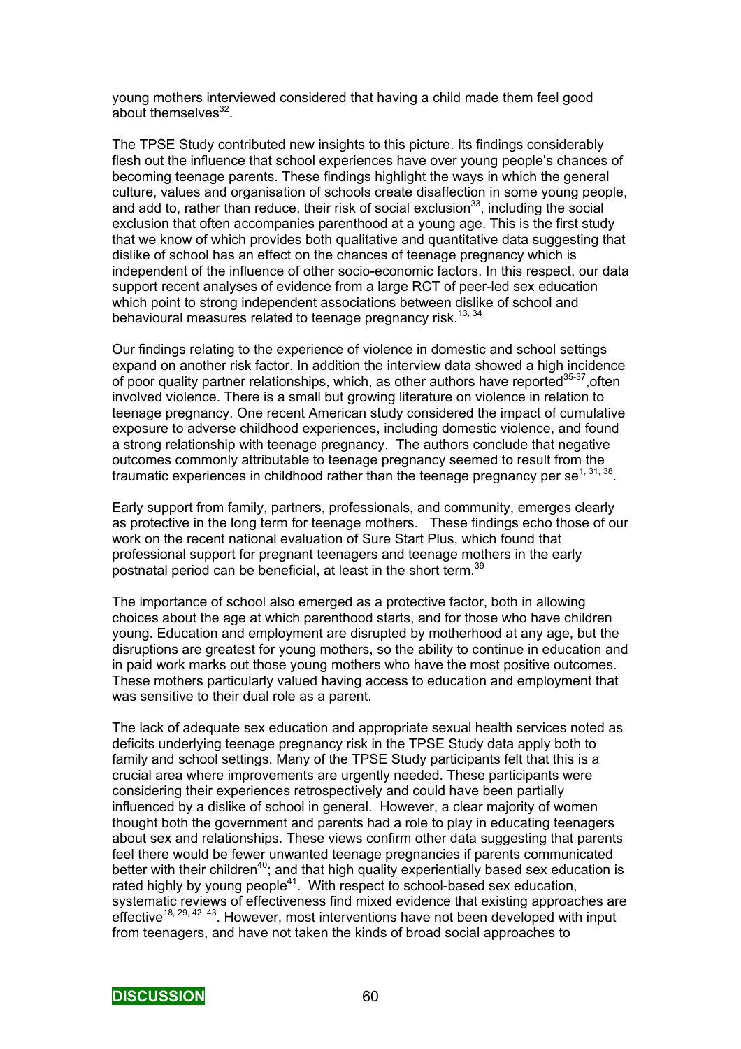young mothers interviewed considered that having a child made them feel good about themselves[32].

The TPSE Study contributed new insights to this picture. Its findings considerably flesh out the influence that school experiences have over young people's chances of becoming teenage parents. These findings highlight the ways in which the general culture, values and organisation of schools create disaffection in some young people, and add to, rather than reduce, their risk of social exclusion[33], including the social exclusion that often accompanies parenthood at a young age. This is the first study that we know of which provides both qualitative and quantitative data suggesting that dislike of school has an effect on the chances of teenage pregnancy which is independent of the influence of other socio-economic factors. In this respect, our data support recent analyses of evidence from a large RCT of peer-led sex education which point to strong independent associations between dislike of school and behavioural measures related to teenage pregnancy risk.[13, 34]

Our findings relating to the experience of violence in domestic and school settings expand on another risk factor. In addition the interview data showed a high incidence of poor quality partner relationships, which, as other authors have reported[35-37],often involved violence. There is a small but growing literature on violence in relation to teenage pregnancy. One recent American study considered the impact of cumulative exposure to adverse childhood experiences, including domestic violence, and found a strong relationship with teenage pregnancy. The authors conclude that negative outcomes commonly attributable to teenage pregnancy seemed to result from the traumatic experiences in childhood rather than the teenage pregnancy per se[1, 31, 38].

Early support from family, partners, professionals, and community, emerges clearly as protective in the long term for teenage mothers. These findings echo those of our work on the recent national evaluation of Sure Start Plus, which found that professional support for pregnant teenagers and teenage mothers in the early postnatal period can be beneficial, at least in the short term.[39]

The importance of school also emerged as a protective factor, both in allowing choices about the age at which parenthood starts, and for those who have children young. Education and employment are disrupted by motherhood at any age, but the disruptions are greatest for young mothers, so the ability to continue in education and in paid work marks out those young mothers who have the most positive outcomes. These mothers particularly valued having access to education and employment that was sensitive to their dual role as a parent.

The lack of adequate sex education and appropriate sexual health services noted as deficits underlying teenage pregnancy risk in the TPSE Study data apply both to family and school settings. Many of the TPSE Study participants felt that this is a crucial area where improvements are urgently needed. These participants were considering their experiences retrospectively and could have been partially influenced by a dislike of school in general. However, a clear majority of women thought both the government and parents had a role to play in educating teenagers about sex and relationships. These views confirm other data suggesting that parents feel there would be fewer unwanted teenage pregnancies if parents communicated better with their children[40]; and that high quality experientially based sex education is rated highly by young people[41]. With respect to school-based sex education, systematic reviews of effectiveness find mixed evidence that existing approaches are effective[18, 29, 42, 43]. However, most interventions have not been developed with input from teenagers, and have not taken the kinds of broad social approaches to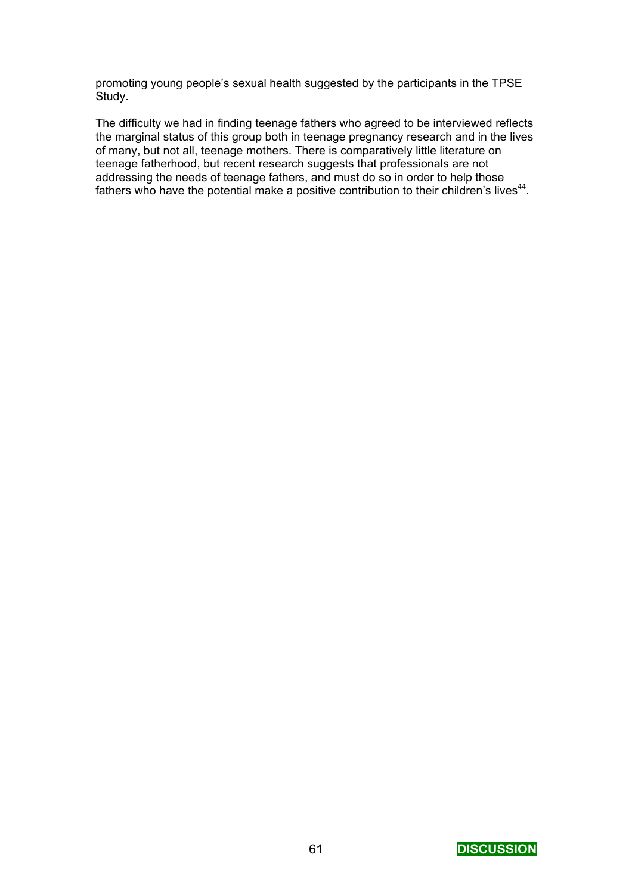promoting young people's sexual health suggested by the participants in the TPSE Study.

The difficulty we had in finding teenage fathers who agreed to be interviewed reflects the marginal status of this group both in teenage pregnancy research and in the lives of many, but not all, teenage mothers. There is comparatively little literature on teenage fatherhood, but recent research suggests that professionals are not addressing the needs of teenage fathers, and must do so in order to help those fathers who have the potential make a positive contribution to their children's lives[44].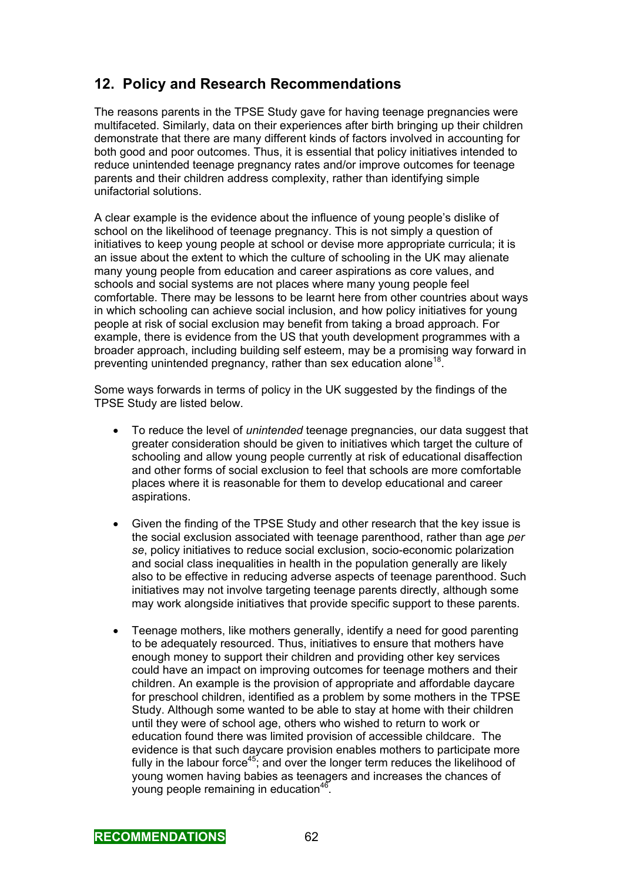## 12. Policy and Research Recommendations

The reasons parents in the TPSE Study gave for having teenage pregnancies were multifaceted. Similarly, data on their experiences after birth bringing up their children demonstrate that there are many different kinds of factors involved in accounting for both good and poor outcomes. Thus, it is essential that policy initiatives intended to reduce unintended teenage pregnancy rates and/or improve outcomes for teenage parents and their children address complexity, rather than identifying simple unifactorial solutions.

A clear example is the evidence about the influence of young people's dislike of school on the likelihood of teenage pregnancy. This is not simply a question of initiatives to keep young people at school or devise more appropriate curricula; it is an issue about the extent to which the culture of schooling in the UK may alienate many young people from education and career aspirations as core values, and schools and social systems are not places where many young people feel comfortable. There may be lessons to be learnt here from other countries about ways in which schooling can achieve social inclusion, and how policy initiatives for young people at risk of social exclusion may benefit from taking a broad approach. For example, there is evidence from the US that youth development programmes with a broader approach, including building self esteem, may be a promising way forward in preventing unintended pregnancy, rather than sex education alone[18].

Some ways forwards in terms of policy in the UK suggested by the findings of the TPSE Study are listed below.

- To reduce the level of *unintended* teenage pregnancies, our data suggest that greater consideration should be given to initiatives which target the culture of schooling and allow young people currently at risk of educational disaffection and other forms of social exclusion to feel that schools are more comfortable places where it is reasonable for them to develop educational and career aspirations.

- Given the finding of the TPSE Study and other research that the key issue is the social exclusion associated with teenage parenthood, rather than age *per se*, policy initiatives to reduce social exclusion, socio-economic polarization and social class inequalities in health in the population generally are likely also to be effective in reducing adverse aspects of teenage parenthood. Such initiatives may not involve targeting teenage parents directly, although some may work alongside initiatives that provide specific support to these parents.

- Teenage mothers, like mothers generally, identify a need for good parenting to be adequately resourced. Thus, initiatives to ensure that mothers have enough money to support their children and providing other key services could have an impact on improving outcomes for teenage mothers and their children. An example is the provision of appropriate and affordable daycare for preschool children, identified as a problem by some mothers in the TPSE Study. Although some wanted to be able to stay at home with their children until they were of school age, others who wished to return to work or education found there was limited provision of accessible childcare. The evidence is that such daycare provision enables mothers to participate more fully in the labour force[45]; and over the longer term reduces the likelihood of young women having babies as teenagers and increases the chances of young people remaining in education[46].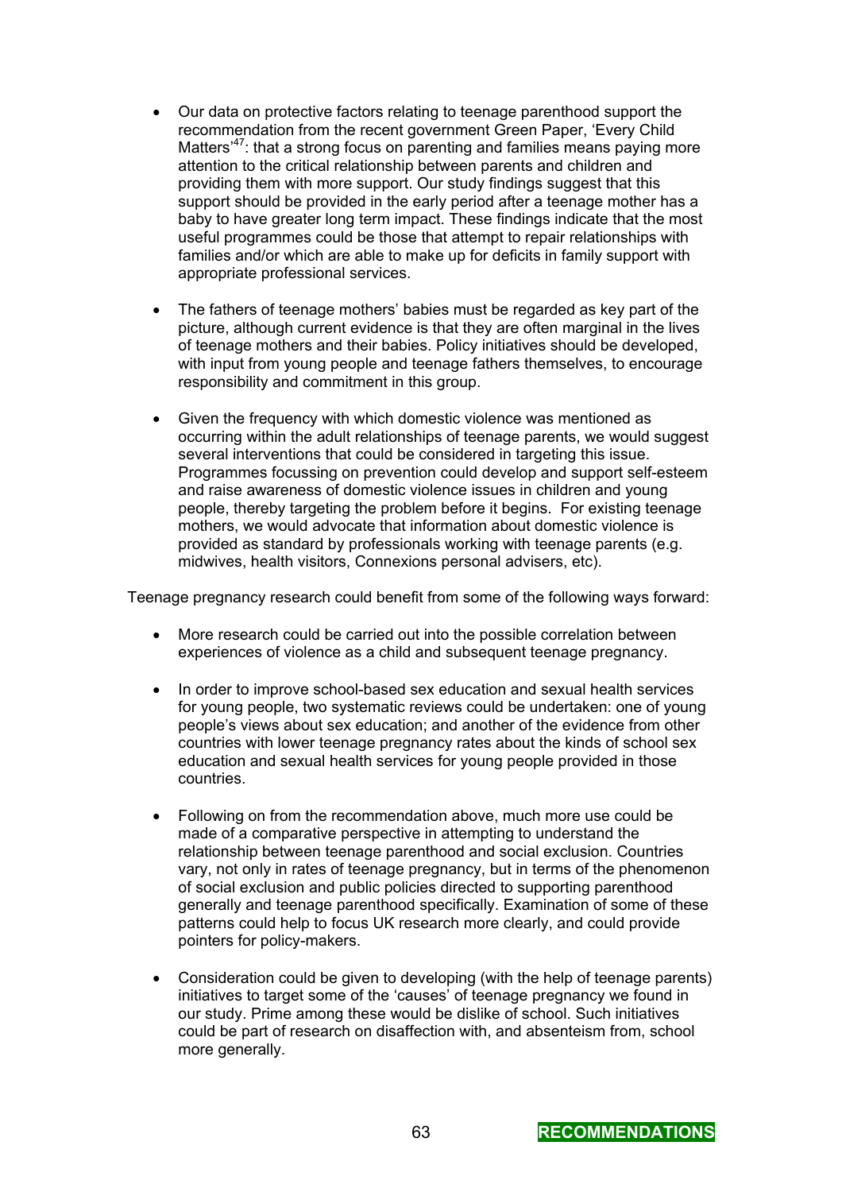- Our data on protective factors relating to teenage parenthood support the recommendation from the recent government Green Paper, 'Every Child Matters'[47]: that a strong focus on parenting and families means paying more attention to the critical relationship between parents and children and providing them with more support. Our study findings suggest that this support should be provided in the early period after a teenage mother has a baby to have greater long term impact. These findings indicate that the most useful programmes could be those that attempt to repair relationships with families and/or which are able to make up for deficits in family support with appropriate professional services.

- The fathers of teenage mothers' babies must be regarded as key part of the picture, although current evidence is that they are often marginal in the lives of teenage mothers and their babies. Policy initiatives should be developed, with input from young people and teenage fathers themselves, to encourage responsibility and commitment in this group.

- Given the frequency with which domestic violence was mentioned as occurring within the adult relationships of teenage parents, we would suggest several interventions that could be considered in targeting this issue. Programmes focussing on prevention could develop and support self-esteem and raise awareness of domestic violence issues in children and young people, thereby targeting the problem before it begins. For existing teenage mothers, we would advocate that information about domestic violence is provided as standard by professionals working with teenage parents (e.g. midwives, health visitors, Connexions personal advisers, etc).

Teenage pregnancy research could benefit from some of the following ways forward:

- More research could be carried out into the possible correlation between experiences of violence as a child and subsequent teenage pregnancy.

- In order to improve school-based sex education and sexual health services for young people, two systematic reviews could be undertaken: one of young people's views about sex education; and another of the evidence from other countries with lower teenage pregnancy rates about the kinds of school sex education and sexual health services for young people provided in those countries.

- Following on from the recommendation above, much more use could be made of a comparative perspective in attempting to understand the relationship between teenage parenthood and social exclusion. Countries vary, not only in rates of teenage pregnancy, but in terms of the phenomenon of social exclusion and public policies directed to supporting parenthood generally and teenage parenthood specifically. Examination of some of these patterns could help to focus UK research more clearly, and could provide pointers for policy-makers.

- Consideration could be given to developing (with the help of teenage parents) initiatives to target some of the 'causes' of teenage pregnancy we found in our study. Prime among these would be dislike of school. Such initiatives could be part of research on disaffection with, and absenteism from, school more generally.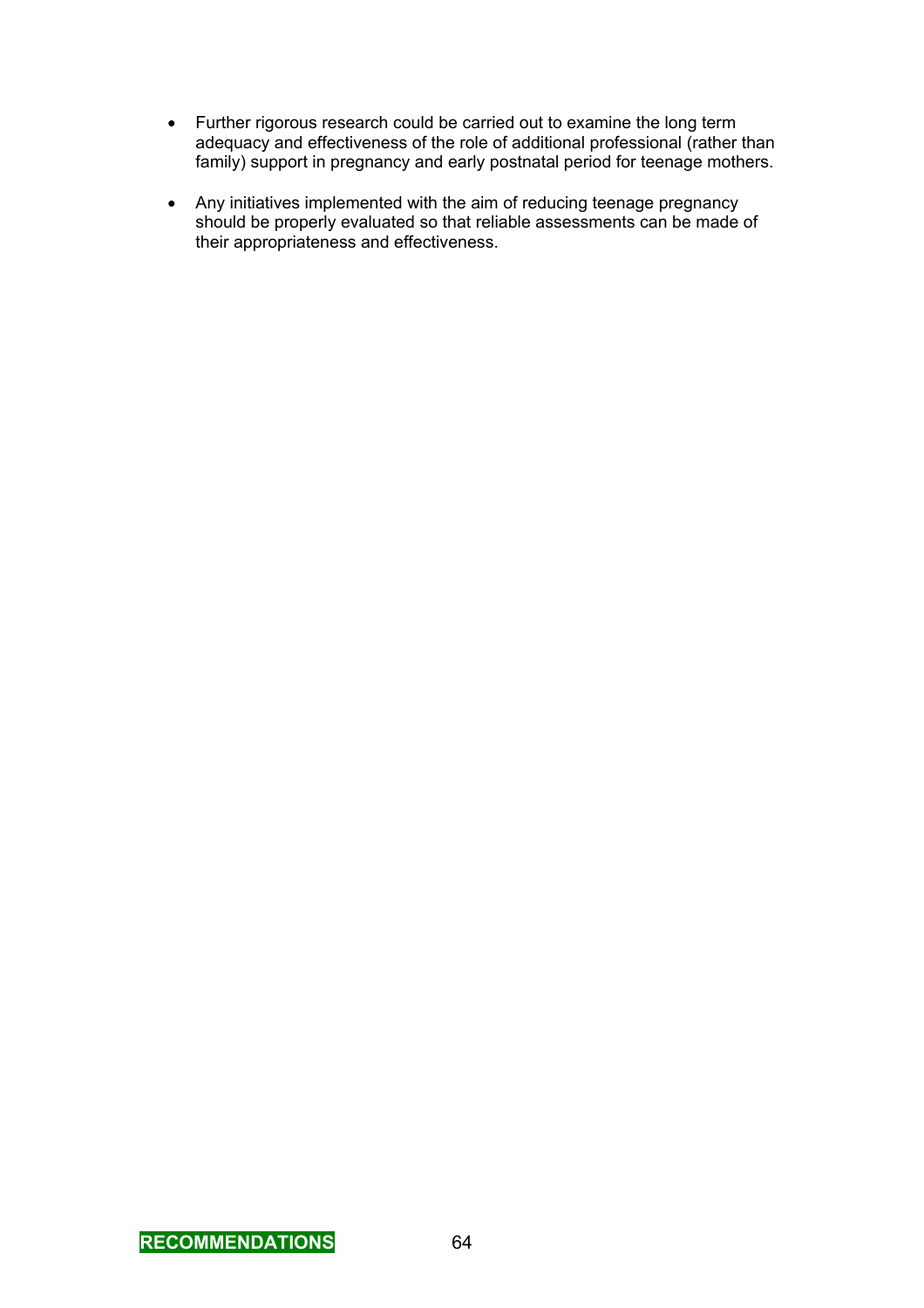- Further rigorous research could be carried out to examine the long term adequacy and effectiveness of the role of additional professional (rather than family) support in pregnancy and early postnatal period for teenage mothers.

- Any initiatives implemented with the aim of reducing teenage pregnancy should be properly evaluated so that reliable assessments can be made of their appropriateness and effectiveness.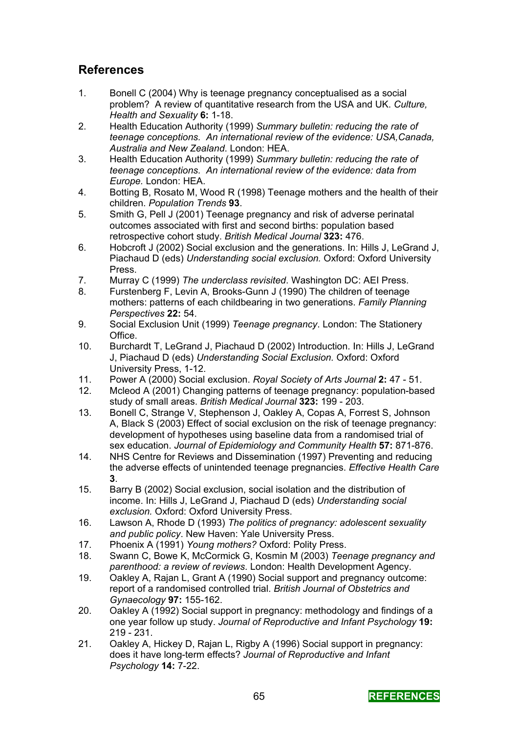## References

1. Bonell C (2004) Why is teenage pregnancy conceptualised as a social problem? A review of quantitative research from the USA and UK. *Culture, Health and Sexuality* **6:** 1-18.
2. Health Education Authority (1999) *Summary bulletin: reducing the rate of teenage conceptions. An international review of the evidence: USA,Canada, Australia and New Zealand*. London: HEA.
3. Health Education Authority (1999) *Summary bulletin: reducing the rate of teenage conceptions. An international review of the evidence: data from Europe.* London: HEA.
4. Botting B, Rosato M, Wood R (1998) Teenage mothers and the health of their children. *Population Trends* **93**.
5. Smith G, Pell J (2001) Teenage pregnancy and risk of adverse perinatal outcomes associated with first and second births: population based retrospective cohort study. *British Medical Journal* **323:** 476.
6. Hobcroft J (2002) Social exclusion and the generations. In: Hills J, LeGrand J, Piachaud D (eds) *Understanding social exclusion.* Oxford: Oxford University Press.
7. Murray C (1999) *The underclass revisited*. Washington DC: AEI Press.
8. Furstenberg F, Levin A, Brooks-Gunn J (1990) The children of teenage mothers: patterns of each childbearing in two generations. *Family Planning Perspectives* **22:** 54.
9. Social Exclusion Unit (1999) *Teenage pregnancy*. London: The Stationery Office.
10. Burchardt T, LeGrand J, Piachaud D (2002) Introduction. In: Hills J, LeGrand J, Piachaud D (eds) *Understanding Social Exclusion.* Oxford: Oxford University Press, 1-12.
11. Power A (2000) Social exclusion. *Royal Society of Arts Journal* **2:** 47 - 51.
12. Mcleod A (2001) Changing patterns of teenage pregnancy: population-based study of small areas. *British Medical Journal* **323:** 199 - 203.
13. Bonell C, Strange V, Stephenson J, Oakley A, Copas A, Forrest S, Johnson A, Black S (2003) Effect of social exclusion on the risk of teenage pregnancy: development of hypotheses using baseline data from a randomised trial of sex education. *Journal of Epidemiology and Community Health* **57:** 871-876.
14. NHS Centre for Reviews and Dissemination (1997) Preventing and reducing the adverse effects of unintended teenage pregnancies. *Effective Health Care* **3**.
15. Barry B (2002) Social exclusion, social isolation and the distribution of income. In: Hills J, LeGrand J, Piachaud D (eds) *Understanding social exclusion.* Oxford: Oxford University Press.
16. Lawson A, Rhode D (1993) *The politics of pregnancy: adolescent sexuality and public policy*. New Haven: Yale University Press.
17. Phoenix A (1991) *Young mothers?* Oxford: Polity Press.
18. Swann C, Bowe K, McCormick G, Kosmin M (2003) *Teenage pregnancy and parenthood: a review of reviews*. London: Health Development Agency.
19. Oakley A, Rajan L, Grant A (1990) Social support and pregnancy outcome: report of a randomised controlled trial. *British Journal of Obstetrics and Gynaecology* **97:** 155-162.
20. Oakley A (1992) Social support in pregnancy: methodology and findings of a one year follow up study. *Journal of Reproductive and Infant Psychology* **19:** 219 - 231.
21. Oakley A, Hickey D, Rajan L, Rigby A (1996) Social support in pregnancy: does it have long-term effects? *Journal of Reproductive and Infant Psychology* **14:** 7-22.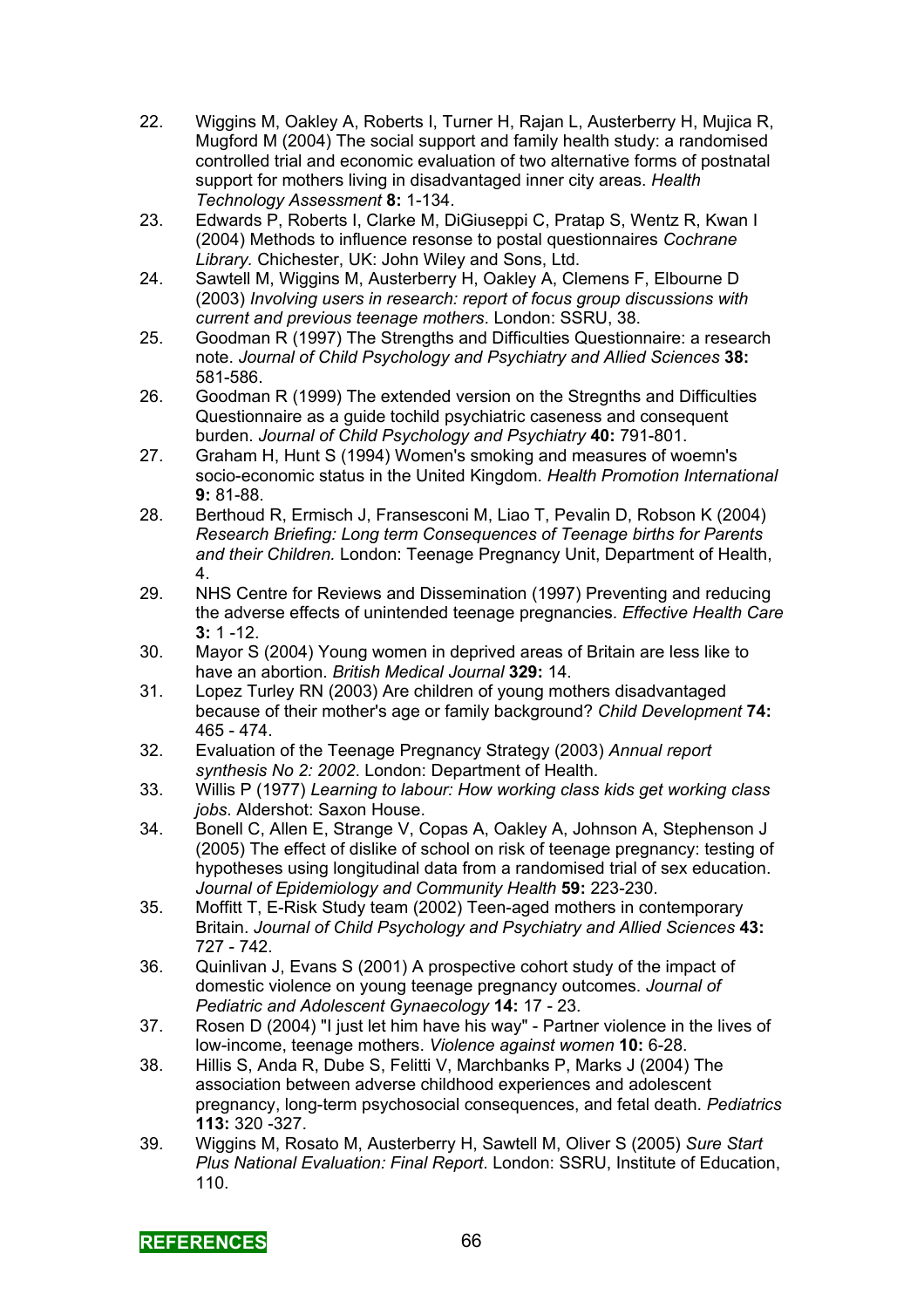22. Wiggins M, Oakley A, Roberts I, Turner H, Rajan L, Austerberry H, Mujica R, Mugford M (2004) The social support and family health study: a randomised controlled trial and economic evaluation of two alternative forms of postnatal support for mothers living in disadvantaged inner city areas. *Health Technology Assessment* **8:** 1-134.
23. Edwards P, Roberts I, Clarke M, DiGiuseppi C, Pratap S, Wentz R, Kwan I (2004) Methods to influence resonse to postal questionnaires *Cochrane Library.* Chichester, UK: John Wiley and Sons, Ltd.
24. Sawtell M, Wiggins M, Austerberry H, Oakley A, Clemens F, Elbourne D (2003) *Involving users in research: report of focus group discussions with current and previous teenage mothers*. London: SSRU, 38.
25. Goodman R (1997) The Strengths and Difficulties Questionnaire: a research note. *Journal of Child Psychology and Psychiatry and Allied Sciences* **38:** 581-586.
26. Goodman R (1999) The extended version on the Stregnths and Difficulties Questionnaire as a guide tochild psychiatric caseness and consequent burden. *Journal of Child Psychology and Psychiatry* **40:** 791-801.
27. Graham H, Hunt S (1994) Women's smoking and measures of woemn's socio-economic status in the United Kingdom. *Health Promotion International* **9:** 81-88.
28. Berthoud R, Ermisch J, Fransesconi M, Liao T, Pevalin D, Robson K (2004) *Research Briefing: Long term Consequences of Teenage births for Parents and their Children.* London: Teenage Pregnancy Unit, Department of Health, 4.
29. NHS Centre for Reviews and Dissemination (1997) Preventing and reducing the adverse effects of unintended teenage pregnancies. *Effective Health Care* **3:** 1 -12.
30. Mayor S (2004) Young women in deprived areas of Britain are less like to have an abortion. *British Medical Journal* **329:** 14.
31. Lopez Turley RN (2003) Are children of young mothers disadvantaged because of their mother's age or family background? *Child Development* **74:** 465 - 474.
32. Evaluation of the Teenage Pregnancy Strategy (2003) *Annual report synthesis No 2: 2002*. London: Department of Health.
33. Willis P (1977) *Learning to labour: How working class kids get working class jobs*. Aldershot: Saxon House.
34. Bonell C, Allen E, Strange V, Copas A, Oakley A, Johnson A, Stephenson J (2005) The effect of dislike of school on risk of teenage pregnancy: testing of hypotheses using longitudinal data from a randomised trial of sex education. *Journal of Epidemiology and Community Health* **59:** 223-230.
35. Moffitt T, E-Risk Study team (2002) Teen-aged mothers in contemporary Britain. *Journal of Child Psychology and Psychiatry and Allied Sciences* **43:** 727 - 742.
36. Quinlivan J, Evans S (2001) A prospective cohort study of the impact of domestic violence on young teenage pregnancy outcomes. *Journal of Pediatric and Adolescent Gynaecology* **14:** 17 - 23.
37. Rosen D (2004) "I just let him have his way" - Partner violence in the lives of low-income, teenage mothers. *Violence against women* **10:** 6-28.
38. Hillis S, Anda R, Dube S, Felitti V, Marchbanks P, Marks J (2004) The association between adverse childhood experiences and adolescent pregnancy, long-term psychosocial consequences, and fetal death. *Pediatrics* **113:** 320 -327.
39. Wiggins M, Rosato M, Austerberry H, Sawtell M, Oliver S (2005) *Sure Start Plus National Evaluation: Final Report*. London: SSRU, Institute of Education, 110.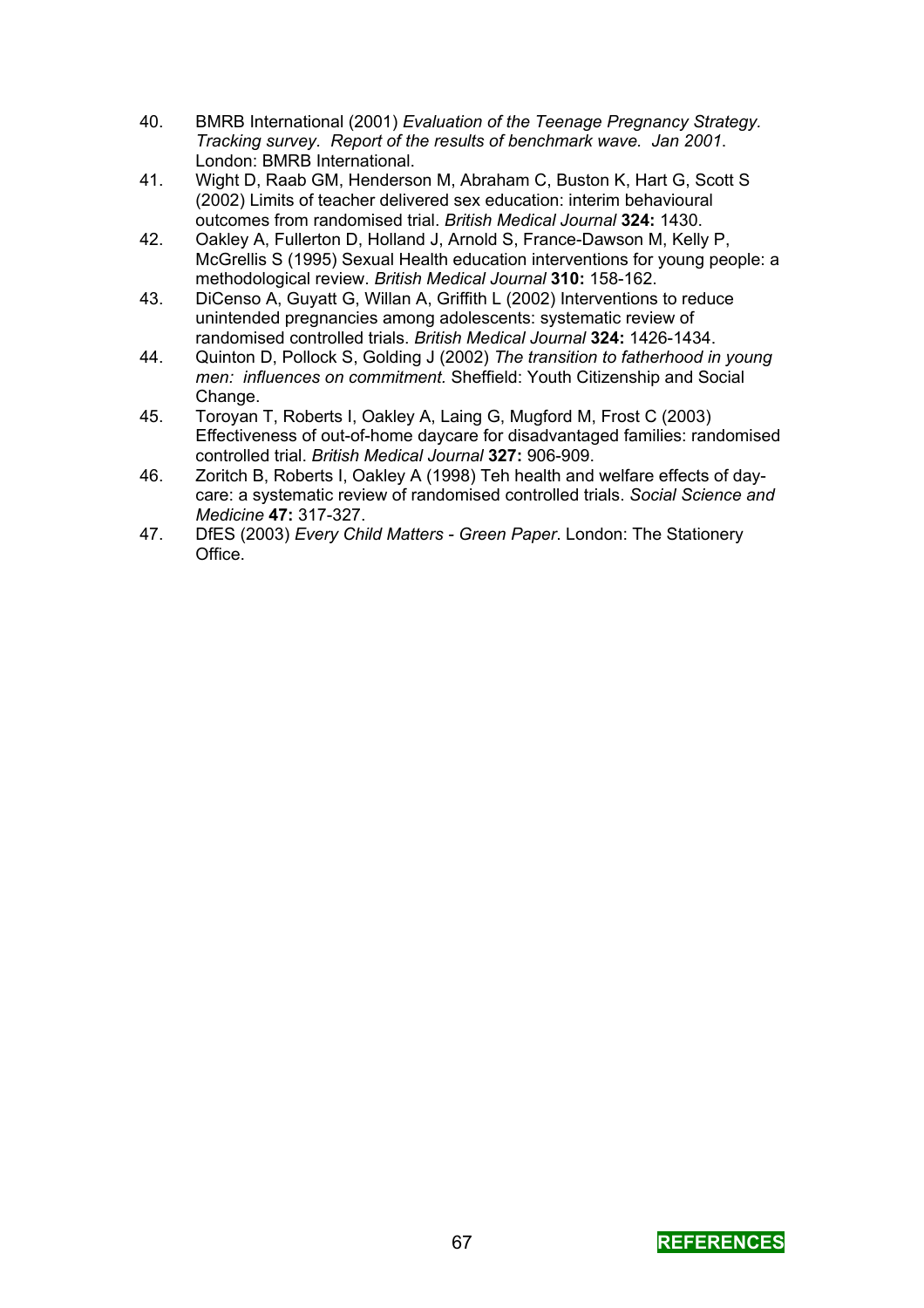40. BMRB International (2001) *Evaluation of the Teenage Pregnancy Strategy. Tracking survey. Report of the results of benchmark wave. Jan 2001.* London: BMRB International.
41. Wight D, Raab GM, Henderson M, Abraham C, Buston K, Hart G, Scott S (2002) Limits of teacher delivered sex education: interim behavioural outcomes from randomised trial. *British Medical Journal* **324:** 1430.
42. Oakley A, Fullerton D, Holland J, Arnold S, France-Dawson M, Kelly P, McGrellis S (1995) Sexual Health education interventions for young people: a methodological review. *British Medical Journal* **310:** 158-162.
43. DiCenso A, Guyatt G, Willan A, Griffith L (2002) Interventions to reduce unintended pregnancies among adolescents: systematic review of randomised controlled trials. *British Medical Journal* **324:** 1426-1434.
44. Quinton D, Pollock S, Golding J (2002) *The transition to fatherhood in young men: influences on commitment.* Sheffield: Youth Citizenship and Social Change.
45. Toroyan T, Roberts I, Oakley A, Laing G, Mugford M, Frost C (2003) Effectiveness of out-of-home daycare for disadvantaged families: randomised controlled trial. *British Medical Journal* **327:** 906-909.
46. Zoritch B, Roberts I, Oakley A (1998) Teh health and welfare effects of day-care: a systematic review of randomised controlled trials. *Social Science and Medicine* **47:** 317-327.
47. DfES (2003) *Every Child Matters - Green Paper*. London: The Stationery Office.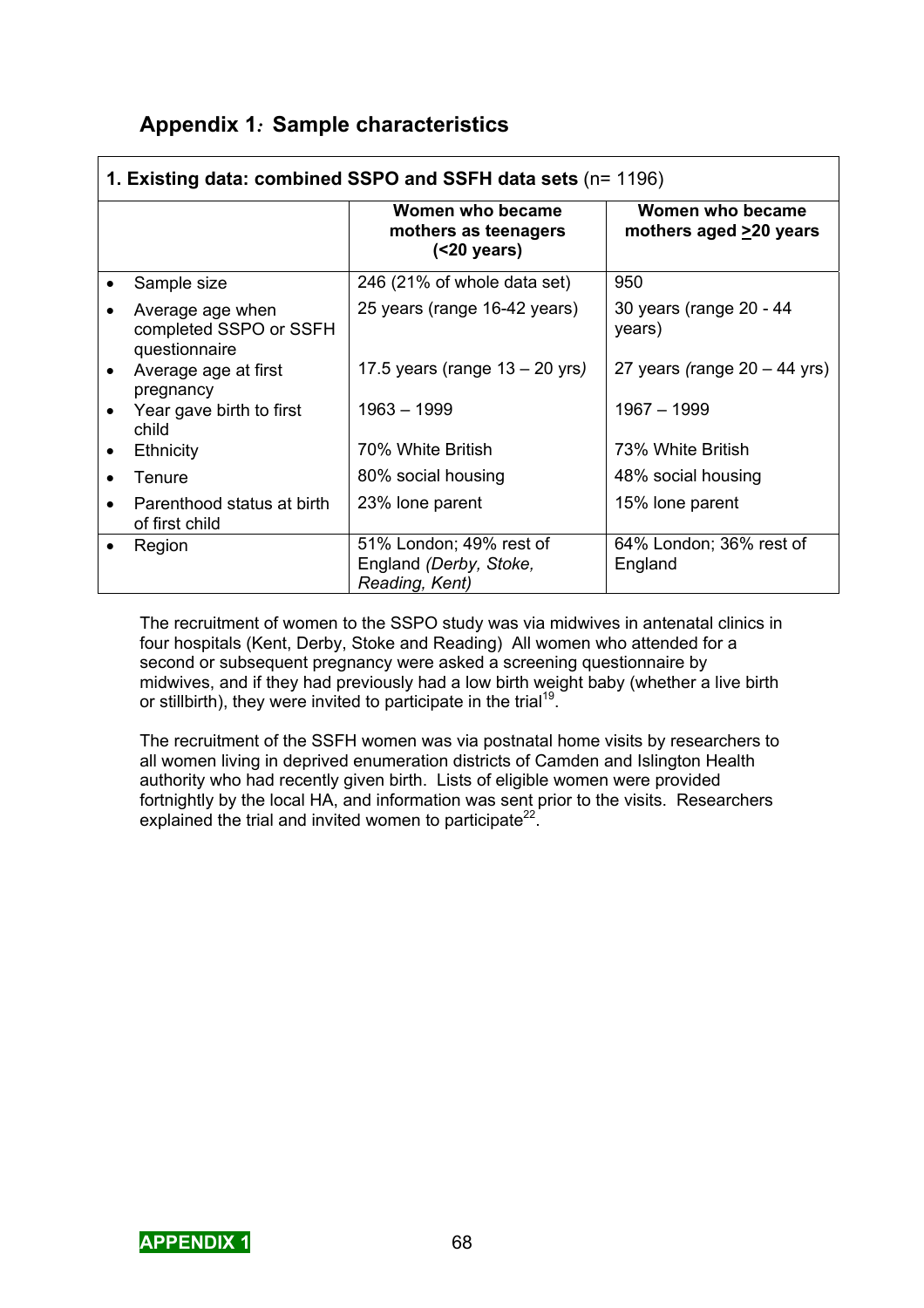## Appendix 1*:* Sample characteristics

| **1. Existing data: combined SSPO and SSFH data sets** (n= 1196) | | |
|---|---|---|
| | **Women who became mothers as teenagers (<20 years)** | **Women who became mothers aged ≥20 years** |
| • Sample size | 246 (21% of whole data set) | 950 |
| • Average age when completed SSPO or SSFH questionnaire | 25 years (range 16-42 years) | 30 years (range 20 - 44 years) |
| • Average age at first pregnancy | 17.5 years (range 13 – 20 yrs*)* | 27 years *(*range 20 – 44 yrs) |
| • Year gave birth to first child | 1963 – 1999 | 1967 – 1999 |
| • Ethnicity | 70% White British | 73% White British |
| • Tenure | 80% social housing | 48% social housing |
| • Parenthood status at birth of first child | 23% lone parent | 15% lone parent |
| • Region | 51% London; 49% rest of England *(Derby, Stoke, Reading, Kent)* | 64% London; 36% rest of England |

The recruitment of women to the SSPO study was via midwives in antenatal clinics in four hospitals (Kent, Derby, Stoke and Reading) All women who attended for a second or subsequent pregnancy were asked a screening questionnaire by midwives, and if they had previously had a low birth weight baby (whether a live birth or stillbirth), they were invited to participate in the trial[19].

The recruitment of the SSFH women was via postnatal home visits by researchers to all women living in deprived enumeration districts of Camden and Islington Health authority who had recently given birth. Lists of eligible women were provided fortnightly by the local HA, and information was sent prior to the visits. Researchers explained the trial and invited women to participate[22].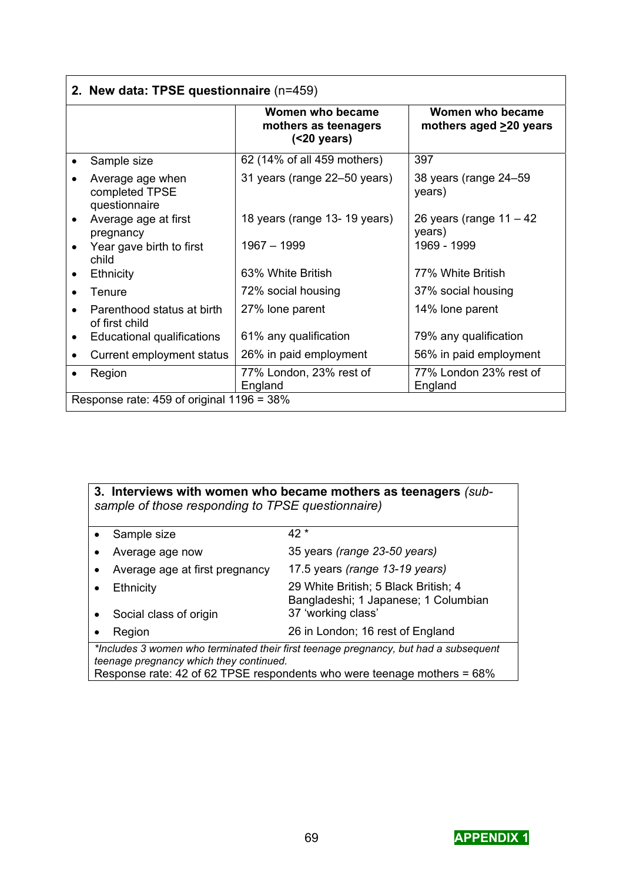| **2. New data: TPSE questionnaire** (n=459) | | |
|---|---|---|
| | **Women who became mothers as teenagers (<20 years)** | **Women who became mothers aged >20 years** |
| • Sample size | 62 (14% of all 459 mothers) | 397 |
| • Average age when completed TPSE questionnaire | 31 years (range 22–50 years) | 38 years (range 24–59 years) |
| • Average age at first pregnancy | 18 years (range 13- 19 years) | 26 years (range 11 – 42 years) |
| • Year gave birth to first child | 1967 – 1999 | 1969 - 1999 |
| • Ethnicity | 63% White British | 77% White British |
| • Tenure | 72% social housing | 37% social housing |
| • Parenthood status at birth of first child | 27% lone parent | 14% lone parent |
| • Educational qualifications | 61% any qualification | 79% any qualification |
| • Current employment status | 26% in paid employment | 56% in paid employment |
| • Region | 77% London, 23% rest of England | 77% London 23% rest of England |
| Response rate: 459 of original 1196 = 38% | | |

| **3. Interviews with women who became mothers as teenagers** *(sub-sample of those responding to TPSE questionnaire)* | |
|---|---|
| • Sample size | 42 * |
| • Average age now | 35 years *(range 23-50 years)* |
| • Average age at first pregnancy | 17.5 years *(range 13-19 years)* |
| • Ethnicity | 29 White British; 5 Black British; 4 Bangladeshi; 1 Japanese; 1 Columbian |
| • Social class of origin | 37 'working class' |
| • Region | 26 in London; 16 rest of England |

*\*Includes 3 women who terminated their first teenage pregnancy, but had a subsequent teenage pregnancy which they continued.*

Response rate: 42 of 62 TPSE respondents who were teenage mothers = 68%

**APPENDIX 1**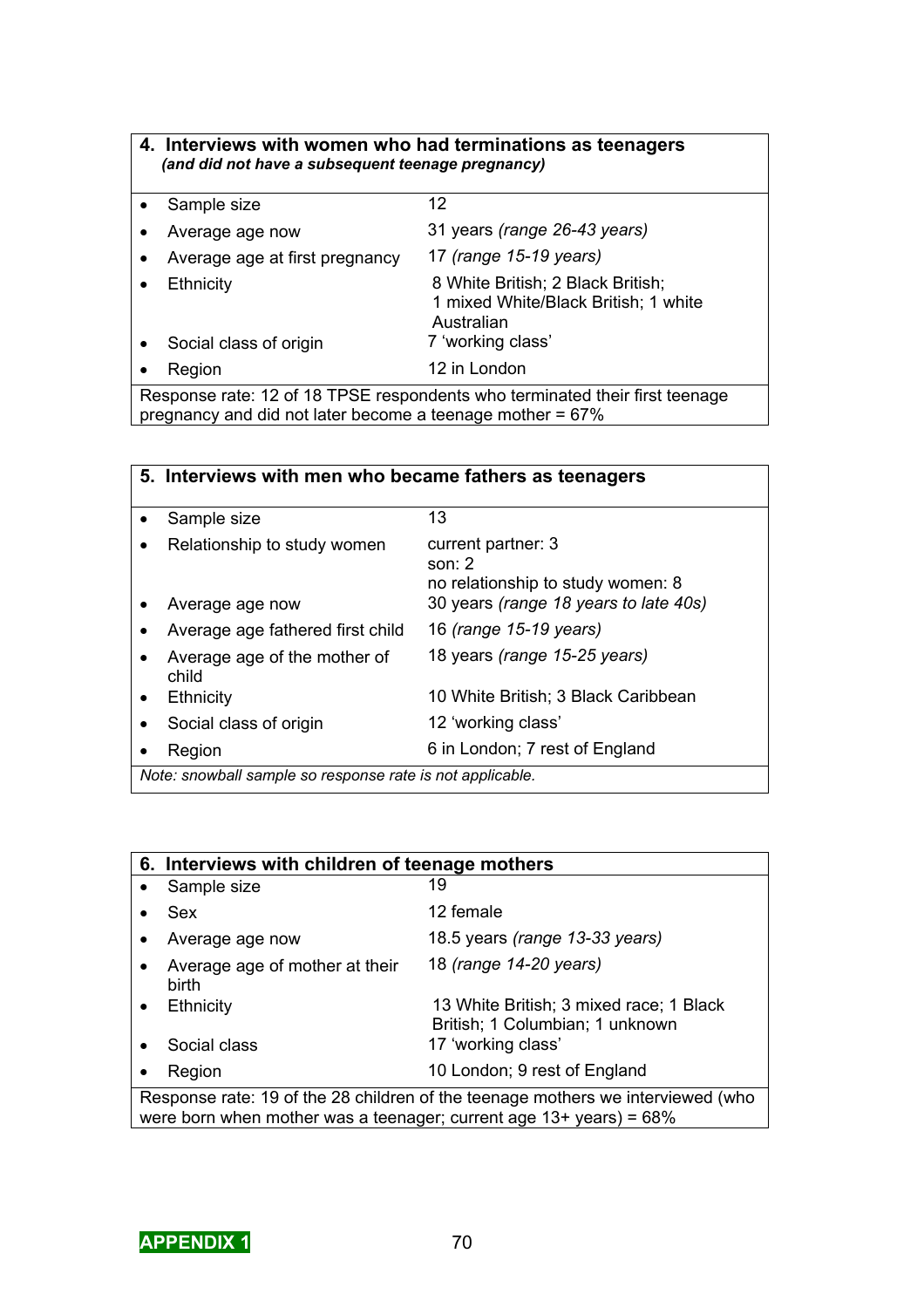## 4. Interviews with women who had terminations as teenagers

***(and did not have a subsequent teenage pregnancy)***

| | |
|---|---|
| • Sample size | 12 |
| • Average age now | 31 years *(range 26-43 years)* |
| • Average age at first pregnancy | 17 *(range 15-19 years)* |
| • Ethnicity | 8 White British; 2 Black British; 1 mixed White/Black British; 1 white Australian |
| • Social class of origin | 7 'working class' |
| • Region | 12 in London |

Response rate: 12 of 18 TPSE respondents who terminated their first teenage pregnancy and did not later become a teenage mother = 67%

## 5. Interviews with men who became fathers as teenagers

| | |
|---|---|
| • Sample size | 13 |
| • Relationship to study women | current partner: 3<br>son: 2<br>no relationship to study women: 8 |
| • Average age now | 30 years *(range 18 years to late 40s)* |
| • Average age fathered first child | 16 *(range 15-19 years)* |
| • Average age of the mother of child | 18 years *(range 15-25 years)* |
| • Ethnicity | 10 White British; 3 Black Caribbean |
| • Social class of origin | 12 'working class' |
| • Region | 6 in London; 7 rest of England |

*Note: snowball sample so response rate is not applicable.*

## 6. Interviews with children of teenage mothers

| | |
|---|---|
| • Sample size | 19 |
| • Sex | 12 female |
| • Average age now | 18.5 years *(range 13-33 years)* |
| • Average age of mother at their birth | 18 *(range 14-20 years)* |
| • Ethnicity | 13 White British; 3 mixed race; 1 Black British; 1 Columbian; 1 unknown |
| • Social class | 17 'working class' |
| • Region | 10 London; 9 rest of England |

Response rate: 19 of the 28 children of the teenage mothers we interviewed (who were born when mother was a teenager; current age 13+ years) = 68%

**APPENDIX 1**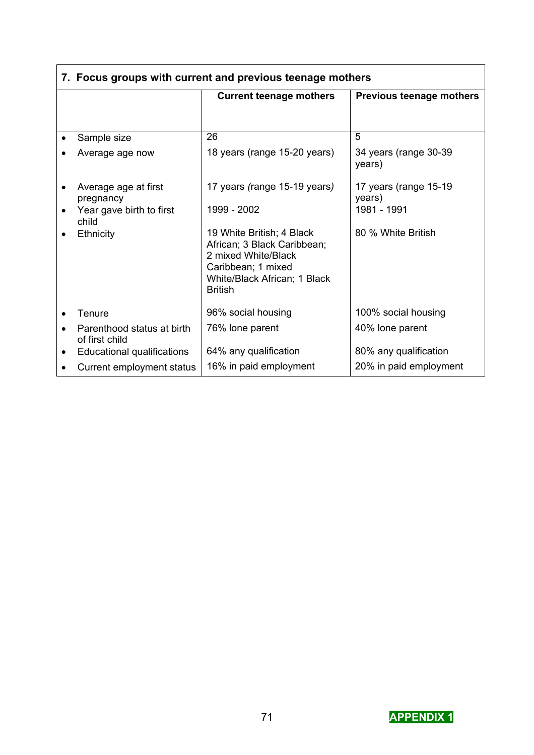| 7. Focus groups with current and previous teenage mothers | | |
|---|---|---|
| | **Current teenage mothers** | **Previous teenage mothers** |
| • Sample size | 26 | 5 |
| • Average age now | 18 years (range 15-20 years) | 34 years (range 30-39 years) |
| • Average age at first pregnancy | 17 years (range 15-19 years) | 17 years (range 15-19 years) |
| • Year gave birth to first child | 1999 - 2002 | 1981 - 1991 |
| • Ethnicity | 19 White British; 4 Black African; 3 Black Caribbean; 2 mixed White/Black Caribbean; 1 mixed White/Black African; 1 Black British | 80 % White British |
| • Tenure | 96% social housing | 100% social housing |
| • Parenthood status at birth of first child | 76% lone parent | 40% lone parent |
| • Educational qualifications | 64% any qualification | 80% any qualification |
| • Current employment status | 16% in paid employment | 20% in paid employment |

**APPENDIX 1**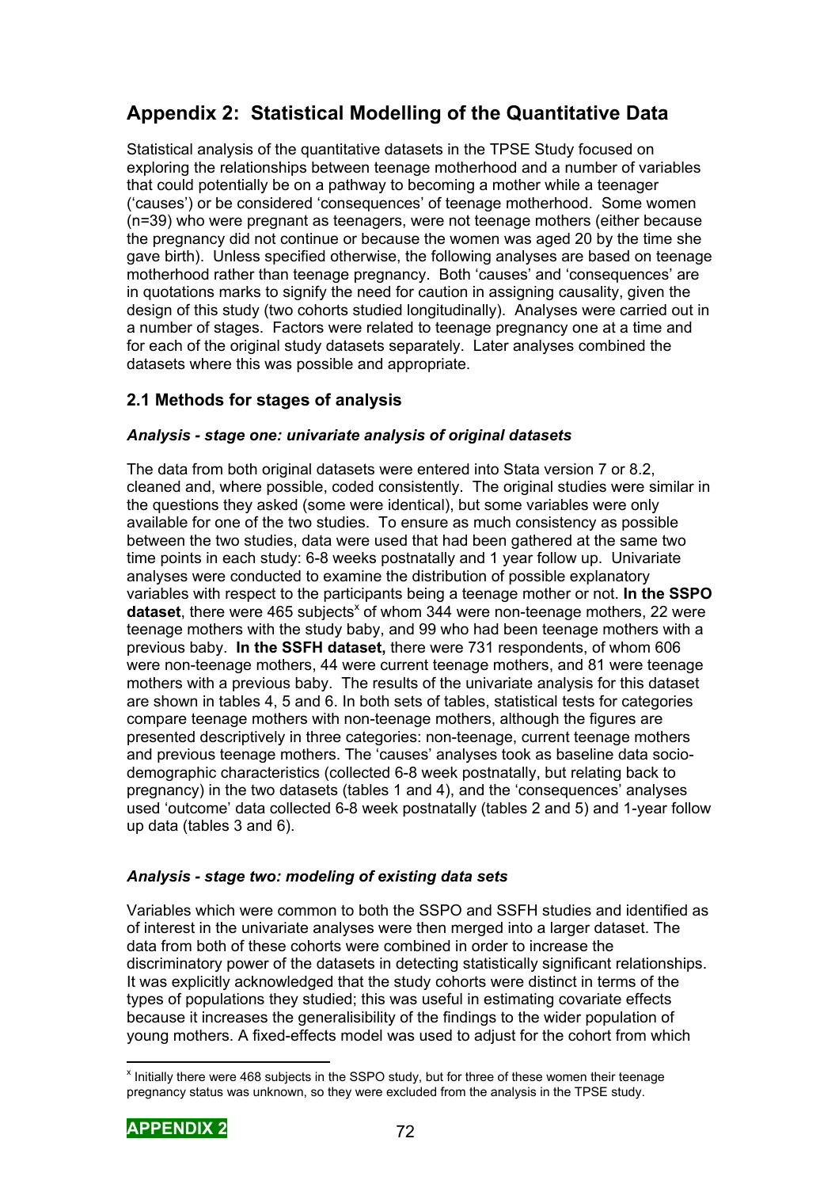# Appendix 2: Statistical Modelling of the Quantitative Data

Statistical analysis of the quantitative datasets in the TPSE Study focused on exploring the relationships between teenage motherhood and a number of variables that could potentially be on a pathway to becoming a mother while a teenager ('causes') or be considered 'consequences' of teenage motherhood. Some women (n=39) who were pregnant as teenagers, were not teenage mothers (either because the pregnancy did not continue or because the women was aged 20 by the time she gave birth). Unless specified otherwise, the following analyses are based on teenage motherhood rather than teenage pregnancy. Both 'causes' and 'consequences' are in quotations marks to signify the need for caution in assigning causality, given the design of this study (two cohorts studied longitudinally). Analyses were carried out in a number of stages. Factors were related to teenage pregnancy one at a time and for each of the original study datasets separately. Later analyses combined the datasets where this was possible and appropriate.

## 2.1 Methods for stages of analysis

### *Analysis - stage one: univariate analysis of original datasets*

The data from both original datasets were entered into Stata version 7 or 8.2, cleaned and, where possible, coded consistently. The original studies were similar in the questions they asked (some were identical), but some variables were only available for one of the two studies. To ensure as much consistency as possible between the two studies, data were used that had been gathered at the same two time points in each study: 6-8 weeks postnatally and 1 year follow up. Univariate analyses were conducted to examine the distribution of possible explanatory variables with respect to the participants being a teenage mother or not. **In the SSPO dataset**, there were 465 subjects[x] of whom 344 were non-teenage mothers, 22 were teenage mothers with the study baby, and 99 who had been teenage mothers with a previous baby. **In the SSFH dataset,** there were 731 respondents, of whom 606 were non-teenage mothers, 44 were current teenage mothers, and 81 were teenage mothers with a previous baby. The results of the univariate analysis for this dataset are shown in tables 4, 5 and 6. In both sets of tables, statistical tests for categories compare teenage mothers with non-teenage mothers, although the figures are presented descriptively in three categories: non-teenage, current teenage mothers and previous teenage mothers. The 'causes' analyses took as baseline data socio-demographic characteristics (collected 6-8 week postnatally, but relating back to pregnancy) in the two datasets (tables 1 and 4), and the 'consequences' analyses used 'outcome' data collected 6-8 week postnatally (tables 2 and 5) and 1-year follow up data (tables 3 and 6).

### *Analysis - stage two: modeling of existing data sets*

Variables which were common to both the SSPO and SSFH studies and identified as of interest in the univariate analyses were then merged into a larger dataset. The data from both of these cohorts were combined in order to increase the discriminatory power of the datasets in detecting statistically significant relationships. It was explicitly acknowledged that the study cohorts were distinct in terms of the types of populations they studied; this was useful in estimating covariate effects because it increases the generalisibility of the findings to the wider population of young mothers. A fixed-effects model was used to adjust for the cohort from which

[x] Initially there were 468 subjects in the SSPO study, but for three of these women their teenage pregnancy status was unknown, so they were excluded from the analysis in the TPSE study.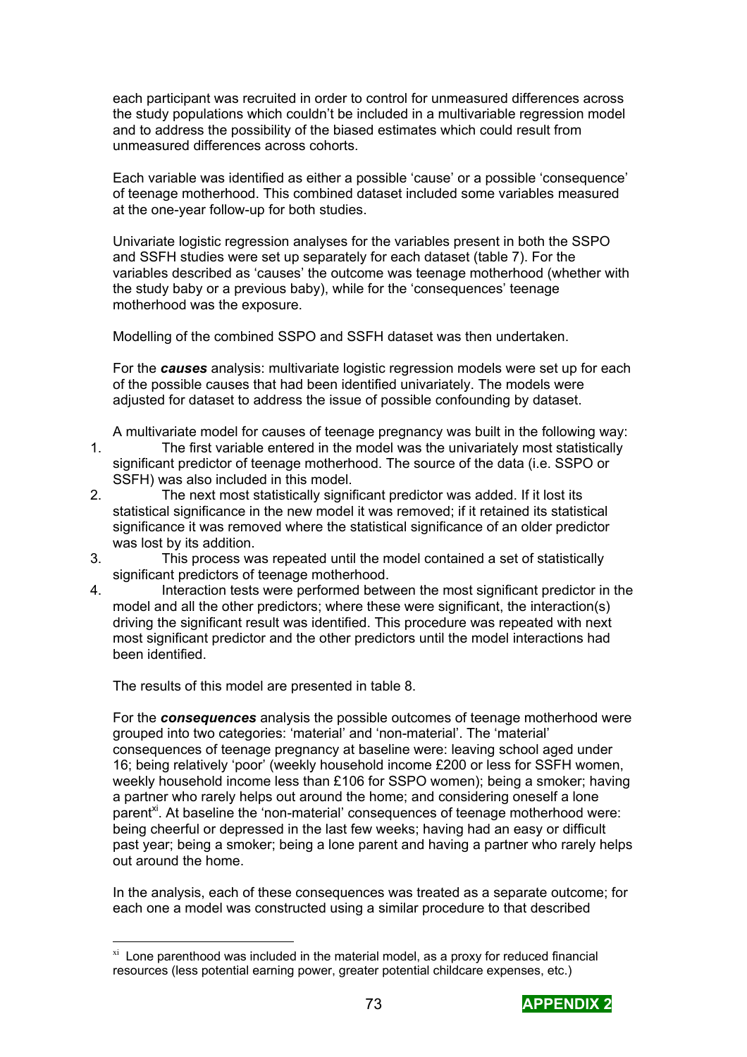each participant was recruited in order to control for unmeasured differences across the study populations which couldn't be included in a multivariable regression model and to address the possibility of the biased estimates which could result from unmeasured differences across cohorts.

Each variable was identified as either a possible 'cause' or a possible 'consequence' of teenage motherhood. This combined dataset included some variables measured at the one-year follow-up for both studies.

Univariate logistic regression analyses for the variables present in both the SSPO and SSFH studies were set up separately for each dataset (table 7). For the variables described as 'causes' the outcome was teenage motherhood (whether with the study baby or a previous baby), while for the 'consequences' teenage motherhood was the exposure.

Modelling of the combined SSPO and SSFH dataset was then undertaken.

For the ***causes*** analysis: multivariate logistic regression models were set up for each of the possible causes that had been identified univariately. The models were adjusted for dataset to address the issue of possible confounding by dataset.

A multivariate model for causes of teenage pregnancy was built in the following way:

1. The first variable entered in the model was the univariately most statistically significant predictor of teenage motherhood. The source of the data (i.e. SSPO or SSFH) was also included in this model.
2. The next most statistically significant predictor was added. If it lost its statistical significance in the new model it was removed; if it retained its statistical significance it was removed where the statistical significance of an older predictor was lost by its addition.
3. This process was repeated until the model contained a set of statistically significant predictors of teenage motherhood.
4. Interaction tests were performed between the most significant predictor in the model and all the other predictors; where these were significant, the interaction(s) driving the significant result was identified. This procedure was repeated with next most significant predictor and the other predictors until the model interactions had been identified.

The results of this model are presented in table 8.

For the ***consequences*** analysis the possible outcomes of teenage motherhood were grouped into two categories: 'material' and 'non-material'. The 'material' consequences of teenage pregnancy at baseline were: leaving school aged under 16; being relatively 'poor' (weekly household income £200 or less for SSFH women, weekly household income less than £106 for SSPO women); being a smoker; having a partner who rarely helps out around the home; and considering oneself a lone parent[xi]. At baseline the 'non-material' consequences of teenage motherhood were: being cheerful or depressed in the last few weeks; having had an easy or difficult past year; being a smoker; being a lone parent and having a partner who rarely helps out around the home.

In the analysis, each of these consequences was treated as a separate outcome; for each one a model was constructed using a similar procedure to that described

---

[xi] Lone parenthood was included in the material model, as a proxy for reduced financial resources (less potential earning power, greater potential childcare expenses, etc.)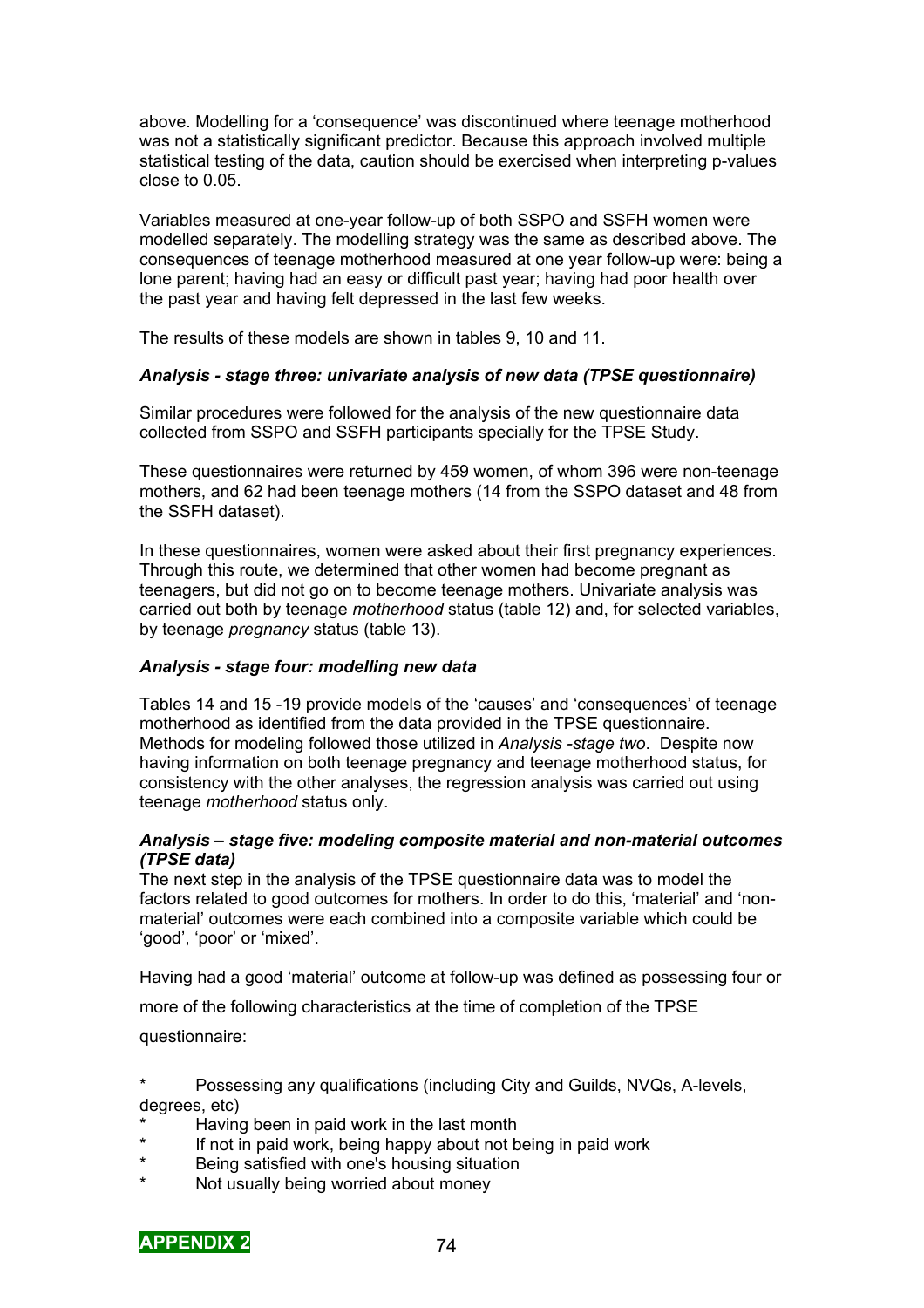above. Modelling for a 'consequence' was discontinued where teenage motherhood was not a statistically significant predictor. Because this approach involved multiple statistical testing of the data, caution should be exercised when interpreting p-values close to 0.05.

Variables measured at one-year follow-up of both SSPO and SSFH women were modelled separately. The modelling strategy was the same as described above. The consequences of teenage motherhood measured at one year follow-up were: being a lone parent; having had an easy or difficult past year; having had poor health over the past year and having felt depressed in the last few weeks.

The results of these models are shown in tables 9, 10 and 11.

### *Analysis - stage three: univariate analysis of new data (TPSE questionnaire)*

Similar procedures were followed for the analysis of the new questionnaire data collected from SSPO and SSFH participants specially for the TPSE Study.

These questionnaires were returned by 459 women, of whom 396 were non-teenage mothers, and 62 had been teenage mothers (14 from the SSPO dataset and 48 from the SSFH dataset).

In these questionnaires, women were asked about their first pregnancy experiences. Through this route, we determined that other women had become pregnant as teenagers, but did not go on to become teenage mothers. Univariate analysis was carried out both by teenage *motherhood* status (table 12) and, for selected variables, by teenage *pregnancy* status (table 13).

### *Analysis - stage four: modelling new data*

Tables 14 and 15 -19 provide models of the 'causes' and 'consequences' of teenage motherhood as identified from the data provided in the TPSE questionnaire. Methods for modeling followed those utilized in *Analysis -stage two*. Despite now having information on both teenage pregnancy and teenage motherhood status, for consistency with the other analyses, the regression analysis was carried out using teenage *motherhood* status only.

### *Analysis – stage five: modeling composite material and non-material outcomes (TPSE data)*

The next step in the analysis of the TPSE questionnaire data was to model the factors related to good outcomes for mothers. In order to do this, 'material' and 'non-material' outcomes were each combined into a composite variable which could be 'good', 'poor' or 'mixed'.

Having had a good 'material' outcome at follow-up was defined as possessing four or more of the following characteristics at the time of completion of the TPSE questionnaire:

* Possessing any qualifications (including City and Guilds, NVQs, A-levels, degrees, etc)
* Having been in paid work in the last month
* If not in paid work, being happy about not being in paid work
* Being satisfied with one's housing situation
* Not usually being worried about money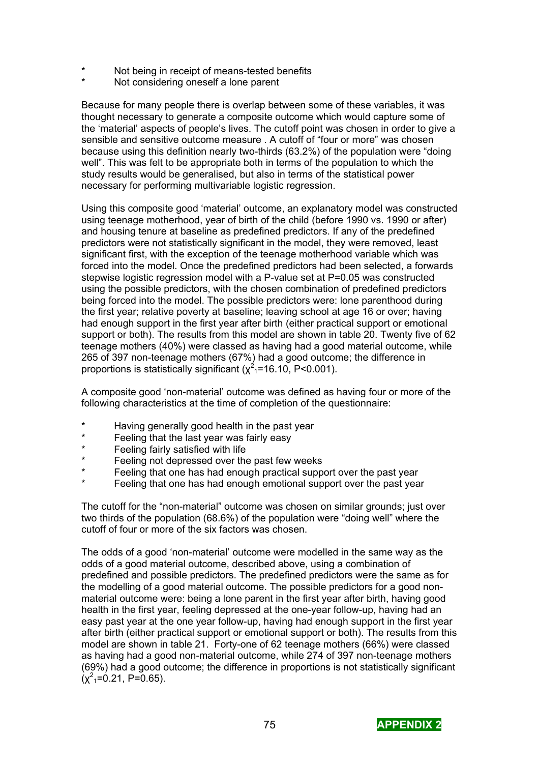- Not being in receipt of means-tested benefits
- Not considering oneself a lone parent

Because for many people there is overlap between some of these variables, it was thought necessary to generate a composite outcome which would capture some of the 'material' aspects of people's lives. The cutoff point was chosen in order to give a sensible and sensitive outcome measure . A cutoff of "four or more" was chosen because using this definition nearly two-thirds (63.2%) of the population were "doing well". This was felt to be appropriate both in terms of the population to which the study results would be generalised, but also in terms of the statistical power necessary for performing multivariable logistic regression.

Using this composite good 'material' outcome, an explanatory model was constructed using teenage motherhood, year of birth of the child (before 1990 vs. 1990 or after) and housing tenure at baseline as predefined predictors. If any of the predefined predictors were not statistically significant in the model, they were removed, least significant first, with the exception of the teenage motherhood variable which was forced into the model. Once the predefined predictors had been selected, a forwards stepwise logistic regression model with a P-value set at P=0.05 was constructed using the possible predictors, with the chosen combination of predefined predictors being forced into the model. The possible predictors were: lone parenthood during the first year; relative poverty at baseline; leaving school at age 16 or over; having had enough support in the first year after birth (either practical support or emotional support or both). The results from this model are shown in table 20. Twenty five of 62 teenage mothers (40%) were classed as having had a good material outcome, while 265 of 397 non-teenage mothers (67%) had a good outcome; the difference in proportions is statistically significant ($\chi^2_1$=16.10, P<0.001).

A composite good 'non-material' outcome was defined as having four or more of the following characteristics at the time of completion of the questionnaire:

- Having generally good health in the past year
- Feeling that the last year was fairly easy
- Feeling fairly satisfied with life
- Feeling not depressed over the past few weeks
- Feeling that one has had enough practical support over the past year
- Feeling that one has had enough emotional support over the past year

The cutoff for the "non-material" outcome was chosen on similar grounds; just over two thirds of the population (68.6%) of the population were "doing well" where the cutoff of four or more of the six factors was chosen.

The odds of a good 'non-material' outcome were modelled in the same way as the odds of a good material outcome, described above, using a combination of predefined and possible predictors. The predefined predictors were the same as for the modelling of a good material outcome. The possible predictors for a good non-material outcome were: being a lone parent in the first year after birth, having good health in the first year, feeling depressed at the one-year follow-up, having had an easy past year at the one year follow-up, having had enough support in the first year after birth (either practical support or emotional support or both). The results from this model are shown in table 21. Forty-one of 62 teenage mothers (66%) were classed as having had a good non-material outcome, while 274 of 397 non-teenage mothers (69%) had a good outcome; the difference in proportions is not statistically significant ($\chi^2_1$=0.21, P=0.65).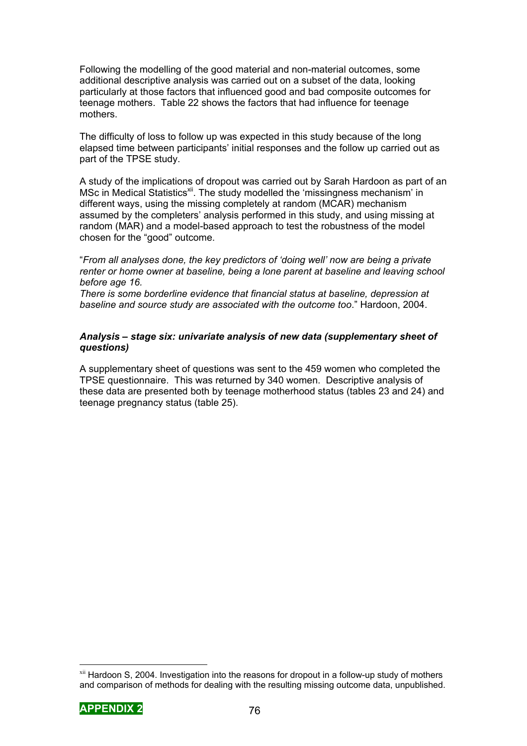Following the modelling of the good material and non-material outcomes, some additional descriptive analysis was carried out on a subset of the data, looking particularly at those factors that influenced good and bad composite outcomes for teenage mothers. Table 22 shows the factors that had influence for teenage mothers.

The difficulty of loss to follow up was expected in this study because of the long elapsed time between participants' initial responses and the follow up carried out as part of the TPSE study.

A study of the implications of dropout was carried out by Sarah Hardoon as part of an MSc in Medical Statistics[xii]. The study modelled the 'missingness mechanism' in different ways, using the missing completely at random (MCAR) mechanism assumed by the completers' analysis performed in this study, and using missing at random (MAR) and a model-based approach to test the robustness of the model chosen for the "good" outcome.

"*From all analyses done, the key predictors of 'doing well' now are being a private renter or home owner at baseline, being a lone parent at baseline and leaving school before age 16.*
*There is some borderline evidence that financial status at baseline, depression at baseline and source study are associated with the outcome too*." Hardoon, 2004.

### *Analysis – stage six: univariate analysis of new data (supplementary sheet of questions)*

A supplementary sheet of questions was sent to the 459 women who completed the TPSE questionnaire. This was returned by 340 women. Descriptive analysis of these data are presented both by teenage motherhood status (tables 23 and 24) and teenage pregnancy status (table 25).

---

[xii] Hardoon S, 2004. Investigation into the reasons for dropout in a follow-up study of mothers and comparison of methods for dealing with the resulting missing outcome data, unpublished.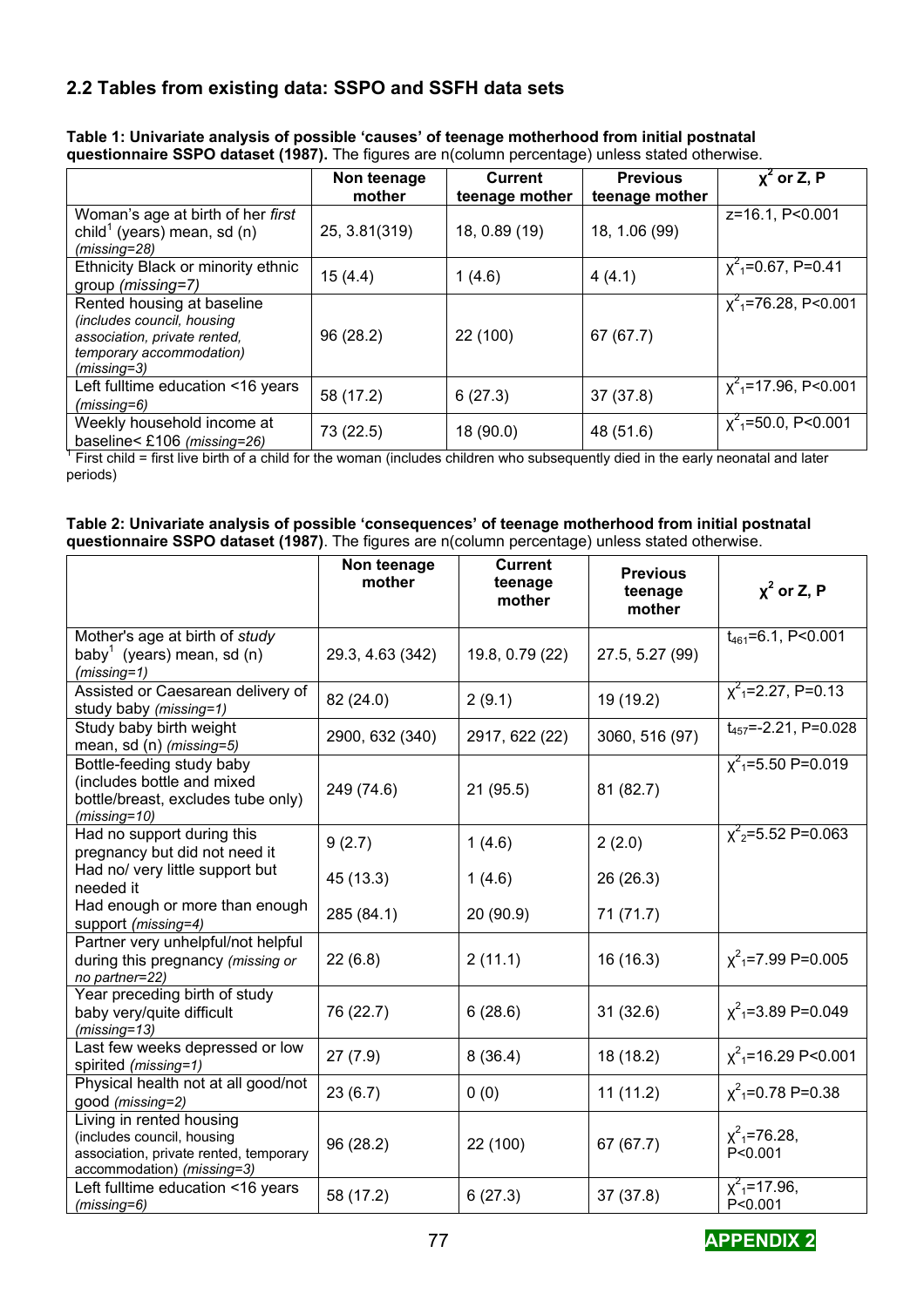## 2.2 Tables from existing data: SSPO and SSFH data sets

**Table 1: Univariate analysis of possible 'causes' of teenage motherhood from initial postnatal questionnaire SSPO dataset (1987).** The figures are n(column percentage) unless stated otherwise.

| | Non teenage mother | Current teenage mother | Previous teenage mother | $\chi^2$ or Z, P |
|---|---|---|---|---|
| Woman's age at birth of her *first* child[1] (years) mean, sd (n) *(missing=28)* | 25, 3.81(319) | 18, 0.89 (19) | 18, 1.06 (99) | z=16.1, P<0.001 |
| Ethnicity Black or minority ethnic group *(missing=7)* | 15 (4.4) | 1 (4.6) | 4 (4.1) | $\chi^2_1$=0.67, P=0.41 |
| Rented housing at baseline *(includes council, housing association, private rented, temporary accommodation) (missing=3)* | 96 (28.2) | 22 (100) | 67 (67.7) | $\chi^2_1$=76.28, P<0.001 |
| Left fulltime education <16 years *(missing=6)* | 58 (17.2) | 6 (27.3) | 37 (37.8) | $\chi^2_1$=17.96, P<0.001 |
| Weekly household income at baseline< £106 *(missing=26)* | 73 (22.5) | 18 (90.0) | 48 (51.6) | $\chi^2_1$=50.0, P<0.001 |

[1] First child = first live birth of a child for the woman (includes children who subsequently died in the early neonatal and later periods)

**Table 2: Univariate analysis of possible 'consequences' of teenage motherhood from initial postnatal questionnaire SSPO dataset (1987)**. The figures are n(column percentage) unless stated otherwise.

| | Non teenage mother | Current teenage mother | Previous teenage mother | $\chi^2$ or Z, P |
|---|---|---|---|---|
| Mother's age at birth of *study* baby[1] (years) mean, sd (n) *(missing=1)* | 29.3, 4.63 (342) | 19.8, 0.79 (22) | 27.5, 5.27 (99) | $t_{461}$=6.1, P<0.001 |
| Assisted or Caesarean delivery of study baby *(missing=1)* | 82 (24.0) | 2 (9.1) | 19 (19.2) | $\chi^2_1$=2.27, P=0.13 |
| Study baby birth weight mean, sd (n) *(missing=5)* | 2900, 632 (340) | 2917, 622 (22) | 3060, 516 (97) | $t_{457}$=-2.21, P=0.028 |
| Bottle-feeding study baby (includes bottle and mixed bottle/breast, excludes tube only) *(missing=10)* | 249 (74.6) | 21 (95.5) | 81 (82.7) | $\chi^2_1$=5.50 P=0.019 |
| Had no support during this pregnancy but did not need it | 9 (2.7) | 1 (4.6) | 2 (2.0) | $\chi^2_2$=5.52 P=0.063 |
| Had no/ very little support but needed it | 45 (13.3) | 1 (4.6) | 26 (26.3) | |
| Had enough or more than enough support *(missing=4)* | 285 (84.1) | 20 (90.9) | 71 (71.7) | |
| Partner very unhelpful/not helpful during this pregnancy *(missing or no partner=22)* | 22 (6.8) | 2 (11.1) | 16 (16.3) | $\chi^2_1$=7.99 P=0.005 |
| Year preceding birth of study baby very/quite difficult *(missing=13)* | 76 (22.7) | 6 (28.6) | 31 (32.6) | $\chi^2_1$=3.89 P=0.049 |
| Last few weeks depressed or low spirited *(missing=1)* | 27 (7.9) | 8 (36.4) | 18 (18.2) | $\chi^2_1$=16.29 P<0.001 |
| Physical health not at all good/not good *(missing=2)* | 23 (6.7) | 0 (0) | 11 (11.2) | $\chi^2_1$=0.78 P=0.38 |
| Living in rented housing (includes council, housing association, private rented, temporary accommodation) *(missing=3)* | 96 (28.2) | 22 (100) | 67 (67.7) | $\chi^2_1$=76.28, P<0.001 |
| Left fulltime education <16 years *(missing=6)* | 58 (17.2) | 6 (27.3) | 37 (37.8) | $\chi^2_1$=17.96, P<0.001 |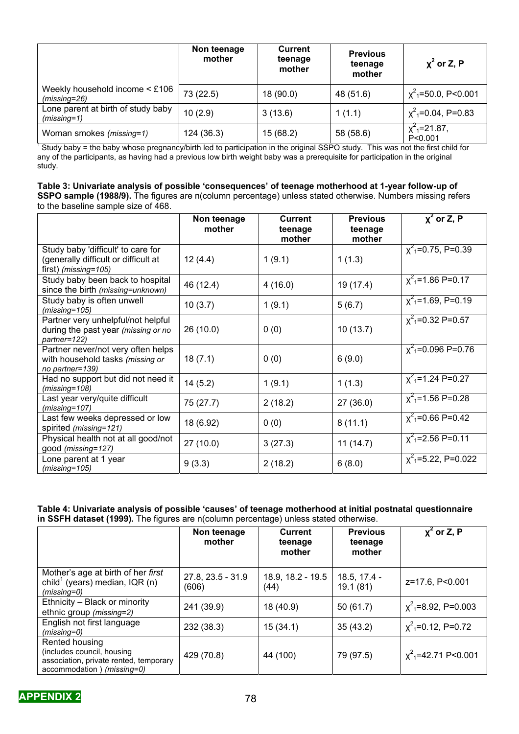| | Non teenage mother | Current teenage mother | Previous teenage mother | $\chi^2$ or Z, P |
|---|---|---|---|---|
| Weekly household income < £106 *(missing=26)* | 73 (22.5) | 18 (90.0) | 48 (51.6) | $\chi^2_1$=50.0, P<0.001 |
| Lone parent at birth of study baby *(missing=1)* | 10 (2.9) | 3 (13.6) | 1 (1.1) | $\chi^2_1$=0.04, P=0.83 |
| Woman smokes *(missing=1)* | 124 (36.3) | 15 (68.2) | 58 (58.6) | $\chi^2_1$=21.87, P<0.001 |

[1] Study baby = the baby whose pregnancy/birth led to participation in the original SSPO study. This was not the first child for any of the participants, as having had a previous low birth weight baby was a prerequisite for participation in the original study.

**Table 3: Univariate analysis of possible 'consequences' of teenage motherhood at 1-year follow-up of SSPO sample (1988/9).** The figures are n(column percentage) unless stated otherwise. Numbers missing refers to the baseline sample size of 468.

| | Non teenage mother | Current teenage mother | Previous teenage mother | $\chi^2$ or Z, P |
|---|---|---|---|---|
| Study baby 'difficult' to care for (generally difficult or difficult at first) *(missing=105)* | 12 (4.4) | 1 (9.1) | 1 (1.3) | $\chi^2_1$=0.75, P=0.39 |
| Study baby been back to hospital since the birth *(missing=unknown)* | 46 (12.4) | 4 (16.0) | 19 (17.4) | $\chi^2_1$=1.86 P=0.17 |
| Study baby is often unwell *(missing=105)* | 10 (3.7) | 1 (9.1) | 5 (6.7) | $\chi^2_1$=1.69, P=0.19 |
| Partner very unhelpful/not helpful during the past year *(missing or no partner=122)* | 26 (10.0) | 0 (0) | 10 (13.7) | $\chi^2_1$=0.32 P=0.57 |
| Partner never/not very often helps with household tasks *(missing or no partner=139)* | 18 (7.1) | 0 (0) | 6 (9.0) | $\chi^2_1$=0.096 P=0.76 |
| Had no support but did not need it *(missing=108)* | 14 (5.2) | 1 (9.1) | 1 (1.3) | $\chi^2_1$=1.24 P=0.27 |
| Last year very/quite difficult *(missing=107)* | 75 (27.7) | 2 (18.2) | 27 (36.0) | $\chi^2_1$=1.56 P=0.28 |
| Last few weeks depressed or low spirited *(missing=121)* | 18 (6.92) | 0 (0) | 8 (11.1) | $\chi^2_1$=0.66 P=0.42 |
| Physical health not at all good/not good *(missing=127)* | 27 (10.0) | 3 (27.3) | 11 (14.7) | $\chi^2_1$=2.56 P=0.11 |
| Lone parent at 1 year *(missing=105)* | 9 (3.3) | 2 (18.2) | 6 (8.0) | $\chi^2_1$=5.22, P=0.022 |

**Table 4: Univariate analysis of possible 'causes' of teenage motherhood at initial postnatal questionnaire in SSFH dataset (1999).** The figures are n(column percentage) unless stated otherwise.

| | Non teenage mother | Current teenage mother | Previous teenage mother | $\chi^2$ or Z, P |
|---|---|---|---|---|
| Mother's age at birth of her *first* child[1] (years) median, IQR (n) *(missing=0)* | 27.8, 23.5 - 31.9 (606) | 18.9, 18.2 - 19.5 (44) | 18.5, 17.4 - 19.1 (81) | z=17.6, P<0.001 |
| Ethnicity – Black or minority ethnic group *(missing=2)* | 241 (39.9) | 18 (40.9) | 50 (61.7) | $\chi^2_1$=8.92, P=0.003 |
| English not first language *(missing=0)* | 232 (38.3) | 15 (34.1) | 35 (43.2) | $\chi^2_1$=0.12, P=0.72 |
| Rented housing (includes council, housing association, private rented, temporary accommodation ) *(missing=0)* | 429 (70.8) | 44 (100) | 79 (97.5) | $\chi^2_1$=42.71 P<0.001 |

**APPENDIX 2**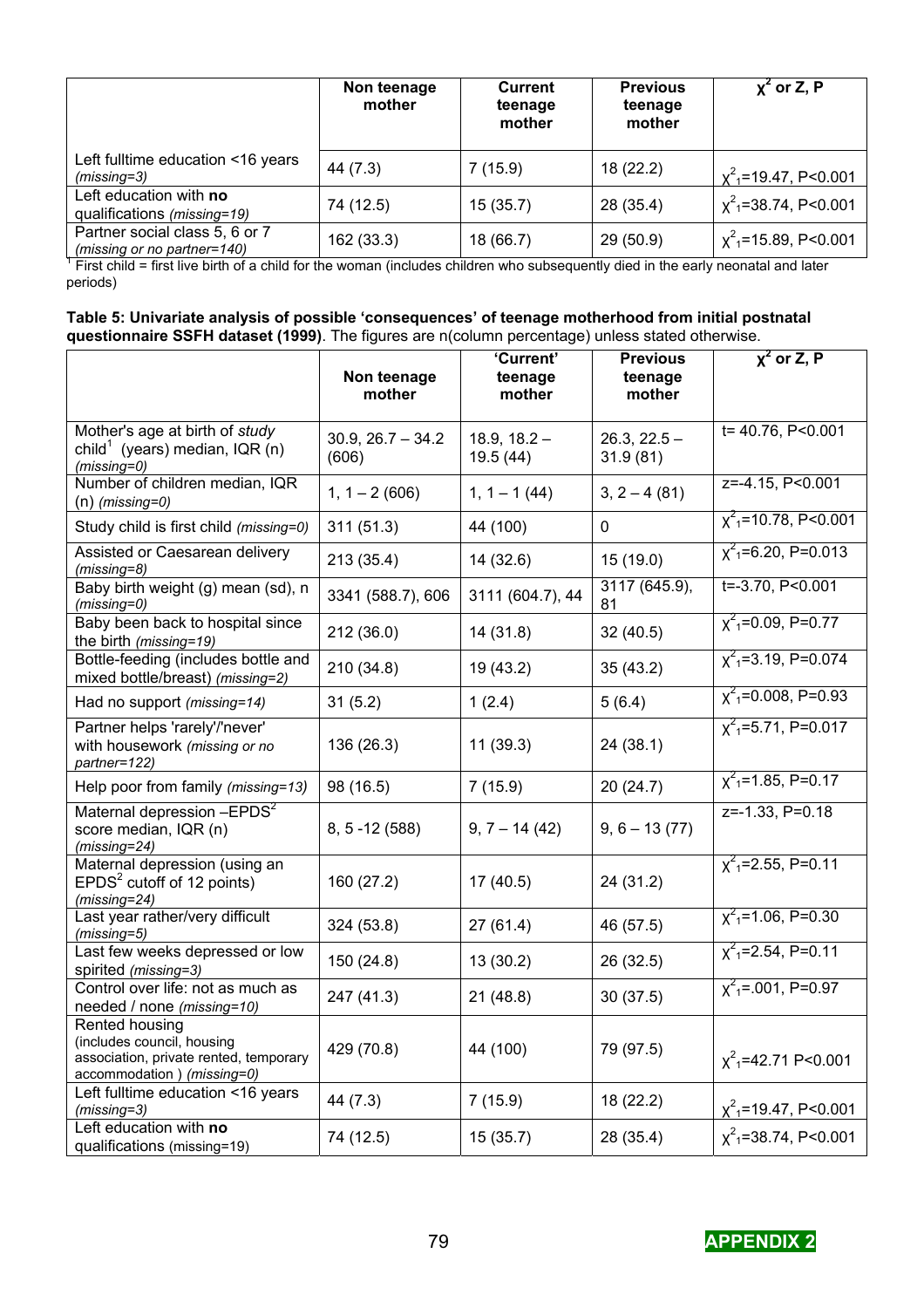| | Non teenage mother | Current teenage mother | Previous teenage mother | $\chi^2$ or Z, P |
|---|---|---|---|---|
| Left fulltime education <16 years *(missing=3)* | 44 (7.3) | 7 (15.9) | 18 (22.2) | $\chi^2_1$=19.47, P<0.001 |
| Left education with **no** qualifications *(missing=19)* | 74 (12.5) | 15 (35.7) | 28 (35.4) | $\chi^2_1$=38.74, P<0.001 |
| Partner social class 5, 6 or 7 *(missing or no partner=140)* | 162 (33.3) | 18 (66.7) | 29 (50.9) | $\chi^2_1$=15.89, P<0.001 |

[1] First child = first live birth of a child for the woman (includes children who subsequently died in the early neonatal and later periods)

**Table 5: Univariate analysis of possible 'consequences' of teenage motherhood from initial postnatal questionnaire SSFH dataset (1999)**. The figures are n(column percentage) unless stated otherwise.

| | Non teenage mother | 'Current' teenage mother | Previous teenage mother | $\chi^2$ or Z, P |
|---|---|---|---|---|
| Mother's age at birth of *study* child[1] (years) median, IQR (n) *(missing=0)* | 30.9, 26.7 – 34.2 (606) | 18.9, 18.2 – 19.5 (44) | 26.3, 22.5 – 31.9 (81) | t= 40.76, P<0.001 |
| Number of children median, IQR (n) *(missing=0)* | 1, 1 – 2 (606) | 1, 1 – 1 (44) | 3, 2 – 4 (81) | z=-4.15, P<0.001 |
| Study child is first child *(missing=0)* | 311 (51.3) | 44 (100) | 0 | $\chi^2_1$=10.78, P<0.001 |
| Assisted or Caesarean delivery *(missing=8)* | 213 (35.4) | 14 (32.6) | 15 (19.0) | $\chi^2_1$=6.20, P=0.013 |
| Baby birth weight (g) mean (sd), n *(missing=0)* | 3341 (588.7), 606 | 3111 (604.7), 44 | 3117 (645.9), 81 | t=-3.70, P<0.001 |
| Baby been back to hospital since the birth *(missing=19)* | 212 (36.0) | 14 (31.8) | 32 (40.5) | $\chi^2_1$=0.09, P=0.77 |
| Bottle-feeding (includes bottle and mixed bottle/breast) *(missing=2)* | 210 (34.8) | 19 (43.2) | 35 (43.2) | $\chi^2_1$=3.19, P=0.074 |
| Had no support *(missing=14)* | 31 (5.2) | 1 (2.4) | 5 (6.4) | $\chi^2_1$=0.008, P=0.93 |
| Partner helps 'rarely'/'never' with housework *(missing or no partner=122)* | 136 (26.3) | 11 (39.3) | 24 (38.1) | $\chi^2_1$=5.71, P=0.017 |
| Help poor from family *(missing=13)* | 98 (16.5) | 7 (15.9) | 20 (24.7) | $\chi^2_1$=1.85, P=0.17 |
| Maternal depression –EPDS[2] score median, IQR (n) *(missing=24)* | 8, 5 -12 (588) | 9, 7 – 14 (42) | 9, 6 – 13 (77) | z=-1.33, P=0.18 |
| Maternal depression (using an EPDS[2] cutoff of 12 points) *(missing=24)* | 160 (27.2) | 17 (40.5) | 24 (31.2) | $\chi^2_1$=2.55, P=0.11 |
| Last year rather/very difficult *(missing=5)* | 324 (53.8) | 27 (61.4) | 46 (57.5) | $\chi^2_1$=1.06, P=0.30 |
| Last few weeks depressed or low spirited *(missing=3)* | 150 (24.8) | 13 (30.2) | 26 (32.5) | $\chi^2_1$=2.54, P=0.11 |
| Control over life: not as much as needed / none *(missing=10)* | 247 (41.3) | 21 (48.8) | 30 (37.5) | $\chi^2_1$=.001, P=0.97 |
| Rented housing (includes council, housing association, private rented, temporary accommodation ) *(missing=0)* | 429 (70.8) | 44 (100) | 79 (97.5) | $\chi^2_1$=42.71 P<0.001 |
| Left fulltime education <16 years *(missing=3)* | 44 (7.3) | 7 (15.9) | 18 (22.2) | $\chi^2_1$=19.47, P<0.001 |
| Left education with **no** qualifications (missing=19) | 74 (12.5) | 15 (35.7) | 28 (35.4) | $\chi^2_1$=38.74, P<0.001 |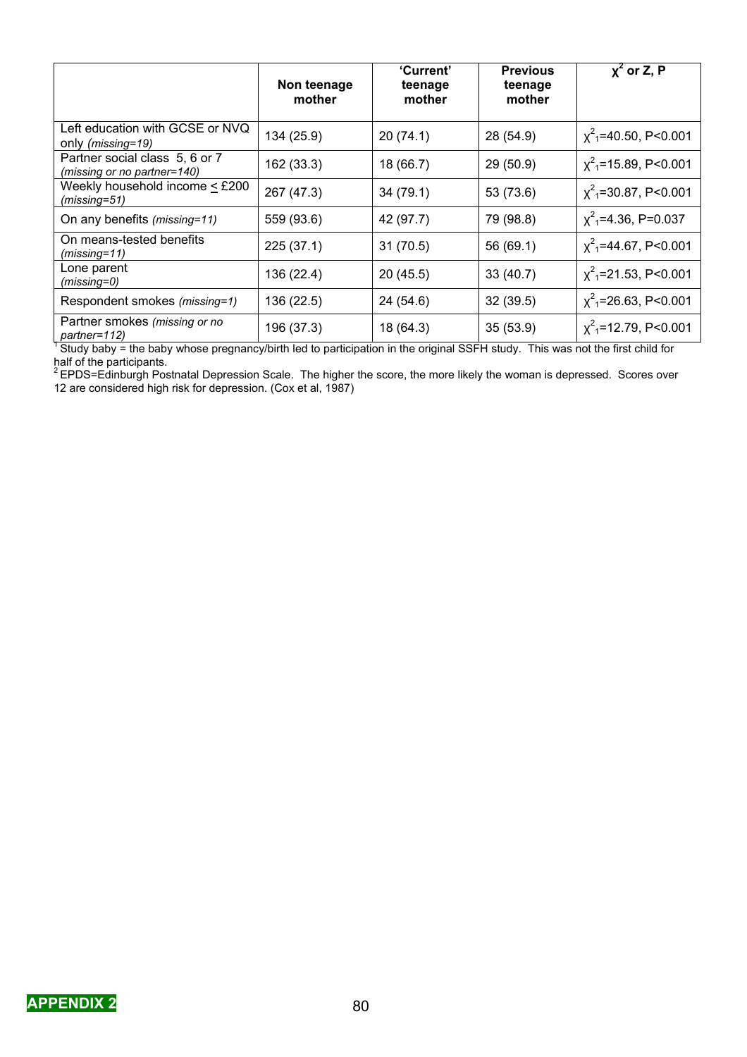| | Non teenage mother | 'Current' teenage mother | Previous teenage mother | $\chi^2$ or Z, P |
|---|---|---|---|---|
| Left education with GCSE or NVQ only *(missing=19)* | 134 (25.9) | 20 (74.1) | 28 (54.9) | $\chi^2_1$=40.50, P<0.001 |
| Partner social class 5, 6 or 7 *(missing or no partner=140)* | 162 (33.3) | 18 (66.7) | 29 (50.9) | $\chi^2_1$=15.89, P<0.001 |
| Weekly household income $\leq$ £200 *(missing=51)* | 267 (47.3) | 34 (79.1) | 53 (73.6) | $\chi^2_1$=30.87, P<0.001 |
| On any benefits *(missing=11)* | 559 (93.6) | 42 (97.7) | 79 (98.8) | $\chi^2_1$=4.36, P=0.037 |
| On means-tested benefits *(missing=11)* | 225 (37.1) | 31 (70.5) | 56 (69.1) | $\chi^2_1$=44.67, P<0.001 |
| Lone parent *(missing=0)* | 136 (22.4) | 20 (45.5) | 33 (40.7) | $\chi^2_1$=21.53, P<0.001 |
| Respondent smokes *(missing=1)* | 136 (22.5) | 24 (54.6) | 32 (39.5) | $\chi^2_1$=26.63, P<0.001 |
| Partner smokes *(missing or no partner=112)* | 196 (37.3) | 18 (64.3) | 35 (53.9) | $\chi^2_1$=12.79, P<0.001 |

[1] Study baby = the baby whose pregnancy/birth led to participation in the original SSFH study. This was not the first child for half of the participants.

[2] EPDS=Edinburgh Postnatal Depression Scale. The higher the score, the more likely the woman is depressed. Scores over 12 are considered high risk for depression. (Cox et al, 1987)

**APPENDIX 2**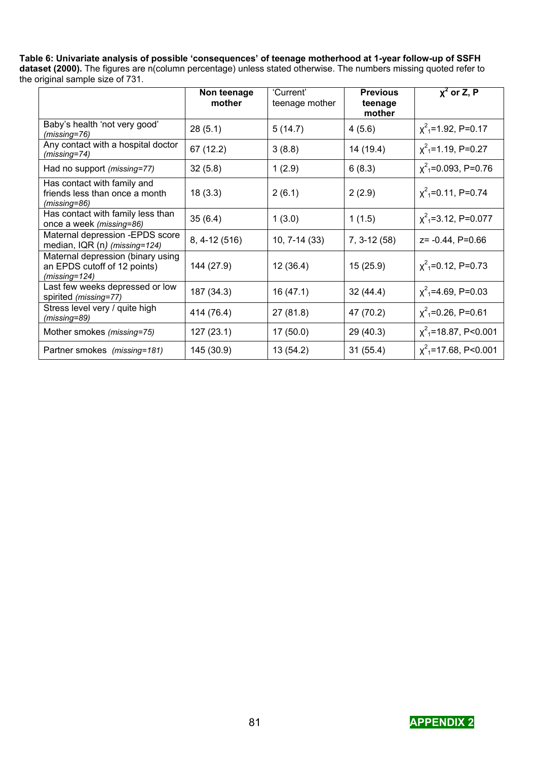**Table 6: Univariate analysis of possible 'consequences' of teenage motherhood at 1-year follow-up of SSFH dataset (2000).** The figures are n(column percentage) unless stated otherwise. The numbers missing quoted refer to the original sample size of 731.

| | Non teenage mother | 'Current' teenage mother | Previous teenage mother | $\chi^2$ or Z, P |
|---|---|---|---|---|
| Baby's health 'not very good' *(missing=76)* | 28 (5.1) | 5 (14.7) | 4 (5.6) | $\chi^2_1$=1.92, P=0.17 |
| Any contact with a hospital doctor *(missing=74)* | 67 (12.2) | 3 (8.8) | 14 (19.4) | $\chi^2_1$=1.19, P=0.27 |
| Had no support *(missing=77)* | 32 (5.8) | 1 (2.9) | 6 (8.3) | $\chi^2_1$=0.093, P=0.76 |
| Has contact with family and friends less than once a month *(missing=86)* | 18 (3.3) | 2 (6.1) | 2 (2.9) | $\chi^2_1$=0.11, P=0.74 |
| Has contact with family less than once a week *(missing=86)* | 35 (6.4) | 1 (3.0) | 1 (1.5) | $\chi^2_1$=3.12, P=0.077 |
| Maternal depression -EPDS score median, IQR (n) *(missing=124)* | 8, 4-12 (516) | 10, 7-14 (33) | 7, 3-12 (58) | z= -0.44, P=0.66 |
| Maternal depression (binary using an EPDS cutoff of 12 points) *(missing=124)* | 144 (27.9) | 12 (36.4) | 15 (25.9) | $\chi^2_1$=0.12, P=0.73 |
| Last few weeks depressed or low spirited *(missing=77)* | 187 (34.3) | 16 (47.1) | 32 (44.4) | $\chi^2_1$=4.69, P=0.03 |
| Stress level very / quite high *(missing=89)* | 414 (76.4) | 27 (81.8) | 47 (70.2) | $\chi^2_1$=0.26, P=0.61 |
| Mother smokes *(missing=75)* | 127 (23.1) | 17 (50.0) | 29 (40.3) | $\chi^2_1$=18.87, P<0.001 |
| Partner smokes *(missing=181)* | 145 (30.9) | 13 (54.2) | 31 (55.4) | $\chi^2_1$=17.68, P<0.001 |

APPENDIX 2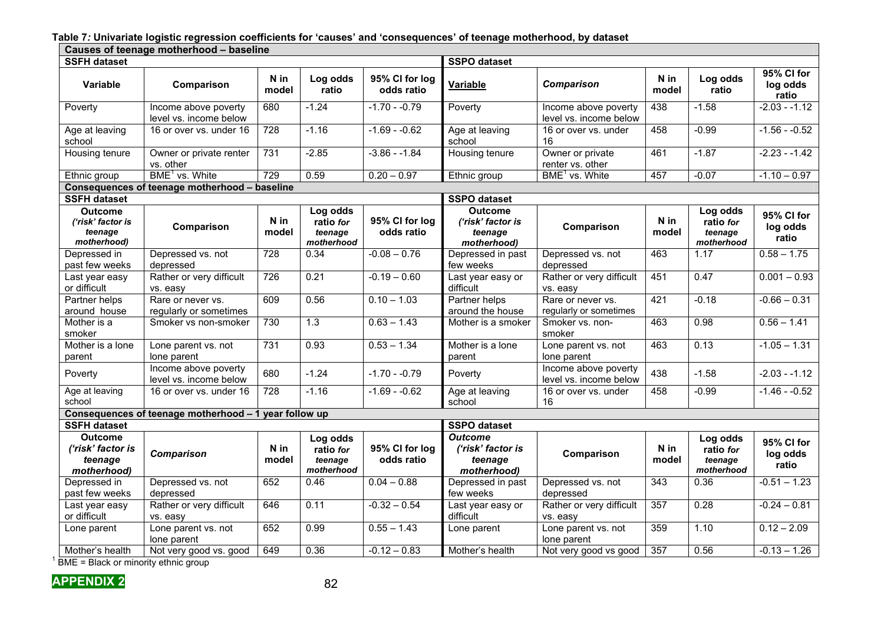**Table 7: Univariate logistic regression coefficients for 'causes' and 'consequences' of teenage motherhood, by dataset**

| **Causes of teenage motherhood – baseline** | | | | | | | | | |
|---|---|---|---|---|---|---|---|---|---|
| **SSFH dataset** | | | | | **SSPO dataset** | | | | |
| **Variable** | **Comparison** | **N in model** | **Log odds ratio** | **95% CI for log odds ratio** | **Variable** | ***Comparison*** | **N in model** | **Log odds ratio** | **95% CI for log odds ratio** |
| Poverty | Income above poverty level vs. income below | 680 | -1.24 | -1.70 - -0.79 | Poverty | Income above poverty level vs. income below | 438 | -1.58 | -2.03 - -1.12 |
| Age at leaving school | 16 or over vs. under 16 | 728 | -1.16 | -1.69 - -0.62 | Age at leaving school | 16 or over vs. under 16 | 458 | -0.99 | -1.56 - -0.52 |
| Housing tenure | Owner or private renter vs. other | 731 | -2.85 | -3.86 - -1.84 | Housing tenure | Owner or private renter vs. other | 461 | -1.87 | -2.23 - -1.42 |
| Ethnic group | BME[1] vs. White | 729 | 0.59 | 0.20 – 0.97 | Ethnic group | BME[1] vs. White | 457 | -0.07 | -1.10 – 0.97 |
| **Consequences of teenage motherhood – baseline** | | | | | | | | | |
| **SSFH dataset** | | | | | **SSPO dataset** | | | | |
| **Outcome *('risk' factor is teenage motherhood)*** | **Comparison** | **N in model** | **Log odds ratio *for* teenage motherhood** | **95% CI for log odds ratio** | **Outcome *('risk' factor is teenage motherhood)*** | **Comparison** | **N in model** | **Log odds ratio *for* teenage motherhood** | **95% CI for log odds ratio** |
| Depressed in past few weeks | Depressed vs. not depressed | 728 | 0.34 | -0.08 – 0.76 | Depressed in past few weeks | Depressed vs. not depressed | 463 | 1.17 | 0.58 – 1.75 |
| Last year easy or difficult | Rather or very difficult vs. easy | 726 | 0.21 | -0.19 – 0.60 | Last year easy or difficult | Rather or very difficult vs. easy | 451 | 0.47 | 0.001 – 0.93 |
| Partner helps around house | Rare or never vs. regularly or sometimes | 609 | 0.56 | 0.10 – 1.03 | Partner helps around the house | Rare or never vs. regularly or sometimes | 421 | -0.18 | -0.66 – 0.31 |
| Mother is a smoker | Smoker vs non-smoker | 730 | 1.3 | 0.63 – 1.43 | Mother is a smoker | Smoker vs. non-smoker | 463 | 0.98 | 0.56 – 1.41 |
| Mother is a lone parent | Lone parent vs. not lone parent | 731 | 0.93 | 0.53 – 1.34 | Mother is a lone parent | Lone parent vs. not lone parent | 463 | 0.13 | -1.05 – 1.31 |
| Poverty | Income above poverty level vs. income below | 680 | -1.24 | -1.70 - -0.79 | Poverty | Income above poverty level vs. income below | 438 | -1.58 | -2.03 - -1.12 |
| Age at leaving school | 16 or over vs. under 16 | 728 | -1.16 | -1.69 - -0.62 | Age at leaving school | 16 or over vs. under 16 | 458 | -0.99 | -1.46 - -0.52 |
| **Consequences of teenage motherhood – 1 year follow up** | | | | | | | | | |
| **SSFH dataset** | | | | | **SSPO dataset** | | | | |
| **Outcome *('risk' factor is teenage motherhood)*** | ***Comparison*** | **N in model** | **Log odds ratio *for* teenage motherhood** | **95% CI for log odds ratio** | ***Outcome ('risk' factor is teenage motherhood)*** | **Comparison** | **N in model** | **Log odds ratio *for* teenage motherhood** | **95% CI for log odds ratio** |
| Depressed in past few weeks | Depressed vs. not depressed | 652 | 0.46 | 0.04 – 0.88 | Depressed in past few weeks | Depressed vs. not depressed | 343 | 0.36 | -0.51 – 1.23 |
| Last year easy or difficult | Rather or very difficult vs. easy | 646 | 0.11 | -0.32 – 0.54 | Last year easy or difficult | Rather or very difficult vs. easy | 357 | 0.28 | -0.24 – 0.81 |
| Lone parent | Lone parent vs. not lone parent | 652 | 0.99 | 0.55 – 1.43 | Lone parent | Lone parent vs. not lone parent | 359 | 1.10 | 0.12 – 2.09 |
| Mother's health | Not very good vs. good | 649 | 0.36 | -0.12 – 0.83 | Mother's health | Not very good vs good | 357 | 0.56 | -0.13 – 1.26 |

[1] BME = Black or minority ethnic group

**APPENDIX 2**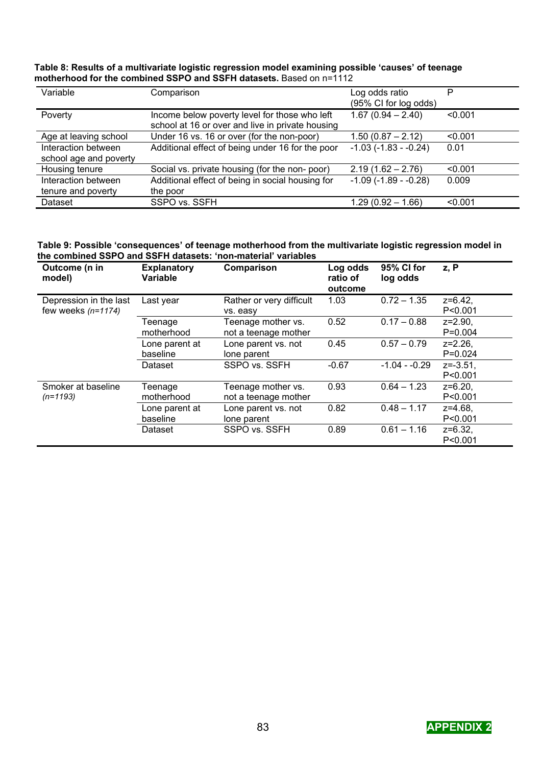**Table 8: Results of a multivariate logistic regression model examining possible 'causes' of teenage motherhood for the combined SSPO and SSFH datasets.** Based on n=1112

| Variable | Comparison | Log odds ratio (95% CI for log odds) | P |
|---|---|---|---|
| Poverty | Income below poverty level for those who left school at 16 or over and live in private housing | 1.67 (0.94 – 2.40) | <0.001 |
| Age at leaving school | Under 16 vs. 16 or over (for the non-poor) | 1.50 (0.87 – 2.12) | <0.001 |
| Interaction between school age and poverty | Additional effect of being under 16 for the poor | -1.03 (-1.83 - -0.24) | 0.01 |
| Housing tenure | Social vs. private housing (for the non- poor) | 2.19 (1.62 – 2.76) | <0.001 |
| Interaction between tenure and poverty | Additional effect of being in social housing for the poor | -1.09 (-1.89 - -0.28) | 0.009 |
| Dataset | SSPO vs. SSFH | 1.29 (0.92 – 1.66) | <0.001 |

**Table 9: Possible 'consequences' of teenage motherhood from the multivariate logistic regression model in the combined SSPO and SSFH datasets: 'non-material' variables**

| Outcome (n in model) | Explanatory Variable | Comparison | Log odds ratio of outcome | 95% CI for log odds | z, P |
|---|---|---|---|---|---|
| Depression in the last few weeks *(n=1174)* | Last year | Rather or very difficult vs. easy | 1.03 | 0.72 – 1.35 | z=6.42, P<0.001 |
| | Teenage motherhood | Teenage mother vs. not a teenage mother | 0.52 | 0.17 – 0.88 | z=2.90, P=0.004 |
| | Lone parent at baseline | Lone parent vs. not lone parent | 0.45 | 0.57 – 0.79 | z=2.26, P=0.024 |
| | Dataset | SSPO vs. SSFH | -0.67 | -1.04 - -0.29 | z=-3.51, P<0.001 |
| Smoker at baseline *(n=1193)* | Teenage motherhood | Teenage mother vs. not a teenage mother | 0.93 | 0.64 – 1.23 | z=6.20, P<0.001 |
| | Lone parent at baseline | Lone parent vs. not lone parent | 0.82 | 0.48 – 1.17 | z=4.68, P<0.001 |
| | Dataset | SSPO vs. SSFH | 0.89 | 0.61 – 1.16 | z=6.32, P<0.001 |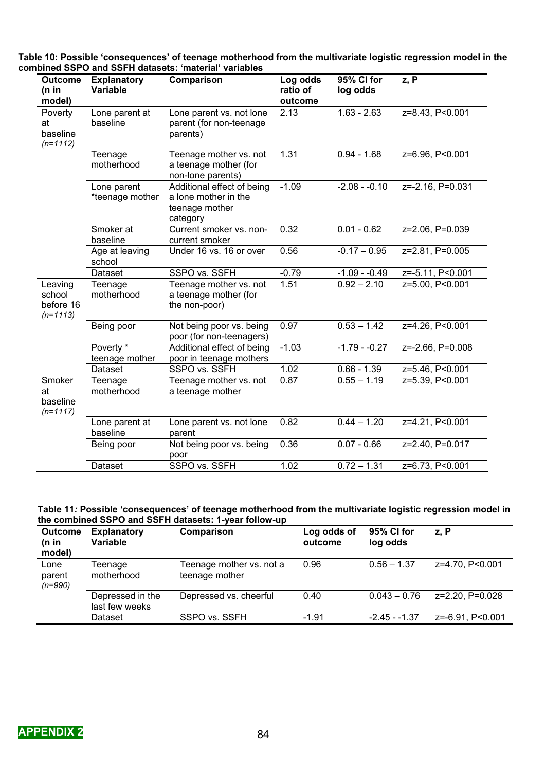**Table 10: Possible 'consequences' of teenage motherhood from the multivariate logistic regression model in the combined SSPO and SSFH datasets: 'material' variables**

| Outcome (n in model) | Explanatory Variable | Comparison | Log odds ratio of outcome | 95% CI for log odds | z, P |
|---|---|---|---|---|---|
| Poverty at baseline *(n=1112)* | Lone parent at baseline | Lone parent vs. not lone parent (for non-teenage parents) | 2.13 | 1.63 - 2.63 | z=8.43, P<0.001 |
| | Teenage motherhood | Teenage mother vs. not a teenage mother (for non-lone parents) | 1.31 | 0.94 - 1.68 | z=6.96, P<0.001 |
| | Lone parent *teenage mother | Additional effect of being a lone mother in the teenage mother category | -1.09 | -2.08 - -0.10 | z=-2.16, P=0.031 |
| | Smoker at baseline | Current smoker vs. non-current smoker | 0.32 | 0.01 - 0.62 | z=2.06, P=0.039 |
| | Age at leaving school | Under 16 vs. 16 or over | 0.56 | -0.17 – 0.95 | z=2.81, P=0.005 |
| | Dataset | SSPO vs. SSFH | -0.79 | -1.09 - -0.49 | z=-5.11, P<0.001 |
| Leaving school before 16 *(n=1113)* | Teenage motherhood | Teenage mother vs. not a teenage mother (for the non-poor) | 1.51 | 0.92 – 2.10 | z=5.00, P<0.001 |
| | Being poor | Not being poor vs. being poor (for non-teenagers) | 0.97 | 0.53 – 1.42 | z=4.26, P<0.001 |
| | Poverty * teenage mother | Additional effect of being poor in teenage mothers | -1.03 | -1.79 - -0.27 | z=-2.66, P=0.008 |
| | Dataset | SSPO vs. SSFH | 1.02 | 0.66 - 1.39 | z=5.46, P<0.001 |
| Smoker at baseline *(n=1117)* | Teenage motherhood | Teenage mother vs. not a teenage mother | 0.87 | 0.55 – 1.19 | z=5.39, P<0.001 |
| | Lone parent at baseline | Lone parent vs. not lone parent | 0.82 | 0.44 – 1.20 | z=4.21, P<0.001 |
| | Being poor | Not being poor vs. being poor | 0.36 | 0.07 - 0.66 | z=2.40, P=0.017 |
| | Dataset | SSPO vs. SSFH | 1.02 | 0.72 – 1.31 | z=6.73, P<0.001 |

**Table 11*:* Possible 'consequences' of teenage motherhood from the multivariate logistic regression model in the combined SSPO and SSFH datasets: 1-year follow-up**

| Outcome (n in model) | Explanatory Variable | Comparison | Log odds of outcome | 95% CI for log odds | z, P |
|---|---|---|---|---|---|
| Lone parent *(n=990)* | Teenage motherhood | Teenage mother vs. not a teenage mother | 0.96 | 0.56 – 1.37 | z=4.70, P<0.001 |
| | Depressed in the last few weeks | Depressed vs. cheerful | 0.40 | 0.043 – 0.76 | z=2.20, P=0.028 |
| | Dataset | SSPO vs. SSFH | -1.91 | -2.45 - -1.37 | z=-6.91, P<0.001 |

**APPENDIX 2**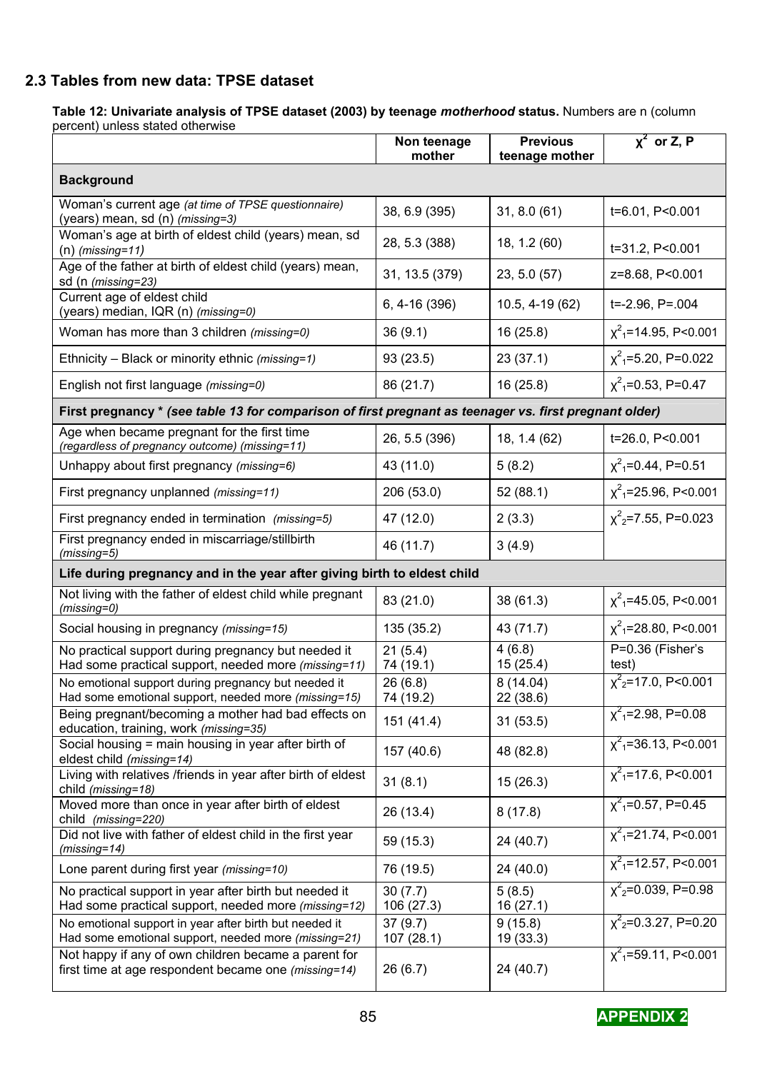## 2.3 Tables from new data: TPSE dataset

**Table 12: Univariate analysis of TPSE dataset (2003) by teenage *motherhood* status.** Numbers are n (column percent) unless stated otherwise

| | Non teenage mother | Previous teenage mother | $\chi^2$ or Z, P |
|---|---|---|---|
| **Background** | | | |
| Woman's current age *(at time of TPSE questionnaire)* (years) mean, sd (n) *(missing=3)* | 38, 6.9 (395) | 31, 8.0 (61) | t=6.01, P<0.001 |
| Woman's age at birth of eldest child (years) mean, sd (n) *(missing=11)* | 28, 5.3 (388) | 18, 1.2 (60) | t=31.2, P<0.001 |
| Age of the father at birth of eldest child (years) mean, sd (n *(missing=23)* | 31, 13.5 (379) | 23, 5.0 (57) | z=8.68, P<0.001 |
| Current age of eldest child (years) median, IQR (n) *(missing=0)* | 6, 4-16 (396) | 10.5, 4-19 (62) | t=-2.96, P=.004 |
| Woman has more than 3 children *(missing=0)* | 36 (9.1) | 16 (25.8) | $\chi^2_1$=14.95, P<0.001 |
| Ethnicity – Black or minority ethnic *(missing=1)* | 93 (23.5) | 23 (37.1) | $\chi^2_1$=5.20, P=0.022 |
| English not first language *(missing=0)* | 86 (21.7) | 16 (25.8) | $\chi^2_1$=0.53, P=0.47 |
| **First pregnancy \* *(see table 13 for comparison of first pregnant as teenager vs. first pregnant older)*** | | | |
| Age when became pregnant for the first time *(regardless of pregnancy outcome) (missing=11)* | 26, 5.5 (396) | 18, 1.4 (62) | t=26.0, P<0.001 |
| Unhappy about first pregnancy *(missing=6)* | 43 (11.0) | 5 (8.2) | $\chi^2_1$=0.44, P=0.51 |
| First pregnancy unplanned *(missing=11)* | 206 (53.0) | 52 (88.1) | $\chi^2_1$=25.96, P<0.001 |
| First pregnancy ended in termination *(missing=5)* | 47 (12.0) | 2 (3.3) | $\chi^2_2$=7.55, P=0.023 |
| First pregnancy ended in miscarriage/stillbirth *(missing=5)* | 46 (11.7) | 3 (4.9) | |
| **Life during pregnancy and in the year after giving birth to eldest child** | | | |
| Not living with the father of eldest child while pregnant *(missing=0)* | 83 (21.0) | 38 (61.3) | $\chi^2_1$=45.05, P<0.001 |
| Social housing in pregnancy *(missing=15)* | 135 (35.2) | 43 (71.7) | $\chi^2_1$=28.80, P<0.001 |
| No practical support during pregnancy but needed it<br>Had some practical support, needed more *(missing=11)* | 21 (5.4)<br>74 (19.1) | 4 (6.8)<br>15 (25.4) | P=0.36 (Fisher's test) |
| No emotional support during pregnancy but needed it<br>Had some emotional support, needed more *(missing=15)* | 26 (6.8)<br>74 (19.2) | 8 (14.04)<br>22 (38.6) | $\chi^2_2$=17.0, P<0.001 |
| Being pregnant/becoming a mother had bad effects on education, training, work *(missing=35)* | 151 (41.4) | 31 (53.5) | $\chi^2_1$=2.98, P=0.08 |
| Social housing = main housing in year after birth of eldest child *(missing=14)* | 157 (40.6) | 48 (82.8) | $\chi^2_1$=36.13, P<0.001 |
| Living with relatives /friends in year after birth of eldest child *(missing=18)* | 31 (8.1) | 15 (26.3) | $\chi^2_1$=17.6, P<0.001 |
| Moved more than once in year after birth of eldest child *(missing=220)* | 26 (13.4) | 8 (17.8) | $\chi^2_1$=0.57, P=0.45 |
| Did not live with father of eldest child in the first year *(missing=14)* | 59 (15.3) | 24 (40.7) | $\chi^2_1$=21.74, P<0.001 |
| Lone parent during first year *(missing=10)* | 76 (19.5) | 24 (40.0) | $\chi^2_1$=12.57, P<0.001 |
| No practical support in year after birth but needed it<br>Had some practical support, needed more *(missing=12)* | 30 (7.7)<br>106 (27.3) | 5 (8.5)<br>16 (27.1) | $\chi^2_2$=0.039, P=0.98 |
| No emotional support in year after birth but needed it<br>Had some emotional support, needed more *(missing=21)* | 37 (9.7)<br>107 (28.1) | 9 (15.8)<br>19 (33.3) | $\chi^2_2$=0.3.27, P=0.20 |
| Not happy if any of own children became a parent for first time at age respondent became one *(missing=14)* | 26 (6.7) | 24 (40.7) | $\chi^2_1$=59.11, P<0.001 |

APPENDIX 2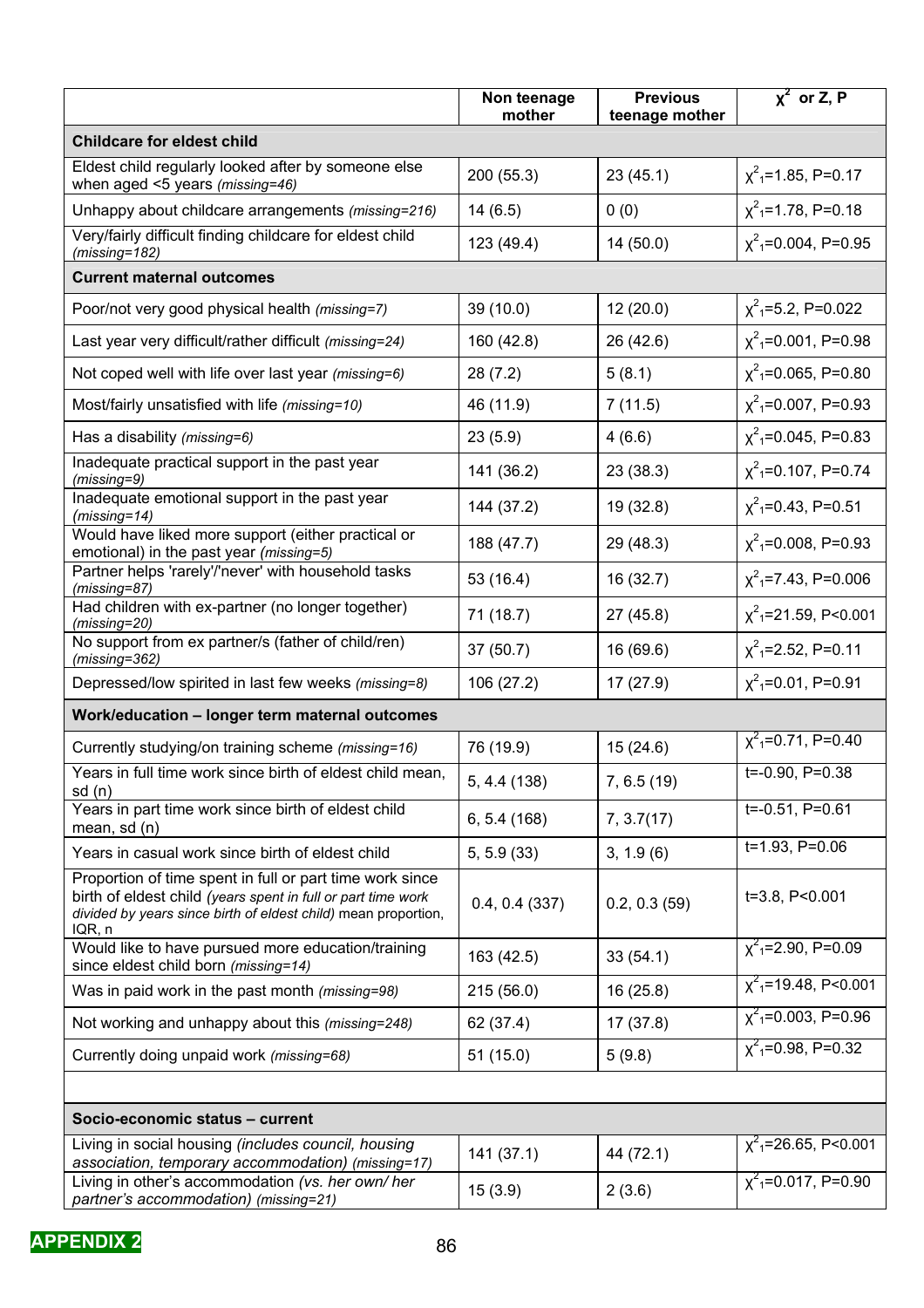| | Non teenage mother | Previous teenage mother | $\chi^2$ or Z, P |
|---|---|---|---|
| **Childcare for eldest child** | | | |
| Eldest child regularly looked after by someone else when aged <5 years *(missing=46)* | 200 (55.3) | 23 (45.1) | $\chi^2_1$=1.85, P=0.17 |
| Unhappy about childcare arrangements *(missing=216)* | 14 (6.5) | 0 (0) | $\chi^2_1$=1.78, P=0.18 |
| Very/fairly difficult finding childcare for eldest child *(missing=182)* | 123 (49.4) | 14 (50.0) | $\chi^2_1$=0.004, P=0.95 |
| **Current maternal outcomes** | | | |
| Poor/not very good physical health *(missing=7)* | 39 (10.0) | 12 (20.0) | $\chi^2_1$=5.2, P=0.022 |
| Last year very difficult/rather difficult *(missing=24)* | 160 (42.8) | 26 (42.6) | $\chi^2_1$=0.001, P=0.98 |
| Not coped well with life over last year *(missing=6)* | 28 (7.2) | 5 (8.1) | $\chi^2_1$=0.065, P=0.80 |
| Most/fairly unsatisfied with life *(missing=10)* | 46 (11.9) | 7 (11.5) | $\chi^2_1$=0.007, P=0.93 |
| Has a disability *(missing=6)* | 23 (5.9) | 4 (6.6) | $\chi^2_1$=0.045, P=0.83 |
| Inadequate practical support in the past year *(missing=9)* | 141 (36.2) | 23 (38.3) | $\chi^2_1$=0.107, P=0.74 |
| Inadequate emotional support in the past year *(missing=14)* | 144 (37.2) | 19 (32.8) | $\chi^2_1$=0.43, P=0.51 |
| Would have liked more support (either practical or emotional) in the past year *(missing=5)* | 188 (47.7) | 29 (48.3) | $\chi^2_1$=0.008, P=0.93 |
| Partner helps 'rarely'/'never' with household tasks *(missing=87)* | 53 (16.4) | 16 (32.7) | $\chi^2_1$=7.43, P=0.006 |
| Had children with ex-partner (no longer together) *(missing=20)* | 71 (18.7) | 27 (45.8) | $\chi^2_1$=21.59, P<0.001 |
| No support from ex partner/s (father of child/ren) *(missing=362)* | 37 (50.7) | 16 (69.6) | $\chi^2_1$=2.52, P=0.11 |
| Depressed/low spirited in last few weeks *(missing=8)* | 106 (27.2) | 17 (27.9) | $\chi^2_1$=0.01, P=0.91 |
| **Work/education – longer term maternal outcomes** | | | |
| Currently studying/on training scheme *(missing=16)* | 76 (19.9) | 15 (24.6) | $\chi^2_1$=0.71, P=0.40 |
| Years in full time work since birth of eldest child mean, sd (n) | 5, 4.4 (138) | 7, 6.5 (19) | t=-0.90, P=0.38 |
| Years in part time work since birth of eldest child mean, sd (n) | 6, 5.4 (168) | 7, 3.7(17) | t=-0.51, P=0.61 |
| Years in casual work since birth of eldest child | 5, 5.9 (33) | 3, 1.9 (6) | t=1.93, P=0.06 |
| Proportion of time spent in full or part time work since birth of eldest child *(years spent in full or part time work divided by years since birth of eldest child)* mean proportion, IQR, n | 0.4, 0.4 (337) | 0.2, 0.3 (59) | t=3.8, P<0.001 |
| Would like to have pursued more education/training since eldest child born *(missing=14)* | 163 (42.5) | 33 (54.1) | $\chi^2_1$=2.90, P=0.09 |
| Was in paid work in the past month *(missing=98)* | 215 (56.0) | 16 (25.8) | $\chi^2_1$=19.48, P<0.001 |
| Not working and unhappy about this *(missing=248)* | 62 (37.4) | 17 (37.8) | $\chi^2_1$=0.003, P=0.96 |
| Currently doing unpaid work *(missing=68)* | 51 (15.0) | 5 (9.8) | $\chi^2_1$=0.98, P=0.32 |
| | | | |
| **Socio-economic status – current** | | | |
| Living in social housing *(includes council, housing association, temporary accommodation) (missing=17)* | 141 (37.1) | 44 (72.1) | $\chi^2_1$=26.65, P<0.001 |
| Living in other's accommodation *(vs. her own/ her partner's accommodation) (missing=21)* | 15 (3.9) | 2 (3.6) | $\chi^2_1$=0.017, P=0.90 |

APPENDIX 2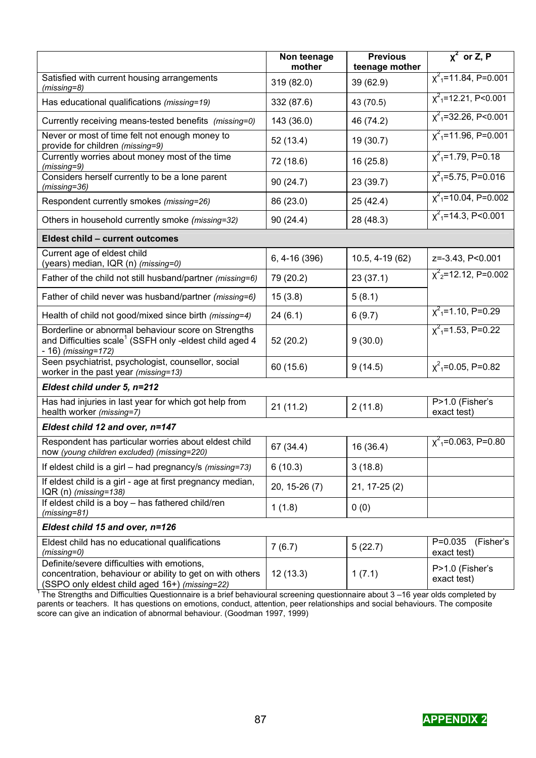| | Non teenage mother | Previous teenage mother | $\chi^2$ or Z, P |
|---|---|---|---|
| Satisfied with current housing arrangements *(missing=8)* | 319 (82.0) | 39 (62.9) | $\chi^2_1$=11.84, P=0.001 |
| Has educational qualifications *(missing=19)* | 332 (87.6) | 43 (70.5) | $\chi^2_1$=12.21, P<0.001 |
| Currently receiving means-tested benefits *(missing=0)* | 143 (36.0) | 46 (74.2) | $\chi^2_1$=32.26, P<0.001 |
| Never or most of time felt not enough money to provide for children *(missing=9)* | 52 (13.4) | 19 (30.7) | $\chi^2_1$=11.96, P=0.001 |
| Currently worries about money most of the time *(missing=9)* | 72 (18.6) | 16 (25.8) | $\chi^2_1$=1.79, P=0.18 |
| Considers herself currently to be a lone parent *(missing=36)* | 90 (24.7) | 23 (39.7) | $\chi^2_1$=5.75, P=0.016 |
| Respondent currently smokes *(missing=26)* | 86 (23.0) | 25 (42.4) | $\chi^2_1$=10.04, P=0.002 |
| Others in household currently smoke *(missing=32)* | 90 (24.4) | 28 (48.3) | $\chi^2_1$=14.3, P<0.001 |
| **Eldest child – current outcomes** | | | |
| Current age of eldest child (years) median, IQR (n) *(missing=0)* | 6, 4-16 (396) | 10.5, 4-19 (62) | z=-3.43, P<0.001 |
| Father of the child not still husband/partner *(missing=6)* | 79 (20.2) | 23 (37.1) | $\chi^2_2$=12.12, P=0.002 |
| Father of child never was husband/partner *(missing=6)* | 15 (3.8) | 5 (8.1) | |
| Health of child not good/mixed since birth *(missing=4)* | 24 (6.1) | 6 (9.7) | $\chi^2_1$=1.10, P=0.29 |
| Borderline or abnormal behaviour score on Strengths and Difficulties scale[1] (SSFH only -eldest child aged 4 - 16) *(missing=172)* | 52 (20.2) | 9 (30.0) | $\chi^2_1$=1.53, P=0.22 |
| Seen psychiatrist, psychologist, counsellor, social worker in the past year *(missing=13)* | 60 (15.6) | 9 (14.5) | $\chi^2_1$=0.05, P=0.82 |
| ***Eldest child under 5, n=212*** | | | |
| Has had injuries in last year for which got help from health worker *(missing=7)* | 21 (11.2) | 2 (11.8) | P>1.0 (Fisher's exact test) |
| ***Eldest child 12 and over, n=147*** | | | |
| Respondent has particular worries about eldest child now *(young children excluded) (missing=220)* | 67 (34.4) | 16 (36.4) | $\chi^2_1$=0.063, P=0.80 |
| If eldest child is a girl – had pregnancy/s *(missing=73)* | 6 (10.3) | 3 (18.8) | |
| If eldest child is a girl - age at first pregnancy median, IQR (n) *(missing=138)* | 20, 15-26 (7) | 21, 17-25 (2) | |
| If eldest child is a boy – has fathered child/ren *(missing=81)* | 1 (1.8) | 0 (0) | |
| ***Eldest child 15 and over, n=126*** | | | |
| Eldest child has no educational qualifications *(missing=0)* | 7 (6.7) | 5 (22.7) | P=0.035 (Fisher's exact test) |
| Definite/severe difficulties with emotions, concentration, behaviour or ability to get on with others (SSPO only eldest child aged 16+) *(missing=22)* | 12 (13.3) | 1 (7.1) | P>1.0 (Fisher's exact test) |

[1] The Strengths and Difficulties Questionnaire is a brief behavioural screening questionnaire about 3 –16 year olds completed by parents or teachers. It has questions on emotions, conduct, attention, peer relationships and social behaviours. The composite score can give an indication of abnormal behaviour. (Goodman 1997, 1999)

APPENDIX 2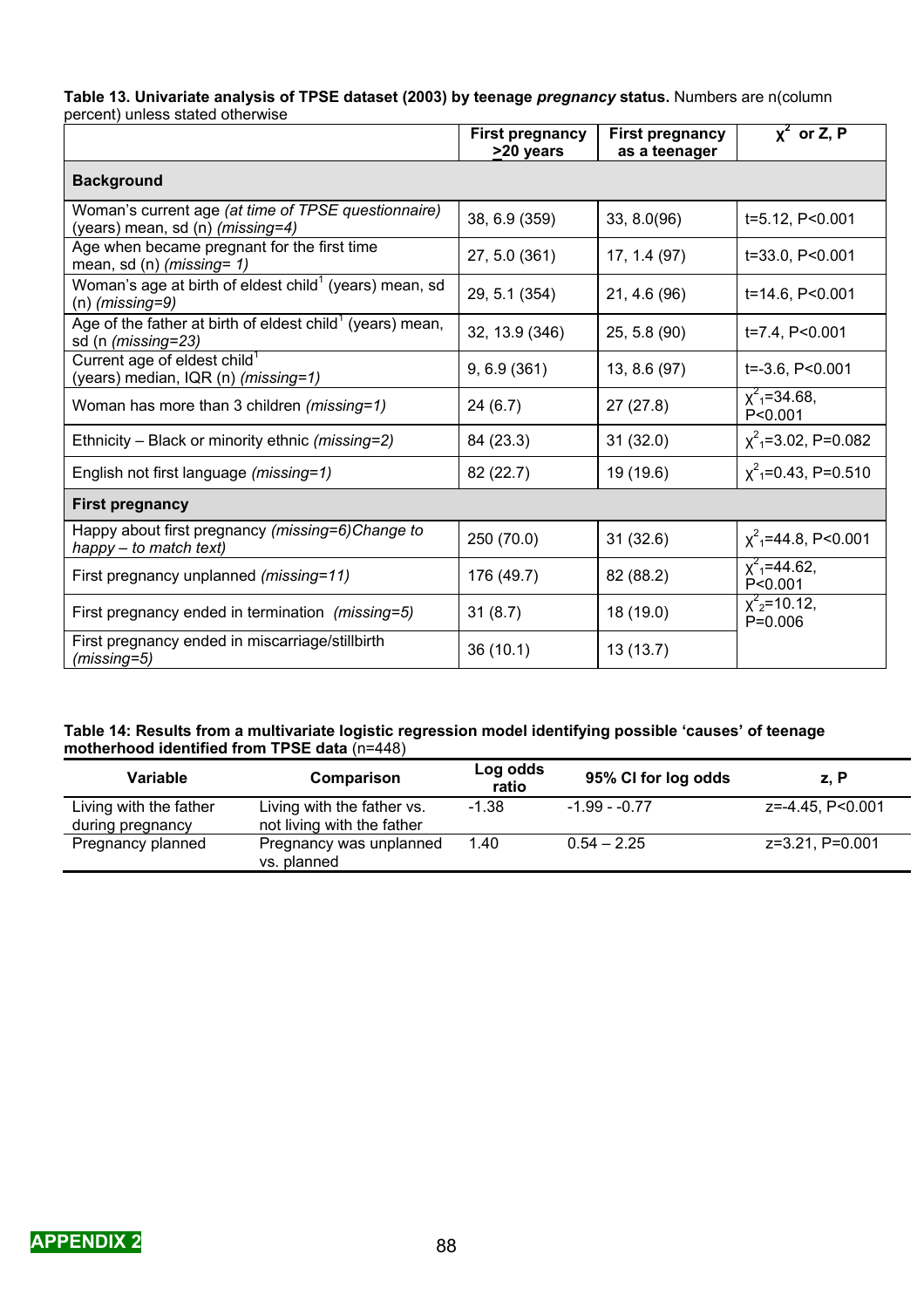**Table 13. Univariate analysis of TPSE dataset (2003) by teenage *pregnancy* status.** Numbers are n(column percent) unless stated otherwise

| | First pregnancy ≥20 years | First pregnancy as a teenager | $\chi^2$ or Z, P |
|---|---|---|---|
| **Background** | | | |
| Woman's current age *(at time of TPSE questionnaire)* (years) mean, sd (n) *(missing=4)* | 38, 6.9 (359) | 33, 8.0(96) | t=5.12, P<0.001 |
| Age when became pregnant for the first time mean, sd (n) *(missing= 1)* | 27, 5.0 (361) | 17, 1.4 (97) | t=33.0, P<0.001 |
| Woman's age at birth of eldest child[1] (years) mean, sd (n) *(missing=9)* | 29, 5.1 (354) | 21, 4.6 (96) | t=14.6, P<0.001 |
| Age of the father at birth of eldest child[1] (years) mean, sd (n *(missing=23)* | 32, 13.9 (346) | 25, 5.8 (90) | t=7.4, P<0.001 |
| Current age of eldest child[1] (years) median, IQR (n) *(missing=1)* | 9, 6.9 (361) | 13, 8.6 (97) | t=-3.6, P<0.001 |
| Woman has more than 3 children *(missing=1)* | 24 (6.7) | 27 (27.8) | $\chi^2_1$=34.68, P<0.001 |
| Ethnicity – Black or minority ethnic *(missing=2)* | 84 (23.3) | 31 (32.0) | $\chi^2_1$=3.02, P=0.082 |
| English not first language *(missing=1)* | 82 (22.7) | 19 (19.6) | $\chi^2_1$=0.43, P=0.510 |
| **First pregnancy** | | | |
| Happy about first pregnancy *(missing=6)Change to happy – to match text)* | 250 (70.0) | 31 (32.6) | $\chi^2_1$=44.8, P<0.001 |
| First pregnancy unplanned *(missing=11)* | 176 (49.7) | 82 (88.2) | $\chi^2_1$=44.62, P<0.001 |
| First pregnancy ended in termination *(missing=5)* | 31 (8.7) | 18 (19.0) | $\chi^2_2$=10.12, P=0.006 |
| First pregnancy ended in miscarriage/stillbirth *(missing=5)* | 36 (10.1) | 13 (13.7) | |

**Table 14: Results from a multivariate logistic regression model identifying possible 'causes' of teenage motherhood identified from TPSE data** (n=448)

| Variable | Comparison | Log odds ratio | 95% CI for log odds | z, P |
|---|---|---|---|---|
| Living with the father during pregnancy | Living with the father vs. not living with the father | -1.38 | -1.99 - -0.77 | z=-4.45, P<0.001 |
| Pregnancy planned | Pregnancy was unplanned vs. planned | 1.40 | 0.54 – 2.25 | z=3.21, P=0.001 |

APPENDIX 2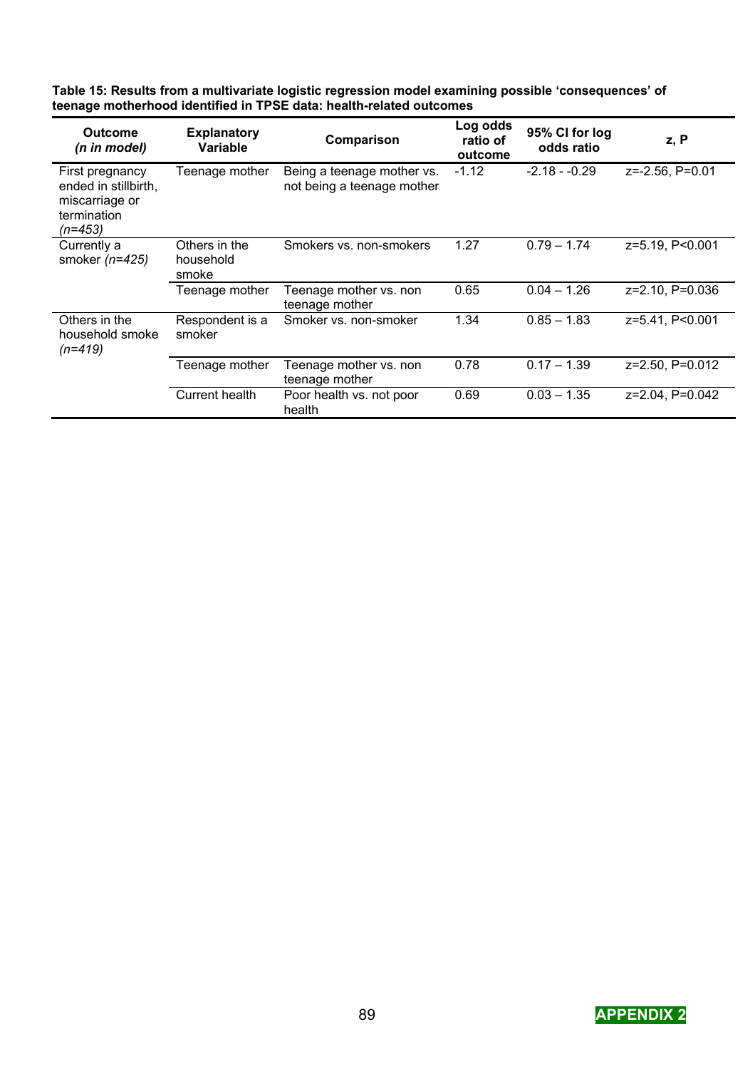**Table 15: Results from a multivariate logistic regression model examining possible ‘consequences’ of teenage motherhood identified in TPSE data: health-related outcomes**

| **Outcome** ***(n in model)*** | **Explanatory Variable** | **Comparison** | **Log odds ratio of outcome** | **95% CI for log odds ratio** | **z, P** |
|---|---|---|---|---|---|
| First pregnancy ended in stillbirth, miscarriage or termination *(n=453)* | Teenage mother | Being a teenage mother vs. not being a teenage mother | -1.12 | -2.18 - -0.29 | z=-2.56, P=0.01 |
| Currently a smoker *(n=425)* | Others in the household smoke | Smokers vs. non-smokers | 1.27 | 0.79 – 1.74 | z=5.19, P<0.001 |
| | Teenage mother | Teenage mother vs. non teenage mother | 0.65 | 0.04 – 1.26 | z=2.10, P=0.036 |
| Others in the household smoke *(n=419)* | Respondent is a smoker | Smoker vs. non-smoker | 1.34 | 0.85 – 1.83 | z=5.41, P<0.001 |
| | Teenage mother | Teenage mother vs. non teenage mother | 0.78 | 0.17 – 1.39 | z=2.50, P=0.012 |
| | Current health | Poor health vs. not poor health | 0.69 | 0.03 – 1.35 | z=2.04, P=0.042 |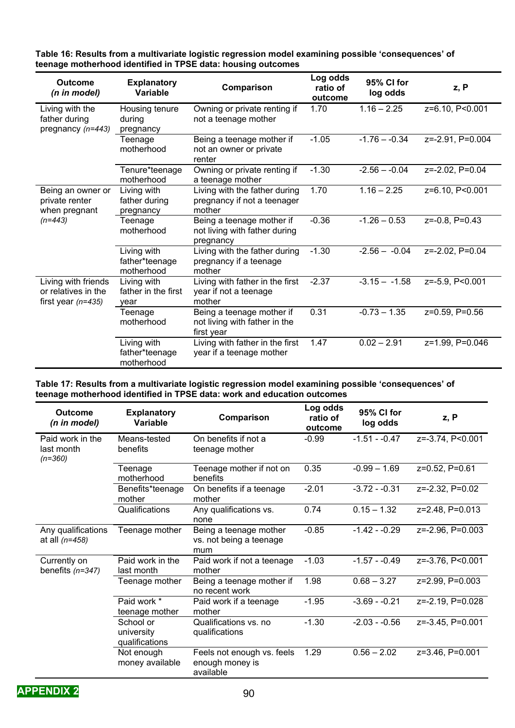**Table 16: Results from a multivariate logistic regression model examining possible 'consequences' of teenage motherhood identified in TPSE data: housing outcomes**

| Outcome *(n in model)* | Explanatory Variable | Comparison | Log odds ratio of outcome | 95% CI for log odds | z, P |
|---|---|---|---|---|---|
| Living with the father during pregnancy *(n=443)* | Housing tenure during pregnancy | Owning or private renting if not a teenage mother | 1.70 | 1.16 – 2.25 | z=6.10, P<0.001 |
| | Teenage motherhood | Being a teenage mother if not an owner or private renter | -1.05 | -1.76 – -0.34 | z=-2.91, P=0.004 |
| | Tenure*teenage motherhood | Owning or private renting if a teenage mother | -1.30 | -2.56 – -0.04 | z=-2.02, P=0.04 |
| Being an owner or private renter when pregnant *(n=443)* | Living with father during pregnancy | Living with the father during pregnancy if not a teenager mother | 1.70 | 1.16 – 2.25 | z=6.10, P<0.001 |
| | Teenage motherhood | Being a teenage mother if not living with father during pregnancy | -0.36 | -1.26 – 0.53 | z=-0.8, P=0.43 |
| | Living with father*teenage motherhood | Living with the father during pregnancy if a teenage mother | -1.30 | -2.56 – -0.04 | z=-2.02, P=0.04 |
| Living with friends or relatives in the first year *(n=435)* | Living with father in the first year | Living with father in the first year if not a teenage mother | -2.37 | -3.15 – -1.58 | z=-5.9, P<0.001 |
| | Teenage motherhood | Being a teenage mother if not living with father in the first year | 0.31 | -0.73 – 1.35 | z=0.59, P=0.56 |
| | Living with father*teenage motherhood | Living with father in the first year if a teenage mother | 1.47 | 0.02 – 2.91 | z=1.99, P=0.046 |

**Table 17: Results from a multivariate logistic regression model examining possible 'consequences' of teenage motherhood identified in TPSE data: work and education outcomes**

| Outcome *(n in model)* | Explanatory Variable | Comparison | Log odds ratio of outcome | 95% CI for log odds | z, P |
|---|---|---|---|---|---|
| Paid work in the last month *(n=360)* | Means-tested benefits | On benefits if not a teenage mother | -0.99 | -1.51 - -0.47 | z=-3.74, P<0.001 |
| | Teenage motherhood | Teenage mother if not on benefits | 0.35 | -0.99 – 1.69 | z=0.52, P=0.61 |
| | Benefits*teenage mother | On benefits if a teenage mother | -2.01 | -3.72 - -0.31 | z=-2.32, P=0.02 |
| | Qualifications | Any qualifications vs. none | 0.74 | 0.15 – 1.32 | z=2.48, P=0.013 |
| Any qualifications at all *(n=458)* | Teenage mother | Being a teenage mother vs. not being a teenage mum | -0.85 | -1.42 - -0.29 | z=-2.96, P=0.003 |
| Currently on benefits *(n=347)* | Paid work in the last month | Paid work if not a teenage mother | -1.03 | -1.57 - -0.49 | z=-3.76, P<0.001 |
| | Teenage mother | Being a teenage mother if no recent work | 1.98 | 0.68 – 3.27 | z=2.99, P=0.003 |
| | Paid work * teenage mother | Paid work if a teenage mother | -1.95 | -3.69 - -0.21 | z=-2.19, P=0.028 |
| | School or university qualifications | Qualifications vs. no qualifications | -1.30 | -2.03 - -0.56 | z=-3.45, P=0.001 |
| | Not enough money available | Feels not enough vs. feels enough money is available | 1.29 | 0.56 – 2.02 | z=3.46, P=0.001 |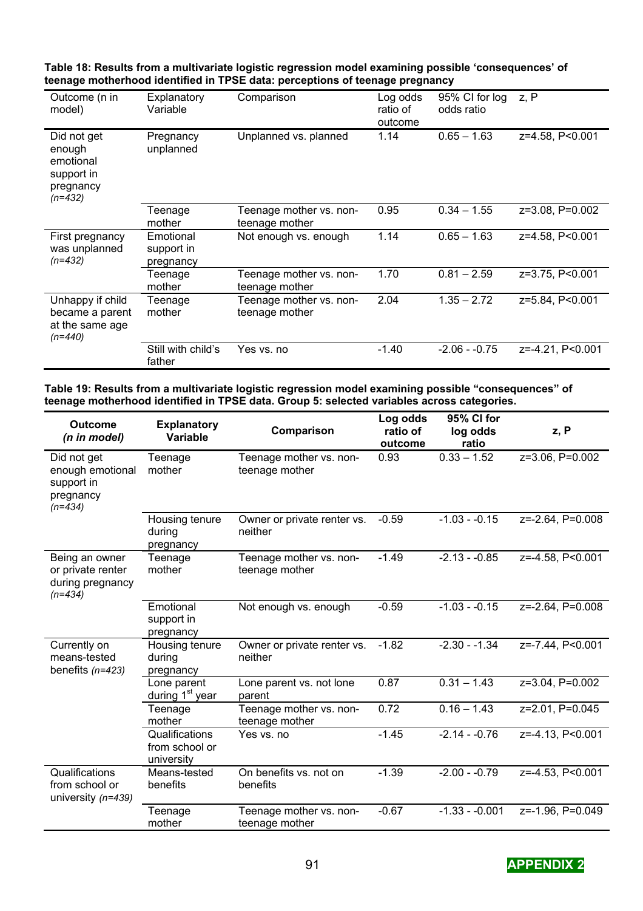**Table 18: Results from a multivariate logistic regression model examining possible 'consequences' of teenage motherhood identified in TPSE data: perceptions of teenage pregnancy**

| Outcome (n in model) | Explanatory Variable | Comparison | Log odds ratio of outcome | 95% CI for log odds ratio | z, P |
|---|---|---|---|---|---|
| Did not get enough emotional support in pregnancy *(n=432)* | Pregnancy unplanned | Unplanned vs. planned | 1.14 | 0.65 – 1.63 | z=4.58, P<0.001 |
| | Teenage mother | Teenage mother vs. non-teenage mother | 0.95 | 0.34 – 1.55 | z=3.08, P=0.002 |
| First pregnancy was unplanned *(n=432)* | Emotional support in pregnancy | Not enough vs. enough | 1.14 | 0.65 – 1.63 | z=4.58, P<0.001 |
| | Teenage mother | Teenage mother vs. non-teenage mother | 1.70 | 0.81 – 2.59 | z=3.75, P<0.001 |
| Unhappy if child became a parent at the same age *(n=440)* | Teenage mother | Teenage mother vs. non-teenage mother | 2.04 | 1.35 – 2.72 | z=5.84, P<0.001 |
| | Still with child's father | Yes vs. no | -1.40 | -2.06 - -0.75 | z=-4.21, P<0.001 |

**Table 19: Results from a multivariate logistic regression model examining possible "consequences" of teenage motherhood identified in TPSE data. Group 5: selected variables across categories.**

| Outcome *(n in model)* | Explanatory Variable | Comparison | Log odds ratio of outcome | 95% CI for log odds ratio | z, P |
|---|---|---|---|---|---|
| Did not get enough emotional support in pregnancy *(n=434)* | Teenage mother | Teenage mother vs. non-teenage mother | 0.93 | 0.33 – 1.52 | z=3.06, P=0.002 |
| | Housing tenure during pregnancy | Owner or private renter vs. neither | -0.59 | -1.03 - -0.15 | z=-2.64, P=0.008 |
| Being an owner or private renter during pregnancy *(n=434)* | Teenage mother | Teenage mother vs. non-teenage mother | -1.49 | -2.13 - -0.85 | z=-4.58, P<0.001 |
| | Emotional support in pregnancy | Not enough vs. enough | -0.59 | -1.03 - -0.15 | z=-2.64, P=0.008 |
| Currently on means-tested benefits *(n=423)* | Housing tenure during pregnancy | Owner or private renter vs. neither | -1.82 | -2.30 - -1.34 | z=-7.44, P<0.001 |
| | Lone parent during 1st year | Lone parent vs. not lone parent | 0.87 | 0.31 – 1.43 | z=3.04, P=0.002 |
| | Teenage mother | Teenage mother vs. non-teenage mother | 0.72 | 0.16 – 1.43 | z=2.01, P=0.045 |
| | Qualifications from school or university | Yes vs. no | -1.45 | -2.14 - -0.76 | z=-4.13, P<0.001 |
| Qualifications from school or university *(n=439)* | Means-tested benefits | On benefits vs. not on benefits | -1.39 | -2.00 - -0.79 | z=-4.53, P<0.001 |
| | Teenage mother | Teenage mother vs. non-teenage mother | -0.67 | -1.33 - -0.001 | z=-1.96, P=0.049 |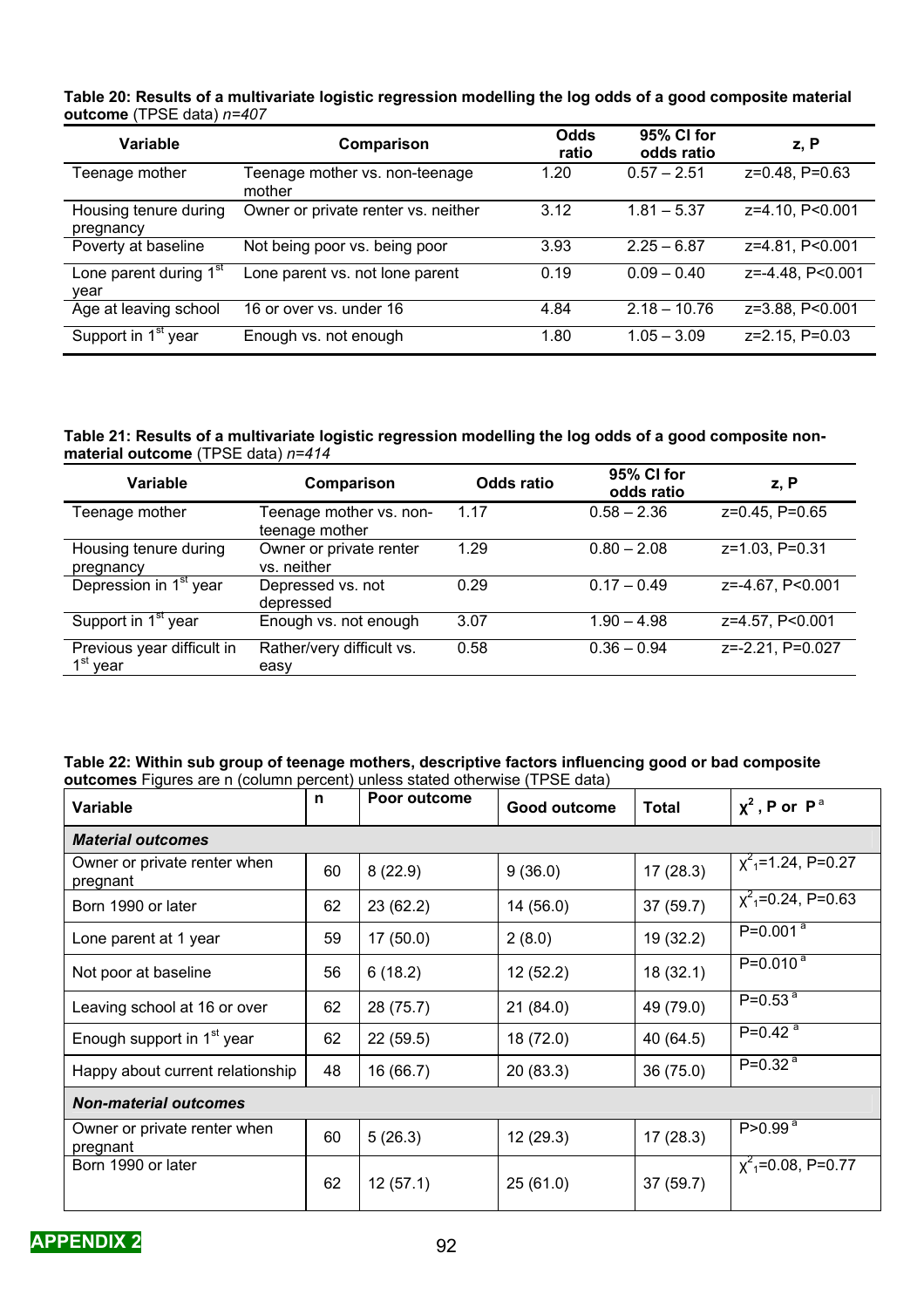**Table 20: Results of a multivariate logistic regression modelling the log odds of a good composite material outcome** (TPSE data) *n=407*

| Variable | Comparison | Odds ratio | 95% CI for odds ratio | z, P |
|---|---|---|---|---|
| Teenage mother | Teenage mother vs. non-teenage mother | 1.20 | 0.57 – 2.51 | z=0.48, P=0.63 |
| Housing tenure during pregnancy | Owner or private renter vs. neither | 3.12 | 1.81 – 5.37 | z=4.10, P<0.001 |
| Poverty at baseline | Not being poor vs. being poor | 3.93 | 2.25 – 6.87 | z=4.81, P<0.001 |
| Lone parent during 1st year | Lone parent vs. not lone parent | 0.19 | 0.09 – 0.40 | z=-4.48, P<0.001 |
| Age at leaving school | 16 or over vs. under 16 | 4.84 | 2.18 – 10.76 | z=3.88, P<0.001 |
| Support in 1st year | Enough vs. not enough | 1.80 | 1.05 – 3.09 | z=2.15, P=0.03 |

**Table 21: Results of a multivariate logistic regression modelling the log odds of a good composite non-material outcome** (TPSE data) *n=414*

| Variable | Comparison | Odds ratio | 95% CI for odds ratio | z, P |
|---|---|---|---|---|
| Teenage mother | Teenage mother vs. non-teenage mother | 1.17 | 0.58 – 2.36 | z=0.45, P=0.65 |
| Housing tenure during pregnancy | Owner or private renter vs. neither | 1.29 | 0.80 – 2.08 | z=1.03, P=0.31 |
| Depression in 1st year | Depressed vs. not depressed | 0.29 | 0.17 – 0.49 | z=-4.67, P<0.001 |
| Support in 1st year | Enough vs. not enough | 3.07 | 1.90 – 4.98 | z=4.57, P<0.001 |
| Previous year difficult in 1st year | Rather/very difficult vs. easy | 0.58 | 0.36 – 0.94 | z=-2.21, P=0.027 |

**Table 22: Within sub group of teenage mothers, descriptive factors influencing good or bad composite outcomes** Figures are n (column percent) unless stated otherwise (TPSE data)

| Variable | n | Poor outcome | Good outcome | Total | $\chi^2$, P or P[a] |
|---|---|---|---|---|---|
| ***Material outcomes*** | | | | | |
| Owner or private renter when pregnant | 60 | 8 (22.9) | 9 (36.0) | 17 (28.3) | $\chi^2_1$=1.24, P=0.27 |
| Born 1990 or later | 62 | 23 (62.2) | 14 (56.0) | 37 (59.7) | $\chi^2_1$=0.24, P=0.63 |
| Lone parent at 1 year | 59 | 17 (50.0) | 2 (8.0) | 19 (32.2) | P=0.001[a] |
| Not poor at baseline | 56 | 6 (18.2) | 12 (52.2) | 18 (32.1) | P=0.010[a] |
| Leaving school at 16 or over | 62 | 28 (75.7) | 21 (84.0) | 49 (79.0) | P=0.53[a] |
| Enough support in 1st year | 62 | 22 (59.5) | 18 (72.0) | 40 (64.5) | P=0.42[a] |
| Happy about current relationship | 48 | 16 (66.7) | 20 (83.3) | 36 (75.0) | P=0.32[a] |
| ***Non-material outcomes*** | | | | | |
| Owner or private renter when pregnant | 60 | 5 (26.3) | 12 (29.3) | 17 (28.3) | P>0.99[a] |
| Born 1990 or later | 62 | 12 (57.1) | 25 (61.0) | 37 (59.7) | $\chi^2_1$=0.08, P=0.77 |

APPENDIX 2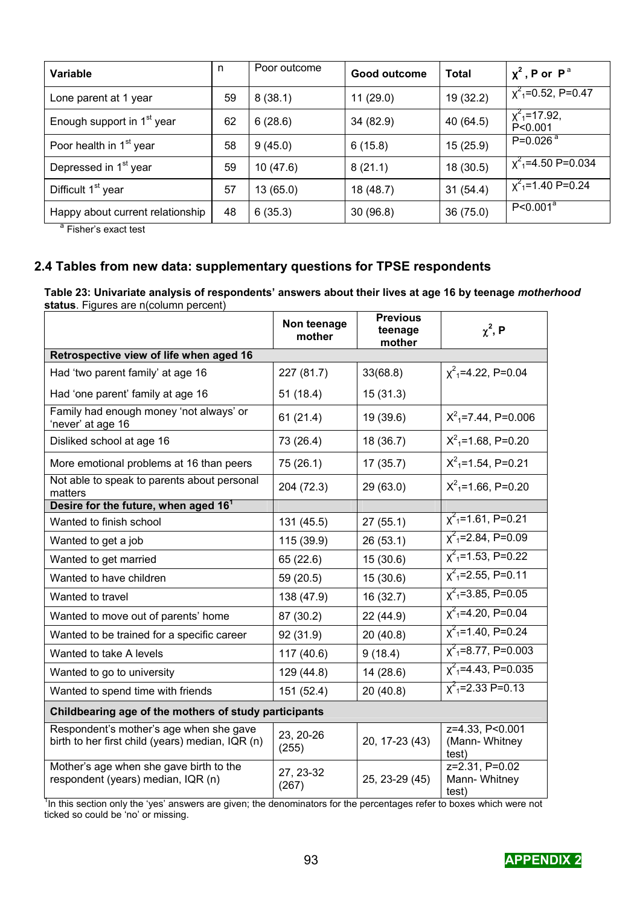| Variable | n | Poor outcome | Good outcome | Total | $\chi^2$ , P or P[a] |
|---|---|---|---|---|---|
| Lone parent at 1 year | 59 | 8 (38.1) | 11 (29.0) | 19 (32.2) | $\chi^2_1$=0.52, P=0.47 |
| Enough support in 1st year | 62 | 6 (28.6) | 34 (82.9) | 40 (64.5) | $\chi^2_1$=17.92, P<0.001 |
| Poor health in 1st year | 58 | 9 (45.0) | 6 (15.8) | 15 (25.9) | P=0.026 [a] |
| Depressed in 1st year | 59 | 10 (47.6) | 8 (21.1) | 18 (30.5) | $\chi^2_1$=4.50 P=0.034 |
| Difficult 1st year | 57 | 13 (65.0) | 18 (48.7) | 31 (54.4) | $\chi^2_1$=1.40 P=0.24 |
| Happy about current relationship | 48 | 6 (35.3) | 30 (96.8) | 36 (75.0) | P<0.001[a] |

[a] Fisher's exact test

## 2.4 Tables from new data: supplementary questions for TPSE respondents

**Table 23: Univariate analysis of respondents' answers about their lives at age 16 by teenage *motherhood* status**. Figures are n(column percent)

| | Non teenage mother | Previous teenage mother | $\chi^2$, P |
|---|---|---|---|
| **Retrospective view of life when aged 16** | | | |
| Had 'two parent family' at age 16 | 227 (81.7) | 33(68.8) | $\chi^2_1$=4.22, P=0.04 |
| Had 'one parent' family at age 16 | 51 (18.4) | 15 (31.3) | |
| Family had enough money 'not always' or 'never' at age 16 | 61 (21.4) | 19 (39.6) | $X^2_1$=7.44, P=0.006 |
| Disliked school at age 16 | 73 (26.4) | 18 (36.7) | $X^2_1$=1.68, P=0.20 |
| More emotional problems at 16 than peers | 75 (26.1) | 17 (35.7) | $X^2_1$=1.54, P=0.21 |
| Not able to speak to parents about personal matters | 204 (72.3) | 29 (63.0) | $X^2_1$=1.66, P=0.20 |
| **Desire for the future, when aged 16[1]** | | | |
| Wanted to finish school | 131 (45.5) | 27 (55.1) | $\chi^2_1$=1.61, P=0.21 |
| Wanted to get a job | 115 (39.9) | 26 (53.1) | $\chi^2_1$=2.84, P=0.09 |
| Wanted to get married | 65 (22.6) | 15 (30.6) | $\chi^2_1$=1.53, P=0.22 |
| Wanted to have children | 59 (20.5) | 15 (30.6) | $\chi^2_1$=2.55, P=0.11 |
| Wanted to travel | 138 (47.9) | 16 (32.7) | $\chi^2_1$=3.85, P=0.05 |
| Wanted to move out of parents' home | 87 (30.2) | 22 (44.9) | $\chi^2_1$=4.20, P=0.04 |
| Wanted to be trained for a specific career | 92 (31.9) | 20 (40.8) | $\chi^2_1$=1.40, P=0.24 |
| Wanted to take A levels | 117 (40.6) | 9 (18.4) | $\chi^2_1$=8.77, P=0.003 |
| Wanted to go to university | 129 (44.8) | 14 (28.6) | $\chi^2_1$=4.43, P=0.035 |
| Wanted to spend time with friends | 151 (52.4) | 20 (40.8) | $\chi^2_1$=2.33 P=0.13 |
| **Childbearing age of the mothers of study participants** | | | |
| Respondent's mother's age when she gave birth to her first child (years) median, IQR (n) | 23, 20-26 (255) | 20, 17-23 (43) | z=4.33, P<0.001 (Mann- Whitney test) |
| Mother's age when she gave birth to the respondent (years) median, IQR (n) | 27, 23-32 (267) | 25, 23-29 (45) | z=2.31, P=0.02 Mann- Whitney test) |

[1]In this section only the 'yes' answers are given; the denominators for the percentages refer to boxes which were not ticked so could be 'no' or missing.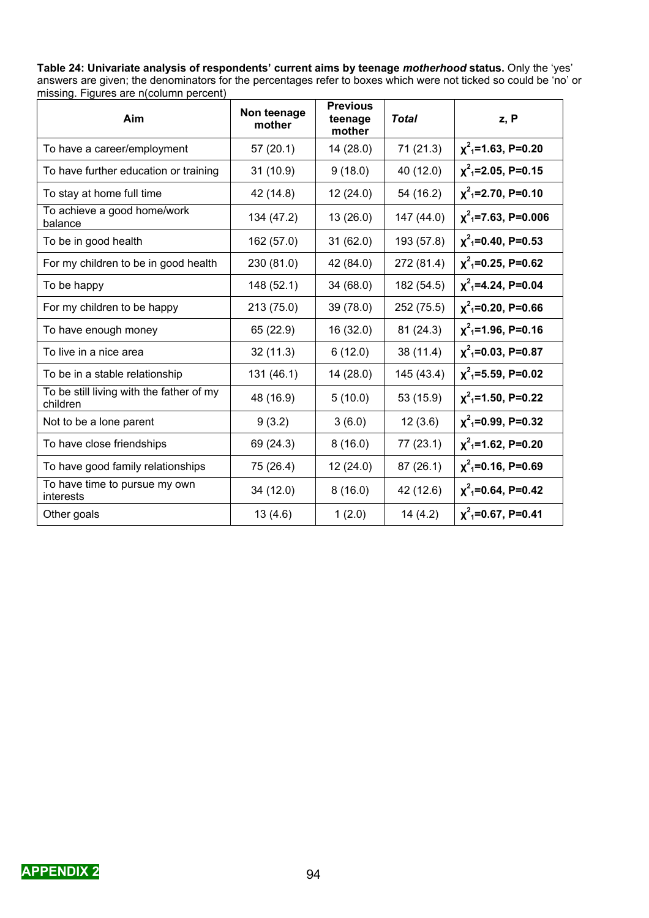**Table 24: Univariate analysis of respondents' current aims by teenage *motherhood* status.** Only the 'yes' answers are given; the denominators for the percentages refer to boxes which were not ticked so could be 'no' or missing. Figures are n(column percent)

| Aim | Non teenage mother | Previous teenage mother | *Total* | z, P |
|---|---|---|---|---|
| To have a career/employment | 57 (20.1) | 14 (28.0) | 71 (21.3) | **$\chi^2_1$=1.63, P=0.20** |
| To have further education or training | 31 (10.9) | 9 (18.0) | 40 (12.0) | **$\chi^2_1$=2.05, P=0.15** |
| To stay at home full time | 42 (14.8) | 12 (24.0) | 54 (16.2) | **$\chi^2_1$=2.70, P=0.10** |
| To achieve a good home/work balance | 134 (47.2) | 13 (26.0) | 147 (44.0) | **$\chi^2_1$=7.63, P=0.006** |
| To be in good health | 162 (57.0) | 31 (62.0) | 193 (57.8) | **$\chi^2_1$=0.40, P=0.53** |
| For my children to be in good health | 230 (81.0) | 42 (84.0) | 272 (81.4) | **$\chi^2_1$=0.25, P=0.62** |
| To be happy | 148 (52.1) | 34 (68.0) | 182 (54.5) | **$\chi^2_1$=4.24, P=0.04** |
| For my children to be happy | 213 (75.0) | 39 (78.0) | 252 (75.5) | **$\chi^2_1$=0.20, P=0.66** |
| To have enough money | 65 (22.9) | 16 (32.0) | 81 (24.3) | **$\chi^2_1$=1.96, P=0.16** |
| To live in a nice area | 32 (11.3) | 6 (12.0) | 38 (11.4) | **$\chi^2_1$=0.03, P=0.87** |
| To be in a stable relationship | 131 (46.1) | 14 (28.0) | 145 (43.4) | **$\chi^2_1$=5.59, P=0.02** |
| To be still living with the father of my children | 48 (16.9) | 5 (10.0) | 53 (15.9) | **$\chi^2_1$=1.50, P=0.22** |
| Not to be a lone parent | 9 (3.2) | 3 (6.0) | 12 (3.6) | **$\chi^2_1$=0.99, P=0.32** |
| To have close friendships | 69 (24.3) | 8 (16.0) | 77 (23.1) | **$\chi^2_1$=1.62, P=0.20** |
| To have good family relationships | 75 (26.4) | 12 (24.0) | 87 (26.1) | **$\chi^2_1$=0.16, P=0.69** |
| To have time to pursue my own interests | 34 (12.0) | 8 (16.0) | 42 (12.6) | **$\chi^2_1$=0.64, P=0.42** |
| Other goals | 13 (4.6) | 1 (2.0) | 14 (4.2) | **$\chi^2_1$=0.67, P=0.41** |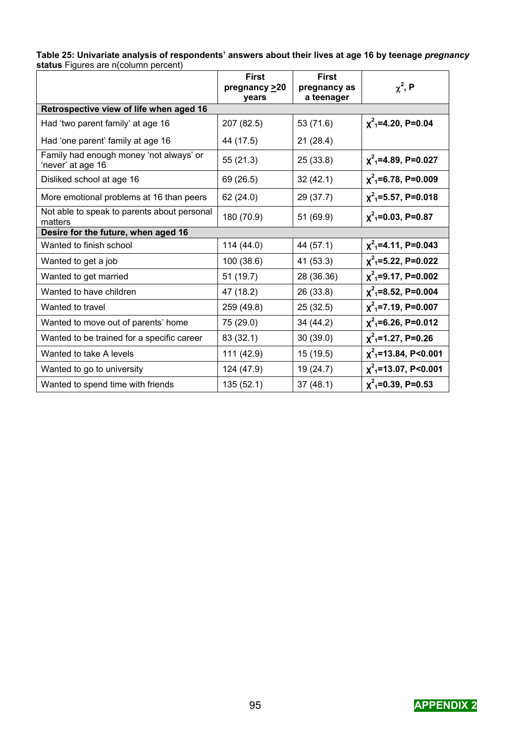**Table 25: Univariate analysis of respondents' answers about their lives at age 16 by teenage *pregnancy* status** Figures are n(column percent)

| | First pregnancy ≥20 years | First pregnancy as a teenager | $\chi^2$, P |
|---|---|---|---|
| **Retrospective view of life when aged 16** | | | |
| Had 'two parent family' at age 16 | 207 (82.5) | 53 (71.6) | **$\chi^2_1$=4.20, P=0.04** |
| Had 'one parent' family at age 16 | 44 (17.5) | 21 (28.4) | |
| Family had enough money 'not always' or 'never' at age 16 | 55 (21.3) | 25 (33.8) | **$\chi^2_1$=4.89, P=0.027** |
| Disliked school at age 16 | 69 (26.5) | 32 (42.1) | **$\chi^2_1$=6.78, P=0.009** |
| More emotional problems at 16 than peers | 62 (24.0) | 29 (37.7) | **$\chi^2_1$=5.57, P=0.018** |
| Not able to speak to parents about personal matters | 180 (70.9) | 51 (69.9) | **$\chi^2_1$=0.03, P=0.87** |
| **Desire for the future, when aged 16** | | | |
| Wanted to finish school | 114 (44.0) | 44 (57.1) | **$\chi^2_1$=4.11, P=0.043** |
| Wanted to get a job | 100 (38.6) | 41 (53.3) | **$\chi^2_1$=5.22, P=0.022** |
| Wanted to get married | 51 (19.7) | 28 (36.36) | **$\chi^2_1$=9.17, P=0.002** |
| Wanted to have children | 47 (18.2) | 26 (33.8) | **$\chi^2_1$=8.52, P=0.004** |
| Wanted to travel | 259 (49.8) | 25 (32.5) | **$\chi^2_1$=7.19, P=0.007** |
| Wanted to move out of parents' home | 75 (29.0) | 34 (44.2) | **$\chi^2_1$=6.26, P=0.012** |
| Wanted to be trained for a specific career | 83 (32.1) | 30 (39.0) | **$\chi^2_1$=1.27, P=0.26** |
| Wanted to take A levels | 111 (42.9) | 15 (19.5) | **$\chi^2_1$=13.84, P<0.001** |
| Wanted to go to university | 124 (47.9) | 19 (24.7) | **$\chi^2_1$=13.07, P<0.001** |
| Wanted to spend time with friends | 135 (52.1) | 37 (48.1) | **$\chi^2_1$=0.39, P=0.53** |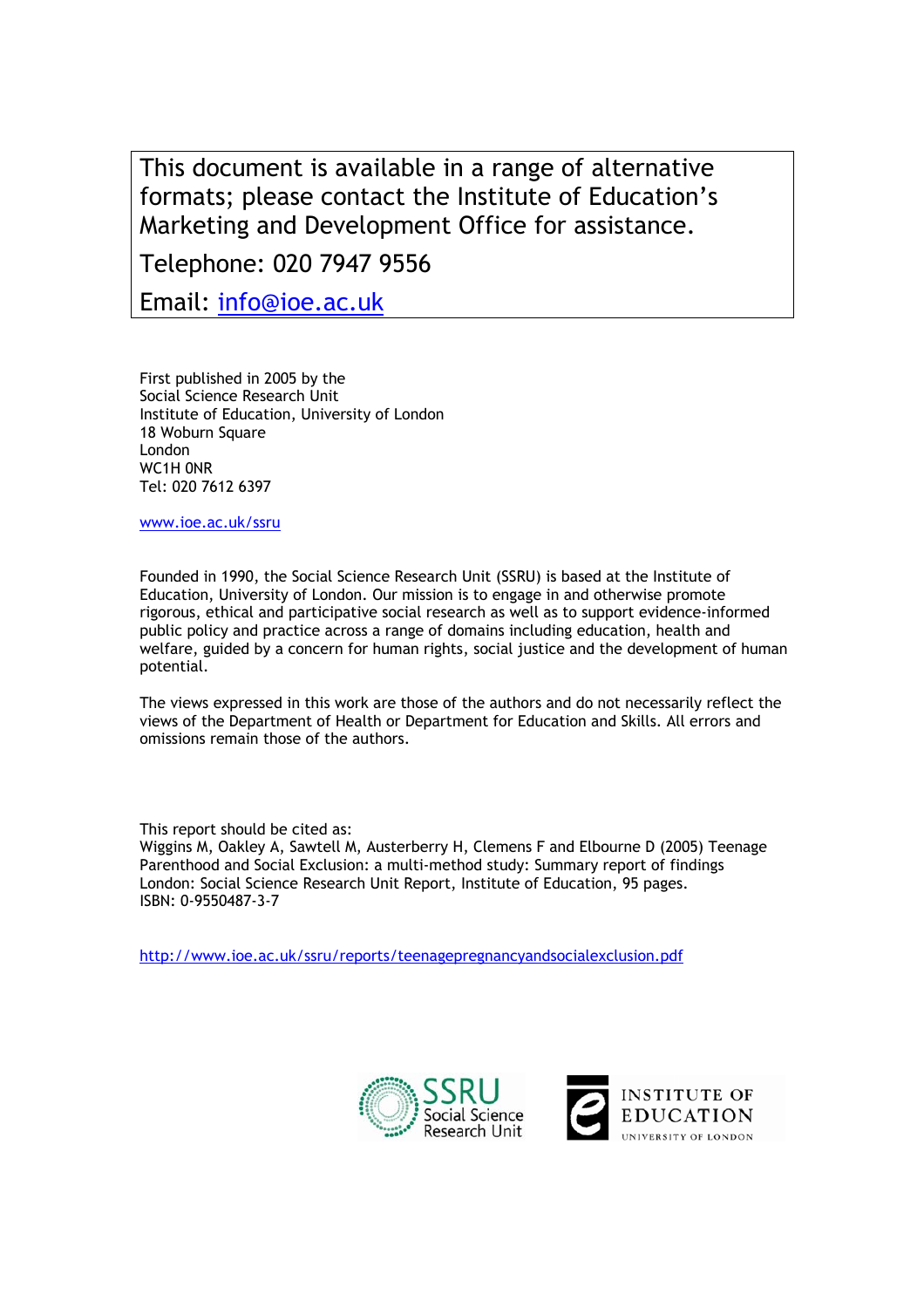This document is available in a range of alternative formats; please contact the Institute of Education's Marketing and Development Office for assistance.

Telephone: 020 7947 9556

Email: info@ioe.ac.uk

First published in 2005 by the
Social Science Research Unit
Institute of Education, University of London
18 Woburn Square
London
WC1H 0NR
Tel: 020 7612 6397

www.ioe.ac.uk/ssru

Founded in 1990, the Social Science Research Unit (SSRU) is based at the Institute of Education, University of London. Our mission is to engage in and otherwise promote rigorous, ethical and participative social research as well as to support evidence-informed public policy and practice across a range of domains including education, health and welfare, guided by a concern for human rights, social justice and the development of human potential.

The views expressed in this work are those of the authors and do not necessarily reflect the views of the Department of Health or Department for Education and Skills. All errors and omissions remain those of the authors.

This report should be cited as:
Wiggins M, Oakley A, Sawtell M, Austerberry H, Clemens F and Elbourne D (2005) Teenage Parenthood and Social Exclusion: a multi-method study: Summary report of findings London: Social Science Research Unit Report, Institute of Education, 95 pages.
ISBN: 0-9550487-3-7

http://www.ioe.ac.uk/ssru/reports/teenagepregnancyandsocialexclusion.pdf

SSRU Social Science Research Unit

INSTITUTE OF EDUCATION UNIVERSITY OF LONDON